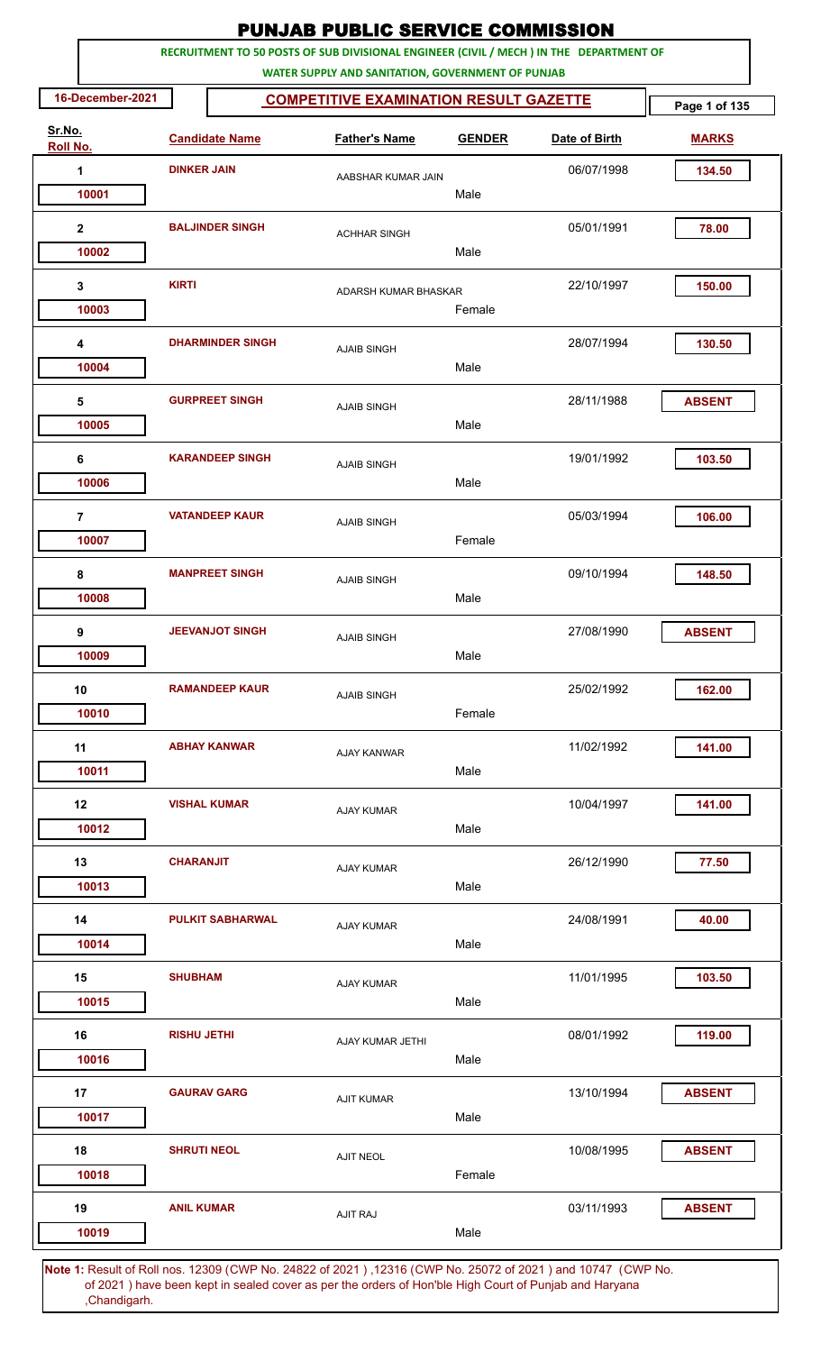# PUNJAB PUBLIC SERVICE COMMISSION

**RECRUITMENT TO 50 POSTS OF SUB DIVISIONAL ENGINEER (CIVIL / MECH ) IN THE DEPARTMENT OF WATER SUPPLY AND SANITATION, GOVERNMENT OF PUNJAB**

**16-December-2021**

## COMPETITIVE EXAMINATION RESULT GAZETTE

| Sr.No. | Roll No. | Candidate Name | Father's Name | GENDER | Date of Birth | MARKS |
|---|---|---|---|---|---|---|
| 1 | 10001 | DINKER JAIN | AABSHAR KUMAR JAIN | Male | 06/07/1998 | 134.50 |
| 2 | 10002 | BALJINDER SINGH | ACHHAR SINGH | Male | 05/01/1991 | 78.00 |
| 3 | 10003 | KIRTI | ADARSH KUMAR BHASKAR | Female | 22/10/1997 | 150.00 |
| 4 | 10004 | DHARMINDER SINGH | AJAIB SINGH | Male | 28/07/1994 | 130.50 |
| 5 | 10005 | GURPREET SINGH | AJAIB SINGH | Male | 28/11/1988 | ABSENT |
| 6 | 10006 | KARANDEEP SINGH | AJAIB SINGH | Male | 19/01/1992 | 103.50 |
| 7 | 10007 | VATANDEEP KAUR | AJAIB SINGH | Female | 05/03/1994 | 106.00 |
| 8 | 10008 | MANPREET SINGH | AJAIB SINGH | Male | 09/10/1994 | 148.50 |
| 9 | 10009 | JEEVANJOT SINGH | AJAIB SINGH | Male | 27/08/1990 | ABSENT |
| 10 | 10010 | RAMANDEEP KAUR | AJAIB SINGH | Female | 25/02/1992 | 162.00 |
| 11 | 10011 | ABHAY KANWAR | AJAY KANWAR | Male | 11/02/1992 | 141.00 |
| 12 | 10012 | VISHAL KUMAR | AJAY KUMAR | Male | 10/04/1997 | 141.00 |
| 13 | 10013 | CHARANJIT | AJAY KUMAR | Male | 26/12/1990 | 77.50 |
| 14 | 10014 | PULKIT SABHARWAL | AJAY KUMAR | Male | 24/08/1991 | 40.00 |
| 15 | 10015 | SHUBHAM | AJAY KUMAR | Male | 11/01/1995 | 103.50 |
| 16 | 10016 | RISHU JETHI | AJAY KUMAR JETHI | Male | 08/01/1992 | 119.00 |
| 17 | 10017 | GAURAV GARG | AJIT KUMAR | Male | 13/10/1994 | ABSENT |
| 18 | 10018 | SHRUTI NEOL | AJIT NEOL | Female | 10/08/1995 | ABSENT |
| 19 | 10019 | ANIL KUMAR | AJIT RAJ | Male | 03/11/1993 | ABSENT |

**Note 1:** Result of Roll nos. 12309 (CWP No. 24822 of 2021 ) ,12316 (CWP No. 25072 of 2021 ) and 10747 (CWP No. of 2021 ) have been kept in sealed cover as per the orders of Hon'ble High Court of Punjab and Haryana ,Chandigarh.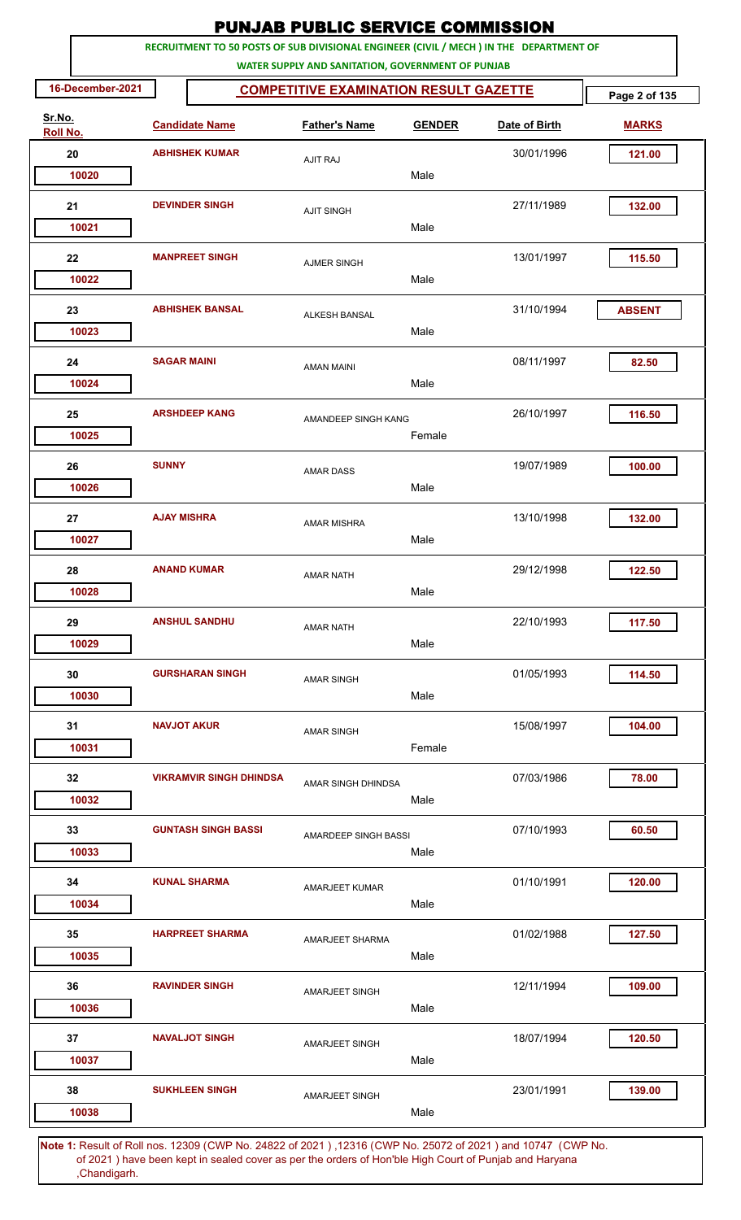# PUNJAB PUBLIC SERVICE COMMISSION

**RECRUITMENT TO 50 POSTS OF SUB DIVISIONAL ENGINEER (CIVIL / MECH ) IN THE DEPARTMENT OF WATER SUPPLY AND SANITATION, GOVERNMENT OF PUNJAB**

**16-December-2021**

## COMPETITIVE EXAMINATION RESULT GAZETTE

| Sr.No. Roll No. | Candidate Name | Father's Name | GENDER | Date of Birth | MARKS |
|---|---|---|---|---|---|
| 20 / 10020 | ABHISHEK KUMAR | AJIT RAJ | Male | 30/01/1996 | 121.00 |
| 21 / 10021 | DEVINDER SINGH | AJIT SINGH | Male | 27/11/1989 | 132.00 |
| 22 / 10022 | MANPREET SINGH | AJMER SINGH | Male | 13/01/1997 | 115.50 |
| 23 / 10023 | ABHISHEK BANSAL | ALKESH BANSAL | Male | 31/10/1994 | ABSENT |
| 24 / 10024 | SAGAR MAINI | AMAN MAINI | Male | 08/11/1997 | 82.50 |
| 25 / 10025 | ARSHDEEP KANG | AMANDEEP SINGH KANG | Female | 26/10/1997 | 116.50 |
| 26 / 10026 | SUNNY | AMAR DASS | Male | 19/07/1989 | 100.00 |
| 27 / 10027 | AJAY MISHRA | AMAR MISHRA | Male | 13/10/1998 | 132.00 |
| 28 / 10028 | ANAND KUMAR | AMAR NATH | Male | 29/12/1998 | 122.50 |
| 29 / 10029 | ANSHUL SANDHU | AMAR NATH | Male | 22/10/1993 | 117.50 |
| 30 / 10030 | GURSHARAN SINGH | AMAR SINGH | Male | 01/05/1993 | 114.50 |
| 31 / 10031 | NAVJOT AKUR | AMAR SINGH | Female | 15/08/1997 | 104.00 |
| 32 / 10032 | VIKRAMVIR SINGH DHINDSA | AMAR SINGH DHINDSA | Male | 07/03/1986 | 78.00 |
| 33 / 10033 | GUNTASH SINGH BASSI | AMARDEEP SINGH BASSI | Male | 07/10/1993 | 60.50 |
| 34 / 10034 | KUNAL SHARMA | AMARJEET KUMAR | Male | 01/10/1991 | 120.00 |
| 35 / 10035 | HARPREET SHARMA | AMARJEET SHARMA | Male | 01/02/1988 | 127.50 |
| 36 / 10036 | RAVINDER SINGH | AMARJEET SINGH | Male | 12/11/1994 | 109.00 |
| 37 / 10037 | NAVALJOT SINGH | AMARJEET SINGH | Male | 18/07/1994 | 120.50 |
| 38 / 10038 | SUKHLEEN SINGH | AMARJEET SINGH | Male | 23/01/1991 | 139.00 |

**Note 1:** Result of Roll nos. 12309 (CWP No. 24822 of 2021 ) ,12316 (CWP No. 25072 of 2021 ) and 10747 (CWP No. of 2021 ) have been kept in sealed cover as per the orders of Hon'ble High Court of Punjab and Haryana ,Chandigarh.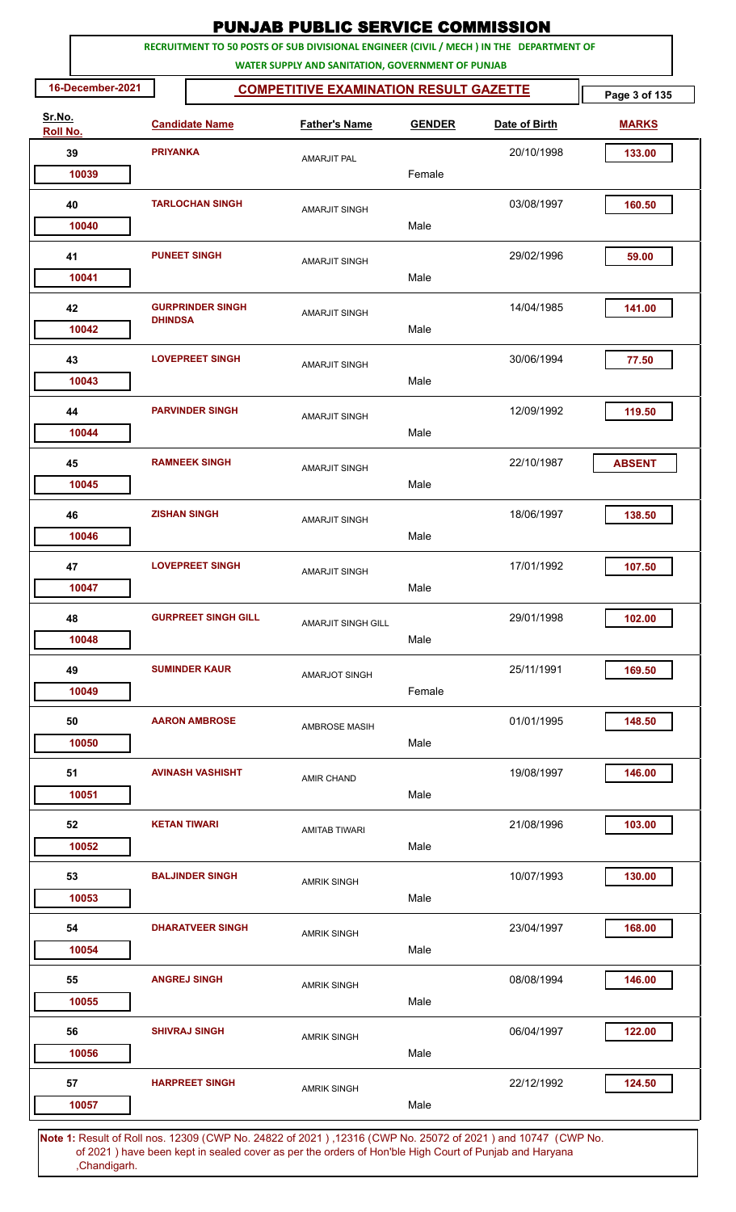# PUNJAB PUBLIC SERVICE COMMISSION

**RECRUITMENT TO 50 POSTS OF SUB DIVISIONAL ENGINEER (CIVIL / MECH ) IN THE DEPARTMENT OF WATER SUPPLY AND SANITATION, GOVERNMENT OF PUNJAB**

**16-December-2021**

## COMPETITIVE EXAMINATION RESULT GAZETTE

| Sr.No. | Roll No. | Candidate Name | Father's Name | GENDER | Date of Birth | MARKS |
|---|---|---|---|---|---|---|
| 39 | 10039 | PRIYANKA | AMARJIT PAL | Female | 20/10/1998 | 133.00 |
| 40 | 10040 | TARLOCHAN SINGH | AMARJIT SINGH | Male | 03/08/1997 | 160.50 |
| 41 | 10041 | PUNEET SINGH | AMARJIT SINGH | Male | 29/02/1996 | 59.00 |
| 42 | 10042 | GURPRINDER SINGH DHINDSA | AMARJIT SINGH | Male | 14/04/1985 | 141.00 |
| 43 | 10043 | LOVEPREET SINGH | AMARJIT SINGH | Male | 30/06/1994 | 77.50 |
| 44 | 10044 | PARVINDER SINGH | AMARJIT SINGH | Male | 12/09/1992 | 119.50 |
| 45 | 10045 | RAMNEEK SINGH | AMARJIT SINGH | Male | 22/10/1987 | ABSENT |
| 46 | 10046 | ZISHAN SINGH | AMARJIT SINGH | Male | 18/06/1997 | 138.50 |
| 47 | 10047 | LOVEPREET SINGH | AMARJIT SINGH | Male | 17/01/1992 | 107.50 |
| 48 | 10048 | GURPREET SINGH GILL | AMARJIT SINGH GILL | Male | 29/01/1998 | 102.00 |
| 49 | 10049 | SUMINDER KAUR | AMARJOT SINGH | Female | 25/11/1991 | 169.50 |
| 50 | 10050 | AARON AMBROSE | AMBROSE MASIH | Male | 01/01/1995 | 148.50 |
| 51 | 10051 | AVINASH VASHISHT | AMIR CHAND | Male | 19/08/1997 | 146.00 |
| 52 | 10052 | KETAN TIWARI | AMITAB TIWARI | Male | 21/08/1996 | 103.00 |
| 53 | 10053 | BALJINDER SINGH | AMRIK SINGH | Male | 10/07/1993 | 130.00 |
| 54 | 10054 | DHARATVEER SINGH | AMRIK SINGH | Male | 23/04/1997 | 168.00 |
| 55 | 10055 | ANGREJ SINGH | AMRIK SINGH | Male | 08/08/1994 | 146.00 |
| 56 | 10056 | SHIVRAJ SINGH | AMRIK SINGH | Male | 06/04/1997 | 122.00 |
| 57 | 10057 | HARPREET SINGH | AMRIK SINGH | Male | 22/12/1992 | 124.50 |

**Note 1:** Result of Roll nos. 12309 (CWP No. 24822 of 2021 ) ,12316 (CWP No. 25072 of 2021 ) and 10747 (CWP No. of 2021 ) have been kept in sealed cover as per the orders of Hon'ble High Court of Punjab and Haryana ,Chandigarh.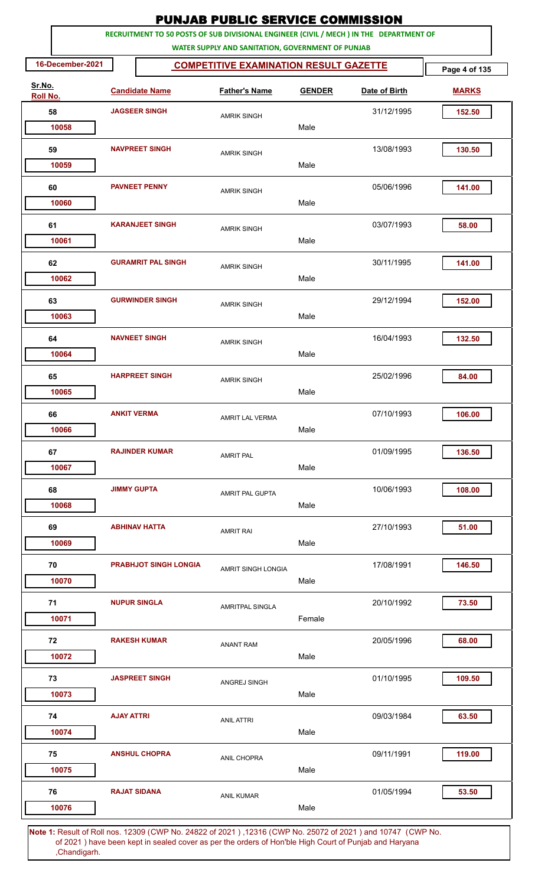# PUNJAB PUBLIC SERVICE COMMISSION

**RECRUITMENT TO 50 POSTS OF SUB DIVISIONAL ENGINEER (CIVIL / MECH ) IN THE DEPARTMENT OF WATER SUPPLY AND SANITATION, GOVERNMENT OF PUNJAB**

**16-December-2021**

## COMPETITIVE EXAMINATION RESULT GAZETTE

| Sr.No. | Roll No. | Candidate Name | Father's Name | GENDER | Date of Birth | MARKS |
|---|---|---|---|---|---|---|
| 58 | 10058 | JAGSEER SINGH | AMRIK SINGH | Male | 31/12/1995 | 152.50 |
| 59 | 10059 | NAVPREET SINGH | AMRIK SINGH | Male | 13/08/1993 | 130.50 |
| 60 | 10060 | PAVNEET PENNY | AMRIK SINGH | Male | 05/06/1996 | 141.00 |
| 61 | 10061 | KARANJEET SINGH | AMRIK SINGH | Male | 03/07/1993 | 58.00 |
| 62 | 10062 | GURAMRIT PAL SINGH | AMRIK SINGH | Male | 30/11/1995 | 141.00 |
| 63 | 10063 | GURWINDER SINGH | AMRIK SINGH | Male | 29/12/1994 | 152.00 |
| 64 | 10064 | NAVNEET SINGH | AMRIK SINGH | Male | 16/04/1993 | 132.50 |
| 65 | 10065 | HARPREET SINGH | AMRIK SINGH | Male | 25/02/1996 | 84.00 |
| 66 | 10066 | ANKIT VERMA | AMRIT LAL VERMA | Male | 07/10/1993 | 106.00 |
| 67 | 10067 | RAJINDER KUMAR | AMRIT PAL | Male | 01/09/1995 | 136.50 |
| 68 | 10068 | JIMMY GUPTA | AMRIT PAL GUPTA | Male | 10/06/1993 | 108.00 |
| 69 | 10069 | ABHINAV HATTA | AMRIT RAI | Male | 27/10/1993 | 51.00 |
| 70 | 10070 | PRABHJOT SINGH LONGIA | AMRIT SINGH LONGIA | Male | 17/08/1991 | 146.50 |
| 71 | 10071 | NUPUR SINGLA | AMRITPAL SINGLA | Female | 20/10/1992 | 73.50 |
| 72 | 10072 | RAKESH KUMAR | ANANT RAM | Male | 20/05/1996 | 68.00 |
| 73 | 10073 | JASPREET SINGH | ANGREJ SINGH | Male | 01/10/1995 | 109.50 |
| 74 | 10074 | AJAY ATTRI | ANIL ATTRI | Male | 09/03/1984 | 63.50 |
| 75 | 10075 | ANSHUL CHOPRA | ANIL CHOPRA | Male | 09/11/1991 | 119.00 |
| 76 | 10076 | RAJAT SIDANA | ANIL KUMAR | Male | 01/05/1994 | 53.50 |

**Note 1:** Result of Roll nos. 12309 (CWP No. 24822 of 2021 ) ,12316 (CWP No. 25072 of 2021 ) and 10747 (CWP No. of 2021 ) have been kept in sealed cover as per the orders of Hon'ble High Court of Punjab and Haryana ,Chandigarh.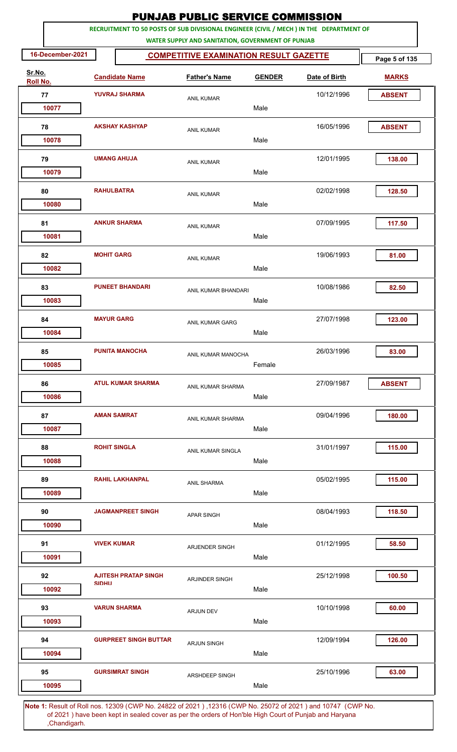# PUNJAB PUBLIC SERVICE COMMISSION

**RECRUITMENT TO 50 POSTS OF SUB DIVISIONAL ENGINEER (CIVIL / MECH ) IN THE DEPARTMENT OF WATER SUPPLY AND SANITATION, GOVERNMENT OF PUNJAB**

**16-December-2021**

## COMPETITIVE EXAMINATION RESULT GAZETTE

| Sr.No. | Roll No. | Candidate Name | Father's Name | GENDER | Date of Birth | MARKS |
|---|---|---|---|---|---|---|
| 77 | 10077 | YUVRAJ SHARMA | ANIL KUMAR | Male | 10/12/1996 | ABSENT |
| 78 | 10078 | AKSHAY KASHYAP | ANIL KUMAR | Male | 16/05/1996 | ABSENT |
| 79 | 10079 | UMANG AHUJA | ANIL KUMAR | Male | 12/01/1995 | 138.00 |
| 80 | 10080 | RAHULBATRA | ANIL KUMAR | Male | 02/02/1998 | 128.50 |
| 81 | 10081 | ANKUR SHARMA | ANIL KUMAR | Male | 07/09/1995 | 117.50 |
| 82 | 10082 | MOHIT GARG | ANIL KUMAR | Male | 19/06/1993 | 81.00 |
| 83 | 10083 | PUNEET BHANDARI | ANIL KUMAR BHANDARI | Male | 10/08/1986 | 82.50 |
| 84 | 10084 | MAYUR GARG | ANIL KUMAR GARG | Male | 27/07/1998 | 123.00 |
| 85 | 10085 | PUNITA MANOCHA | ANIL KUMAR MANOCHA | Female | 26/03/1996 | 83.00 |
| 86 | 10086 | ATUL KUMAR SHARMA | ANIL KUMAR SHARMA | Male | 27/09/1987 | ABSENT |
| 87 | 10087 | AMAN SAMRAT | ANIL KUMAR SHARMA | Male | 09/04/1996 | 180.00 |
| 88 | 10088 | ROHIT SINGLA | ANIL KUMAR SINGLA | Male | 31/01/1997 | 115.00 |
| 89 | 10089 | RAHIL LAKHANPAL | ANIL SHARMA | Male | 05/02/1995 | 115.00 |
| 90 | 10090 | JAGMANPREET SINGH | APAR SINGH | Male | 08/04/1993 | 118.50 |
| 91 | 10091 | VIVEK KUMAR | ARJENDER SINGH | Male | 01/12/1995 | 58.50 |
| 92 | 10092 | AJITESH PRATAP SINGH SIDHU | ARJINDER SINGH | Male | 25/12/1998 | 100.50 |
| 93 | 10093 | VARUN SHARMA | ARJUN DEV | Male | 10/10/1998 | 60.00 |
| 94 | 10094 | GURPREET SINGH BUTTAR | ARJUN SINGH | Male | 12/09/1994 | 126.00 |
| 95 | 10095 | GURSIMRAT SINGH | ARSHDEEP SINGH | Male | 25/10/1996 | 63.00 |

**Note 1:** Result of Roll nos. 12309 (CWP No. 24822 of 2021 ) ,12316 (CWP No. 25072 of 2021 ) and 10747 (CWP No. of 2021 ) have been kept in sealed cover as per the orders of Hon'ble High Court of Punjab and Haryana ,Chandigarh.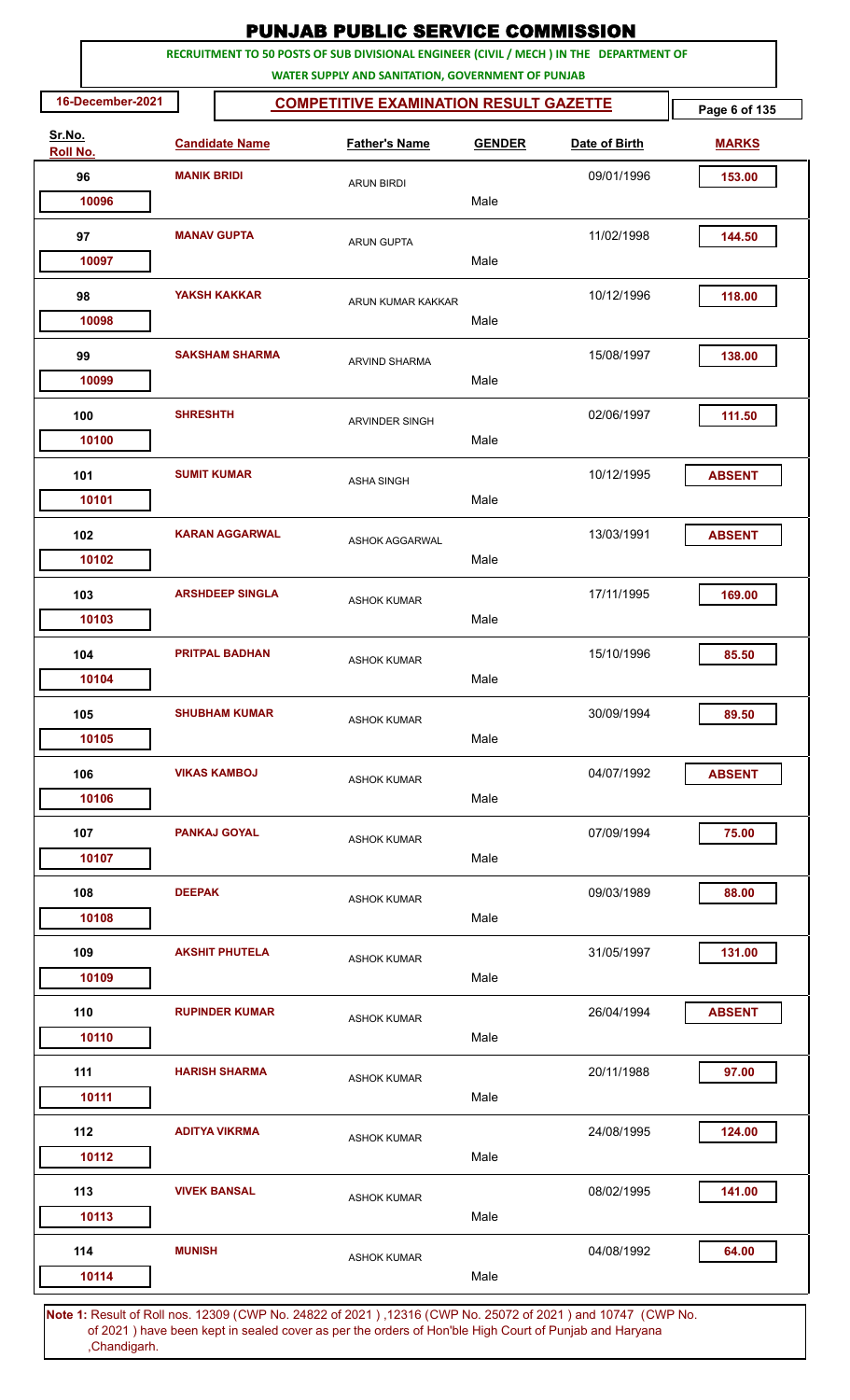# PUNJAB PUBLIC SERVICE COMMISSION

**RECRUITMENT TO 50 POSTS OF SUB DIVISIONAL ENGINEER (CIVIL / MECH ) IN THE DEPARTMENT OF WATER SUPPLY AND SANITATION, GOVERNMENT OF PUNJAB**

**16-December-2021**

## COMPETITIVE EXAMINATION RESULT GAZETTE

| Sr.No. / Roll No. | Candidate Name | Father's Name | GENDER | Date of Birth | MARKS |
|---|---|---|---|---|---|
| 96 / 10096 | MANIK BRIDI | ARUN BIRDI | Male | 09/01/1996 | 153.00 |
| 97 / 10097 | MANAV GUPTA | ARUN GUPTA | Male | 11/02/1998 | 144.50 |
| 98 / 10098 | YAKSH KAKKAR | ARUN KUMAR KAKKAR | Male | 10/12/1996 | 118.00 |
| 99 / 10099 | SAKSHAM SHARMA | ARVIND SHARMA | Male | 15/08/1997 | 138.00 |
| 100 / 10100 | SHRESHTH | ARVINDER SINGH | Male | 02/06/1997 | 111.50 |
| 101 / 10101 | SUMIT KUMAR | ASHA SINGH | Male | 10/12/1995 | ABSENT |
| 102 / 10102 | KARAN AGGARWAL | ASHOK AGGARWAL | Male | 13/03/1991 | ABSENT |
| 103 / 10103 | ARSHDEEP SINGLA | ASHOK KUMAR | Male | 17/11/1995 | 169.00 |
| 104 / 10104 | PRITPAL BADHAN | ASHOK KUMAR | Male | 15/10/1996 | 85.50 |
| 105 / 10105 | SHUBHAM KUMAR | ASHOK KUMAR | Male | 30/09/1994 | 89.50 |
| 106 / 10106 | VIKAS KAMBOJ | ASHOK KUMAR | Male | 04/07/1992 | ABSENT |
| 107 / 10107 | PANKAJ GOYAL | ASHOK KUMAR | Male | 07/09/1994 | 75.00 |
| 108 / 10108 | DEEPAK | ASHOK KUMAR | Male | 09/03/1989 | 88.00 |
| 109 / 10109 | AKSHIT PHUTELA | ASHOK KUMAR | Male | 31/05/1997 | 131.00 |
| 110 / 10110 | RUPINDER KUMAR | ASHOK KUMAR | Male | 26/04/1994 | ABSENT |
| 111 / 10111 | HARISH SHARMA | ASHOK KUMAR | Male | 20/11/1988 | 97.00 |
| 112 / 10112 | ADITYA VIKRMA | ASHOK KUMAR | Male | 24/08/1995 | 124.00 |
| 113 / 10113 | VIVEK BANSAL | ASHOK KUMAR | Male | 08/02/1995 | 141.00 |
| 114 / 10114 | MUNISH | ASHOK KUMAR | Male | 04/08/1992 | 64.00 |

**Note 1:** Result of Roll nos. 12309 (CWP No. 24822 of 2021 ) ,12316 (CWP No. 25072 of 2021 ) and 10747 (CWP No. of 2021 ) have been kept in sealed cover as per the orders of Hon'ble High Court of Punjab and Haryana ,Chandigarh.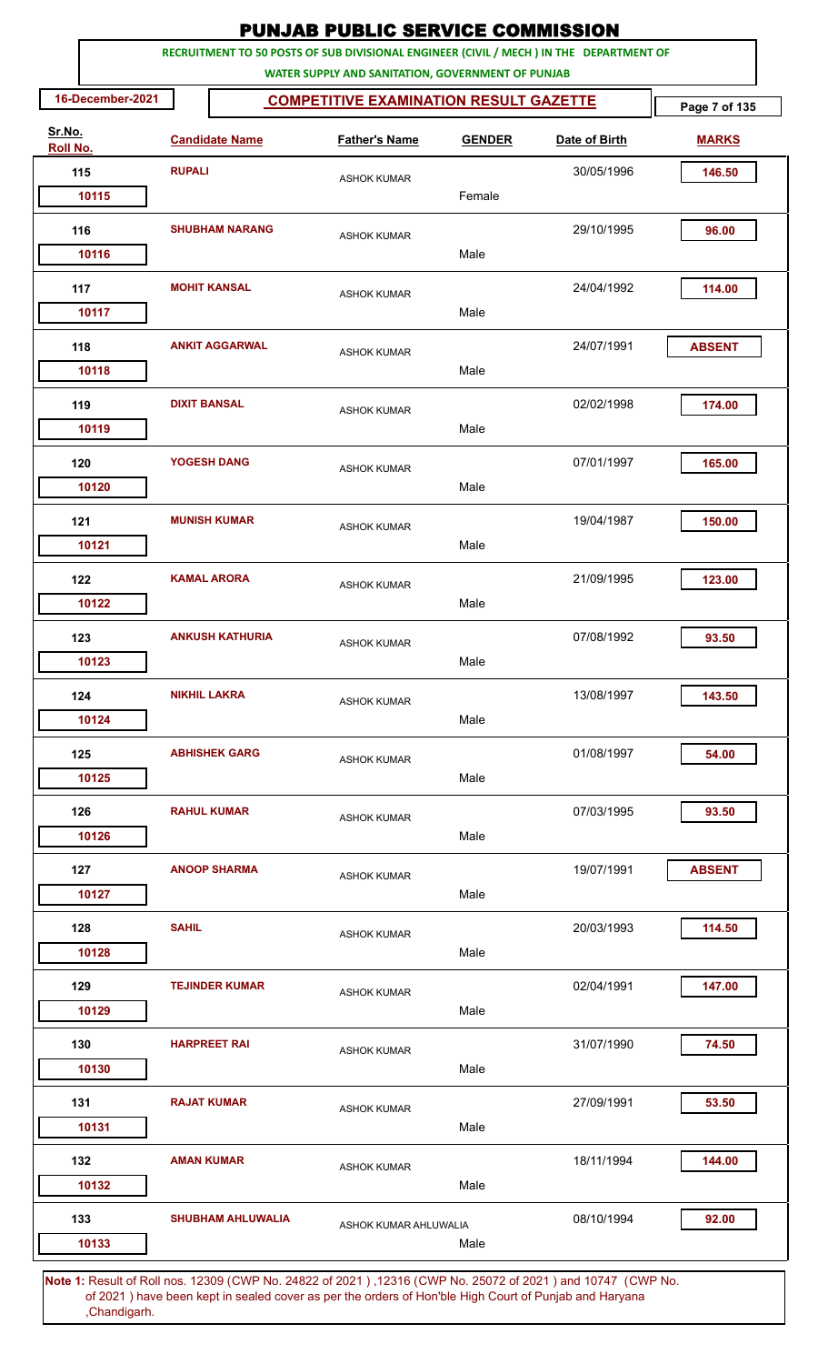# PUNJAB PUBLIC SERVICE COMMISSION

**RECRUITMENT TO 50 POSTS OF SUB DIVISIONAL ENGINEER (CIVIL / MECH ) IN THE DEPARTMENT OF WATER SUPPLY AND SANITATION, GOVERNMENT OF PUNJAB**

**16-December-2021** | **COMPETITIVE EXAMINATION RESULT GAZETTE**

| Sr.No. / Roll No. | Candidate Name | Father's Name | Gender | Date of Birth | Marks |
|---|---|---|---|---|---|
| 115 / 10115 | RUPALI | ASHOK KUMAR | Female | 30/05/1996 | 146.50 |
| 116 / 10116 | SHUBHAM NARANG | ASHOK KUMAR | Male | 29/10/1995 | 96.00 |
| 117 / 10117 | MOHIT KANSAL | ASHOK KUMAR | Male | 24/04/1992 | 114.00 |
| 118 / 10118 | ANKIT AGGARWAL | ASHOK KUMAR | Male | 24/07/1991 | ABSENT |
| 119 / 10119 | DIXIT BANSAL | ASHOK KUMAR | Male | 02/02/1998 | 174.00 |
| 120 / 10120 | YOGESH DANG | ASHOK KUMAR | Male | 07/01/1997 | 165.00 |
| 121 / 10121 | MUNISH KUMAR | ASHOK KUMAR | Male | 19/04/1987 | 150.00 |
| 122 / 10122 | KAMAL ARORA | ASHOK KUMAR | Male | 21/09/1995 | 123.00 |
| 123 / 10123 | ANKUSH KATHURIA | ASHOK KUMAR | Male | 07/08/1992 | 93.50 |
| 124 / 10124 | NIKHIL LAKRA | ASHOK KUMAR | Male | 13/08/1997 | 143.50 |
| 125 / 10125 | ABHISHEK GARG | ASHOK KUMAR | Male | 01/08/1997 | 54.00 |
| 126 / 10126 | RAHUL KUMAR | ASHOK KUMAR | Male | 07/03/1995 | 93.50 |
| 127 / 10127 | ANOOP SHARMA | ASHOK KUMAR | Male | 19/07/1991 | ABSENT |
| 128 / 10128 | SAHIL | ASHOK KUMAR | Male | 20/03/1993 | 114.50 |
| 129 / 10129 | TEJINDER KUMAR | ASHOK KUMAR | Male | 02/04/1991 | 147.00 |
| 130 / 10130 | HARPREET RAI | ASHOK KUMAR | Male | 31/07/1990 | 74.50 |
| 131 / 10131 | RAJAT KUMAR | ASHOK KUMAR | Male | 27/09/1991 | 53.50 |
| 132 / 10132 | AMAN KUMAR | ASHOK KUMAR | Male | 18/11/1994 | 144.00 |
| 133 / 10133 | SHUBHAM AHLUWALIA | ASHOK KUMAR AHLUWALIA | Male | 08/10/1994 | 92.00 |

**Note 1:** Result of Roll nos. 12309 (CWP No. 24822 of 2021 ) ,12316 (CWP No. 25072 of 2021 ) and 10747 (CWP No. of 2021 ) have been kept in sealed cover as per the orders of Hon'ble High Court of Punjab and Haryana ,Chandigarh.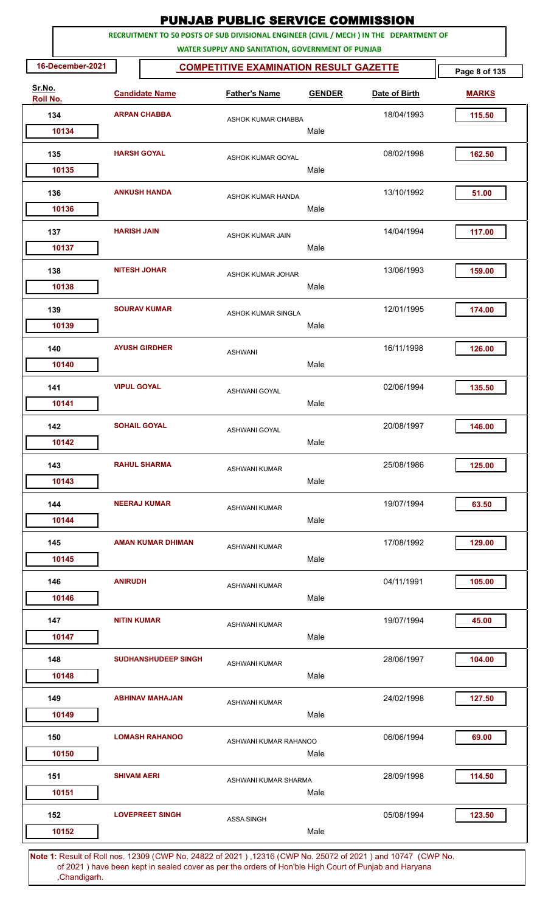# PUNJAB PUBLIC SERVICE COMMISSION

**RECRUITMENT TO 50 POSTS OF SUB DIVISIONAL ENGINEER (CIVIL / MECH ) IN THE DEPARTMENT OF WATER SUPPLY AND SANITATION, GOVERNMENT OF PUNJAB**

**16-December-2021**

**COMPETITIVE EXAMINATION RESULT GAZETTE**

| Sr.No. / Roll No. | Candidate Name | Father's Name | GENDER | Date of Birth | MARKS |
|---|---|---|---|---|---|
| 134 / 10134 | ARPAN CHABBA | ASHOK KUMAR CHABBA | Male | 18/04/1993 | 115.50 |
| 135 / 10135 | HARSH GOYAL | ASHOK KUMAR GOYAL | Male | 08/02/1998 | 162.50 |
| 136 / 10136 | ANKUSH HANDA | ASHOK KUMAR HANDA | Male | 13/10/1992 | 51.00 |
| 137 / 10137 | HARISH JAIN | ASHOK KUMAR JAIN | Male | 14/04/1994 | 117.00 |
| 138 / 10138 | NITESH JOHAR | ASHOK KUMAR JOHAR | Male | 13/06/1993 | 159.00 |
| 139 / 10139 | SOURAV KUMAR | ASHOK KUMAR SINGLA | Male | 12/01/1995 | 174.00 |
| 140 / 10140 | AYUSH GIRDHER | ASHWANI | Male | 16/11/1998 | 126.00 |
| 141 / 10141 | VIPUL GOYAL | ASHWANI GOYAL | Male | 02/06/1994 | 135.50 |
| 142 / 10142 | SOHAIL GOYAL | ASHWANI GOYAL | Male | 20/08/1997 | 146.00 |
| 143 / 10143 | RAHUL SHARMA | ASHWANI KUMAR | Male | 25/08/1986 | 125.00 |
| 144 / 10144 | NEERAJ KUMAR | ASHWANI KUMAR | Male | 19/07/1994 | 63.50 |
| 145 / 10145 | AMAN KUMAR DHIMAN | ASHWANI KUMAR | Male | 17/08/1992 | 129.00 |
| 146 / 10146 | ANIRUDH | ASHWANI KUMAR | Male | 04/11/1991 | 105.00 |
| 147 / 10147 | NITIN KUMAR | ASHWANI KUMAR | Male | 19/07/1994 | 45.00 |
| 148 / 10148 | SUDHANSHUDEEP SINGH | ASHWANI KUMAR | Male | 28/06/1997 | 104.00 |
| 149 / 10149 | ABHINAV MAHAJAN | ASHWANI KUMAR | Male | 24/02/1998 | 127.50 |
| 150 / 10150 | LOMASH RAHANOO | ASHWANI KUMAR RAHANOO | Male | 06/06/1994 | 69.00 |
| 151 / 10151 | SHIVAM AERI | ASHWANI KUMAR SHARMA | Male | 28/09/1998 | 114.50 |
| 152 / 10152 | LOVEPREET SINGH | ASSA SINGH | Male | 05/08/1994 | 123.50 |

**Note 1:** Result of Roll nos. 12309 (CWP No. 24822 of 2021 ) ,12316 (CWP No. 25072 of 2021 ) and 10747 (CWP No. of 2021 ) have been kept in sealed cover as per the orders of Hon'ble High Court of Punjab and Haryana ,Chandigarh.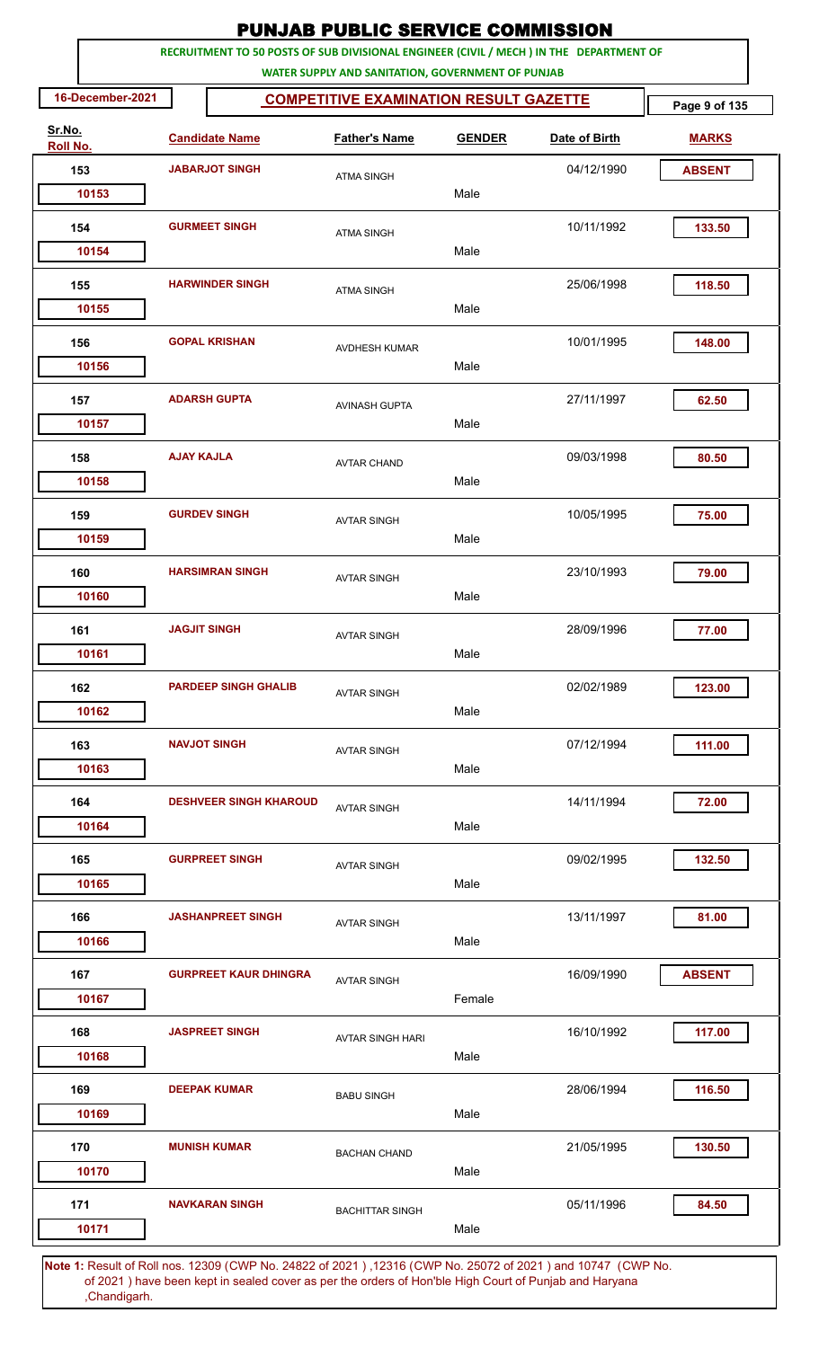# PUNJAB PUBLIC SERVICE COMMISSION

**RECRUITMENT TO 50 POSTS OF SUB DIVISIONAL ENGINEER (CIVIL / MECH ) IN THE DEPARTMENT OF WATER SUPPLY AND SANITATION, GOVERNMENT OF PUNJAB**

**16-December-2021**

## COMPETITIVE EXAMINATION RESULT GAZETTE

| Sr.No. | Roll No. | Candidate Name | Father's Name | GENDER | Date of Birth | MARKS |
|---|---|---|---|---|---|---|
| 153 | 10153 | JABARJOT SINGH | ATMA SINGH | Male | 04/12/1990 | ABSENT |
| 154 | 10154 | GURMEET SINGH | ATMA SINGH | Male | 10/11/1992 | 133.50 |
| 155 | 10155 | HARWINDER SINGH | ATMA SINGH | Male | 25/06/1998 | 118.50 |
| 156 | 10156 | GOPAL KRISHAN | AVDHESH KUMAR | Male | 10/01/1995 | 148.00 |
| 157 | 10157 | ADARSH GUPTA | AVINASH GUPTA | Male | 27/11/1997 | 62.50 |
| 158 | 10158 | AJAY KAJLA | AVTAR CHAND | Male | 09/03/1998 | 80.50 |
| 159 | 10159 | GURDEV SINGH | AVTAR SINGH | Male | 10/05/1995 | 75.00 |
| 160 | 10160 | HARSIMRAN SINGH | AVTAR SINGH | Male | 23/10/1993 | 79.00 |
| 161 | 10161 | JAGJIT SINGH | AVTAR SINGH | Male | 28/09/1996 | 77.00 |
| 162 | 10162 | PARDEEP SINGH GHALIB | AVTAR SINGH | Male | 02/02/1989 | 123.00 |
| 163 | 10163 | NAVJOT SINGH | AVTAR SINGH | Male | 07/12/1994 | 111.00 |
| 164 | 10164 | DESHVEER SINGH KHAROUD | AVTAR SINGH | Male | 14/11/1994 | 72.00 |
| 165 | 10165 | GURPREET SINGH | AVTAR SINGH | Male | 09/02/1995 | 132.50 |
| 166 | 10166 | JASHANPREET SINGH | AVTAR SINGH | Male | 13/11/1997 | 81.00 |
| 167 | 10167 | GURPREET KAUR DHINGRA | AVTAR SINGH | Female | 16/09/1990 | ABSENT |
| 168 | 10168 | JASPREET SINGH | AVTAR SINGH HARI | Male | 16/10/1992 | 117.00 |
| 169 | 10169 | DEEPAK KUMAR | BABU SINGH | Male | 28/06/1994 | 116.50 |
| 170 | 10170 | MUNISH KUMAR | BACHAN CHAND | Male | 21/05/1995 | 130.50 |
| 171 | 10171 | NAVKARAN SINGH | BACHITTAR SINGH | Male | 05/11/1996 | 84.50 |

**Note 1:** Result of Roll nos. 12309 (CWP No. 24822 of 2021 ) ,12316 (CWP No. 25072 of 2021 ) and 10747 (CWP No. of 2021 ) have been kept in sealed cover as per the orders of Hon'ble High Court of Punjab and Haryana ,Chandigarh.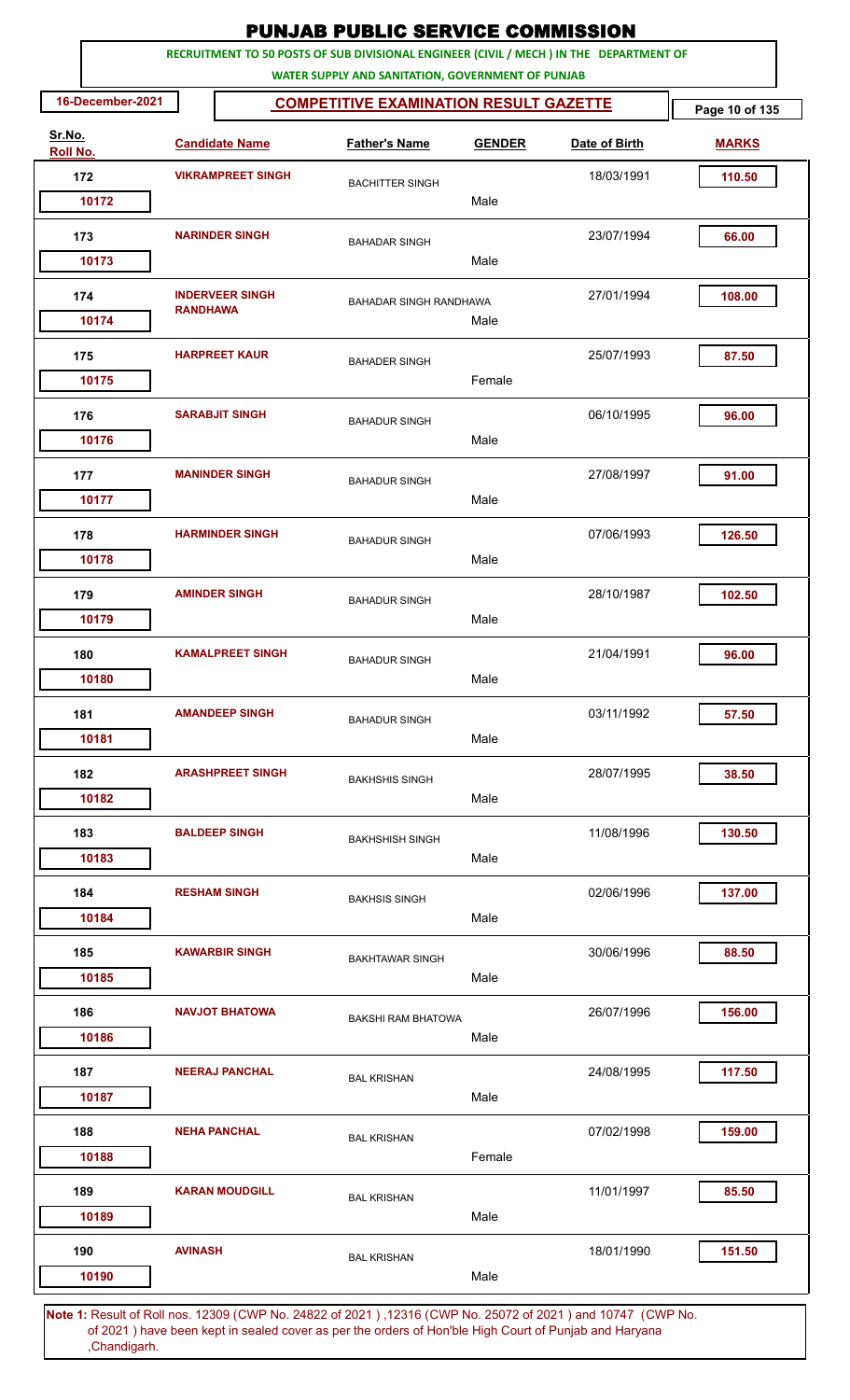# PUNJAB PUBLIC SERVICE COMMISSION

**RECRUITMENT TO 50 POSTS OF SUB DIVISIONAL ENGINEER (CIVIL / MECH ) IN THE DEPARTMENT OF WATER SUPPLY AND SANITATION, GOVERNMENT OF PUNJAB**

**16-December-2021** | **COMPETITIVE EXAMINATION RESULT GAZETTE**

| Sr.No. / Roll No. | Candidate Name | Father's Name | GENDER | Date of Birth | MARKS |
|---|---|---|---|---|---|
| 172 / 10172 | VIKRAMPREET SINGH | BACHITTER SINGH | Male | 18/03/1991 | 110.50 |
| 173 / 10173 | NARINDER SINGH | BAHADAR SINGH | Male | 23/07/1994 | 66.00 |
| 174 / 10174 | INDERVEER SINGH RANDHAWA | BAHADAR SINGH RANDHAWA | Male | 27/01/1994 | 108.00 |
| 175 / 10175 | HARPREET KAUR | BAHADER SINGH | Female | 25/07/1993 | 87.50 |
| 176 / 10176 | SARABJIT SINGH | BAHADUR SINGH | Male | 06/10/1995 | 96.00 |
| 177 / 10177 | MANINDER SINGH | BAHADUR SINGH | Male | 27/08/1997 | 91.00 |
| 178 / 10178 | HARMINDER SINGH | BAHADUR SINGH | Male | 07/06/1993 | 126.50 |
| 179 / 10179 | AMINDER SINGH | BAHADUR SINGH | Male | 28/10/1987 | 102.50 |
| 180 / 10180 | KAMALPREET SINGH | BAHADUR SINGH | Male | 21/04/1991 | 96.00 |
| 181 / 10181 | AMANDEEP SINGH | BAHADUR SINGH | Male | 03/11/1992 | 57.50 |
| 182 / 10182 | ARASHPREET SINGH | BAKHSHIS SINGH | Male | 28/07/1995 | 38.50 |
| 183 / 10183 | BALDEEP SINGH | BAKHSHISH SINGH | Male | 11/08/1996 | 130.50 |
| 184 / 10184 | RESHAM SINGH | BAKHSIS SINGH | Male | 02/06/1996 | 137.00 |
| 185 / 10185 | KAWARBIR SINGH | BAKHTAWAR SINGH | Male | 30/06/1996 | 88.50 |
| 186 / 10186 | NAVJOT BHATOWA | BAKSHI RAM BHATOWA | Male | 26/07/1996 | 156.00 |
| 187 / 10187 | NEERAJ PANCHAL | BAL KRISHAN | Male | 24/08/1995 | 117.50 |
| 188 / 10188 | NEHA PANCHAL | BAL KRISHAN | Female | 07/02/1998 | 159.00 |
| 189 / 10189 | KARAN MOUDGILL | BAL KRISHAN | Male | 11/01/1997 | 85.50 |
| 190 / 10190 | AVINASH | BAL KRISHAN | Male | 18/01/1990 | 151.50 |

**Note 1:** Result of Roll nos. 12309 (CWP No. 24822 of 2021 ) ,12316 (CWP No. 25072 of 2021 ) and 10747 (CWP No. of 2021 ) have been kept in sealed cover as per the orders of Hon'ble High Court of Punjab and Haryana ,Chandigarh.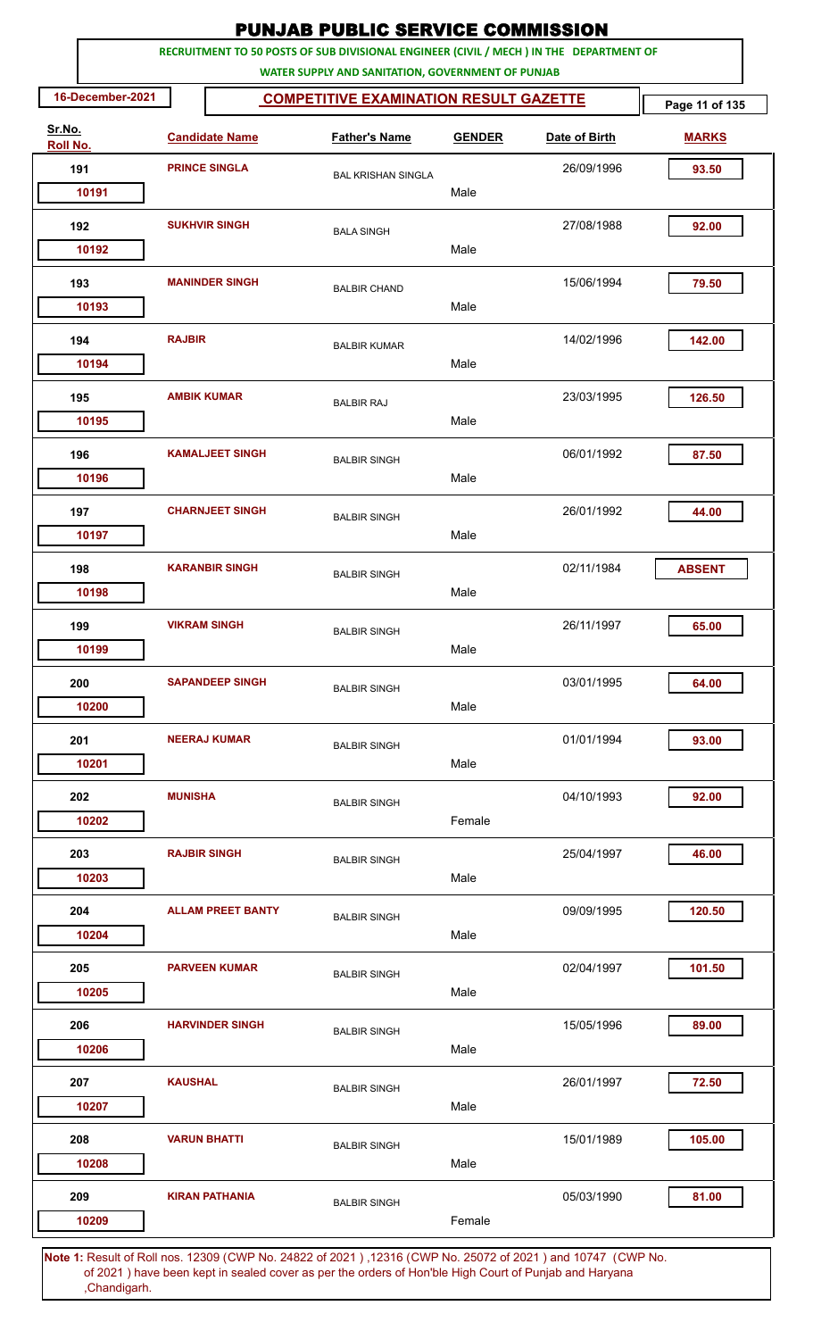# PUNJAB PUBLIC SERVICE COMMISSION

**RECRUITMENT TO 50 POSTS OF SUB DIVISIONAL ENGINEER (CIVIL / MECH ) IN THE DEPARTMENT OF WATER SUPPLY AND SANITATION, GOVERNMENT OF PUNJAB**

**16-December-2021** | **COMPETITIVE EXAMINATION RESULT GAZETTE**

| Sr.No. | Roll No. | Candidate Name | Father's Name | GENDER | Date of Birth | MARKS |
|---|---|---|---|---|---|---|
| 191 | 10191 | PRINCE SINGLA | BAL KRISHAN SINGLA | Male | 26/09/1996 | 93.50 |
| 192 | 10192 | SUKHVIR SINGH | BALA SINGH | Male | 27/08/1988 | 92.00 |
| 193 | 10193 | MANINDER SINGH | BALBIR CHAND | Male | 15/06/1994 | 79.50 |
| 194 | 10194 | RAJBIR | BALBIR KUMAR | Male | 14/02/1996 | 142.00 |
| 195 | 10195 | AMBIK KUMAR | BALBIR RAJ | Male | 23/03/1995 | 126.50 |
| 196 | 10196 | KAMALJEET SINGH | BALBIR SINGH | Male | 06/01/1992 | 87.50 |
| 197 | 10197 | CHARNJEET SINGH | BALBIR SINGH | Male | 26/01/1992 | 44.00 |
| 198 | 10198 | KARANBIR SINGH | BALBIR SINGH | Male | 02/11/1984 | ABSENT |
| 199 | 10199 | VIKRAM SINGH | BALBIR SINGH | Male | 26/11/1997 | 65.00 |
| 200 | 10200 | SAPANDEEP SINGH | BALBIR SINGH | Male | 03/01/1995 | 64.00 |
| 201 | 10201 | NEERAJ KUMAR | BALBIR SINGH | Male | 01/01/1994 | 93.00 |
| 202 | 10202 | MUNISHA | BALBIR SINGH | Female | 04/10/1993 | 92.00 |
| 203 | 10203 | RAJBIR SINGH | BALBIR SINGH | Male | 25/04/1997 | 46.00 |
| 204 | 10204 | ALLAM PREET BANTY | BALBIR SINGH | Male | 09/09/1995 | 120.50 |
| 205 | 10205 | PARVEEN KUMAR | BALBIR SINGH | Male | 02/04/1997 | 101.50 |
| 206 | 10206 | HARVINDER SINGH | BALBIR SINGH | Male | 15/05/1996 | 89.00 |
| 207 | 10207 | KAUSHAL | BALBIR SINGH | Male | 26/01/1997 | 72.50 |
| 208 | 10208 | VARUN BHATTI | BALBIR SINGH | Male | 15/01/1989 | 105.00 |
| 209 | 10209 | KIRAN PATHANIA | BALBIR SINGH | Female | 05/03/1990 | 81.00 |

**Note 1:** Result of Roll nos. 12309 (CWP No. 24822 of 2021 ) ,12316 (CWP No. 25072 of 2021 ) and 10747 (CWP No. of 2021 ) have been kept in sealed cover as per the orders of Hon'ble High Court of Punjab and Haryana ,Chandigarh.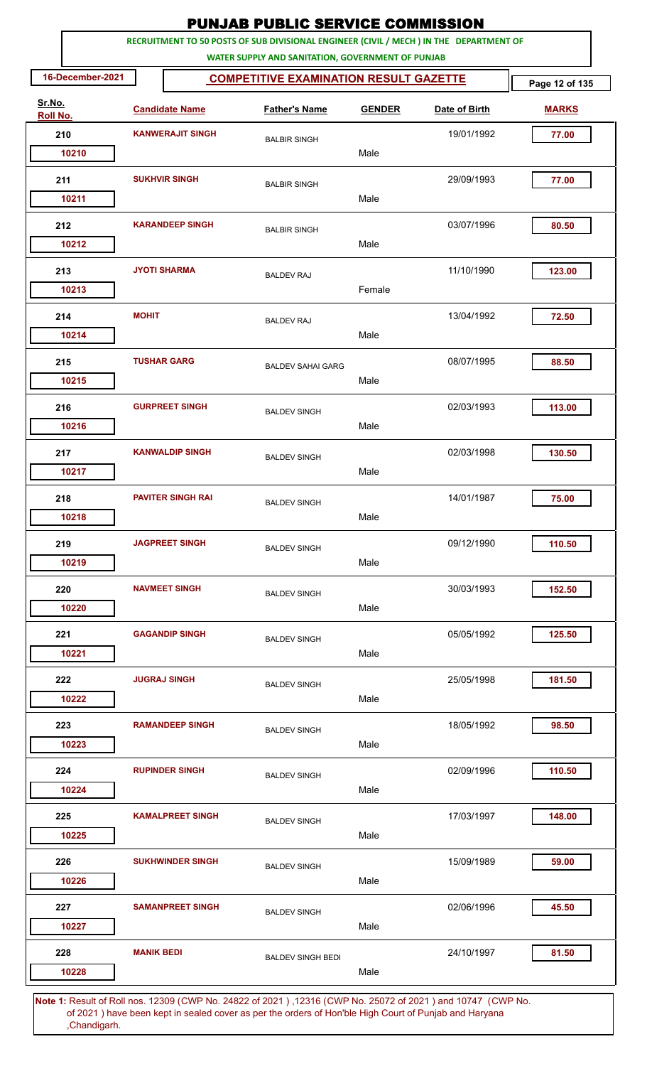# PUNJAB PUBLIC SERVICE COMMISSION

**RECRUITMENT TO 50 POSTS OF SUB DIVISIONAL ENGINEER (CIVIL / MECH ) IN THE DEPARTMENT OF WATER SUPPLY AND SANITATION, GOVERNMENT OF PUNJAB**

**16-December-2021**

## COMPETITIVE EXAMINATION RESULT GAZETTE

| Sr.No. | Roll No. | Candidate Name | Father's Name | GENDER | Date of Birth | MARKS |
|---|---|---|---|---|---|---|
| 210 | 10210 | KANWERAJIT SINGH | BALBIR SINGH | Male | 19/01/1992 | 77.00 |
| 211 | 10211 | SUKHVIR SINGH | BALBIR SINGH | Male | 29/09/1993 | 77.00 |
| 212 | 10212 | KARANDEEP SINGH | BALBIR SINGH | Male | 03/07/1996 | 80.50 |
| 213 | 10213 | JYOTI SHARMA | BALDEV RAJ | Female | 11/10/1990 | 123.00 |
| 214 | 10214 | MOHIT | BALDEV RAJ | Male | 13/04/1992 | 72.50 |
| 215 | 10215 | TUSHAR GARG | BALDEV SAHAI GARG | Male | 08/07/1995 | 88.50 |
| 216 | 10216 | GURPREET SINGH | BALDEV SINGH | Male | 02/03/1993 | 113.00 |
| 217 | 10217 | KANWALDIP SINGH | BALDEV SINGH | Male | 02/03/1998 | 130.50 |
| 218 | 10218 | PAVITER SINGH RAI | BALDEV SINGH | Male | 14/01/1987 | 75.00 |
| 219 | 10219 | JAGPREET SINGH | BALDEV SINGH | Male | 09/12/1990 | 110.50 |
| 220 | 10220 | NAVMEET SINGH | BALDEV SINGH | Male | 30/03/1993 | 152.50 |
| 221 | 10221 | GAGANDIP SINGH | BALDEV SINGH | Male | 05/05/1992 | 125.50 |
| 222 | 10222 | JUGRAJ SINGH | BALDEV SINGH | Male | 25/05/1998 | 181.50 |
| 223 | 10223 | RAMANDEEP SINGH | BALDEV SINGH | Male | 18/05/1992 | 98.50 |
| 224 | 10224 | RUPINDER SINGH | BALDEV SINGH | Male | 02/09/1996 | 110.50 |
| 225 | 10225 | KAMALPREET SINGH | BALDEV SINGH | Male | 17/03/1997 | 148.00 |
| 226 | 10226 | SUKHWINDER SINGH | BALDEV SINGH | Male | 15/09/1989 | 59.00 |
| 227 | 10227 | SAMANPREET SINGH | BALDEV SINGH | Male | 02/06/1996 | 45.50 |
| 228 | 10228 | MANIK BEDI | BALDEV SINGH BEDI | Male | 24/10/1997 | 81.50 |

**Note 1:** Result of Roll nos. 12309 (CWP No. 24822 of 2021 ) ,12316 (CWP No. 25072 of 2021 ) and 10747 (CWP No. of 2021 ) have been kept in sealed cover as per the orders of Hon'ble High Court of Punjab and Haryana ,Chandigarh.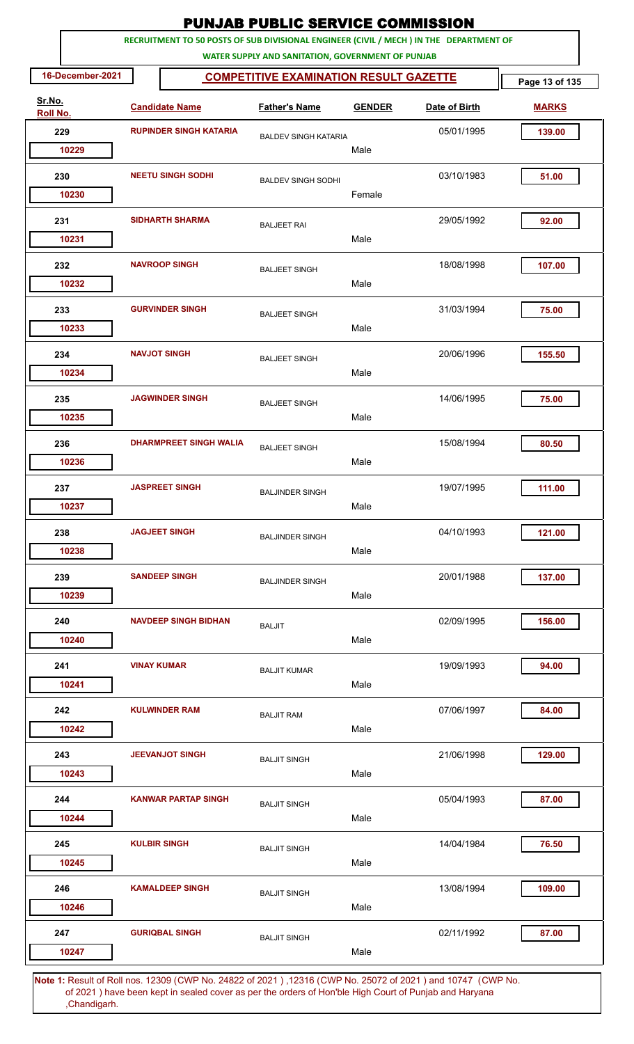# PUNJAB PUBLIC SERVICE COMMISSION

**RECRUITMENT TO 50 POSTS OF SUB DIVISIONAL ENGINEER (CIVIL / MECH ) IN THE DEPARTMENT OF WATER SUPPLY AND SANITATION, GOVERNMENT OF PUNJAB**

16-December-2021

## COMPETITIVE EXAMINATION RESULT GAZETTE

| Sr.No. | Roll No. | Candidate Name | Father's Name | Gender | Date of Birth | Marks |
|---|---|---|---|---|---|---|
| 229 | 10229 | RUPINDER SINGH KATARIA | BALDEV SINGH KATARIA | Male | 05/01/1995 | 139.00 |
| 230 | 10230 | NEETU SINGH SODHI | BALDEV SINGH SODHI | Female | 03/10/1983 | 51.00 |
| 231 | 10231 | SIDHARTH SHARMA | BALJEET RAI | Male | 29/05/1992 | 92.00 |
| 232 | 10232 | NAVROOP SINGH | BALJEET SINGH | Male | 18/08/1998 | 107.00 |
| 233 | 10233 | GURVINDER SINGH | BALJEET SINGH | Male | 31/03/1994 | 75.00 |
| 234 | 10234 | NAVJOT SINGH | BALJEET SINGH | Male | 20/06/1996 | 155.50 |
| 235 | 10235 | JAGWINDER SINGH | BALJEET SINGH | Male | 14/06/1995 | 75.00 |
| 236 | 10236 | DHARMPREET SINGH WALIA | BALJEET SINGH | Male | 15/08/1994 | 80.50 |
| 237 | 10237 | JASPREET SINGH | BALJINDER SINGH | Male | 19/07/1995 | 111.00 |
| 238 | 10238 | JAGJEET SINGH | BALJINDER SINGH | Male | 04/10/1993 | 121.00 |
| 239 | 10239 | SANDEEP SINGH | BALJINDER SINGH | Male | 20/01/1988 | 137.00 |
| 240 | 10240 | NAVDEEP SINGH BIDHAN | BALJIT | Male | 02/09/1995 | 156.00 |
| 241 | 10241 | VINAY KUMAR | BALJIT KUMAR | Male | 19/09/1993 | 94.00 |
| 242 | 10242 | KULWINDER RAM | BALJIT RAM | Male | 07/06/1997 | 84.00 |
| 243 | 10243 | JEEVANJOT SINGH | BALJIT SINGH | Male | 21/06/1998 | 129.00 |
| 244 | 10244 | KANWAR PARTAP SINGH | BALJIT SINGH | Male | 05/04/1993 | 87.00 |
| 245 | 10245 | KULBIR SINGH | BALJIT SINGH | Male | 14/04/1984 | 76.50 |
| 246 | 10246 | KAMALDEEP SINGH | BALJIT SINGH | Male | 13/08/1994 | 109.00 |
| 247 | 10247 | GURIQBAL SINGH | BALJIT SINGH | Male | 02/11/1992 | 87.00 |

**Note 1:** Result of Roll nos. 12309 (CWP No. 24822 of 2021 ) ,12316 (CWP No. 25072 of 2021 ) and 10747 (CWP No. of 2021 ) have been kept in sealed cover as per the orders of Hon'ble High Court of Punjab and Haryana ,Chandigarh.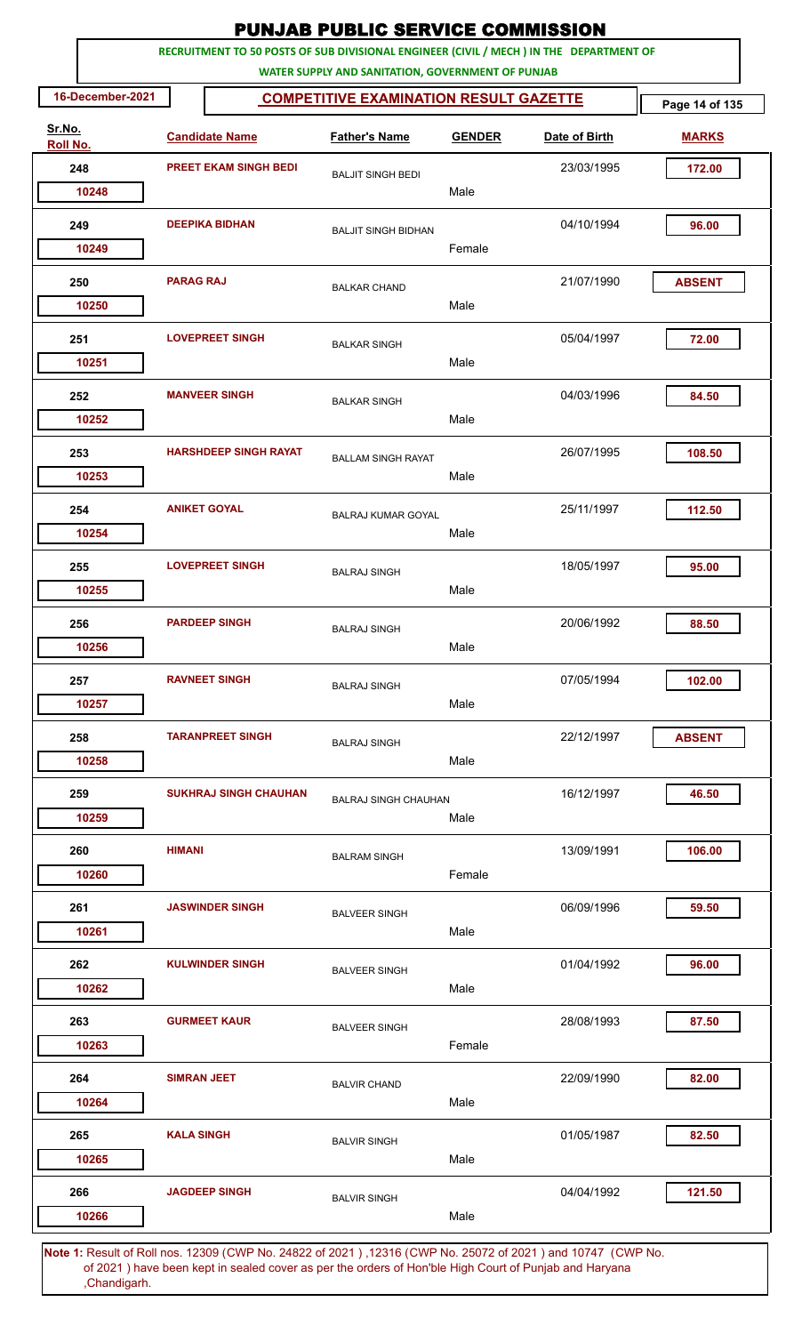# PUNJAB PUBLIC SERVICE COMMISSION

**RECRUITMENT TO 50 POSTS OF SUB DIVISIONAL ENGINEER (CIVIL / MECH ) IN THE DEPARTMENT OF WATER SUPPLY AND SANITATION, GOVERNMENT OF PUNJAB**

16-December-2021

**COMPETITIVE EXAMINATION RESULT GAZETTE**

| Sr.No. | Roll No. | Candidate Name | Father's Name | Gender | Date of Birth | Marks |
|---|---|---|---|---|---|---|
| 248 | 10248 | PREET EKAM SINGH BEDI | BALJIT SINGH BEDI | Male | 23/03/1995 | 172.00 |
| 249 | 10249 | DEEPIKA BIDHAN | BALJIT SINGH BIDHAN | Female | 04/10/1994 | 96.00 |
| 250 | 10250 | PARAG RAJ | BALKAR CHAND | Male | 21/07/1990 | ABSENT |
| 251 | 10251 | LOVEPREET SINGH | BALKAR SINGH | Male | 05/04/1997 | 72.00 |
| 252 | 10252 | MANVEER SINGH | BALKAR SINGH | Male | 04/03/1996 | 84.50 |
| 253 | 10253 | HARSHDEEP SINGH RAYAT | BALLAM SINGH RAYAT | Male | 26/07/1995 | 108.50 |
| 254 | 10254 | ANIKET GOYAL | BALRAJ KUMAR GOYAL | Male | 25/11/1997 | 112.50 |
| 255 | 10255 | LOVEPREET SINGH | BALRAJ SINGH | Male | 18/05/1997 | 95.00 |
| 256 | 10256 | PARDEEP SINGH | BALRAJ SINGH | Male | 20/06/1992 | 88.50 |
| 257 | 10257 | RAVNEET SINGH | BALRAJ SINGH | Male | 07/05/1994 | 102.00 |
| 258 | 10258 | TARANPREET SINGH | BALRAJ SINGH | Male | 22/12/1997 | ABSENT |
| 259 | 10259 | SUKHRAJ SINGH CHAUHAN | BALRAJ SINGH CHAUHAN | Male | 16/12/1997 | 46.50 |
| 260 | 10260 | HIMANI | BALRAM SINGH | Female | 13/09/1991 | 106.00 |
| 261 | 10261 | JASWINDER SINGH | BALVEER SINGH | Male | 06/09/1996 | 59.50 |
| 262 | 10262 | KULWINDER SINGH | BALVEER SINGH | Male | 01/04/1992 | 96.00 |
| 263 | 10263 | GURMEET KAUR | BALVEER SINGH | Female | 28/08/1993 | 87.50 |
| 264 | 10264 | SIMRAN JEET | BALVIR CHAND | Male | 22/09/1990 | 82.00 |
| 265 | 10265 | KALA SINGH | BALVIR SINGH | Male | 01/05/1987 | 82.50 |
| 266 | 10266 | JAGDEEP SINGH | BALVIR SINGH | Male | 04/04/1992 | 121.50 |

**Note 1:** Result of Roll nos. 12309 (CWP No. 24822 of 2021 ) ,12316 (CWP No. 25072 of 2021 ) and 10747 (CWP No. of 2021 ) have been kept in sealed cover as per the orders of Hon'ble High Court of Punjab and Haryana ,Chandigarh.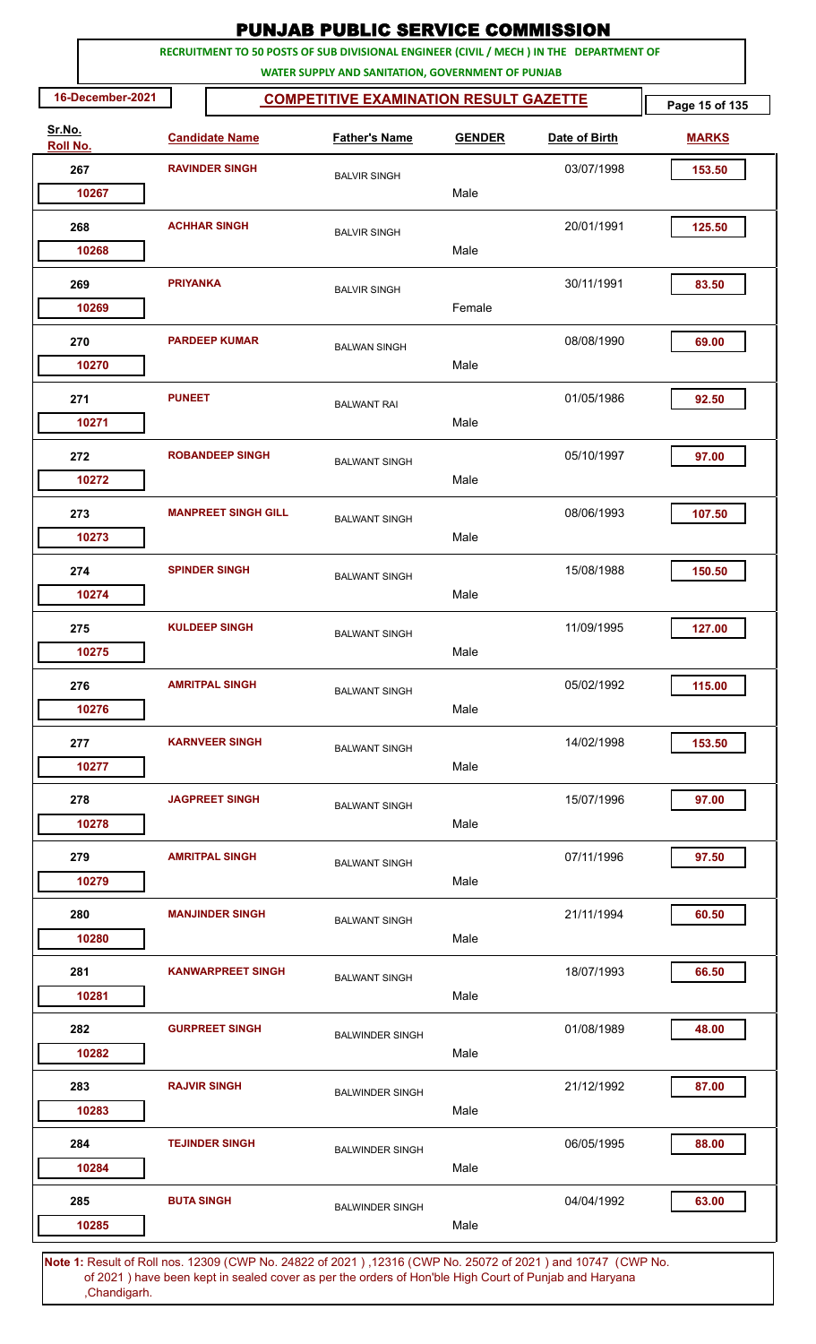# PUNJAB PUBLIC SERVICE COMMISSION

**RECRUITMENT TO 50 POSTS OF SUB DIVISIONAL ENGINEER (CIVIL / MECH ) IN THE DEPARTMENT OF WATER SUPPLY AND SANITATION, GOVERNMENT OF PUNJAB**

**16-December-2021**

**COMPETITIVE EXAMINATION RESULT GAZETTE**

| Sr.No. | Roll No. | Candidate Name | Father's Name | GENDER | Date of Birth | MARKS |
|---|---|---|---|---|---|---|
| 267 | 10267 | RAVINDER SINGH | BALVIR SINGH | Male | 03/07/1998 | 153.50 |
| 268 | 10268 | ACHHAR SINGH | BALVIR SINGH | Male | 20/01/1991 | 125.50 |
| 269 | 10269 | PRIYANKA | BALVIR SINGH | Female | 30/11/1991 | 83.50 |
| 270 | 10270 | PARDEEP KUMAR | BALWAN SINGH | Male | 08/08/1990 | 69.00 |
| 271 | 10271 | PUNEET | BALWANT RAI | Male | 01/05/1986 | 92.50 |
| 272 | 10272 | ROBANDEEP SINGH | BALWANT SINGH | Male | 05/10/1997 | 97.00 |
| 273 | 10273 | MANPREET SINGH GILL | BALWANT SINGH | Male | 08/06/1993 | 107.50 |
| 274 | 10274 | SPINDER SINGH | BALWANT SINGH | Male | 15/08/1988 | 150.50 |
| 275 | 10275 | KULDEEP SINGH | BALWANT SINGH | Male | 11/09/1995 | 127.00 |
| 276 | 10276 | AMRITPAL SINGH | BALWANT SINGH | Male | 05/02/1992 | 115.00 |
| 277 | 10277 | KARNVEER SINGH | BALWANT SINGH | Male | 14/02/1998 | 153.50 |
| 278 | 10278 | JAGPREET SINGH | BALWANT SINGH | Male | 15/07/1996 | 97.00 |
| 279 | 10279 | AMRITPAL SINGH | BALWANT SINGH | Male | 07/11/1996 | 97.50 |
| 280 | 10280 | MANJINDER SINGH | BALWANT SINGH | Male | 21/11/1994 | 60.50 |
| 281 | 10281 | KANWARPREET SINGH | BALWANT SINGH | Male | 18/07/1993 | 66.50 |
| 282 | 10282 | GURPREET SINGH | BALWINDER SINGH | Male | 01/08/1989 | 48.00 |
| 283 | 10283 | RAJVIR SINGH | BALWINDER SINGH | Male | 21/12/1992 | 87.00 |
| 284 | 10284 | TEJINDER SINGH | BALWINDER SINGH | Male | 06/05/1995 | 88.00 |
| 285 | 10285 | BUTA SINGH | BALWINDER SINGH | Male | 04/04/1992 | 63.00 |

**Note 1:** Result of Roll nos. 12309 (CWP No. 24822 of 2021 ) ,12316 (CWP No. 25072 of 2021 ) and 10747 (CWP No. of 2021 ) have been kept in sealed cover as per the orders of Hon'ble High Court of Punjab and Haryana ,Chandigarh.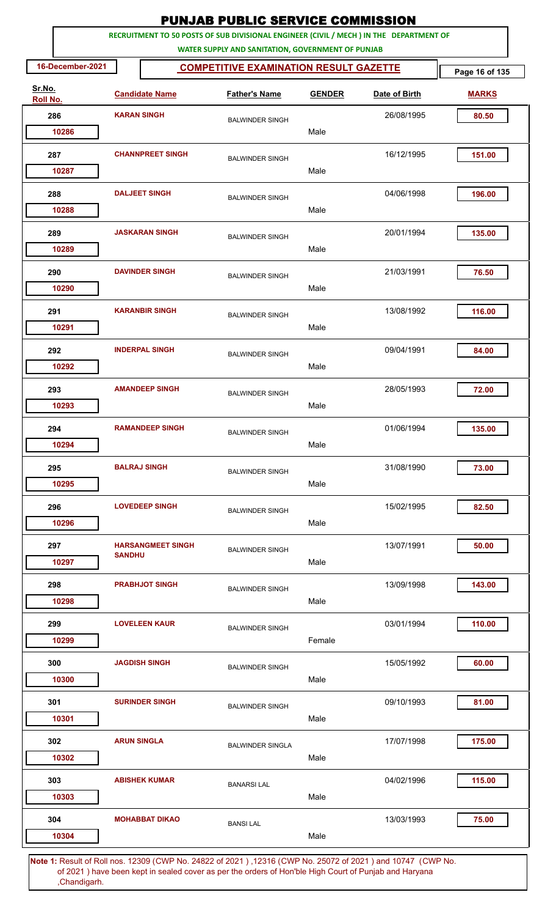# PUNJAB PUBLIC SERVICE COMMISSION

**RECRUITMENT TO 50 POSTS OF SUB DIVISIONAL ENGINEER (CIVIL / MECH ) IN THE DEPARTMENT OF WATER SUPPLY AND SANITATION, GOVERNMENT OF PUNJAB**

**16-December-2021**

**COMPETITIVE EXAMINATION RESULT GAZETTE**

| Sr.No. | Roll No. | Candidate Name | Father's Name | GENDER | Date of Birth | MARKS |
|---|---|---|---|---|---|---|
| 286 | 10286 | KARAN SINGH | BALWINDER SINGH | Male | 26/08/1995 | 80.50 |
| 287 | 10287 | CHANNPREET SINGH | BALWINDER SINGH | Male | 16/12/1995 | 151.00 |
| 288 | 10288 | DALJEET SINGH | BALWINDER SINGH | Male | 04/06/1998 | 196.00 |
| 289 | 10289 | JASKARAN SINGH | BALWINDER SINGH | Male | 20/01/1994 | 135.00 |
| 290 | 10290 | DAVINDER SINGH | BALWINDER SINGH | Male | 21/03/1991 | 76.50 |
| 291 | 10291 | KARANBIR SINGH | BALWINDER SINGH | Male | 13/08/1992 | 116.00 |
| 292 | 10292 | INDERPAL SINGH | BALWINDER SINGH | Male | 09/04/1991 | 84.00 |
| 293 | 10293 | AMANDEEP SINGH | BALWINDER SINGH | Male | 28/05/1993 | 72.00 |
| 294 | 10294 | RAMANDEEP SINGH | BALWINDER SINGH | Male | 01/06/1994 | 135.00 |
| 295 | 10295 | BALRAJ SINGH | BALWINDER SINGH | Male | 31/08/1990 | 73.00 |
| 296 | 10296 | LOVEDEEP SINGH | BALWINDER SINGH | Male | 15/02/1995 | 82.50 |
| 297 | 10297 | HARSANGMEET SINGH SANDHU | BALWINDER SINGH | Male | 13/07/1991 | 50.00 |
| 298 | 10298 | PRABHJOT SINGH | BALWINDER SINGH | Male | 13/09/1998 | 143.00 |
| 299 | 10299 | LOVELEEN KAUR | BALWINDER SINGH | Female | 03/01/1994 | 110.00 |
| 300 | 10300 | JAGDISH SINGH | BALWINDER SINGH | Male | 15/05/1992 | 60.00 |
| 301 | 10301 | SURINDER SINGH | BALWINDER SINGH | Male | 09/10/1993 | 81.00 |
| 302 | 10302 | ARUN SINGLA | BALWINDER SINGLA | Male | 17/07/1998 | 175.00 |
| 303 | 10303 | ABISHEK KUMAR | BANARSI LAL | Male | 04/02/1996 | 115.00 |
| 304 | 10304 | MOHABBAT DIKAO | BANSI LAL | Male | 13/03/1993 | 75.00 |

**Note 1:** Result of Roll nos. 12309 (CWP No. 24822 of 2021 ) ,12316 (CWP No. 25072 of 2021 ) and 10747 (CWP No. of 2021 ) have been kept in sealed cover as per the orders of Hon'ble High Court of Punjab and Haryana ,Chandigarh.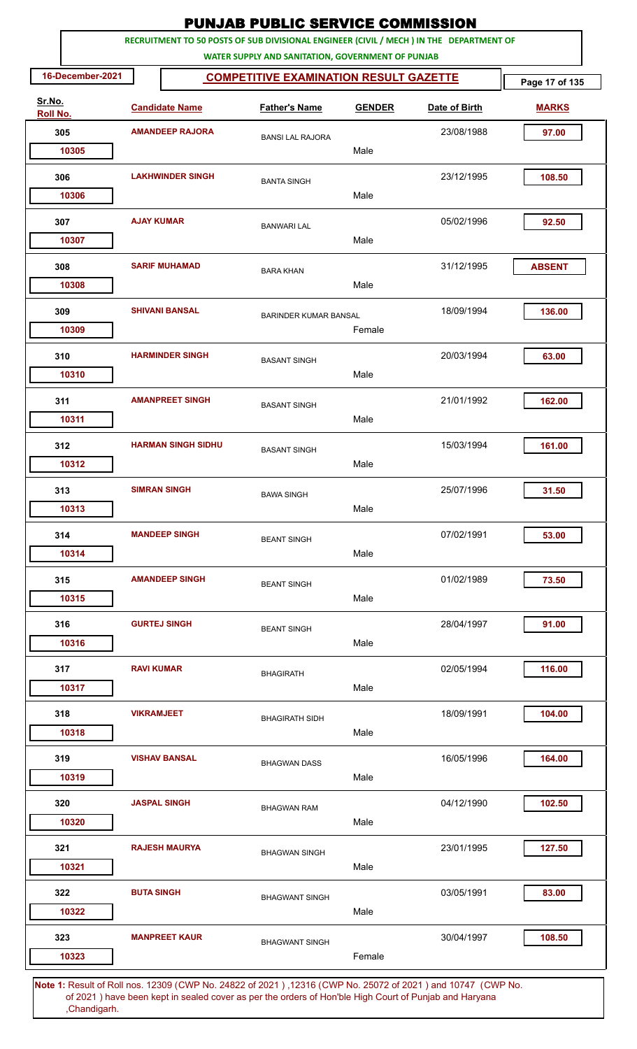# PUNJAB PUBLIC SERVICE COMMISSION

**RECRUITMENT TO 50 POSTS OF SUB DIVISIONAL ENGINEER (CIVIL / MECH ) IN THE DEPARTMENT OF WATER SUPPLY AND SANITATION, GOVERNMENT OF PUNJAB**

**16-December-2021** | **COMPETITIVE EXAMINATION RESULT GAZETTE**

| Sr.No. | Roll No. | Candidate Name | Father's Name | GENDER | Date of Birth | MARKS |
|---|---|---|---|---|---|---|
| 305 | 10305 | AMANDEEP RAJORA | BANSI LAL RAJORA | Male | 23/08/1988 | 97.00 |
| 306 | 10306 | LAKHWINDER SINGH | BANTA SINGH | Male | 23/12/1995 | 108.50 |
| 307 | 10307 | AJAY KUMAR | BANWARI LAL | Male | 05/02/1996 | 92.50 |
| 308 | 10308 | SARIF MUHAMAD | BARA KHAN | Male | 31/12/1995 | ABSENT |
| 309 | 10309 | SHIVANI BANSAL | BARINDER KUMAR BANSAL | Female | 18/09/1994 | 136.00 |
| 310 | 10310 | HARMINDER SINGH | BASANT SINGH | Male | 20/03/1994 | 63.00 |
| 311 | 10311 | AMANPREET SINGH | BASANT SINGH | Male | 21/01/1992 | 162.00 |
| 312 | 10312 | HARMAN SINGH SIDHU | BASANT SINGH | Male | 15/03/1994 | 161.00 |
| 313 | 10313 | SIMRAN SINGH | BAWA SINGH | Male | 25/07/1996 | 31.50 |
| 314 | 10314 | MANDEEP SINGH | BEANT SINGH | Male | 07/02/1991 | 53.00 |
| 315 | 10315 | AMANDEEP SINGH | BEANT SINGH | Male | 01/02/1989 | 73.50 |
| 316 | 10316 | GURTEJ SINGH | BEANT SINGH | Male | 28/04/1997 | 91.00 |
| 317 | 10317 | RAVI KUMAR | BHAGIRATH | Male | 02/05/1994 | 116.00 |
| 318 | 10318 | VIKRAMJEET | BHAGIRATH SIDH | Male | 18/09/1991 | 104.00 |
| 319 | 10319 | VISHAV BANSAL | BHAGWAN DASS | Male | 16/05/1996 | 164.00 |
| 320 | 10320 | JASPAL SINGH | BHAGWAN RAM | Male | 04/12/1990 | 102.50 |
| 321 | 10321 | RAJESH MAURYA | BHAGWAN SINGH | Male | 23/01/1995 | 127.50 |
| 322 | 10322 | BUTA SINGH | BHAGWANT SINGH | Male | 03/05/1991 | 83.00 |
| 323 | 10323 | MANPREET KAUR | BHAGWANT SINGH | Female | 30/04/1997 | 108.50 |

**Note 1:** Result of Roll nos. 12309 (CWP No. 24822 of 2021 ) ,12316 (CWP No. 25072 of 2021 ) and 10747 (CWP No. of 2021 ) have been kept in sealed cover as per the orders of Hon'ble High Court of Punjab and Haryana ,Chandigarh.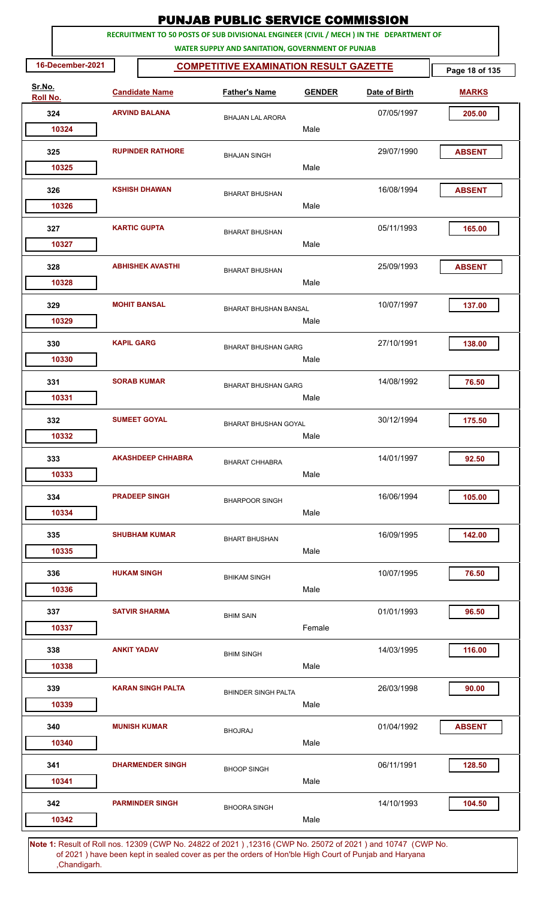# PUNJAB PUBLIC SERVICE COMMISSION

**RECRUITMENT TO 50 POSTS OF SUB DIVISIONAL ENGINEER (CIVIL / MECH ) IN THE DEPARTMENT OF WATER SUPPLY AND SANITATION, GOVERNMENT OF PUNJAB**

16-December-2021

## COMPETITIVE EXAMINATION RESULT GAZETTE

| Sr.No. | Roll No. | Candidate Name | Father's Name | GENDER | Date of Birth | MARKS |
|---|---|---|---|---|---|---|
| 324 | 10324 | ARVIND BALANA | BHAJAN LAL ARORA | Male | 07/05/1997 | 205.00 |
| 325 | 10325 | RUPINDER RATHORE | BHAJAN SINGH | Male | 29/07/1990 | ABSENT |
| 326 | 10326 | KSHISH DHAWAN | BHARAT BHUSHAN | Male | 16/08/1994 | ABSENT |
| 327 | 10327 | KARTIC GUPTA | BHARAT BHUSHAN | Male | 05/11/1993 | 165.00 |
| 328 | 10328 | ABHISHEK AVASTHI | BHARAT BHUSHAN | Male | 25/09/1993 | ABSENT |
| 329 | 10329 | MOHIT BANSAL | BHARAT BHUSHAN BANSAL | Male | 10/07/1997 | 137.00 |
| 330 | 10330 | KAPIL GARG | BHARAT BHUSHAN GARG | Male | 27/10/1991 | 138.00 |
| 331 | 10331 | SORAB KUMAR | BHARAT BHUSHAN GARG | Male | 14/08/1992 | 76.50 |
| 332 | 10332 | SUMEET GOYAL | BHARAT BHUSHAN GOYAL | Male | 30/12/1994 | 175.50 |
| 333 | 10333 | AKASHDEEP CHHABRA | BHARAT CHHABRA | Male | 14/01/1997 | 92.50 |
| 334 | 10334 | PRADEEP SINGH | BHARPOOR SINGH | Male | 16/06/1994 | 105.00 |
| 335 | 10335 | SHUBHAM KUMAR | BHART BHUSHAN | Male | 16/09/1995 | 142.00 |
| 336 | 10336 | HUKAM SINGH | BHIKAM SINGH | Male | 10/07/1995 | 76.50 |
| 337 | 10337 | SATVIR SHARMA | BHIM SAIN | Female | 01/01/1993 | 96.50 |
| 338 | 10338 | ANKIT YADAV | BHIM SINGH | Male | 14/03/1995 | 116.00 |
| 339 | 10339 | KARAN SINGH PALTA | BHINDER SINGH PALTA | Male | 26/03/1998 | 90.00 |
| 340 | 10340 | MUNISH KUMAR | BHOJRAJ | Male | 01/04/1992 | ABSENT |
| 341 | 10341 | DHARMENDER SINGH | BHOOP SINGH | Male | 06/11/1991 | 128.50 |
| 342 | 10342 | PARMINDER SINGH | BHOORA SINGH | Male | 14/10/1993 | 104.50 |

**Note 1:** Result of Roll nos. 12309 (CWP No. 24822 of 2021 ) ,12316 (CWP No. 25072 of 2021 ) and 10747 (CWP No. of 2021 ) have been kept in sealed cover as per the orders of Hon'ble High Court of Punjab and Haryana ,Chandigarh.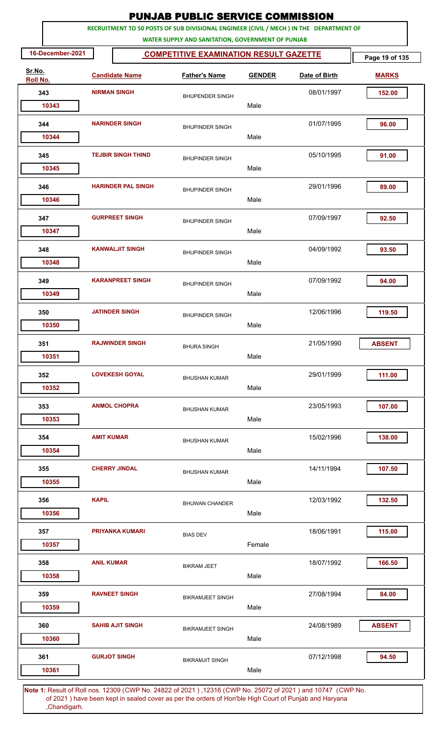# PUNJAB PUBLIC SERVICE COMMISSION

**RECRUITMENT TO 50 POSTS OF SUB DIVISIONAL ENGINEER (CIVIL / MECH ) IN THE DEPARTMENT OF WATER SUPPLY AND SANITATION, GOVERNMENT OF PUNJAB**

**16-December-2021** | **COMPETITIVE EXAMINATION RESULT GAZETTE**

| Sr.No. / Roll No. | Candidate Name | Father's Name | Gender | Date of Birth | Marks |
|---|---|---|---|---|---|
| 343 / 10343 | NIRMAN SINGH | BHUPENDER SINGH | Male | 08/01/1997 | 152.00 |
| 344 / 10344 | NARINDER SINGH | BHUPINDER SINGH | Male | 01/07/1995 | 96.00 |
| 345 / 10345 | TEJBIR SINGH THIND | BHUPINDER SINGH | Male | 05/10/1995 | 91.00 |
| 346 / 10346 | HARINDER PAL SINGH | BHUPINDER SINGH | Male | 29/01/1996 | 89.00 |
| 347 / 10347 | GURPREET SINGH | BHUPINDER SINGH | Male | 07/09/1997 | 92.50 |
| 348 / 10348 | KANWALJIT SINGH | BHUPINDER SINGH | Male | 04/09/1992 | 93.50 |
| 349 / 10349 | KARANPREET SINGH | BHUPINDER SINGH | Male | 07/09/1992 | 94.00 |
| 350 / 10350 | JATINDER SINGH | BHUPINDER SINGH | Male | 12/06/1996 | 119.50 |
| 351 / 10351 | RAJWINDER SINGH | BHURA SINGH | Male | 21/05/1990 | ABSENT |
| 352 / 10352 | LOVEKESH GOYAL | BHUSHAN KUMAR | Male | 29/01/1999 | 111.00 |
| 353 / 10353 | ANMOL CHOPRA | BHUSHAN KUMAR | Male | 23/05/1993 | 107.00 |
| 354 / 10354 | AMIT KUMAR | BHUSHAN KUMAR | Male | 15/02/1996 | 138.00 |
| 355 / 10355 | CHERRY JINDAL | BHUSHAN KUMAR | Male | 14/11/1994 | 107.50 |
| 356 / 10356 | KAPIL | BHUWAN CHANDER | Male | 12/03/1992 | 132.50 |
| 357 / 10357 | PRIYANKA KUMARI | BIAS DEV | Female | 18/06/1991 | 115.00 |
| 358 / 10358 | ANIL KUMAR | BIKRAM JEET | Male | 18/07/1992 | 166.50 |
| 359 / 10359 | RAVNEET SINGH | BIKRAMJEET SINGH | Male | 27/08/1994 | 84.00 |
| 360 / 10360 | SAHIB AJIT SINGH | BIKRAMJEET SINGH | Male | 24/08/1989 | ABSENT |
| 361 / 10361 | GURJOT SINGH | BIKRAMJIT SINGH | Male | 07/12/1998 | 94.50 |

**Note 1:** Result of Roll nos. 12309 (CWP No. 24822 of 2021 ) ,12316 (CWP No. 25072 of 2021 ) and 10747 (CWP No. of 2021 ) have been kept in sealed cover as per the orders of Hon'ble High Court of Punjab and Haryana ,Chandigarh.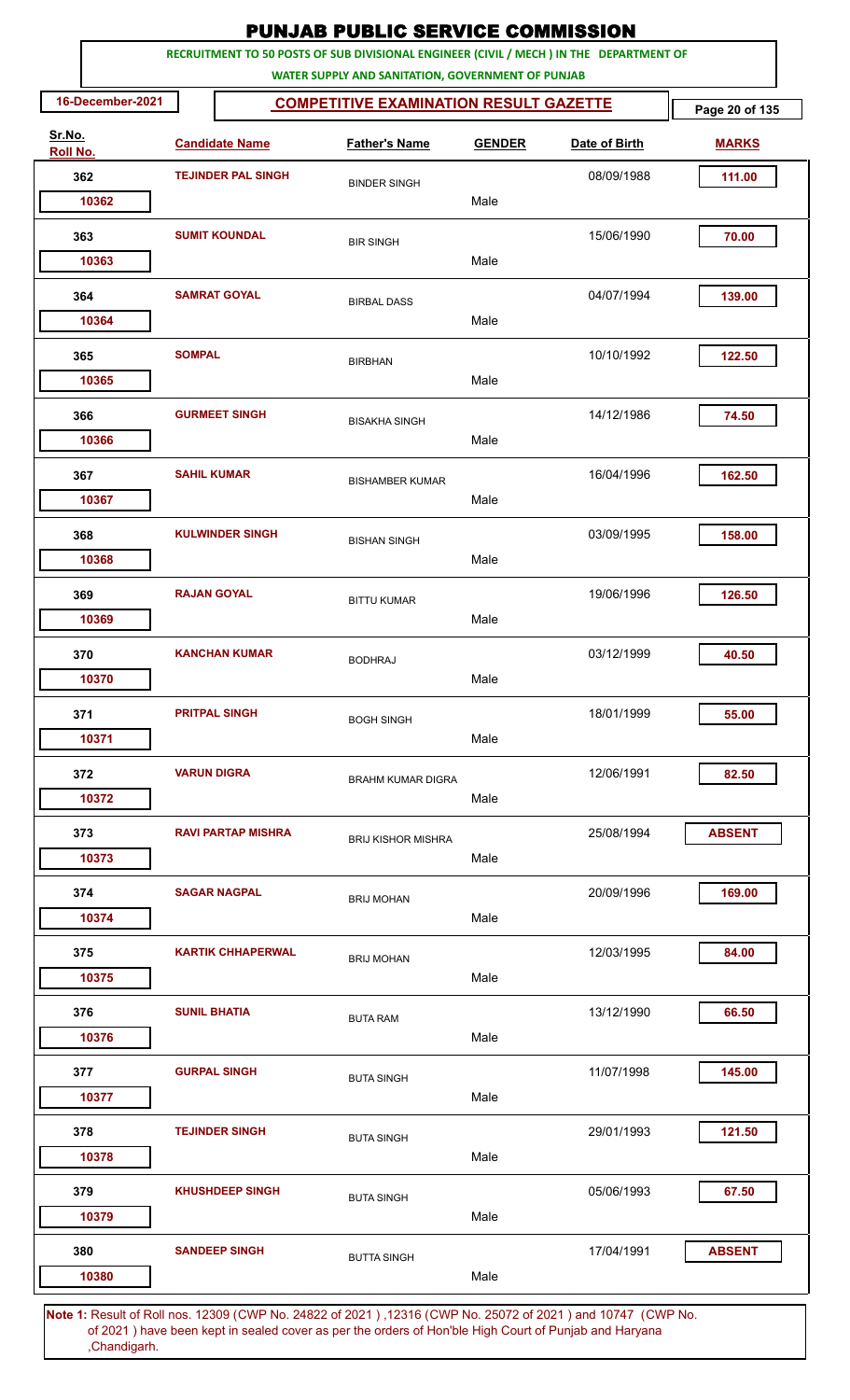# PUNJAB PUBLIC SERVICE COMMISSION

**RECRUITMENT TO 50 POSTS OF SUB DIVISIONAL ENGINEER (CIVIL / MECH ) IN THE DEPARTMENT OF WATER SUPPLY AND SANITATION, GOVERNMENT OF PUNJAB**

16-December-2021

**COMPETITIVE EXAMINATION RESULT GAZETTE**

| Sr.No. / Roll No. | Candidate Name | Father's Name | GENDER | Date of Birth | MARKS |
|---|---|---|---|---|---|
| 362 / 10362 | TEJINDER PAL SINGH | BINDER SINGH | Male | 08/09/1988 | 111.00 |
| 363 / 10363 | SUMIT KOUNDAL | BIR SINGH | Male | 15/06/1990 | 70.00 |
| 364 / 10364 | SAMRAT GOYAL | BIRBAL DASS | Male | 04/07/1994 | 139.00 |
| 365 / 10365 | SOMPAL | BIRBHAN | Male | 10/10/1992 | 122.50 |
| 366 / 10366 | GURMEET SINGH | BISAKHA SINGH | Male | 14/12/1986 | 74.50 |
| 367 / 10367 | SAHIL KUMAR | BISHAMBER KUMAR | Male | 16/04/1996 | 162.50 |
| 368 / 10368 | KULWINDER SINGH | BISHAN SINGH | Male | 03/09/1995 | 158.00 |
| 369 / 10369 | RAJAN GOYAL | BITTU KUMAR | Male | 19/06/1996 | 126.50 |
| 370 / 10370 | KANCHAN KUMAR | BODHRAJ | Male | 03/12/1999 | 40.50 |
| 371 / 10371 | PRITPAL SINGH | BOGH SINGH | Male | 18/01/1999 | 55.00 |
| 372 / 10372 | VARUN DIGRA | BRAHM KUMAR DIGRA | Male | 12/06/1991 | 82.50 |
| 373 / 10373 | RAVI PARTAP MISHRA | BRIJ KISHOR MISHRA | Male | 25/08/1994 | ABSENT |
| 374 / 10374 | SAGAR NAGPAL | BRIJ MOHAN | Male | 20/09/1996 | 169.00 |
| 375 / 10375 | KARTIK CHHAPERWAL | BRIJ MOHAN | Male | 12/03/1995 | 84.00 |
| 376 / 10376 | SUNIL BHATIA | BUTA RAM | Male | 13/12/1990 | 66.50 |
| 377 / 10377 | GURPAL SINGH | BUTA SINGH | Male | 11/07/1998 | 145.00 |
| 378 / 10378 | TEJINDER SINGH | BUTA SINGH | Male | 29/01/1993 | 121.50 |
| 379 / 10379 | KHUSHDEEP SINGH | BUTA SINGH | Male | 05/06/1993 | 67.50 |
| 380 / 10380 | SANDEEP SINGH | BUTTA SINGH | Male | 17/04/1991 | ABSENT |

**Note 1:** Result of Roll nos. 12309 (CWP No. 24822 of 2021 ) ,12316 (CWP No. 25072 of 2021 ) and 10747 (CWP No. of 2021 ) have been kept in sealed cover as per the orders of Hon'ble High Court of Punjab and Haryana ,Chandigarh.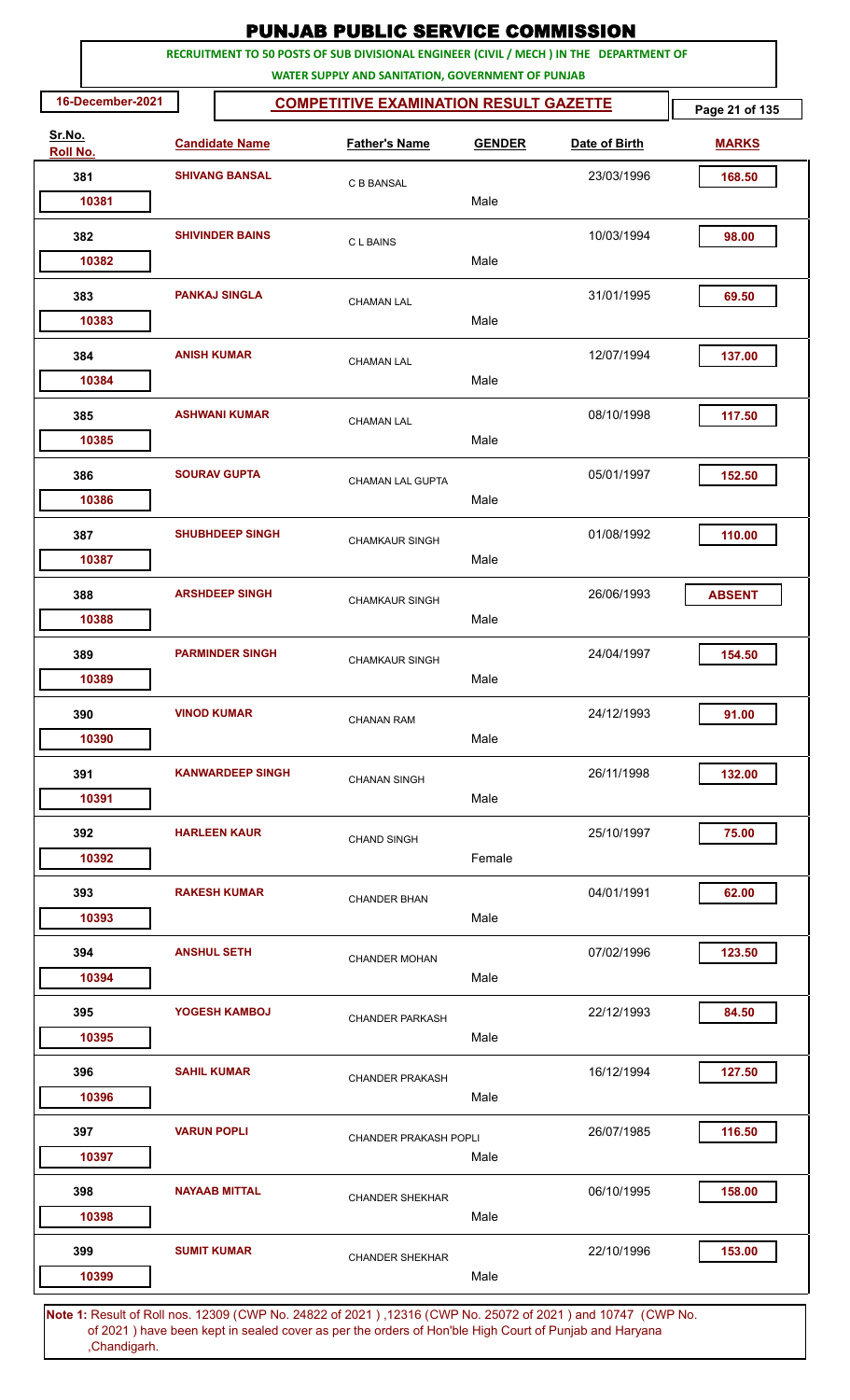# PUNJAB PUBLIC SERVICE COMMISSION

**RECRUITMENT TO 50 POSTS OF SUB DIVISIONAL ENGINEER (CIVIL / MECH ) IN THE DEPARTMENT OF WATER SUPPLY AND SANITATION, GOVERNMENT OF PUNJAB**

**16-December-2021** — **COMPETITIVE EXAMINATION RESULT GAZETTE**

| Sr.No. / Roll No. | Candidate Name | Father's Name | GENDER | Date of Birth | MARKS |
|---|---|---|---|---|---|
| 381 / 10381 | SHIVANG BANSAL | C B BANSAL | Male | 23/03/1996 | 168.50 |
| 382 / 10382 | SHIVINDER BAINS | C L BAINS | Male | 10/03/1994 | 98.00 |
| 383 / 10383 | PANKAJ SINGLA | CHAMAN LAL | Male | 31/01/1995 | 69.50 |
| 384 / 10384 | ANISH KUMAR | CHAMAN LAL | Male | 12/07/1994 | 137.00 |
| 385 / 10385 | ASHWANI KUMAR | CHAMAN LAL | Male | 08/10/1998 | 117.50 |
| 386 / 10386 | SOURAV GUPTA | CHAMAN LAL GUPTA | Male | 05/01/1997 | 152.50 |
| 387 / 10387 | SHUBHDEEP SINGH | CHAMKAUR SINGH | Male | 01/08/1992 | 110.00 |
| 388 / 10388 | ARSHDEEP SINGH | CHAMKAUR SINGH | Male | 26/06/1993 | ABSENT |
| 389 / 10389 | PARMINDER SINGH | CHAMKAUR SINGH | Male | 24/04/1997 | 154.50 |
| 390 / 10390 | VINOD KUMAR | CHANAN RAM | Male | 24/12/1993 | 91.00 |
| 391 / 10391 | KANWARDEEP SINGH | CHANAN SINGH | Male | 26/11/1998 | 132.00 |
| 392 / 10392 | HARLEEN KAUR | CHAND SINGH | Female | 25/10/1997 | 75.00 |
| 393 / 10393 | RAKESH KUMAR | CHANDER BHAN | Male | 04/01/1991 | 62.00 |
| 394 / 10394 | ANSHUL SETH | CHANDER MOHAN | Male | 07/02/1996 | 123.50 |
| 395 / 10395 | YOGESH KAMBOJ | CHANDER PARKASH | Male | 22/12/1993 | 84.50 |
| 396 / 10396 | SAHIL KUMAR | CHANDER PRAKASH | Male | 16/12/1994 | 127.50 |
| 397 / 10397 | VARUN POPLI | CHANDER PRAKASH POPLI | Male | 26/07/1985 | 116.50 |
| 398 / 10398 | NAYAAB MITTAL | CHANDER SHEKHAR | Male | 06/10/1995 | 158.00 |
| 399 / 10399 | SUMIT KUMAR | CHANDER SHEKHAR | Male | 22/10/1996 | 153.00 |

**Note 1:** Result of Roll nos. 12309 (CWP No. 24822 of 2021 ) ,12316 (CWP No. 25072 of 2021 ) and 10747 (CWP No. of 2021 ) have been kept in sealed cover as per the orders of Hon'ble High Court of Punjab and Haryana ,Chandigarh.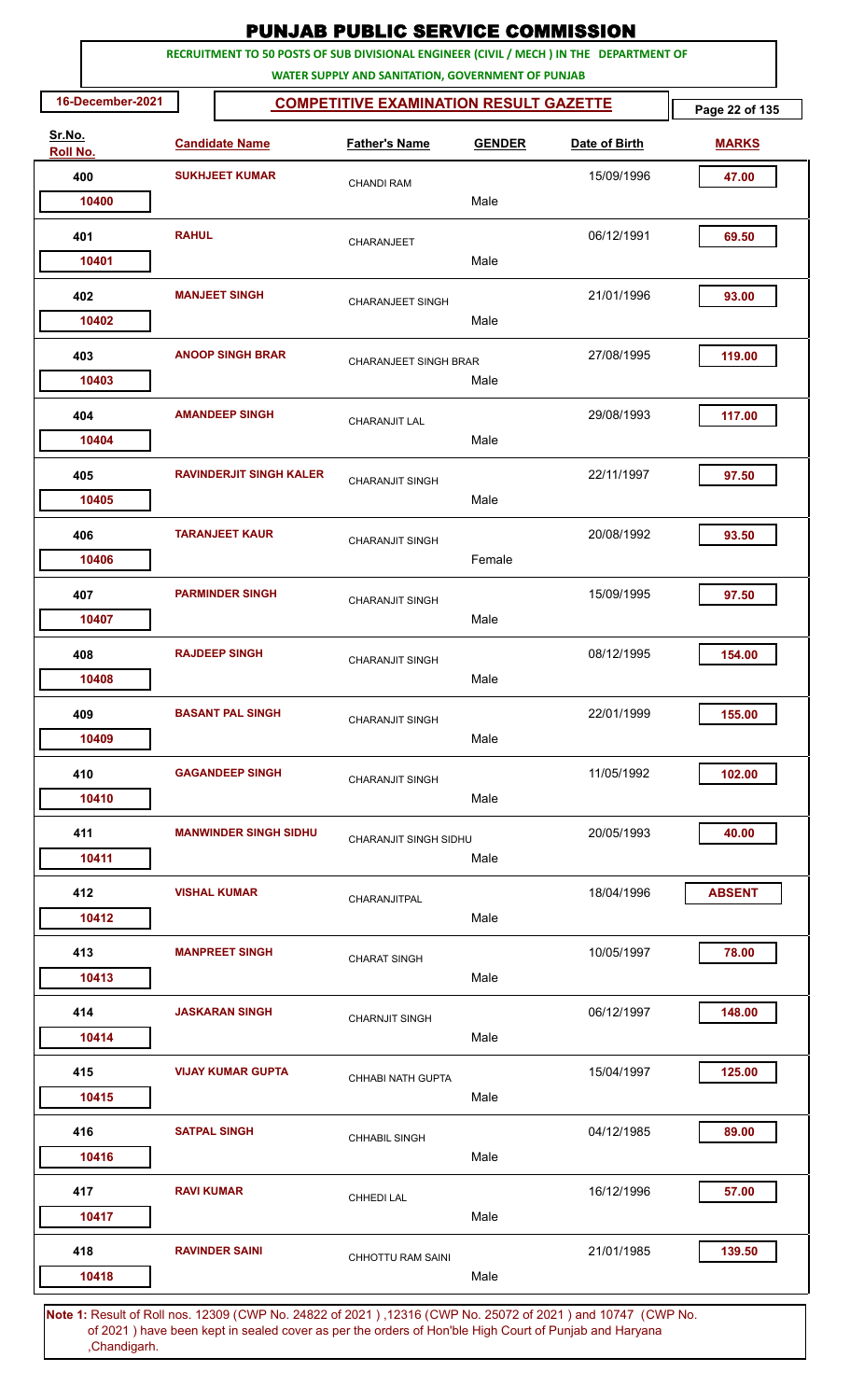# PUNJAB PUBLIC SERVICE COMMISSION

**RECRUITMENT TO 50 POSTS OF SUB DIVISIONAL ENGINEER (CIVIL / MECH ) IN THE DEPARTMENT OF WATER SUPPLY AND SANITATION, GOVERNMENT OF PUNJAB**

16-December-2021

**COMPETITIVE EXAMINATION RESULT GAZETTE**

| Sr.No. | Roll No. | Candidate Name | Father's Name | GENDER | Date of Birth | MARKS |
|---|---|---|---|---|---|---|
| 400 | 10400 | SUKHJEET KUMAR | CHANDI RAM | Male | 15/09/1996 | 47.00 |
| 401 | 10401 | RAHUL | CHARANJEET | Male | 06/12/1991 | 69.50 |
| 402 | 10402 | MANJEET SINGH | CHARANJEET SINGH | Male | 21/01/1996 | 93.00 |
| 403 | 10403 | ANOOP SINGH BRAR | CHARANJEET SINGH BRAR | Male | 27/08/1995 | 119.00 |
| 404 | 10404 | AMANDEEP SINGH | CHARANJIT LAL | Male | 29/08/1993 | 117.00 |
| 405 | 10405 | RAVINDERJIT SINGH KALER | CHARANJIT SINGH | Male | 22/11/1997 | 97.50 |
| 406 | 10406 | TARANJEET KAUR | CHARANJIT SINGH | Female | 20/08/1992 | 93.50 |
| 407 | 10407 | PARMINDER SINGH | CHARANJIT SINGH | Male | 15/09/1995 | 97.50 |
| 408 | 10408 | RAJDEEP SINGH | CHARANJIT SINGH | Male | 08/12/1995 | 154.00 |
| 409 | 10409 | BASANT PAL SINGH | CHARANJIT SINGH | Male | 22/01/1999 | 155.00 |
| 410 | 10410 | GAGANDEEP SINGH | CHARANJIT SINGH | Male | 11/05/1992 | 102.00 |
| 411 | 10411 | MANWINDER SINGH SIDHU | CHARANJIT SINGH SIDHU | Male | 20/05/1993 | 40.00 |
| 412 | 10412 | VISHAL KUMAR | CHARANJITPAL | Male | 18/04/1996 | ABSENT |
| 413 | 10413 | MANPREET SINGH | CHARAT SINGH | Male | 10/05/1997 | 78.00 |
| 414 | 10414 | JASKARAN SINGH | CHARNJIT SINGH | Male | 06/12/1997 | 148.00 |
| 415 | 10415 | VIJAY KUMAR GUPTA | CHHABI NATH GUPTA | Male | 15/04/1997 | 125.00 |
| 416 | 10416 | SATPAL SINGH | CHHABIL SINGH | Male | 04/12/1985 | 89.00 |
| 417 | 10417 | RAVI KUMAR | CHHEDI LAL | Male | 16/12/1996 | 57.00 |
| 418 | 10418 | RAVINDER SAINI | CHHOTTU RAM SAINI | Male | 21/01/1985 | 139.50 |

**Note 1:** Result of Roll nos. 12309 (CWP No. 24822 of 2021 ) ,12316 (CWP No. 25072 of 2021 ) and 10747 (CWP No. of 2021 ) have been kept in sealed cover as per the orders of Hon'ble High Court of Punjab and Haryana ,Chandigarh.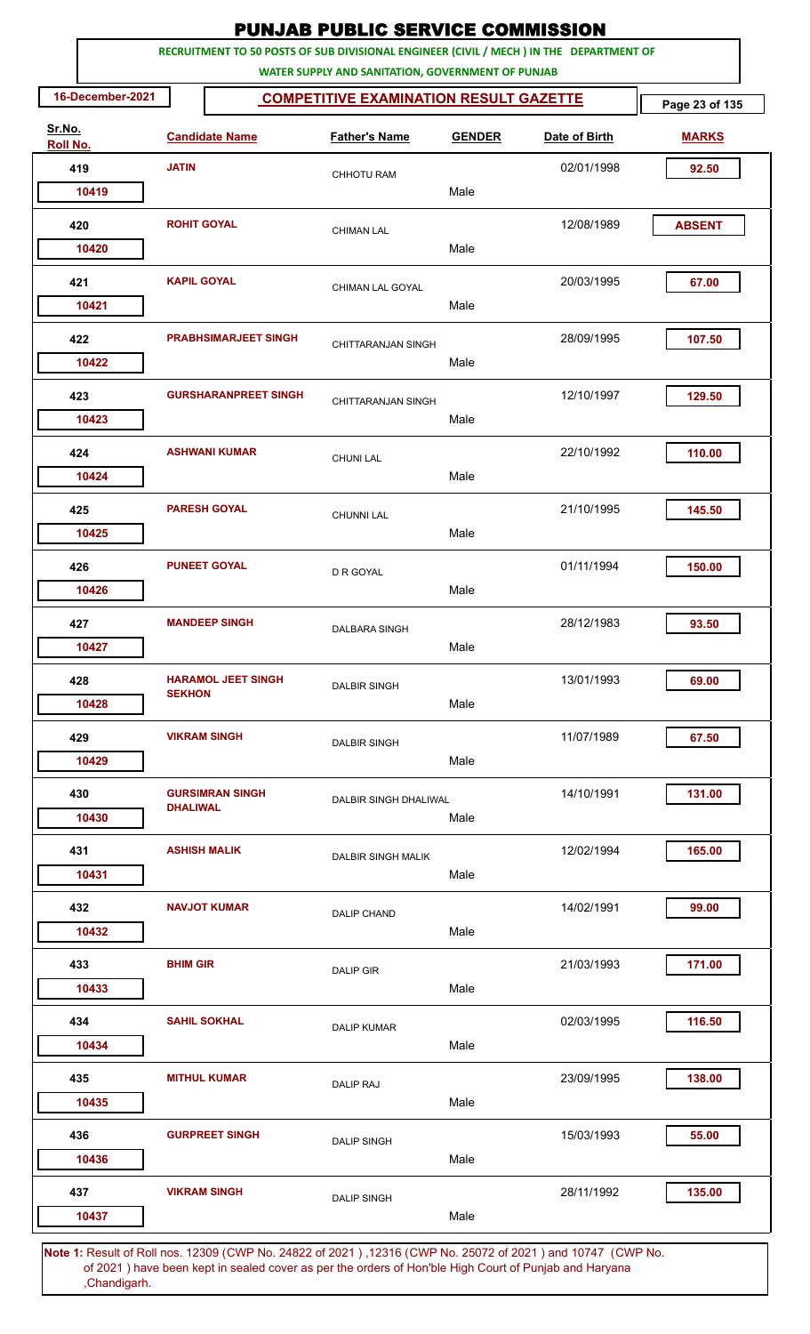# PUNJAB PUBLIC SERVICE COMMISSION

**RECRUITMENT TO 50 POSTS OF SUB DIVISIONAL ENGINEER (CIVIL / MECH ) IN THE DEPARTMENT OF WATER SUPPLY AND SANITATION, GOVERNMENT OF PUNJAB**

16-December-2021

## COMPETITIVE EXAMINATION RESULT GAZETTE

| Sr.No. | Roll No. | Candidate Name | Father's Name | GENDER | Date of Birth | MARKS |
|---|---|---|---|---|---|---|
| 419 | 10419 | JATIN | CHHOTU RAM | Male | 02/01/1998 | 92.50 |
| 420 | 10420 | ROHIT GOYAL | CHIMAN LAL | Male | 12/08/1989 | ABSENT |
| 421 | 10421 | KAPIL GOYAL | CHIMAN LAL GOYAL | Male | 20/03/1995 | 67.00 |
| 422 | 10422 | PRABHSIMARJEET SINGH | CHITTARANJAN SINGH | Male | 28/09/1995 | 107.50 |
| 423 | 10423 | GURSHARANPREET SINGH | CHITTARANJAN SINGH | Male | 12/10/1997 | 129.50 |
| 424 | 10424 | ASHWANI KUMAR | CHUNI LAL | Male | 22/10/1992 | 110.00 |
| 425 | 10425 | PARESH GOYAL | CHUNNI LAL | Male | 21/10/1995 | 145.50 |
| 426 | 10426 | PUNEET GOYAL | D R GOYAL | Male | 01/11/1994 | 150.00 |
| 427 | 10427 | MANDEEP SINGH | DALBARA SINGH | Male | 28/12/1983 | 93.50 |
| 428 | 10428 | HARAMOL JEET SINGH SEKHON | DALBIR SINGH | Male | 13/01/1993 | 69.00 |
| 429 | 10429 | VIKRAM SINGH | DALBIR SINGH | Male | 11/07/1989 | 67.50 |
| 430 | 10430 | GURSIMRAN SINGH DHALIWAL | DALBIR SINGH DHALIWAL | Male | 14/10/1991 | 131.00 |
| 431 | 10431 | ASHISH MALIK | DALBIR SINGH MALIK | Male | 12/02/1994 | 165.00 |
| 432 | 10432 | NAVJOT KUMAR | DALIP CHAND | Male | 14/02/1991 | 99.00 |
| 433 | 10433 | BHIM GIR | DALIP GIR | Male | 21/03/1993 | 171.00 |
| 434 | 10434 | SAHIL SOKHAL | DALIP KUMAR | Male | 02/03/1995 | 116.50 |
| 435 | 10435 | MITHUL KUMAR | DALIP RAJ | Male | 23/09/1995 | 138.00 |
| 436 | 10436 | GURPREET SINGH | DALIP SINGH | Male | 15/03/1993 | 55.00 |
| 437 | 10437 | VIKRAM SINGH | DALIP SINGH | Male | 28/11/1992 | 135.00 |

**Note 1:** Result of Roll nos. 12309 (CWP No. 24822 of 2021 ) ,12316 (CWP No. 25072 of 2021 ) and 10747 (CWP No. of 2021 ) have been kept in sealed cover as per the orders of Hon'ble High Court of Punjab and Haryana ,Chandigarh.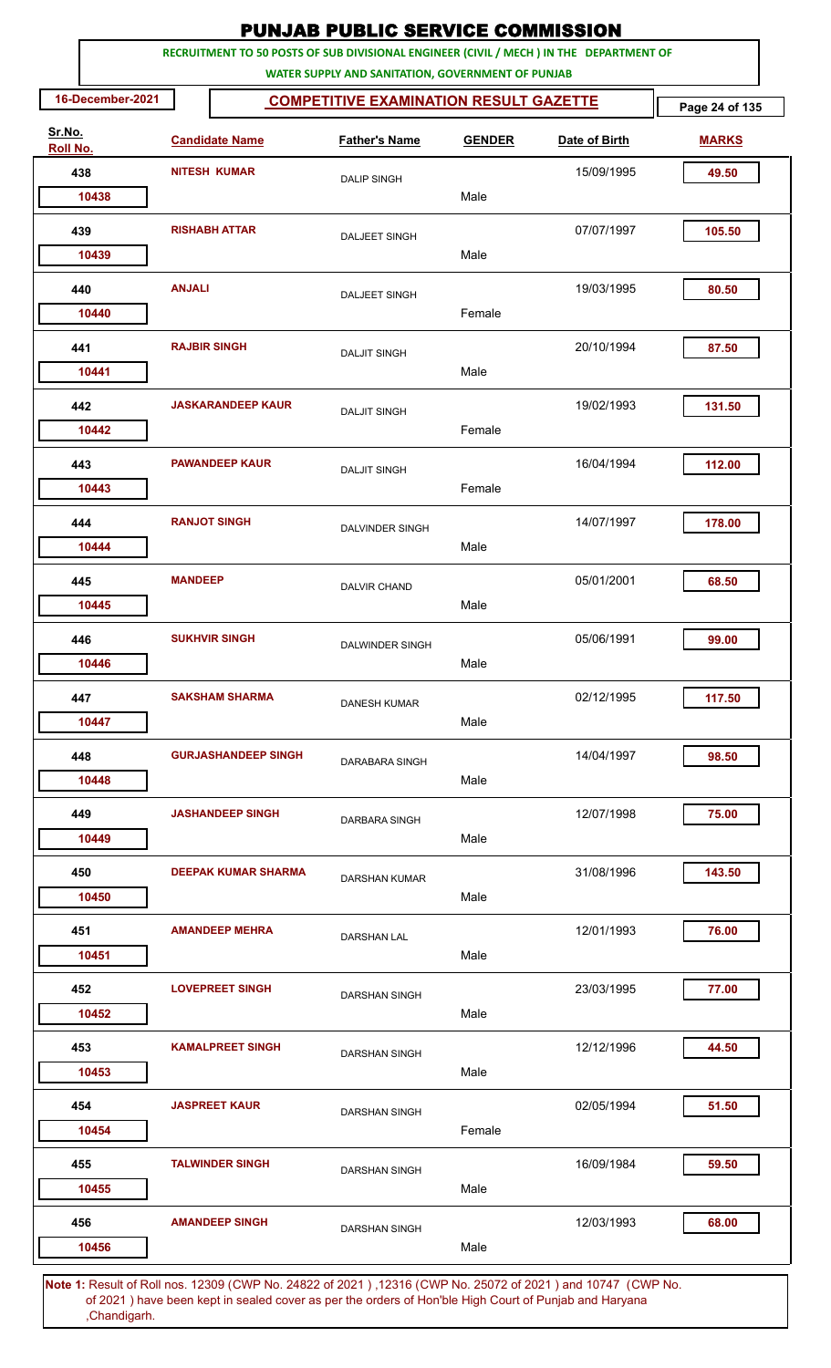# PUNJAB PUBLIC SERVICE COMMISSION

**RECRUITMENT TO 50 POSTS OF SUB DIVISIONAL ENGINEER (CIVIL / MECH ) IN THE DEPARTMENT OF WATER SUPPLY AND SANITATION, GOVERNMENT OF PUNJAB**

16-December-2021

## COMPETITIVE EXAMINATION RESULT GAZETTE

| Sr.No. / Roll No. | Candidate Name | Father's Name | GENDER | Date of Birth | MARKS |
|---|---|---|---|---|---|
| 438 / 10438 | NITESH KUMAR | DALIP SINGH | Male | 15/09/1995 | 49.50 |
| 439 / 10439 | RISHABH ATTAR | DALJEET SINGH | Male | 07/07/1997 | 105.50 |
| 440 / 10440 | ANJALI | DALJEET SINGH | Female | 19/03/1995 | 80.50 |
| 441 / 10441 | RAJBIR SINGH | DALJIT SINGH | Male | 20/10/1994 | 87.50 |
| 442 / 10442 | JASKARANDEEP KAUR | DALJIT SINGH | Female | 19/02/1993 | 131.50 |
| 443 / 10443 | PAWANDEEP KAUR | DALJIT SINGH | Female | 16/04/1994 | 112.00 |
| 444 / 10444 | RANJOT SINGH | DALVINDER SINGH | Male | 14/07/1997 | 178.00 |
| 445 / 10445 | MANDEEP | DALVIR CHAND | Male | 05/01/2001 | 68.50 |
| 446 / 10446 | SUKHVIR SINGH | DALWINDER SINGH | Male | 05/06/1991 | 99.00 |
| 447 / 10447 | SAKSHAM SHARMA | DANESH KUMAR | Male | 02/12/1995 | 117.50 |
| 448 / 10448 | GURJASHANDEEP SINGH | DARABARA SINGH | Male | 14/04/1997 | 98.50 |
| 449 / 10449 | JASHANDEEP SINGH | DARBARA SINGH | Male | 12/07/1998 | 75.00 |
| 450 / 10450 | DEEPAK KUMAR SHARMA | DARSHAN KUMAR | Male | 31/08/1996 | 143.50 |
| 451 / 10451 | AMANDEEP MEHRA | DARSHAN LAL | Male | 12/01/1993 | 76.00 |
| 452 / 10452 | LOVEPREET SINGH | DARSHAN SINGH | Male | 23/03/1995 | 77.00 |
| 453 / 10453 | KAMALPREET SINGH | DARSHAN SINGH | Male | 12/12/1996 | 44.50 |
| 454 / 10454 | JASPREET KAUR | DARSHAN SINGH | Female | 02/05/1994 | 51.50 |
| 455 / 10455 | TALWINDER SINGH | DARSHAN SINGH | Male | 16/09/1984 | 59.50 |
| 456 / 10456 | AMANDEEP SINGH | DARSHAN SINGH | Male | 12/03/1993 | 68.00 |

**Note 1:** Result of Roll nos. 12309 (CWP No. 24822 of 2021 ) ,12316 (CWP No. 25072 of 2021 ) and 10747 (CWP No. of 2021 ) have been kept in sealed cover as per the orders of Hon'ble High Court of Punjab and Haryana ,Chandigarh.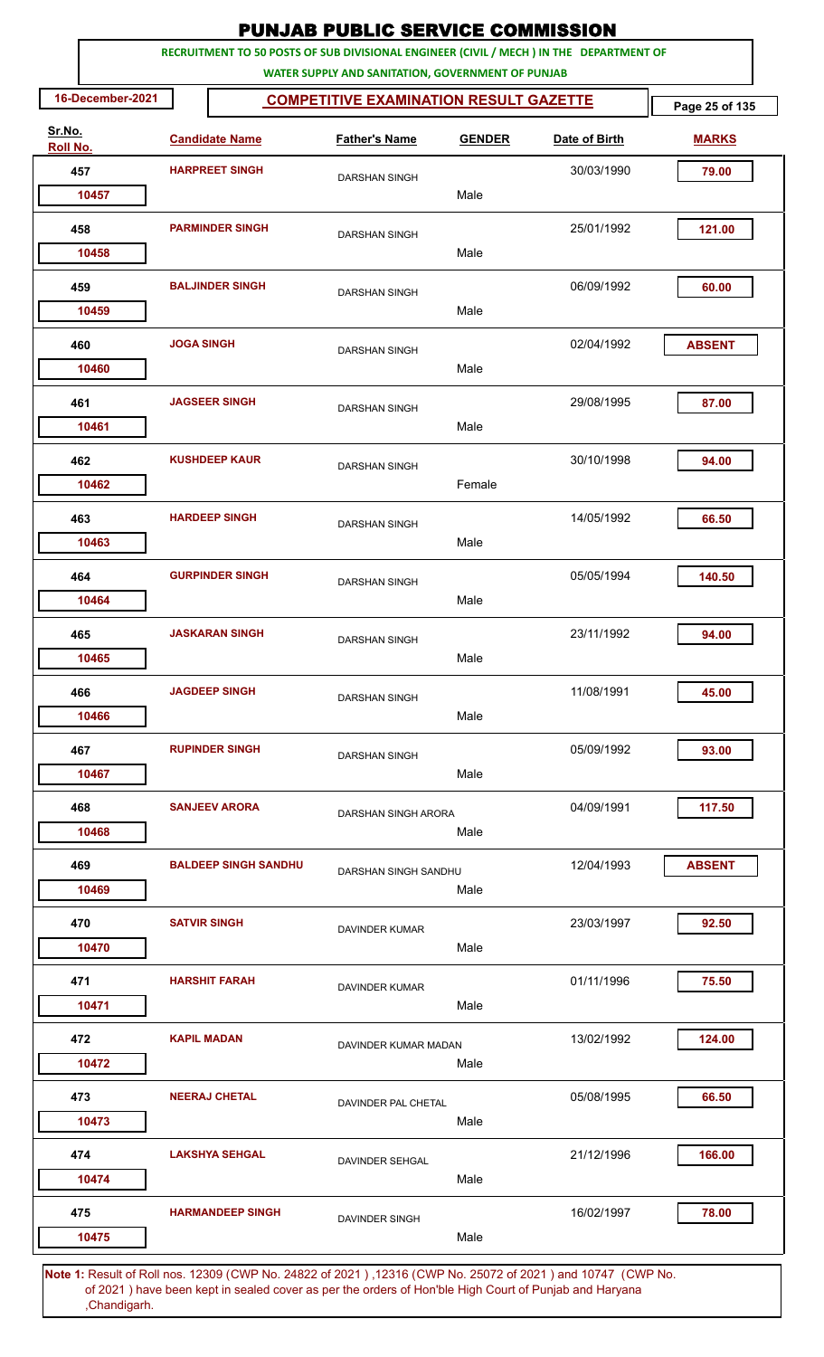# PUNJAB PUBLIC SERVICE COMMISSION

**RECRUITMENT TO 50 POSTS OF SUB DIVISIONAL ENGINEER (CIVIL / MECH ) IN THE DEPARTMENT OF WATER SUPPLY AND SANITATION, GOVERNMENT OF PUNJAB**

**16-December-2021**

**COMPETITIVE EXAMINATION RESULT GAZETTE**

| Sr.No. | Roll No. | Candidate Name | Father's Name | GENDER | Date of Birth | MARKS |
|---|---|---|---|---|---|---|
| 457 | 10457 | HARPREET SINGH | DARSHAN SINGH | Male | 30/03/1990 | 79.00 |
| 458 | 10458 | PARMINDER SINGH | DARSHAN SINGH | Male | 25/01/1992 | 121.00 |
| 459 | 10459 | BALJINDER SINGH | DARSHAN SINGH | Male | 06/09/1992 | 60.00 |
| 460 | 10460 | JOGA SINGH | DARSHAN SINGH | Male | 02/04/1992 | ABSENT |
| 461 | 10461 | JAGSEER SINGH | DARSHAN SINGH | Male | 29/08/1995 | 87.00 |
| 462 | 10462 | KUSHDEEP KAUR | DARSHAN SINGH | Female | 30/10/1998 | 94.00 |
| 463 | 10463 | HARDEEP SINGH | DARSHAN SINGH | Male | 14/05/1992 | 66.50 |
| 464 | 10464 | GURPINDER SINGH | DARSHAN SINGH | Male | 05/05/1994 | 140.50 |
| 465 | 10465 | JASKARAN SINGH | DARSHAN SINGH | Male | 23/11/1992 | 94.00 |
| 466 | 10466 | JAGDEEP SINGH | DARSHAN SINGH | Male | 11/08/1991 | 45.00 |
| 467 | 10467 | RUPINDER SINGH | DARSHAN SINGH | Male | 05/09/1992 | 93.00 |
| 468 | 10468 | SANJEEV ARORA | DARSHAN SINGH ARORA | Male | 04/09/1991 | 117.50 |
| 469 | 10469 | BALDEEP SINGH SANDHU | DARSHAN SINGH SANDHU | Male | 12/04/1993 | ABSENT |
| 470 | 10470 | SATVIR SINGH | DAVINDER KUMAR | Male | 23/03/1997 | 92.50 |
| 471 | 10471 | HARSHIT FARAH | DAVINDER KUMAR | Male | 01/11/1996 | 75.50 |
| 472 | 10472 | KAPIL MADAN | DAVINDER KUMAR MADAN | Male | 13/02/1992 | 124.00 |
| 473 | 10473 | NEERAJ CHETAL | DAVINDER PAL CHETAL | Male | 05/08/1995 | 66.50 |
| 474 | 10474 | LAKSHYA SEHGAL | DAVINDER SEHGAL | Male | 21/12/1996 | 166.00 |
| 475 | 10475 | HARMANDEEP SINGH | DAVINDER SINGH | Male | 16/02/1997 | 78.00 |

**Note 1:** Result of Roll nos. 12309 (CWP No. 24822 of 2021 ) ,12316 (CWP No. 25072 of 2021 ) and 10747 (CWP No. of 2021 ) have been kept in sealed cover as per the orders of Hon'ble High Court of Punjab and Haryana ,Chandigarh.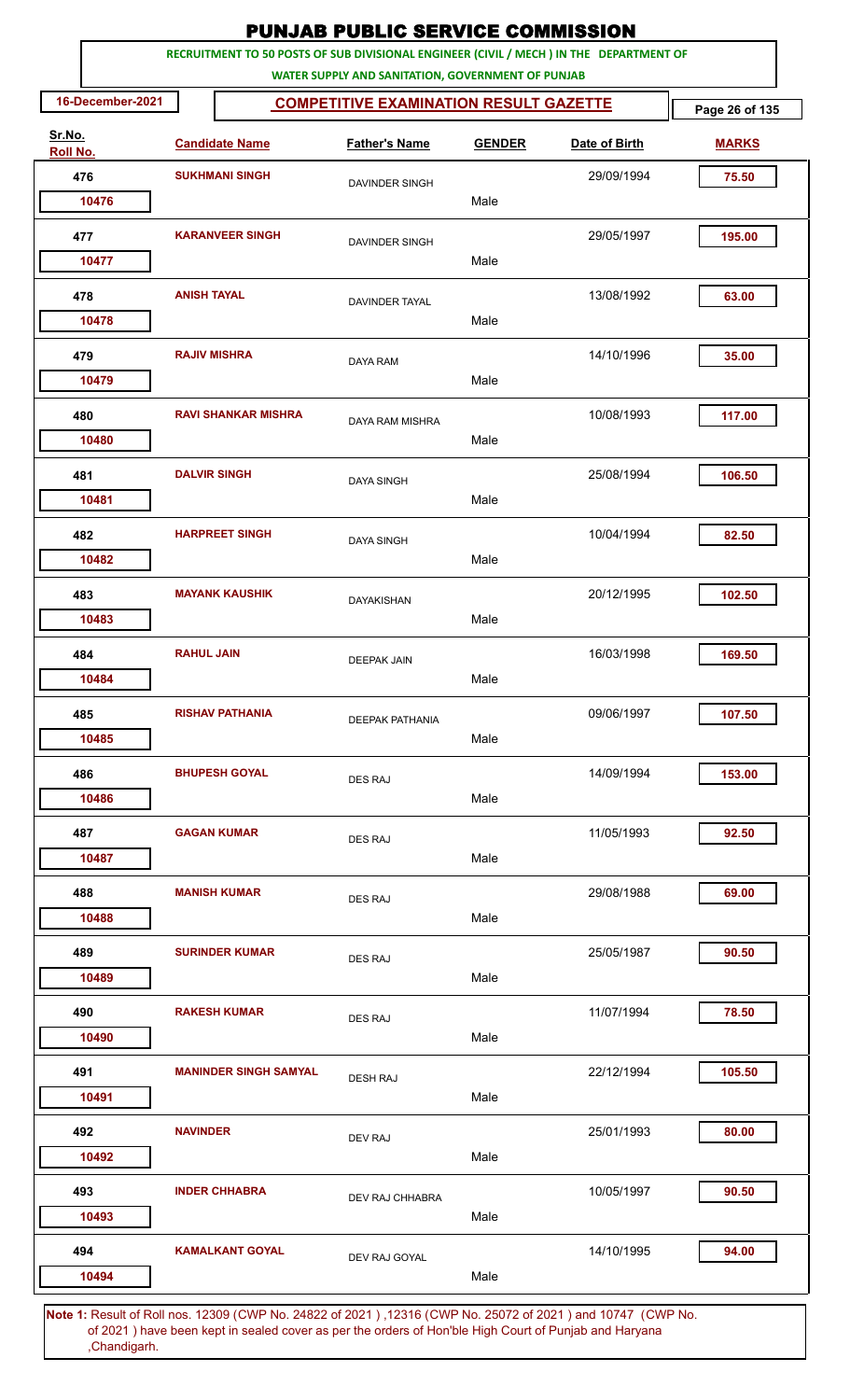# PUNJAB PUBLIC SERVICE COMMISSION

**RECRUITMENT TO 50 POSTS OF SUB DIVISIONAL ENGINEER (CIVIL / MECH ) IN THE DEPARTMENT OF WATER SUPPLY AND SANITATION, GOVERNMENT OF PUNJAB**

**16-December-2021** | **COMPETITIVE EXAMINATION RESULT GAZETTE**

| Sr.No. | Roll No. | Candidate Name | Father's Name | GENDER | Date of Birth | MARKS |
|---|---|---|---|---|---|---|
| 476 | 10476 | SUKHMANI SINGH | DAVINDER SINGH | Male | 29/09/1994 | 75.50 |
| 477 | 10477 | KARANVEER SINGH | DAVINDER SINGH | Male | 29/05/1997 | 195.00 |
| 478 | 10478 | ANISH TAYAL | DAVINDER TAYAL | Male | 13/08/1992 | 63.00 |
| 479 | 10479 | RAJIV MISHRA | DAYA RAM | Male | 14/10/1996 | 35.00 |
| 480 | 10480 | RAVI SHANKAR MISHRA | DAYA RAM MISHRA | Male | 10/08/1993 | 117.00 |
| 481 | 10481 | DALVIR SINGH | DAYA SINGH | Male | 25/08/1994 | 106.50 |
| 482 | 10482 | HARPREET SINGH | DAYA SINGH | Male | 10/04/1994 | 82.50 |
| 483 | 10483 | MAYANK KAUSHIK | DAYAKISHAN | Male | 20/12/1995 | 102.50 |
| 484 | 10484 | RAHUL JAIN | DEEPAK JAIN | Male | 16/03/1998 | 169.50 |
| 485 | 10485 | RISHAV PATHANIA | DEEPAK PATHANIA | Male | 09/06/1997 | 107.50 |
| 486 | 10486 | BHUPESH GOYAL | DES RAJ | Male | 14/09/1994 | 153.00 |
| 487 | 10487 | GAGAN KUMAR | DES RAJ | Male | 11/05/1993 | 92.50 |
| 488 | 10488 | MANISH KUMAR | DES RAJ | Male | 29/08/1988 | 69.00 |
| 489 | 10489 | SURINDER KUMAR | DES RAJ | Male | 25/05/1987 | 90.50 |
| 490 | 10490 | RAKESH KUMAR | DES RAJ | Male | 11/07/1994 | 78.50 |
| 491 | 10491 | MANINDER SINGH SAMYAL | DESH RAJ | Male | 22/12/1994 | 105.50 |
| 492 | 10492 | NAVINDER | DEV RAJ | Male | 25/01/1993 | 80.00 |
| 493 | 10493 | INDER CHHABRA | DEV RAJ CHHABRA | Male | 10/05/1997 | 90.50 |
| 494 | 10494 | KAMALKANT GOYAL | DEV RAJ GOYAL | Male | 14/10/1995 | 94.00 |

**Note 1:** Result of Roll nos. 12309 (CWP No. 24822 of 2021 ) ,12316 (CWP No. 25072 of 2021 ) and 10747 (CWP No. of 2021 ) have been kept in sealed cover as per the orders of Hon'ble High Court of Punjab and Haryana ,Chandigarh.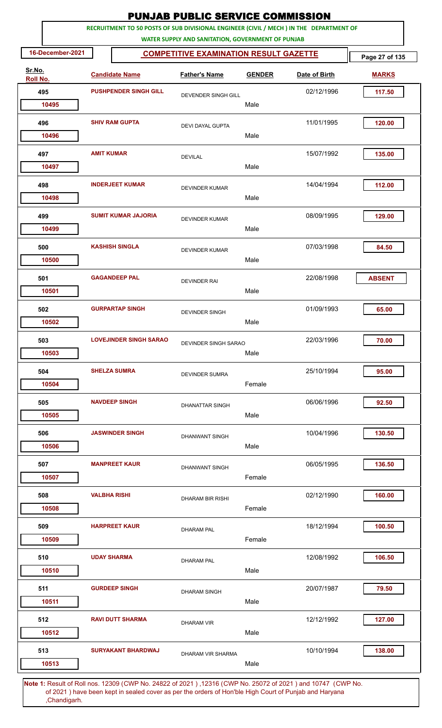# PUNJAB PUBLIC SERVICE COMMISSION

**RECRUITMENT TO 50 POSTS OF SUB DIVISIONAL ENGINEER (CIVIL / MECH ) IN THE DEPARTMENT OF WATER SUPPLY AND SANITATION, GOVERNMENT OF PUNJAB**

**16-December-2021**

**COMPETITIVE EXAMINATION RESULT GAZETTE**

| Sr.No. / Roll No. | Candidate Name | Father's Name | GENDER | Date of Birth | MARKS |
|---|---|---|---|---|---|
| 495 / 10495 | PUSHPENDER SINGH GILL | DEVENDER SINGH GILL | Male | 02/12/1996 | 117.50 |
| 496 / 10496 | SHIV RAM GUPTA | DEVI DAYAL GUPTA | Male | 11/01/1995 | 120.00 |
| 497 / 10497 | AMIT KUMAR | DEVILAL | Male | 15/07/1992 | 135.00 |
| 498 / 10498 | INDERJEET KUMAR | DEVINDER KUMAR | Male | 14/04/1994 | 112.00 |
| 499 / 10499 | SUMIT KUMAR JAJORIA | DEVINDER KUMAR | Male | 08/09/1995 | 129.00 |
| 500 / 10500 | KASHISH SINGLA | DEVINDER KUMAR | Male | 07/03/1998 | 84.50 |
| 501 / 10501 | GAGANDEEP PAL | DEVINDER RAI | Male | 22/08/1998 | ABSENT |
| 502 / 10502 | GURPARTAP SINGH | DEVINDER SINGH | Male | 01/09/1993 | 65.00 |
| 503 / 10503 | LOVEJINDER SINGH SARAO | DEVINDER SINGH SARAO | Male | 22/03/1996 | 70.00 |
| 504 / 10504 | SHELZA SUMRA | DEVINDER SUMRA | Female | 25/10/1994 | 95.00 |
| 505 / 10505 | NAVDEEP SINGH | DHANATTAR SINGH | Male | 06/06/1996 | 92.50 |
| 506 / 10506 | JASWINDER SINGH | DHANWANT SINGH | Male | 10/04/1996 | 130.50 |
| 507 / 10507 | MANPREET KAUR | DHANWANT SINGH | Female | 06/05/1995 | 136.50 |
| 508 / 10508 | VALBHA RISHI | DHARAM BIR RISHI | Female | 02/12/1990 | 160.00 |
| 509 / 10509 | HARPREET KAUR | DHARAM PAL | Female | 18/12/1994 | 100.50 |
| 510 / 10510 | UDAY SHARMA | DHARAM PAL | Male | 12/08/1992 | 106.50 |
| 511 / 10511 | GURDEEP SINGH | DHARAM SINGH | Male | 20/07/1987 | 79.50 |
| 512 / 10512 | RAVI DUTT SHARMA | DHARAM VIR | Male | 12/12/1992 | 127.00 |
| 513 / 10513 | SURYAKANT BHARDWAJ | DHARAM VIR SHARMA | Male | 10/10/1994 | 138.00 |

**Note 1:** Result of Roll nos. 12309 (CWP No. 24822 of 2021 ) ,12316 (CWP No. 25072 of 2021 ) and 10747 (CWP No. of 2021 ) have been kept in sealed cover as per the orders of Hon'ble High Court of Punjab and Haryana ,Chandigarh.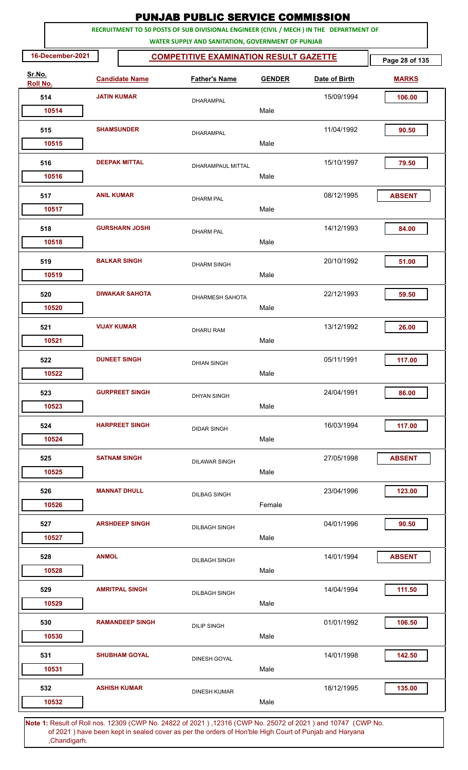# PUNJAB PUBLIC SERVICE COMMISSION

**RECRUITMENT TO 50 POSTS OF SUB DIVISIONAL ENGINEER (CIVIL / MECH ) IN THE DEPARTMENT OF WATER SUPPLY AND SANITATION, GOVERNMENT OF PUNJAB**

**16-December-2021**

## COMPETITIVE EXAMINATION RESULT GAZETTE

| Sr.No. | Roll No. | Candidate Name | Father's Name | GENDER | Date of Birth | MARKS |
|---|---|---|---|---|---|---|
| 514 | 10514 | JATIN KUMAR | DHARAMPAL | Male | 15/09/1994 | 106.00 |
| 515 | 10515 | SHAMSUNDER | DHARAMPAL | Male | 11/04/1992 | 90.50 |
| 516 | 10516 | DEEPAK MITTAL | DHARAMPAUL MITTAL | Male | 15/10/1997 | 79.50 |
| 517 | 10517 | ANIL KUMAR | DHARM PAL | Male | 08/12/1995 | ABSENT |
| 518 | 10518 | GURSHARN JOSHI | DHARM PAL | Male | 14/12/1993 | 84.00 |
| 519 | 10519 | BALKAR SINGH | DHARM SINGH | Male | 20/10/1992 | 51.00 |
| 520 | 10520 | DIWAKAR SAHOTA | DHARMESH SAHOTA | Male | 22/12/1993 | 59.50 |
| 521 | 10521 | VIJAY KUMAR | DHARU RAM | Male | 13/12/1992 | 26.00 |
| 522 | 10522 | DUNEET SINGH | DHIAN SINGH | Male | 05/11/1991 | 117.00 |
| 523 | 10523 | GURPREET SINGH | DHYAN SINGH | Male | 24/04/1991 | 86.00 |
| 524 | 10524 | HARPREET SINGH | DIDAR SINGH | Male | 16/03/1994 | 117.00 |
| 525 | 10525 | SATNAM SINGH | DILAWAR SINGH | Male | 27/05/1998 | ABSENT |
| 526 | 10526 | MANNAT DHULL | DILBAG SINGH | Female | 23/04/1996 | 123.00 |
| 527 | 10527 | ARSHDEEP SINGH | DILBAGH SINGH | Male | 04/01/1996 | 90.50 |
| 528 | 10528 | ANMOL | DILBAGH SINGH | Male | 14/01/1994 | ABSENT |
| 529 | 10529 | AMRITPAL SINGH | DILBAGH SINGH | Male | 14/04/1994 | 111.50 |
| 530 | 10530 | RAMANDEEP SINGH | DILIP SINGH | Male | 01/01/1992 | 106.50 |
| 531 | 10531 | SHUBHAM GOYAL | DINESH GOYAL | Male | 14/01/1998 | 142.50 |
| 532 | 10532 | ASHISH KUMAR | DINESH KUMAR | Male | 18/12/1995 | 135.00 |

**Note 1:** Result of Roll nos. 12309 (CWP No. 24822 of 2021 ) ,12316 (CWP No. 25072 of 2021 ) and 10747 (CWP No. of 2021 ) have been kept in sealed cover as per the orders of Hon'ble High Court of Punjab and Haryana ,Chandigarh.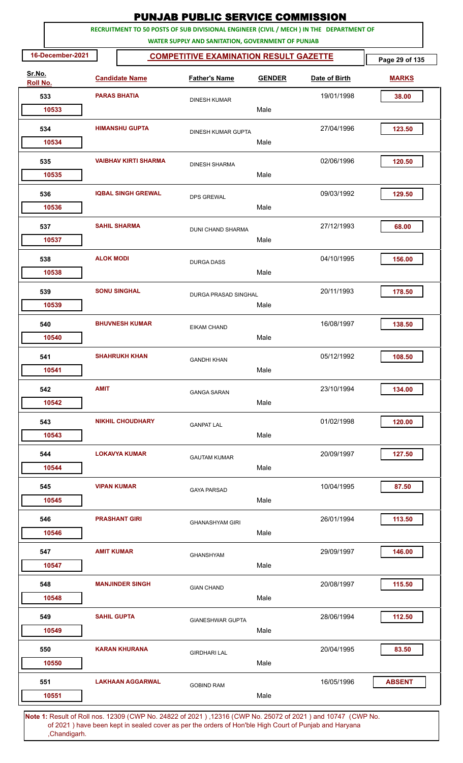# PUNJAB PUBLIC SERVICE COMMISSION

**RECRUITMENT TO 50 POSTS OF SUB DIVISIONAL ENGINEER (CIVIL / MECH ) IN THE DEPARTMENT OF WATER SUPPLY AND SANITATION, GOVERNMENT OF PUNJAB**

**16-December-2021**

**COMPETITIVE EXAMINATION RESULT GAZETTE**

| Sr.No. | Roll No. | Candidate Name | Father's Name | GENDER | Date of Birth | MARKS |
|---|---|---|---|---|---|---|
| 533 | 10533 | PARAS BHATIA | DINESH KUMAR | Male | 19/01/1998 | 38.00 |
| 534 | 10534 | HIMANSHU GUPTA | DINESH KUMAR GUPTA | Male | 27/04/1996 | 123.50 |
| 535 | 10535 | VAIBHAV KIRTI SHARMA | DINESH SHARMA | Male | 02/06/1996 | 120.50 |
| 536 | 10536 | IQBAL SINGH GREWAL | DPS GREWAL | Male | 09/03/1992 | 129.50 |
| 537 | 10537 | SAHIL SHARMA | DUNI CHAND SHARMA | Male | 27/12/1993 | 68.00 |
| 538 | 10538 | ALOK MODI | DURGA DASS | Male | 04/10/1995 | 156.00 |
| 539 | 10539 | SONU SINGHAL | DURGA PRASAD SINGHAL | Male | 20/11/1993 | 178.50 |
| 540 | 10540 | BHUVNESH KUMAR | EIKAM CHAND | Male | 16/08/1997 | 138.50 |
| 541 | 10541 | SHAHRUKH KHAN | GANDHI KHAN | Male | 05/12/1992 | 108.50 |
| 542 | 10542 | AMIT | GANGA SARAN | Male | 23/10/1994 | 134.00 |
| 543 | 10543 | NIKHIL CHOUDHARY | GANPAT LAL | Male | 01/02/1998 | 120.00 |
| 544 | 10544 | LOKAVYA KUMAR | GAUTAM KUMAR | Male | 20/09/1997 | 127.50 |
| 545 | 10545 | VIPAN KUMAR | GAYA PARSAD | Male | 10/04/1995 | 87.50 |
| 546 | 10546 | PRASHANT GIRI | GHANASHYAM GIRI | Male | 26/01/1994 | 113.50 |
| 547 | 10547 | AMIT KUMAR | GHANSHYAM | Male | 29/09/1997 | 146.00 |
| 548 | 10548 | MANJINDER SINGH | GIAN CHAND | Male | 20/08/1997 | 115.50 |
| 549 | 10549 | SAHIL GUPTA | GIANESHWAR GUPTA | Male | 28/06/1994 | 112.50 |
| 550 | 10550 | KARAN KHURANA | GIRDHARI LAL | Male | 20/04/1995 | 83.50 |
| 551 | 10551 | LAKHAAN AGGARWAL | GOBIND RAM | Male | 16/05/1996 | ABSENT |

**Note 1:** Result of Roll nos. 12309 (CWP No. 24822 of 2021 ) ,12316 (CWP No. 25072 of 2021 ) and 10747 (CWP No. of 2021 ) have been kept in sealed cover as per the orders of Hon'ble High Court of Punjab and Haryana ,Chandigarh.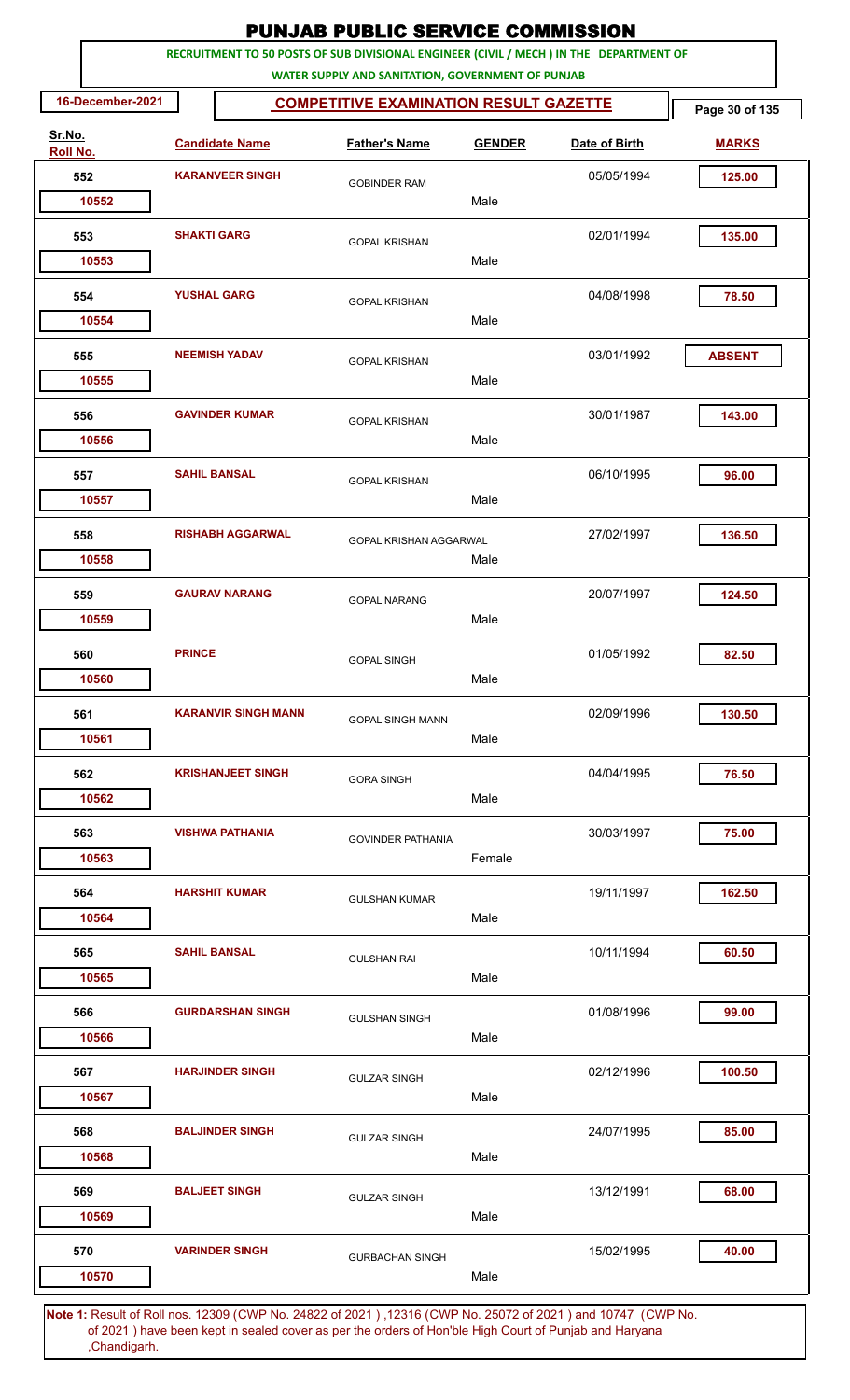# PUNJAB PUBLIC SERVICE COMMISSION

**RECRUITMENT TO 50 POSTS OF SUB DIVISIONAL ENGINEER (CIVIL / MECH ) IN THE DEPARTMENT OF WATER SUPPLY AND SANITATION, GOVERNMENT OF PUNJAB**

16-December-2021

**COMPETITIVE EXAMINATION RESULT GAZETTE**

| Sr.No. | Roll No. | Candidate Name | Father's Name | GENDER | Date of Birth | MARKS |
|---|---|---|---|---|---|---|
| 552 | 10552 | KARANVEER SINGH | GOBINDER RAM | Male | 05/05/1994 | 125.00 |
| 553 | 10553 | SHAKTI GARG | GOPAL KRISHAN | Male | 02/01/1994 | 135.00 |
| 554 | 10554 | YUSHAL GARG | GOPAL KRISHAN | Male | 04/08/1998 | 78.50 |
| 555 | 10555 | NEEMISH YADAV | GOPAL KRISHAN | Male | 03/01/1992 | ABSENT |
| 556 | 10556 | GAVINDER KUMAR | GOPAL KRISHAN | Male | 30/01/1987 | 143.00 |
| 557 | 10557 | SAHIL BANSAL | GOPAL KRISHAN | Male | 06/10/1995 | 96.00 |
| 558 | 10558 | RISHABH AGGARWAL | GOPAL KRISHAN AGGARWAL | Male | 27/02/1997 | 136.50 |
| 559 | 10559 | GAURAV NARANG | GOPAL NARANG | Male | 20/07/1997 | 124.50 |
| 560 | 10560 | PRINCE | GOPAL SINGH | Male | 01/05/1992 | 82.50 |
| 561 | 10561 | KARANVIR SINGH MANN | GOPAL SINGH MANN | Male | 02/09/1996 | 130.50 |
| 562 | 10562 | KRISHANJEET SINGH | GORA SINGH | Male | 04/04/1995 | 76.50 |
| 563 | 10563 | VISHWA PATHANIA | GOVINDER PATHANIA | Female | 30/03/1997 | 75.00 |
| 564 | 10564 | HARSHIT KUMAR | GULSHAN KUMAR | Male | 19/11/1997 | 162.50 |
| 565 | 10565 | SAHIL BANSAL | GULSHAN RAI | Male | 10/11/1994 | 60.50 |
| 566 | 10566 | GURDARSHAN SINGH | GULSHAN SINGH | Male | 01/08/1996 | 99.00 |
| 567 | 10567 | HARJINDER SINGH | GULZAR SINGH | Male | 02/12/1996 | 100.50 |
| 568 | 10568 | BALJINDER SINGH | GULZAR SINGH | Male | 24/07/1995 | 85.00 |
| 569 | 10569 | BALJEET SINGH | GULZAR SINGH | Male | 13/12/1991 | 68.00 |
| 570 | 10570 | VARINDER SINGH | GURBACHAN SINGH | Male | 15/02/1995 | 40.00 |

**Note 1:** Result of Roll nos. 12309 (CWP No. 24822 of 2021 ) ,12316 (CWP No. 25072 of 2021 ) and 10747 (CWP No. of 2021 ) have been kept in sealed cover as per the orders of Hon'ble High Court of Punjab and Haryana ,Chandigarh.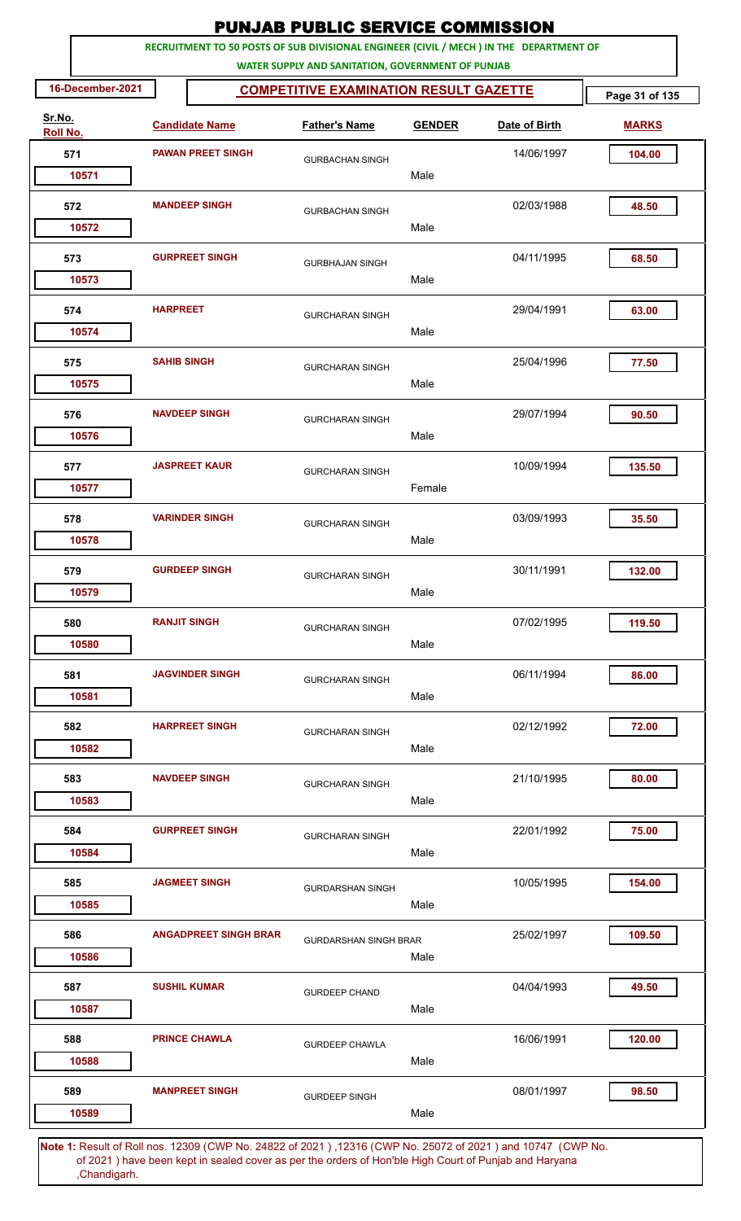# PUNJAB PUBLIC SERVICE COMMISSION

**RECRUITMENT TO 50 POSTS OF SUB DIVISIONAL ENGINEER (CIVIL / MECH ) IN THE DEPARTMENT OF WATER SUPPLY AND SANITATION, GOVERNMENT OF PUNJAB**

**16-December-2021**

## COMPETITIVE EXAMINATION RESULT GAZETTE

| Sr.No. | Roll No. | Candidate Name | Father's Name | GENDER | Date of Birth | MARKS |
|---|---|---|---|---|---|---|
| 571 | 10571 | PAWAN PREET SINGH | GURBACHAN SINGH | Male | 14/06/1997 | 104.00 |
| 572 | 10572 | MANDEEP SINGH | GURBACHAN SINGH | Male | 02/03/1988 | 48.50 |
| 573 | 10573 | GURPREET SINGH | GURBHAJAN SINGH | Male | 04/11/1995 | 68.50 |
| 574 | 10574 | HARPREET | GURCHARAN SINGH | Male | 29/04/1991 | 63.00 |
| 575 | 10575 | SAHIB SINGH | GURCHARAN SINGH | Male | 25/04/1996 | 77.50 |
| 576 | 10576 | NAVDEEP SINGH | GURCHARAN SINGH | Male | 29/07/1994 | 90.50 |
| 577 | 10577 | JASPREET KAUR | GURCHARAN SINGH | Female | 10/09/1994 | 135.50 |
| 578 | 10578 | VARINDER SINGH | GURCHARAN SINGH | Male | 03/09/1993 | 35.50 |
| 579 | 10579 | GURDEEP SINGH | GURCHARAN SINGH | Male | 30/11/1991 | 132.00 |
| 580 | 10580 | RANJIT SINGH | GURCHARAN SINGH | Male | 07/02/1995 | 119.50 |
| 581 | 10581 | JAGVINDER SINGH | GURCHARAN SINGH | Male | 06/11/1994 | 86.00 |
| 582 | 10582 | HARPREET SINGH | GURCHARAN SINGH | Male | 02/12/1992 | 72.00 |
| 583 | 10583 | NAVDEEP SINGH | GURCHARAN SINGH | Male | 21/10/1995 | 80.00 |
| 584 | 10584 | GURPREET SINGH | GURCHARAN SINGH | Male | 22/01/1992 | 75.00 |
| 585 | 10585 | JAGMEET SINGH | GURDARSHAN SINGH | Male | 10/05/1995 | 154.00 |
| 586 | 10586 | ANGADPREET SINGH BRAR | GURDARSHAN SINGH BRAR | Male | 25/02/1997 | 109.50 |
| 587 | 10587 | SUSHIL KUMAR | GURDEEP CHAND | Male | 04/04/1993 | 49.50 |
| 588 | 10588 | PRINCE CHAWLA | GURDEEP CHAWLA | Male | 16/06/1991 | 120.00 |
| 589 | 10589 | MANPREET SINGH | GURDEEP SINGH | Male | 08/01/1997 | 98.50 |

**Note 1:** Result of Roll nos. 12309 (CWP No. 24822 of 2021 ) ,12316 (CWP No. 25072 of 2021 ) and 10747 (CWP No. of 2021 ) have been kept in sealed cover as per the orders of Hon'ble High Court of Punjab and Haryana ,Chandigarh.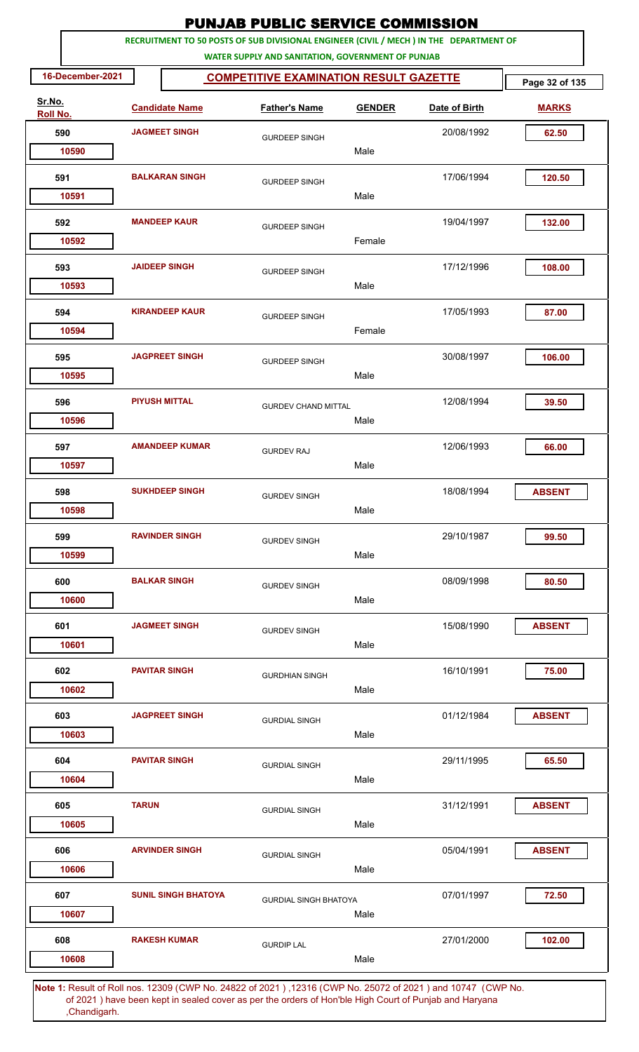# PUNJAB PUBLIC SERVICE COMMISSION

**RECRUITMENT TO 50 POSTS OF SUB DIVISIONAL ENGINEER (CIVIL / MECH ) IN THE DEPARTMENT OF WATER SUPPLY AND SANITATION, GOVERNMENT OF PUNJAB**

**16-December-2021** | **COMPETITIVE EXAMINATION RESULT GAZETTE**

| Sr.No. | Roll No. | Candidate Name | Father's Name | GENDER | Date of Birth | MARKS |
|---|---|---|---|---|---|---|
| 590 | 10590 | JAGMEET SINGH | GURDEEP SINGH | Male | 20/08/1992 | 62.50 |
| 591 | 10591 | BALKARAN SINGH | GURDEEP SINGH | Male | 17/06/1994 | 120.50 |
| 592 | 10592 | MANDEEP KAUR | GURDEEP SINGH | Female | 19/04/1997 | 132.00 |
| 593 | 10593 | JAIDEEP SINGH | GURDEEP SINGH | Male | 17/12/1996 | 108.00 |
| 594 | 10594 | KIRANDEEP KAUR | GURDEEP SINGH | Female | 17/05/1993 | 87.00 |
| 595 | 10595 | JAGPREET SINGH | GURDEEP SINGH | Male | 30/08/1997 | 106.00 |
| 596 | 10596 | PIYUSH MITTAL | GURDEV CHAND MITTAL | Male | 12/08/1994 | 39.50 |
| 597 | 10597 | AMANDEEP KUMAR | GURDEV RAJ | Male | 12/06/1993 | 66.00 |
| 598 | 10598 | SUKHDEEP SINGH | GURDEV SINGH | Male | 18/08/1994 | ABSENT |
| 599 | 10599 | RAVINDER SINGH | GURDEV SINGH | Male | 29/10/1987 | 99.50 |
| 600 | 10600 | BALKAR SINGH | GURDEV SINGH | Male | 08/09/1998 | 80.50 |
| 601 | 10601 | JAGMEET SINGH | GURDEV SINGH | Male | 15/08/1990 | ABSENT |
| 602 | 10602 | PAVITAR SINGH | GURDHIAN SINGH | Male | 16/10/1991 | 75.00 |
| 603 | 10603 | JAGPREET SINGH | GURDIAL SINGH | Male | 01/12/1984 | ABSENT |
| 604 | 10604 | PAVITAR SINGH | GURDIAL SINGH | Male | 29/11/1995 | 65.50 |
| 605 | 10605 | TARUN | GURDIAL SINGH | Male | 31/12/1991 | ABSENT |
| 606 | 10606 | ARVINDER SINGH | GURDIAL SINGH | Male | 05/04/1991 | ABSENT |
| 607 | 10607 | SUNIL SINGH BHATOYA | GURDIAL SINGH BHATOYA | Male | 07/01/1997 | 72.50 |
| 608 | 10608 | RAKESH KUMAR | GURDIP LAL | Male | 27/01/2000 | 102.00 |

**Note 1:** Result of Roll nos. 12309 (CWP No. 24822 of 2021 ) ,12316 (CWP No. 25072 of 2021 ) and 10747 (CWP No. of 2021 ) have been kept in sealed cover as per the orders of Hon'ble High Court of Punjab and Haryana ,Chandigarh.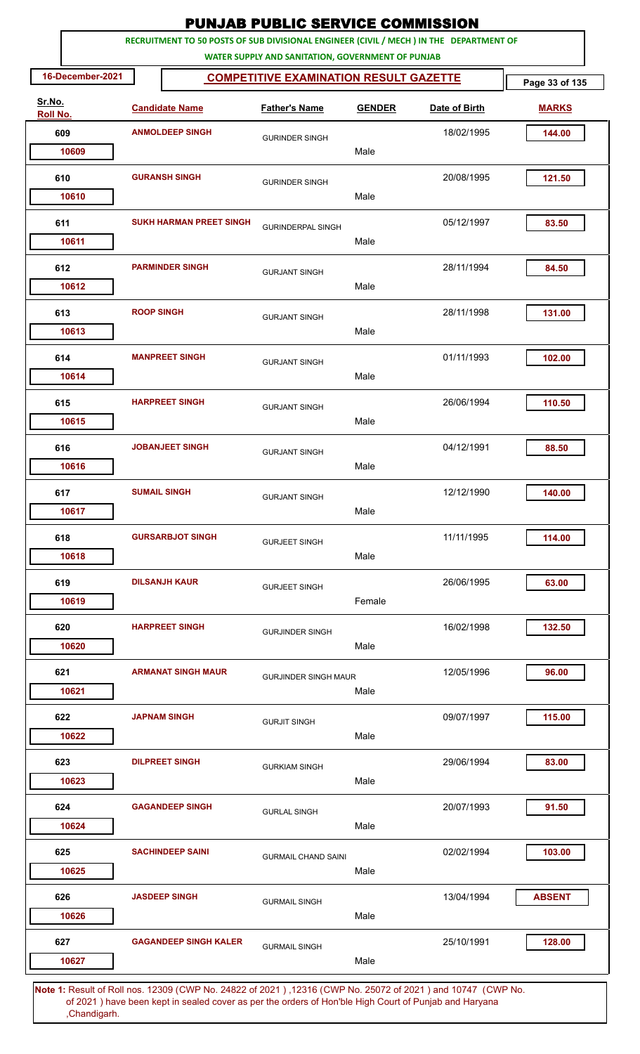# PUNJAB PUBLIC SERVICE COMMISSION

**RECRUITMENT TO 50 POSTS OF SUB DIVISIONAL ENGINEER (CIVIL / MECH ) IN THE DEPARTMENT OF WATER SUPPLY AND SANITATION, GOVERNMENT OF PUNJAB**

**16-December-2021**

## COMPETITIVE EXAMINATION RESULT GAZETTE

| Sr.No. / Roll No. | Candidate Name | Father's Name | GENDER | Date of Birth | MARKS |
|---|---|---|---|---|---|
| 609 / 10609 | ANMOLDEEP SINGH | GURINDER SINGH | Male | 18/02/1995 | 144.00 |
| 610 / 10610 | GURANSH SINGH | GURINDER SINGH | Male | 20/08/1995 | 121.50 |
| 611 / 10611 | SUKH HARMAN PREET SINGH | GURINDERPAL SINGH | Male | 05/12/1997 | 83.50 |
| 612 / 10612 | PARMINDER SINGH | GURJANT SINGH | Male | 28/11/1994 | 84.50 |
| 613 / 10613 | ROOP SINGH | GURJANT SINGH | Male | 28/11/1998 | 131.00 |
| 614 / 10614 | MANPREET SINGH | GURJANT SINGH | Male | 01/11/1993 | 102.00 |
| 615 / 10615 | HARPREET SINGH | GURJANT SINGH | Male | 26/06/1994 | 110.50 |
| 616 / 10616 | JOBANJEET SINGH | GURJANT SINGH | Male | 04/12/1991 | 88.50 |
| 617 / 10617 | SUMAIL SINGH | GURJANT SINGH | Male | 12/12/1990 | 140.00 |
| 618 / 10618 | GURSARBJOT SINGH | GURJEET SINGH | Male | 11/11/1995 | 114.00 |
| 619 / 10619 | DILSANJH KAUR | GURJEET SINGH | Female | 26/06/1995 | 63.00 |
| 620 / 10620 | HARPREET SINGH | GURJINDER SINGH | Male | 16/02/1998 | 132.50 |
| 621 / 10621 | ARMANAT SINGH MAUR | GURJINDER SINGH MAUR | Male | 12/05/1996 | 96.00 |
| 622 / 10622 | JAPNAM SINGH | GURJIT SINGH | Male | 09/07/1997 | 115.00 |
| 623 / 10623 | DILPREET SINGH | GURKIAM SINGH | Male | 29/06/1994 | 83.00 |
| 624 / 10624 | GAGANDEEP SINGH | GURLAL SINGH | Male | 20/07/1993 | 91.50 |
| 625 / 10625 | SACHINDEEP SAINI | GURMAIL CHAND SAINI | Male | 02/02/1994 | 103.00 |
| 626 / 10626 | JASDEEP SINGH | GURMAIL SINGH | Male | 13/04/1994 | ABSENT |
| 627 / 10627 | GAGANDEEP SINGH KALER | GURMAIL SINGH | Male | 25/10/1991 | 128.00 |

**Note 1:** Result of Roll nos. 12309 (CWP No. 24822 of 2021 ) ,12316 (CWP No. 25072 of 2021 ) and 10747 (CWP No. of 2021 ) have been kept in sealed cover as per the orders of Hon'ble High Court of Punjab and Haryana ,Chandigarh.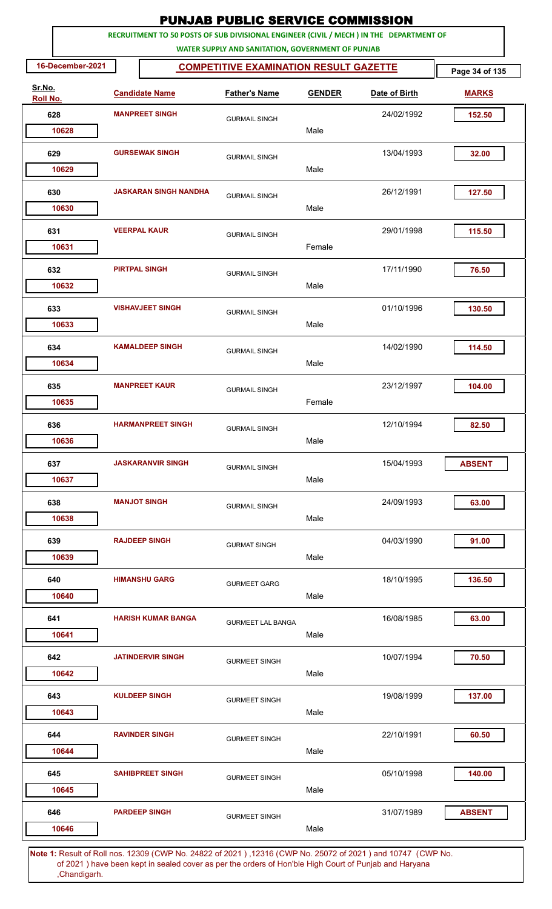# PUNJAB PUBLIC SERVICE COMMISSION

**RECRUITMENT TO 50 POSTS OF SUB DIVISIONAL ENGINEER (CIVIL / MECH ) IN THE DEPARTMENT OF WATER SUPPLY AND SANITATION, GOVERNMENT OF PUNJAB**

**16-December-2021** | **COMPETITIVE EXAMINATION RESULT GAZETTE**

| Sr.No. | Roll No. | Candidate Name | Father's Name | Gender | Date of Birth | Marks |
|---|---|---|---|---|---|---|
| 628 | 10628 | MANPREET SINGH | GURMAIL SINGH | Male | 24/02/1992 | 152.50 |
| 629 | 10629 | GURSEWAK SINGH | GURMAIL SINGH | Male | 13/04/1993 | 32.00 |
| 630 | 10630 | JASKARAN SINGH NANDHA | GURMAIL SINGH | Male | 26/12/1991 | 127.50 |
| 631 | 10631 | VEERPAL KAUR | GURMAIL SINGH | Female | 29/01/1998 | 115.50 |
| 632 | 10632 | PIRTPAL SINGH | GURMAIL SINGH | Male | 17/11/1990 | 76.50 |
| 633 | 10633 | VISHAVJEET SINGH | GURMAIL SINGH | Male | 01/10/1996 | 130.50 |
| 634 | 10634 | KAMALDEEP SINGH | GURMAIL SINGH | Male | 14/02/1990 | 114.50 |
| 635 | 10635 | MANPREET KAUR | GURMAIL SINGH | Female | 23/12/1997 | 104.00 |
| 636 | 10636 | HARMANPREET SINGH | GURMAIL SINGH | Male | 12/10/1994 | 82.50 |
| 637 | 10637 | JASKARANVIR SINGH | GURMAIL SINGH | Male | 15/04/1993 | ABSENT |
| 638 | 10638 | MANJOT SINGH | GURMAIL SINGH | Male | 24/09/1993 | 63.00 |
| 639 | 10639 | RAJDEEP SINGH | GURMAT SINGH | Male | 04/03/1990 | 91.00 |
| 640 | 10640 | HIMANSHU GARG | GURMEET GARG | Male | 18/10/1995 | 136.50 |
| 641 | 10641 | HARISH KUMAR BANGA | GURMEET LAL BANGA | Male | 16/08/1985 | 63.00 |
| 642 | 10642 | JATINDERVIR SINGH | GURMEET SINGH | Male | 10/07/1994 | 70.50 |
| 643 | 10643 | KULDEEP SINGH | GURMEET SINGH | Male | 19/08/1999 | 137.00 |
| 644 | 10644 | RAVINDER SINGH | GURMEET SINGH | Male | 22/10/1991 | 60.50 |
| 645 | 10645 | SAHIBPREET SINGH | GURMEET SINGH | Male | 05/10/1998 | 140.00 |
| 646 | 10646 | PARDEEP SINGH | GURMEET SINGH | Male | 31/07/1989 | ABSENT |

**Note 1:** Result of Roll nos. 12309 (CWP No. 24822 of 2021 ) ,12316 (CWP No. 25072 of 2021 ) and 10747 (CWP No. of 2021 ) have been kept in sealed cover as per the orders of Hon'ble High Court of Punjab and Haryana ,Chandigarh.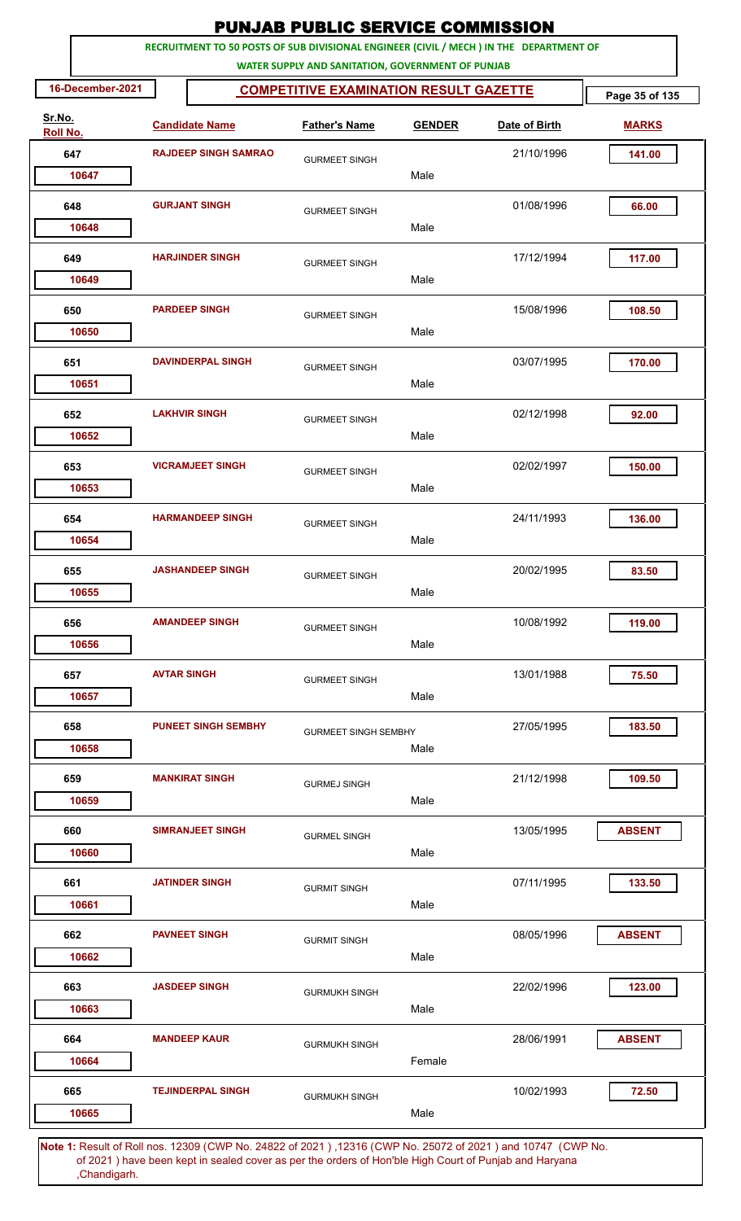# PUNJAB PUBLIC SERVICE COMMISSION

**RECRUITMENT TO 50 POSTS OF SUB DIVISIONAL ENGINEER (CIVIL / MECH ) IN THE DEPARTMENT OF WATER SUPPLY AND SANITATION, GOVERNMENT OF PUNJAB**

**16-December-2021** | **COMPETITIVE EXAMINATION RESULT GAZETTE**

| Sr.No. / Roll No. | Candidate Name | Father's Name | GENDER | Date of Birth | MARKS |
|---|---|---|---|---|---|
| 647 / 10647 | RAJDEEP SINGH SAMRAO | GURMEET SINGH | Male | 21/10/1996 | 141.00 |
| 648 / 10648 | GURJANT SINGH | GURMEET SINGH | Male | 01/08/1996 | 66.00 |
| 649 / 10649 | HARJINDER SINGH | GURMEET SINGH | Male | 17/12/1994 | 117.00 |
| 650 / 10650 | PARDEEP SINGH | GURMEET SINGH | Male | 15/08/1996 | 108.50 |
| 651 / 10651 | DAVINDERPAL SINGH | GURMEET SINGH | Male | 03/07/1995 | 170.00 |
| 652 / 10652 | LAKHVIR SINGH | GURMEET SINGH | Male | 02/12/1998 | 92.00 |
| 653 / 10653 | VICRAMJEET SINGH | GURMEET SINGH | Male | 02/02/1997 | 150.00 |
| 654 / 10654 | HARMANDEEP SINGH | GURMEET SINGH | Male | 24/11/1993 | 136.00 |
| 655 / 10655 | JASHANDEEP SINGH | GURMEET SINGH | Male | 20/02/1995 | 83.50 |
| 656 / 10656 | AMANDEEP SINGH | GURMEET SINGH | Male | 10/08/1992 | 119.00 |
| 657 / 10657 | AVTAR SINGH | GURMEET SINGH | Male | 13/01/1988 | 75.50 |
| 658 / 10658 | PUNEET SINGH SEMBHY | GURMEET SINGH SEMBHY | Male | 27/05/1995 | 183.50 |
| 659 / 10659 | MANKIRAT SINGH | GURMEJ SINGH | Male | 21/12/1998 | 109.50 |
| 660 / 10660 | SIMRANJEET SINGH | GURMEL SINGH | Male | 13/05/1995 | ABSENT |
| 661 / 10661 | JATINDER SINGH | GURMIT SINGH | Male | 07/11/1995 | 133.50 |
| 662 / 10662 | PAVNEET SINGH | GURMIT SINGH | Male | 08/05/1996 | ABSENT |
| 663 / 10663 | JASDEEP SINGH | GURMUKH SINGH | Male | 22/02/1996 | 123.00 |
| 664 / 10664 | MANDEEP KAUR | GURMUKH SINGH | Female | 28/06/1991 | ABSENT |
| 665 / 10665 | TEJINDERPAL SINGH | GURMUKH SINGH | Male | 10/02/1993 | 72.50 |

**Note 1:** Result of Roll nos. 12309 (CWP No. 24822 of 2021 ) ,12316 (CWP No. 25072 of 2021 ) and 10747 (CWP No. of 2021 ) have been kept in sealed cover as per the orders of Hon'ble High Court of Punjab and Haryana ,Chandigarh.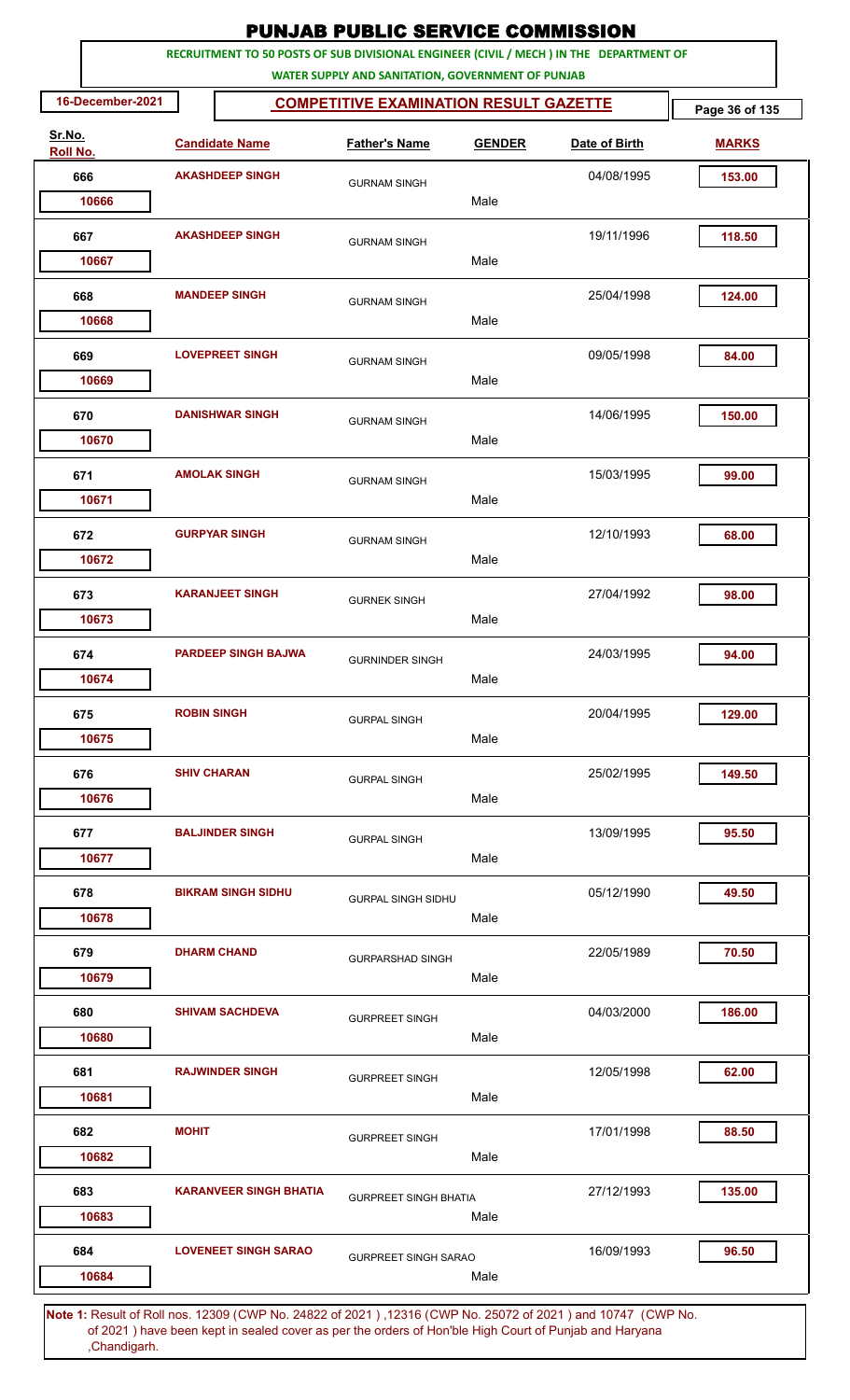# PUNJAB PUBLIC SERVICE COMMISSION

**RECRUITMENT TO 50 POSTS OF SUB DIVISIONAL ENGINEER (CIVIL / MECH ) IN THE DEPARTMENT OF WATER SUPPLY AND SANITATION, GOVERNMENT OF PUNJAB**

**16-December-2021**

## COMPETITIVE EXAMINATION RESULT GAZETTE

| Sr.No. | Roll No. | Candidate Name | Father's Name | GENDER | Date of Birth | MARKS |
|---|---|---|---|---|---|---|
| 666 | 10666 | AKASHDEEP SINGH | GURNAM SINGH | Male | 04/08/1995 | 153.00 |
| 667 | 10667 | AKASHDEEP SINGH | GURNAM SINGH | Male | 19/11/1996 | 118.50 |
| 668 | 10668 | MANDEEP SINGH | GURNAM SINGH | Male | 25/04/1998 | 124.00 |
| 669 | 10669 | LOVEPREET SINGH | GURNAM SINGH | Male | 09/05/1998 | 84.00 |
| 670 | 10670 | DANISHWAR SINGH | GURNAM SINGH | Male | 14/06/1995 | 150.00 |
| 671 | 10671 | AMOLAK SINGH | GURNAM SINGH | Male | 15/03/1995 | 99.00 |
| 672 | 10672 | GURPYAR SINGH | GURNAM SINGH | Male | 12/10/1993 | 68.00 |
| 673 | 10673 | KARANJEET SINGH | GURNEK SINGH | Male | 27/04/1992 | 98.00 |
| 674 | 10674 | PARDEEP SINGH BAJWA | GURNINDER SINGH | Male | 24/03/1995 | 94.00 |
| 675 | 10675 | ROBIN SINGH | GURPAL SINGH | Male | 20/04/1995 | 129.00 |
| 676 | 10676 | SHIV CHARAN | GURPAL SINGH | Male | 25/02/1995 | 149.50 |
| 677 | 10677 | BALJINDER SINGH | GURPAL SINGH | Male | 13/09/1995 | 95.50 |
| 678 | 10678 | BIKRAM SINGH SIDHU | GURPAL SINGH SIDHU | Male | 05/12/1990 | 49.50 |
| 679 | 10679 | DHARM CHAND | GURPARSHAD SINGH | Male | 22/05/1989 | 70.50 |
| 680 | 10680 | SHIVAM SACHDEVA | GURPREET SINGH | Male | 04/03/2000 | 186.00 |
| 681 | 10681 | RAJWINDER SINGH | GURPREET SINGH | Male | 12/05/1998 | 62.00 |
| 682 | 10682 | MOHIT | GURPREET SINGH | Male | 17/01/1998 | 88.50 |
| 683 | 10683 | KARANVEER SINGH BHATIA | GURPREET SINGH BHATIA | Male | 27/12/1993 | 135.00 |
| 684 | 10684 | LOVENEET SINGH SARAO | GURPREET SINGH SARAO | Male | 16/09/1993 | 96.50 |

**Note 1:** Result of Roll nos. 12309 (CWP No. 24822 of 2021 ) ,12316 (CWP No. 25072 of 2021 ) and 10747 (CWP No. of 2021 ) have been kept in sealed cover as per the orders of Hon'ble High Court of Punjab and Haryana ,Chandigarh.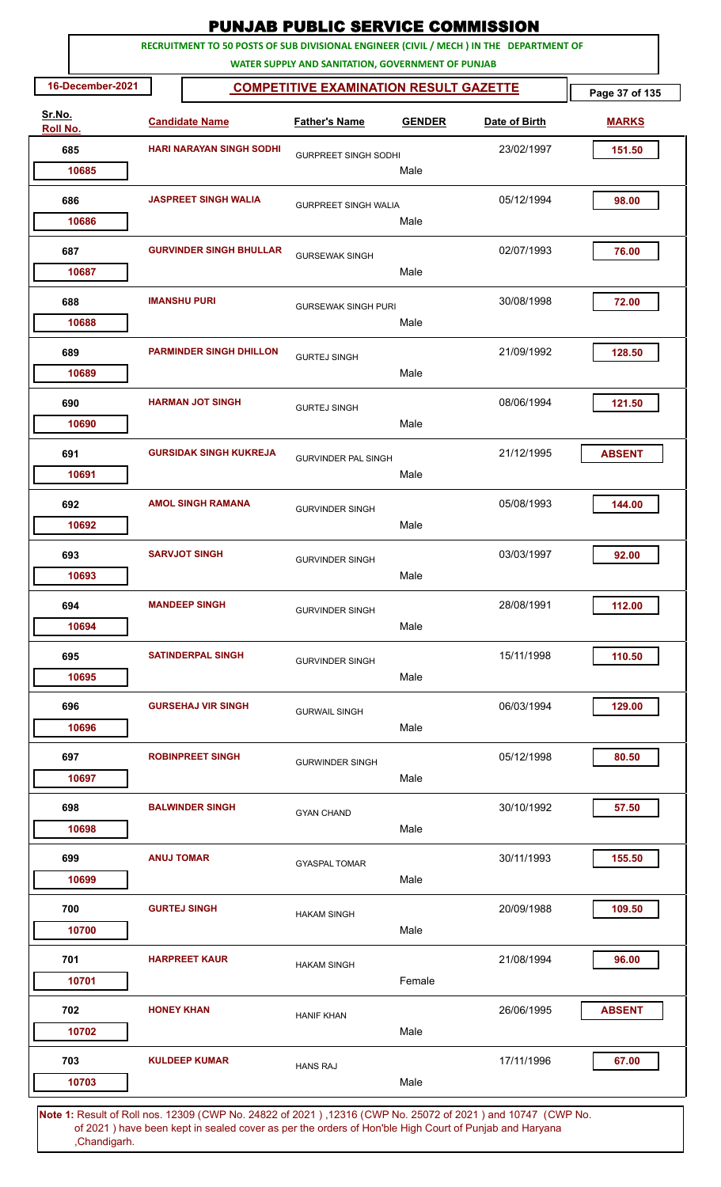# PUNJAB PUBLIC SERVICE COMMISSION

**RECRUITMENT TO 50 POSTS OF SUB DIVISIONAL ENGINEER (CIVIL / MECH ) IN THE DEPARTMENT OF WATER SUPPLY AND SANITATION, GOVERNMENT OF PUNJAB**

**16-December-2021** | **COMPETITIVE EXAMINATION RESULT GAZETTE**

| Sr.No. / Roll No. | Candidate Name | Father's Name | GENDER | Date of Birth | MARKS |
|---|---|---|---|---|---|
| 685 / 10685 | HARI NARAYAN SINGH SODHI | GURPREET SINGH SODHI | Male | 23/02/1997 | 151.50 |
| 686 / 10686 | JASPREET SINGH WALIA | GURPREET SINGH WALIA | Male | 05/12/1994 | 98.00 |
| 687 / 10687 | GURVINDER SINGH BHULLAR | GURSEWAK SINGH | Male | 02/07/1993 | 76.00 |
| 688 / 10688 | IMANSHU PURI | GURSEWAK SINGH PURI | Male | 30/08/1998 | 72.00 |
| 689 / 10689 | PARMINDER SINGH DHILLON | GURTEJ SINGH | Male | 21/09/1992 | 128.50 |
| 690 / 10690 | HARMAN JOT SINGH | GURTEJ SINGH | Male | 08/06/1994 | 121.50 |
| 691 / 10691 | GURSIDAK SINGH KUKREJA | GURVINDER PAL SINGH | Male | 21/12/1995 | ABSENT |
| 692 / 10692 | AMOL SINGH RAMANA | GURVINDER SINGH | Male | 05/08/1993 | 144.00 |
| 693 / 10693 | SARVJOT SINGH | GURVINDER SINGH | Male | 03/03/1997 | 92.00 |
| 694 / 10694 | MANDEEP SINGH | GURVINDER SINGH | Male | 28/08/1991 | 112.00 |
| 695 / 10695 | SATINDERPAL SINGH | GURVINDER SINGH | Male | 15/11/1998 | 110.50 |
| 696 / 10696 | GURSEHAJ VIR SINGH | GURWAIL SINGH | Male | 06/03/1994 | 129.00 |
| 697 / 10697 | ROBINPREET SINGH | GURWINDER SINGH | Male | 05/12/1998 | 80.50 |
| 698 / 10698 | BALWINDER SINGH | GYAN CHAND | Male | 30/10/1992 | 57.50 |
| 699 / 10699 | ANUJ TOMAR | GYASPAL TOMAR | Male | 30/11/1993 | 155.50 |
| 700 / 10700 | GURTEJ SINGH | HAKAM SINGH | Male | 20/09/1988 | 109.50 |
| 701 / 10701 | HARPREET KAUR | HAKAM SINGH | Female | 21/08/1994 | 96.00 |
| 702 / 10702 | HONEY KHAN | HANIF KHAN | Male | 26/06/1995 | ABSENT |
| 703 / 10703 | KULDEEP KUMAR | HANS RAJ | Male | 17/11/1996 | 67.00 |

**Note 1:** Result of Roll nos. 12309 (CWP No. 24822 of 2021 ) ,12316 (CWP No. 25072 of 2021 ) and 10747 (CWP No. of 2021 ) have been kept in sealed cover as per the orders of Hon'ble High Court of Punjab and Haryana ,Chandigarh.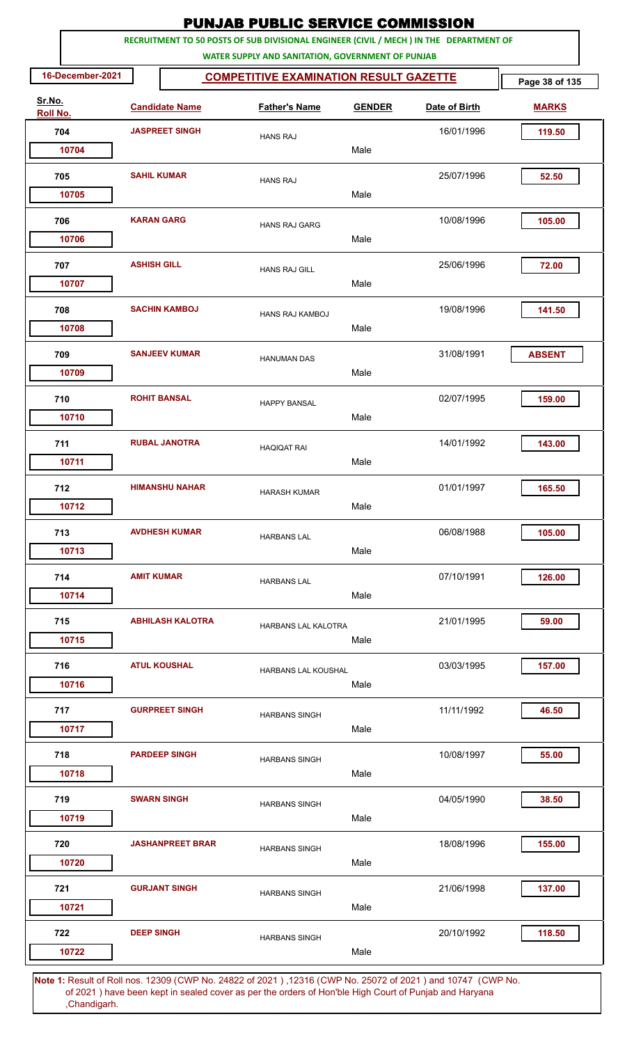# PUNJAB PUBLIC SERVICE COMMISSION

**RECRUITMENT TO 50 POSTS OF SUB DIVISIONAL ENGINEER (CIVIL / MECH ) IN THE DEPARTMENT OF WATER SUPPLY AND SANITATION, GOVERNMENT OF PUNJAB**

**16-December-2021**

**COMPETITIVE EXAMINATION RESULT GAZETTE**

| Sr.No. | Roll No. | Candidate Name | Father's Name | GENDER | Date of Birth | MARKS |
|---|---|---|---|---|---|---|
| 704 | 10704 | JASPREET SINGH | HANS RAJ | Male | 16/01/1996 | 119.50 |
| 705 | 10705 | SAHIL KUMAR | HANS RAJ | Male | 25/07/1996 | 52.50 |
| 706 | 10706 | KARAN GARG | HANS RAJ GARG | Male | 10/08/1996 | 105.00 |
| 707 | 10707 | ASHISH GILL | HANS RAJ GILL | Male | 25/06/1996 | 72.00 |
| 708 | 10708 | SACHIN KAMBOJ | HANS RAJ KAMBOJ | Male | 19/08/1996 | 141.50 |
| 709 | 10709 | SANJEEV KUMAR | HANUMAN DAS | Male | 31/08/1991 | ABSENT |
| 710 | 10710 | ROHIT BANSAL | HAPPY BANSAL | Male | 02/07/1995 | 159.00 |
| 711 | 10711 | RUBAL JANOTRA | HAQIQAT RAI | Male | 14/01/1992 | 143.00 |
| 712 | 10712 | HIMANSHU NAHAR | HARASH KUMAR | Male | 01/01/1997 | 165.50 |
| 713 | 10713 | AVDHESH KUMAR | HARBANS LAL | Male | 06/08/1988 | 105.00 |
| 714 | 10714 | AMIT KUMAR | HARBANS LAL | Male | 07/10/1991 | 126.00 |
| 715 | 10715 | ABHILASH KALOTRA | HARBANS LAL KALOTRA | Male | 21/01/1995 | 59.00 |
| 716 | 10716 | ATUL KOUSHAL | HARBANS LAL KOUSHAL | Male | 03/03/1995 | 157.00 |
| 717 | 10717 | GURPREET SINGH | HARBANS SINGH | Male | 11/11/1992 | 46.50 |
| 718 | 10718 | PARDEEP SINGH | HARBANS SINGH | Male | 10/08/1997 | 55.00 |
| 719 | 10719 | SWARN SINGH | HARBANS SINGH | Male | 04/05/1990 | 38.50 |
| 720 | 10720 | JASHANPREET BRAR | HARBANS SINGH | Male | 18/08/1996 | 155.00 |
| 721 | 10721 | GURJANT SINGH | HARBANS SINGH | Male | 21/06/1998 | 137.00 |
| 722 | 10722 | DEEP SINGH | HARBANS SINGH | Male | 20/10/1992 | 118.50 |

**Note 1:** Result of Roll nos. 12309 (CWP No. 24822 of 2021 ) ,12316 (CWP No. 25072 of 2021 ) and 10747 (CWP No. of 2021 ) have been kept in sealed cover as per the orders of Hon'ble High Court of Punjab and Haryana ,Chandigarh.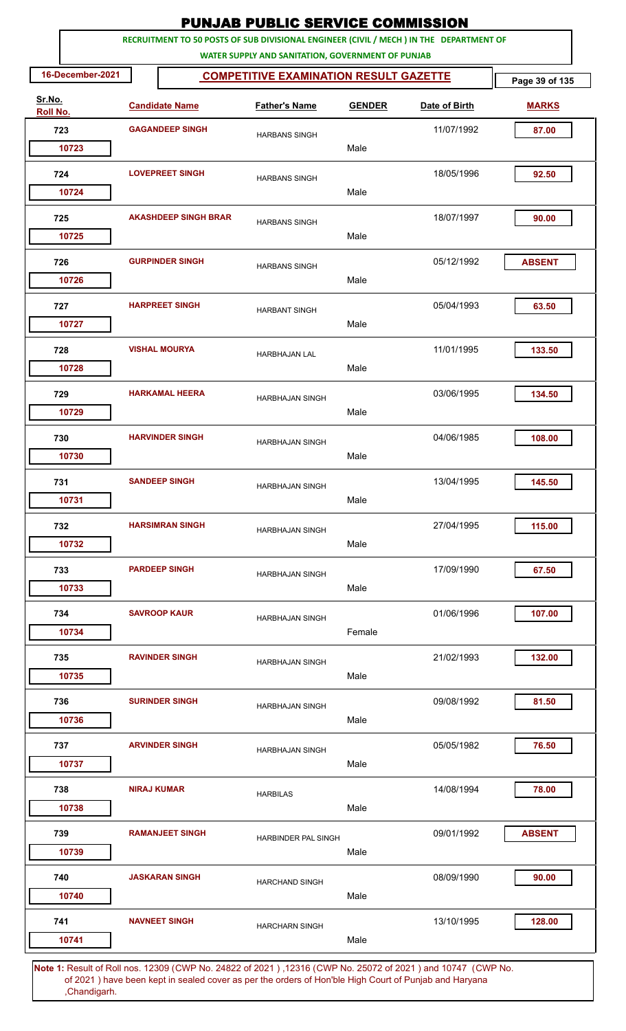# PUNJAB PUBLIC SERVICE COMMISSION

**RECRUITMENT TO 50 POSTS OF SUB DIVISIONAL ENGINEER (CIVIL / MECH ) IN THE DEPARTMENT OF WATER SUPPLY AND SANITATION, GOVERNMENT OF PUNJAB**

**16-December-2021** | **COMPETITIVE EXAMINATION RESULT GAZETTE**

| Sr.No. | Roll No. | Candidate Name | Father's Name | Gender | Date of Birth | Marks |
|---|---|---|---|---|---|---|
| 723 | 10723 | GAGANDEEP SINGH | HARBANS SINGH | Male | 11/07/1992 | 87.00 |
| 724 | 10724 | LOVEPREET SINGH | HARBANS SINGH | Male | 18/05/1996 | 92.50 |
| 725 | 10725 | AKASHDEEP SINGH BRAR | HARBANS SINGH | Male | 18/07/1997 | 90.00 |
| 726 | 10726 | GURPINDER SINGH | HARBANS SINGH | Male | 05/12/1992 | ABSENT |
| 727 | 10727 | HARPREET SINGH | HARBANT SINGH | Male | 05/04/1993 | 63.50 |
| 728 | 10728 | VISHAL MOURYA | HARBHAJAN LAL | Male | 11/01/1995 | 133.50 |
| 729 | 10729 | HARKAMAL HEERA | HARBHAJAN SINGH | Male | 03/06/1995 | 134.50 |
| 730 | 10730 | HARVINDER SINGH | HARBHAJAN SINGH | Male | 04/06/1985 | 108.00 |
| 731 | 10731 | SANDEEP SINGH | HARBHAJAN SINGH | Male | 13/04/1995 | 145.50 |
| 732 | 10732 | HARSIMRAN SINGH | HARBHAJAN SINGH | Male | 27/04/1995 | 115.00 |
| 733 | 10733 | PARDEEP SINGH | HARBHAJAN SINGH | Male | 17/09/1990 | 67.50 |
| 734 | 10734 | SAVROOP KAUR | HARBHAJAN SINGH | Female | 01/06/1996 | 107.00 |
| 735 | 10735 | RAVINDER SINGH | HARBHAJAN SINGH | Male | 21/02/1993 | 132.00 |
| 736 | 10736 | SURINDER SINGH | HARBHAJAN SINGH | Male | 09/08/1992 | 81.50 |
| 737 | 10737 | ARVINDER SINGH | HARBHAJAN SINGH | Male | 05/05/1982 | 76.50 |
| 738 | 10738 | NIRAJ KUMAR | HARBILAS | Male | 14/08/1994 | 78.00 |
| 739 | 10739 | RAMANJEET SINGH | HARBINDER PAL SINGH | Male | 09/01/1992 | ABSENT |
| 740 | 10740 | JASKARAN SINGH | HARCHAND SINGH | Male | 08/09/1990 | 90.00 |
| 741 | 10741 | NAVNEET SINGH | HARCHARN SINGH | Male | 13/10/1995 | 128.00 |

**Note 1:** Result of Roll nos. 12309 (CWP No. 24822 of 2021 ) ,12316 (CWP No. 25072 of 2021 ) and 10747 (CWP No. of 2021 ) have been kept in sealed cover as per the orders of Hon'ble High Court of Punjab and Haryana ,Chandigarh.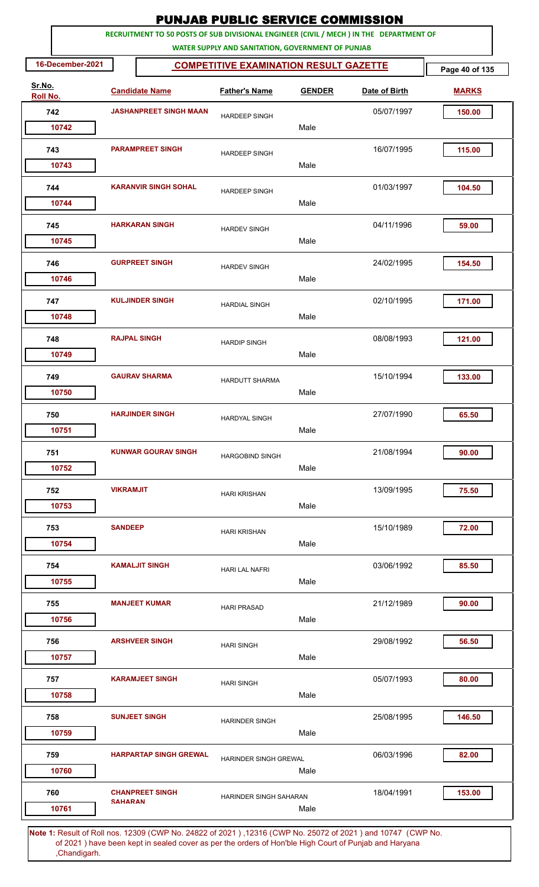# PUNJAB PUBLIC SERVICE COMMISSION

**RECRUITMENT TO 50 POSTS OF SUB DIVISIONAL ENGINEER (CIVIL / MECH ) IN THE DEPARTMENT OF WATER SUPPLY AND SANITATION, GOVERNMENT OF PUNJAB**

**16-December-2021** | **COMPETITIVE EXAMINATION RESULT GAZETTE**

| Sr.No. | Roll No. | Candidate Name | Father's Name | Gender | Date of Birth | Marks |
|---|---|---|---|---|---|---|
| 742 | 10742 | JASHANPREET SINGH MAAN | HARDEEP SINGH | Male | 05/07/1997 | 150.00 |
| 743 | 10743 | PARAMPREET SINGH | HARDEEP SINGH | Male | 16/07/1995 | 115.00 |
| 744 | 10744 | KARANVIR SINGH SOHAL | HARDEEP SINGH | Male | 01/03/1997 | 104.50 |
| 745 | 10745 | HARKARAN SINGH | HARDEV SINGH | Male | 04/11/1996 | 59.00 |
| 746 | 10746 | GURPREET SINGH | HARDEV SINGH | Male | 24/02/1995 | 154.50 |
| 747 | 10748 | KULJINDER SINGH | HARDIAL SINGH | Male | 02/10/1995 | 171.00 |
| 748 | 10749 | RAJPAL SINGH | HARDIP SINGH | Male | 08/08/1993 | 121.00 |
| 749 | 10750 | GAURAV SHARMA | HARDUTT SHARMA | Male | 15/10/1994 | 133.00 |
| 750 | 10751 | HARJINDER SINGH | HARDYAL SINGH | Male | 27/07/1990 | 65.50 |
| 751 | 10752 | KUNWAR GOURAV SINGH | HARGOBIND SINGH | Male | 21/08/1994 | 90.00 |
| 752 | 10753 | VIKRAMJIT | HARI KRISHAN | Male | 13/09/1995 | 75.50 |
| 753 | 10754 | SANDEEP | HARI KRISHAN | Male | 15/10/1989 | 72.00 |
| 754 | 10755 | KAMALJIT SINGH | HARI LAL NAFRI | Male | 03/06/1992 | 85.50 |
| 755 | 10756 | MANJEET KUMAR | HARI PRASAD | Male | 21/12/1989 | 90.00 |
| 756 | 10757 | ARSHVEER SINGH | HARI SINGH | Male | 29/08/1992 | 56.50 |
| 757 | 10758 | KARAMJEET SINGH | HARI SINGH | Male | 05/07/1993 | 80.00 |
| 758 | 10759 | SUNJEET SINGH | HARINDER SINGH | Male | 25/08/1995 | 146.50 |
| 759 | 10760 | HARPARTAP SINGH GREWAL | HARINDER SINGH GREWAL | Male | 06/03/1996 | 82.00 |
| 760 | 10761 | CHANPREET SINGH SAHARAN | HARINDER SINGH SAHARAN | Male | 18/04/1991 | 153.00 |

**Note 1:** Result of Roll nos. 12309 (CWP No. 24822 of 2021 ) ,12316 (CWP No. 25072 of 2021 ) and 10747 (CWP No. of 2021 ) have been kept in sealed cover as per the orders of Hon'ble High Court of Punjab and Haryana ,Chandigarh.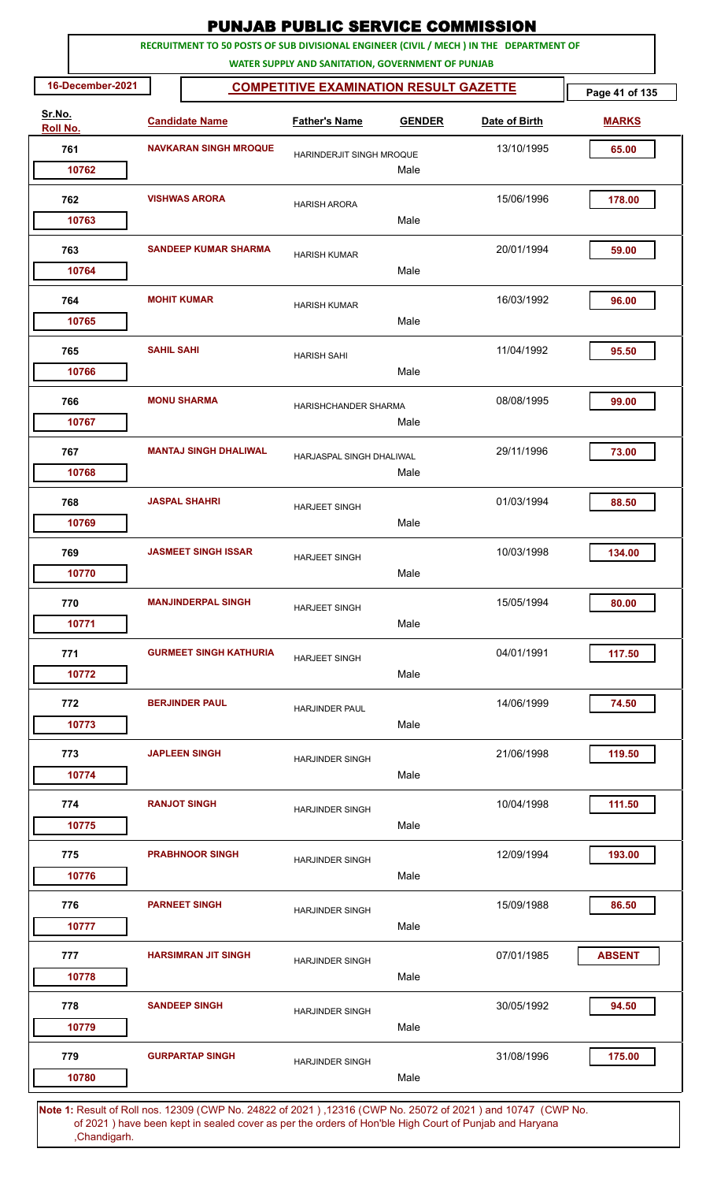# PUNJAB PUBLIC SERVICE COMMISSION

**RECRUITMENT TO 50 POSTS OF SUB DIVISIONAL ENGINEER (CIVIL / MECH ) IN THE DEPARTMENT OF WATER SUPPLY AND SANITATION, GOVERNMENT OF PUNJAB**

**16-December-2021**

**COMPETITIVE EXAMINATION RESULT GAZETTE**

| Sr.No. | Roll No. | Candidate Name | Father's Name | Gender | Date of Birth | Marks |
|---|---|---|---|---|---|---|
| 761 | 10762 | NAVKARAN SINGH MROQUE | HARINDERJIT SINGH MROQUE | Male | 13/10/1995 | 65.00 |
| 762 | 10763 | VISHWAS ARORA | HARISH ARORA | Male | 15/06/1996 | 178.00 |
| 763 | 10764 | SANDEEP KUMAR SHARMA | HARISH KUMAR | Male | 20/01/1994 | 59.00 |
| 764 | 10765 | MOHIT KUMAR | HARISH KUMAR | Male | 16/03/1992 | 96.00 |
| 765 | 10766 | SAHIL SAHI | HARISH SAHI | Male | 11/04/1992 | 95.50 |
| 766 | 10767 | MONU SHARMA | HARISHCHANDER SHARMA | Male | 08/08/1995 | 99.00 |
| 767 | 10768 | MANTAJ SINGH DHALIWAL | HARJASPAL SINGH DHALIWAL | Male | 29/11/1996 | 73.00 |
| 768 | 10769 | JASPAL SHAHRI | HARJEET SINGH | Male | 01/03/1994 | 88.50 |
| 769 | 10770 | JASMEET SINGH ISSAR | HARJEET SINGH | Male | 10/03/1998 | 134.00 |
| 770 | 10771 | MANJINDERPAL SINGH | HARJEET SINGH | Male | 15/05/1994 | 80.00 |
| 771 | 10772 | GURMEET SINGH KATHURIA | HARJEET SINGH | Male | 04/01/1991 | 117.50 |
| 772 | 10773 | BERJINDER PAUL | HARJINDER PAUL | Male | 14/06/1999 | 74.50 |
| 773 | 10774 | JAPLEEN SINGH | HARJINDER SINGH | Male | 21/06/1998 | 119.50 |
| 774 | 10775 | RANJOT SINGH | HARJINDER SINGH | Male | 10/04/1998 | 111.50 |
| 775 | 10776 | PRABHNOOR SINGH | HARJINDER SINGH | Male | 12/09/1994 | 193.00 |
| 776 | 10777 | PARNEET SINGH | HARJINDER SINGH | Male | 15/09/1988 | 86.50 |
| 777 | 10778 | HARSIMRAN JIT SINGH | HARJINDER SINGH | Male | 07/01/1985 | ABSENT |
| 778 | 10779 | SANDEEP SINGH | HARJINDER SINGH | Male | 30/05/1992 | 94.50 |
| 779 | 10780 | GURPARTAP SINGH | HARJINDER SINGH | Male | 31/08/1996 | 175.00 |

**Note 1:** Result of Roll nos. 12309 (CWP No. 24822 of 2021 ) ,12316 (CWP No. 25072 of 2021 ) and 10747 (CWP No. of 2021 ) have been kept in sealed cover as per the orders of Hon'ble High Court of Punjab and Haryana ,Chandigarh.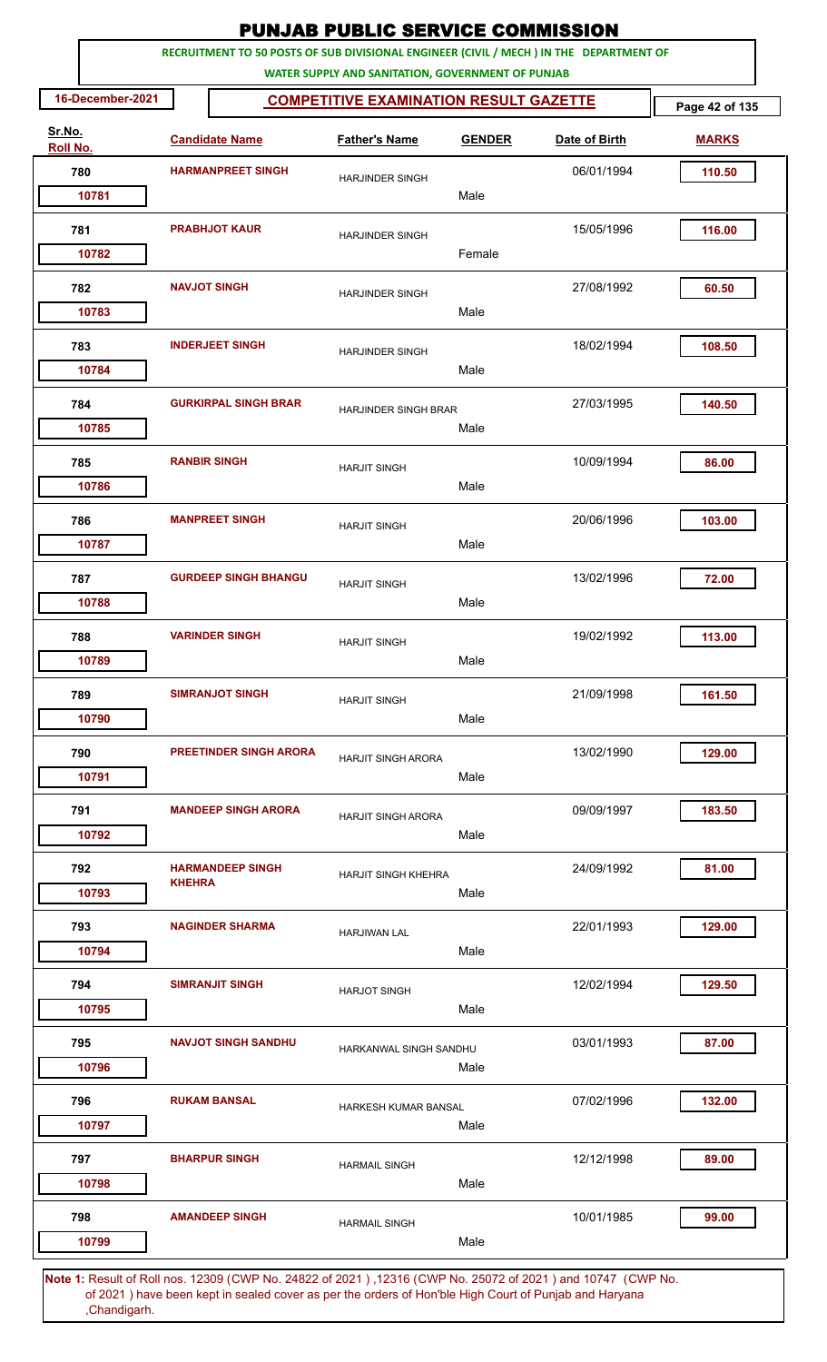# PUNJAB PUBLIC SERVICE COMMISSION

**RECRUITMENT TO 50 POSTS OF SUB DIVISIONAL ENGINEER (CIVIL / MECH ) IN THE DEPARTMENT OF WATER SUPPLY AND SANITATION, GOVERNMENT OF PUNJAB**

**16-December-2021**

**COMPETITIVE EXAMINATION RESULT GAZETTE**

| Sr.No. | Roll No. | Candidate Name | Father's Name | GENDER | Date of Birth | MARKS |
|---|---|---|---|---|---|---|
| 780 | 10781 | HARMANPREET SINGH | HARJINDER SINGH | Male | 06/01/1994 | 110.50 |
| 781 | 10782 | PRABHJOT KAUR | HARJINDER SINGH | Female | 15/05/1996 | 116.00 |
| 782 | 10783 | NAVJOT SINGH | HARJINDER SINGH | Male | 27/08/1992 | 60.50 |
| 783 | 10784 | INDERJEET SINGH | HARJINDER SINGH | Male | 18/02/1994 | 108.50 |
| 784 | 10785 | GURKIRPAL SINGH BRAR | HARJINDER SINGH BRAR | Male | 27/03/1995 | 140.50 |
| 785 | 10786 | RANBIR SINGH | HARJIT SINGH | Male | 10/09/1994 | 86.00 |
| 786 | 10787 | MANPREET SINGH | HARJIT SINGH | Male | 20/06/1996 | 103.00 |
| 787 | 10788 | GURDEEP SINGH BHANGU | HARJIT SINGH | Male | 13/02/1996 | 72.00 |
| 788 | 10789 | VARINDER SINGH | HARJIT SINGH | Male | 19/02/1992 | 113.00 |
| 789 | 10790 | SIMRANJOT SINGH | HARJIT SINGH | Male | 21/09/1998 | 161.50 |
| 790 | 10791 | PREETINDER SINGH ARORA | HARJIT SINGH ARORA | Male | 13/02/1990 | 129.00 |
| 791 | 10792 | MANDEEP SINGH ARORA | HARJIT SINGH ARORA | Male | 09/09/1997 | 183.50 |
| 792 | 10793 | HARMANDEEP SINGH KHEHRA | HARJIT SINGH KHEHRA | Male | 24/09/1992 | 81.00 |
| 793 | 10794 | NAGINDER SHARMA | HARJIWAN LAL | Male | 22/01/1993 | 129.00 |
| 794 | 10795 | SIMRANJIT SINGH | HARJOT SINGH | Male | 12/02/1994 | 129.50 |
| 795 | 10796 | NAVJOT SINGH SANDHU | HARKANWAL SINGH SANDHU | Male | 03/01/1993 | 87.00 |
| 796 | 10797 | RUKAM BANSAL | HARKESH KUMAR BANSAL | Male | 07/02/1996 | 132.00 |
| 797 | 10798 | BHARPUR SINGH | HARMAIL SINGH | Male | 12/12/1998 | 89.00 |
| 798 | 10799 | AMANDEEP SINGH | HARMAIL SINGH | Male | 10/01/1985 | 99.00 |

**Note 1:** Result of Roll nos. 12309 (CWP No. 24822 of 2021 ) ,12316 (CWP No. 25072 of 2021 ) and 10747 (CWP No. of 2021 ) have been kept in sealed cover as per the orders of Hon'ble High Court of Punjab and Haryana ,Chandigarh.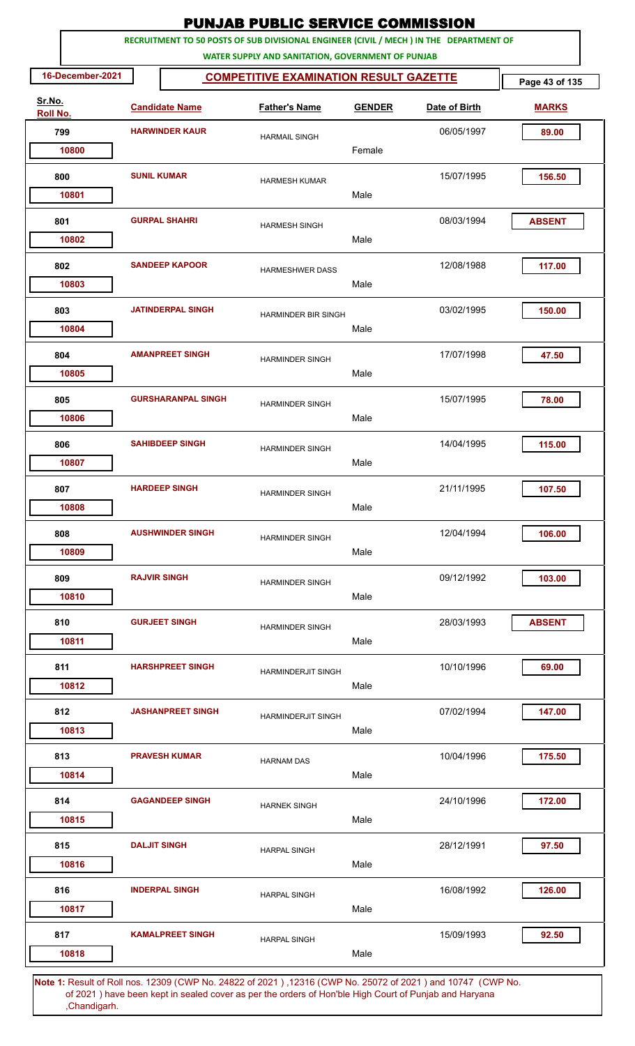# PUNJAB PUBLIC SERVICE COMMISSION

**RECRUITMENT TO 50 POSTS OF SUB DIVISIONAL ENGINEER (CIVIL / MECH ) IN THE DEPARTMENT OF WATER SUPPLY AND SANITATION, GOVERNMENT OF PUNJAB**

**16-December-2021** | **COMPETITIVE EXAMINATION RESULT GAZETTE**

| Sr.No. | Roll No. | Candidate Name | Father's Name | GENDER | Date of Birth | MARKS |
|---|---|---|---|---|---|---|
| 799 | 10800 | HARWINDER KAUR | HARMAIL SINGH | Female | 06/05/1997 | 89.00 |
| 800 | 10801 | SUNIL KUMAR | HARMESH KUMAR | Male | 15/07/1995 | 156.50 |
| 801 | 10802 | GURPAL SHAHRI | HARMESH SINGH | Male | 08/03/1994 | ABSENT |
| 802 | 10803 | SANDEEP KAPOOR | HARMESHWER DASS | Male | 12/08/1988 | 117.00 |
| 803 | 10804 | JATINDERPAL SINGH | HARMINDER BIR SINGH | Male | 03/02/1995 | 150.00 |
| 804 | 10805 | AMANPREET SINGH | HARMINDER SINGH | Male | 17/07/1998 | 47.50 |
| 805 | 10806 | GURSHARANPAL SINGH | HARMINDER SINGH | Male | 15/07/1995 | 78.00 |
| 806 | 10807 | SAHIBDEEP SINGH | HARMINDER SINGH | Male | 14/04/1995 | 115.00 |
| 807 | 10808 | HARDEEP SINGH | HARMINDER SINGH | Male | 21/11/1995 | 107.50 |
| 808 | 10809 | AUSHWINDER SINGH | HARMINDER SINGH | Male | 12/04/1994 | 106.00 |
| 809 | 10810 | RAJVIR SINGH | HARMINDER SINGH | Male | 09/12/1992 | 103.00 |
| 810 | 10811 | GURJEET SINGH | HARMINDER SINGH | Male | 28/03/1993 | ABSENT |
| 811 | 10812 | HARSHPREET SINGH | HARMINDERJIT SINGH | Male | 10/10/1996 | 69.00 |
| 812 | 10813 | JASHANPREET SINGH | HARMINDERJIT SINGH | Male | 07/02/1994 | 147.00 |
| 813 | 10814 | PRAVESH KUMAR | HARNAM DAS | Male | 10/04/1996 | 175.50 |
| 814 | 10815 | GAGANDEEP SINGH | HARNEK SINGH | Male | 24/10/1996 | 172.00 |
| 815 | 10816 | DALJIT SINGH | HARPAL SINGH | Male | 28/12/1991 | 97.50 |
| 816 | 10817 | INDERPAL SINGH | HARPAL SINGH | Male | 16/08/1992 | 126.00 |
| 817 | 10818 | KAMALPREET SINGH | HARPAL SINGH | Male | 15/09/1993 | 92.50 |

**Note 1:** Result of Roll nos. 12309 (CWP No. 24822 of 2021 ) ,12316 (CWP No. 25072 of 2021 ) and 10747 (CWP No. of 2021 ) have been kept in sealed cover as per the orders of Hon'ble High Court of Punjab and Haryana ,Chandigarh.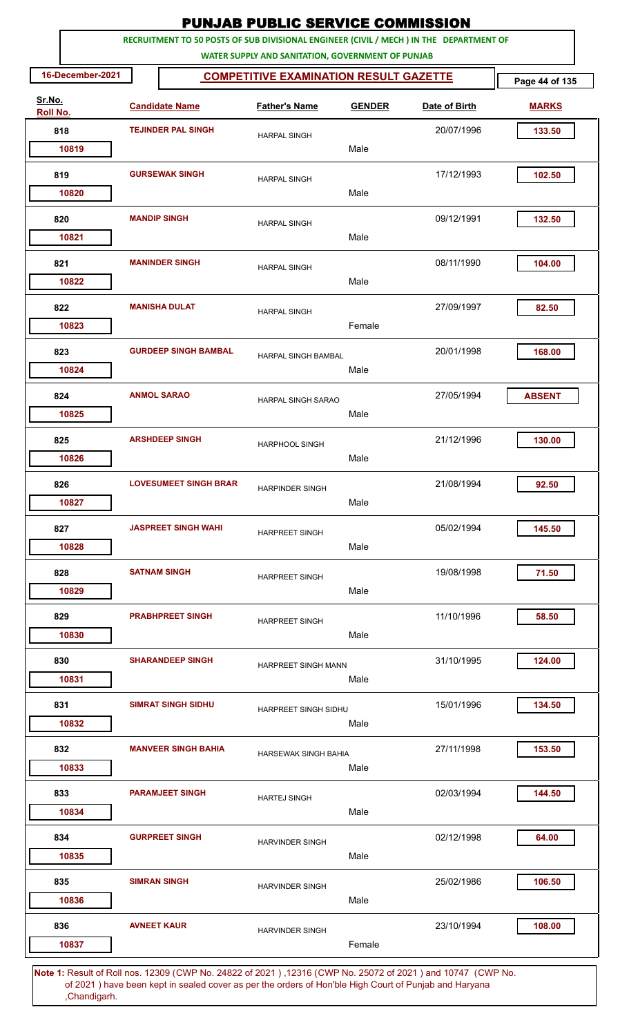# PUNJAB PUBLIC SERVICE COMMISSION

**RECRUITMENT TO 50 POSTS OF SUB DIVISIONAL ENGINEER (CIVIL / MECH ) IN THE DEPARTMENT OF WATER SUPPLY AND SANITATION, GOVERNMENT OF PUNJAB**

**16-December-2021** | **COMPETITIVE EXAMINATION RESULT GAZETTE**

| Sr.No. | Roll No. | Candidate Name | Father's Name | GENDER | Date of Birth | MARKS |
|---|---|---|---|---|---|---|
| 818 | 10819 | TEJINDER PAL SINGH | HARPAL SINGH | Male | 20/07/1996 | 133.50 |
| 819 | 10820 | GURSEWAK SINGH | HARPAL SINGH | Male | 17/12/1993 | 102.50 |
| 820 | 10821 | MANDIP SINGH | HARPAL SINGH | Male | 09/12/1991 | 132.50 |
| 821 | 10822 | MANINDER SINGH | HARPAL SINGH | Male | 08/11/1990 | 104.00 |
| 822 | 10823 | MANISHA DULAT | HARPAL SINGH | Female | 27/09/1997 | 82.50 |
| 823 | 10824 | GURDEEP SINGH BAMBAL | HARPAL SINGH BAMBAL | Male | 20/01/1998 | 168.00 |
| 824 | 10825 | ANMOL SARAO | HARPAL SINGH SARAO | Male | 27/05/1994 | ABSENT |
| 825 | 10826 | ARSHDEEP SINGH | HARPHOOL SINGH | Male | 21/12/1996 | 130.00 |
| 826 | 10827 | LOVESUMEET SINGH BRAR | HARPINDER SINGH | Male | 21/08/1994 | 92.50 |
| 827 | 10828 | JASPREET SINGH WAHI | HARPREET SINGH | Male | 05/02/1994 | 145.50 |
| 828 | 10829 | SATNAM SINGH | HARPREET SINGH | Male | 19/08/1998 | 71.50 |
| 829 | 10830 | PRABHPREET SINGH | HARPREET SINGH | Male | 11/10/1996 | 58.50 |
| 830 | 10831 | SHARANDEEP SINGH | HARPREET SINGH MANN | Male | 31/10/1995 | 124.00 |
| 831 | 10832 | SIMRAT SINGH SIDHU | HARPREET SINGH SIDHU | Male | 15/01/1996 | 134.50 |
| 832 | 10833 | MANVEER SINGH BAHIA | HARSEWAK SINGH BAHIA | Male | 27/11/1998 | 153.50 |
| 833 | 10834 | PARAMJEET SINGH | HARTEJ SINGH | Male | 02/03/1994 | 144.50 |
| 834 | 10835 | GURPREET SINGH | HARVINDER SINGH | Male | 02/12/1998 | 64.00 |
| 835 | 10836 | SIMRAN SINGH | HARVINDER SINGH | Male | 25/02/1986 | 106.50 |
| 836 | 10837 | AVNEET KAUR | HARVINDER SINGH | Female | 23/10/1994 | 108.00 |

**Note 1:** Result of Roll nos. 12309 (CWP No. 24822 of 2021 ) ,12316 (CWP No. 25072 of 2021 ) and 10747 (CWP No. of 2021 ) have been kept in sealed cover as per the orders of Hon'ble High Court of Punjab and Haryana ,Chandigarh.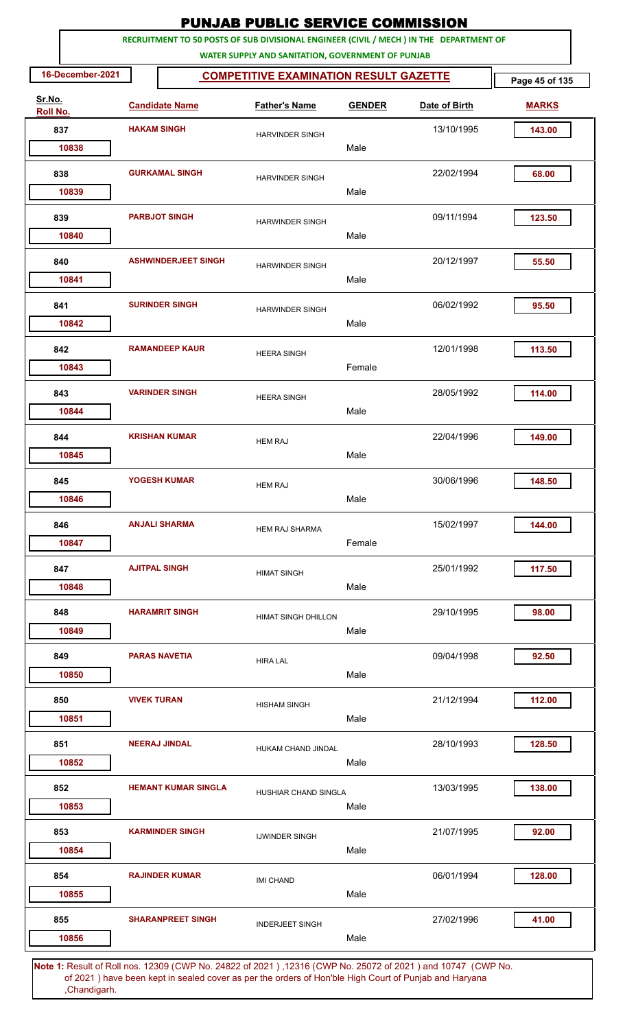# PUNJAB PUBLIC SERVICE COMMISSION

**RECRUITMENT TO 50 POSTS OF SUB DIVISIONAL ENGINEER (CIVIL / MECH ) IN THE DEPARTMENT OF WATER SUPPLY AND SANITATION, GOVERNMENT OF PUNJAB**

**16-December-2021**

**COMPETITIVE EXAMINATION RESULT GAZETTE**

| Sr.No. | Roll No. | Candidate Name | Father's Name | GENDER | Date of Birth | MARKS |
|---|---|---|---|---|---|---|
| 837 | 10838 | HAKAM SINGH | HARVINDER SINGH | Male | 13/10/1995 | 143.00 |
| 838 | 10839 | GURKAMAL SINGH | HARVINDER SINGH | Male | 22/02/1994 | 68.00 |
| 839 | 10840 | PARBJOT SINGH | HARWINDER SINGH | Male | 09/11/1994 | 123.50 |
| 840 | 10841 | ASHWINDERJEET SINGH | HARWINDER SINGH | Male | 20/12/1997 | 55.50 |
| 841 | 10842 | SURINDER SINGH | HARWINDER SINGH | Male | 06/02/1992 | 95.50 |
| 842 | 10843 | RAMANDEEP KAUR | HEERA SINGH | Female | 12/01/1998 | 113.50 |
| 843 | 10844 | VARINDER SINGH | HEERA SINGH | Male | 28/05/1992 | 114.00 |
| 844 | 10845 | KRISHAN KUMAR | HEM RAJ | Male | 22/04/1996 | 149.00 |
| 845 | 10846 | YOGESH KUMAR | HEM RAJ | Male | 30/06/1996 | 148.50 |
| 846 | 10847 | ANJALI SHARMA | HEM RAJ SHARMA | Female | 15/02/1997 | 144.00 |
| 847 | 10848 | AJITPAL SINGH | HIMAT SINGH | Male | 25/01/1992 | 117.50 |
| 848 | 10849 | HARAMRIT SINGH | HIMAT SINGH DHILLON | Male | 29/10/1995 | 98.00 |
| 849 | 10850 | PARAS NAVETIA | HIRA LAL | Male | 09/04/1998 | 92.50 |
| 850 | 10851 | VIVEK TURAN | HISHAM SINGH | Male | 21/12/1994 | 112.00 |
| 851 | 10852 | NEERAJ JINDAL | HUKAM CHAND JINDAL | Male | 28/10/1993 | 128.50 |
| 852 | 10853 | HEMANT KUMAR SINGLA | HUSHIAR CHAND SINGLA | Male | 13/03/1995 | 138.00 |
| 853 | 10854 | KARMINDER SINGH | IJWINDER SINGH | Male | 21/07/1995 | 92.00 |
| 854 | 10855 | RAJINDER KUMAR | IMI CHAND | Male | 06/01/1994 | 128.00 |
| 855 | 10856 | SHARANPREET SINGH | INDERJEET SINGH | Male | 27/02/1996 | 41.00 |

**Note 1:** Result of Roll nos. 12309 (CWP No. 24822 of 2021 ) ,12316 (CWP No. 25072 of 2021 ) and 10747 (CWP No. of 2021 ) have been kept in sealed cover as per the orders of Hon'ble High Court of Punjab and Haryana ,Chandigarh.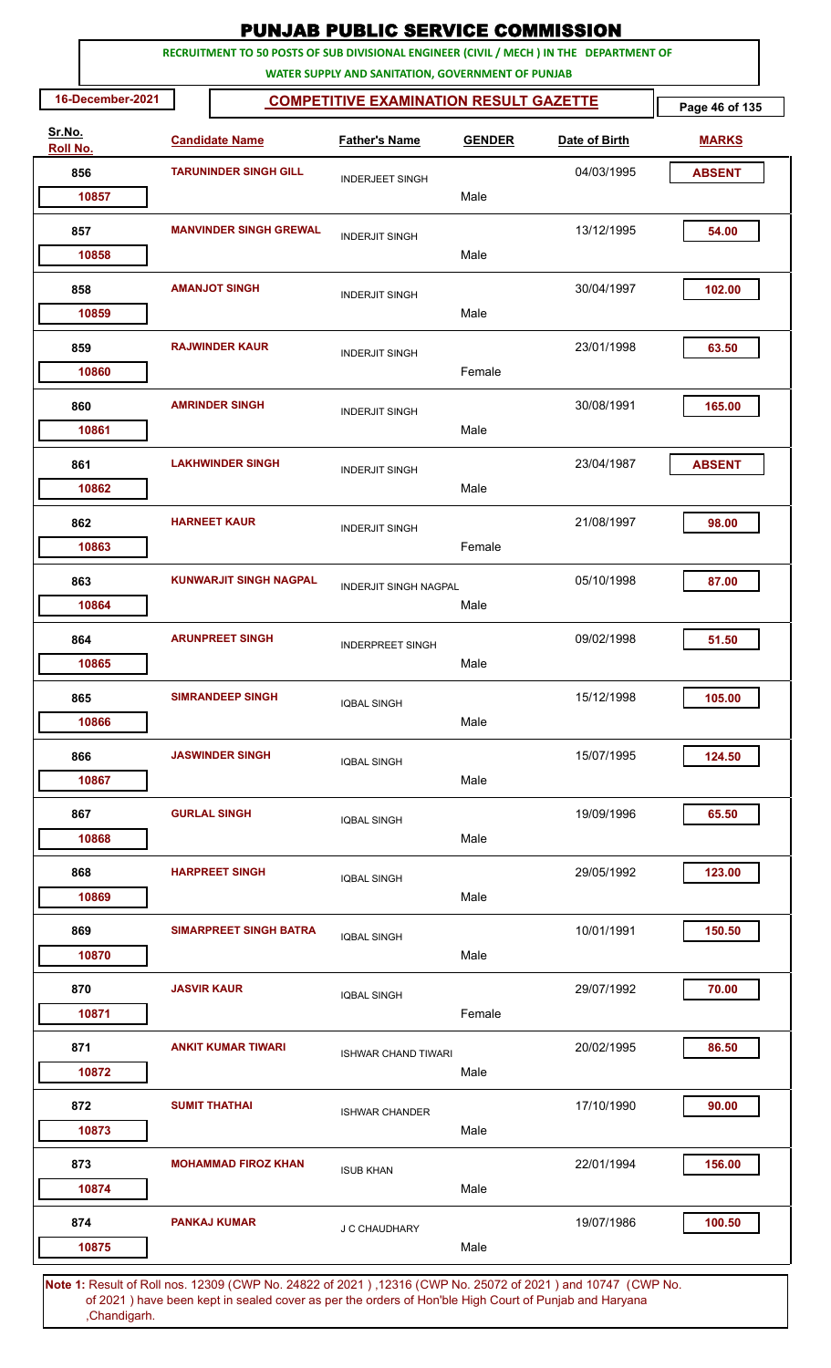# PUNJAB PUBLIC SERVICE COMMISSION

**RECRUITMENT TO 50 POSTS OF SUB DIVISIONAL ENGINEER (CIVIL / MECH ) IN THE DEPARTMENT OF WATER SUPPLY AND SANITATION, GOVERNMENT OF PUNJAB**

**16-December-2021**

## COMPETITIVE EXAMINATION RESULT GAZETTE

| Sr.No. | Roll No. | Candidate Name | Father's Name | Gender | Date of Birth | Marks |
|---|---|---|---|---|---|---|
| 856 | 10857 | TARUNINDER SINGH GILL | INDERJEET SINGH | Male | 04/03/1995 | ABSENT |
| 857 | 10858 | MANVINDER SINGH GREWAL | INDERJIT SINGH | Male | 13/12/1995 | 54.00 |
| 858 | 10859 | AMANJOT SINGH | INDERJIT SINGH | Male | 30/04/1997 | 102.00 |
| 859 | 10860 | RAJWINDER KAUR | INDERJIT SINGH | Female | 23/01/1998 | 63.50 |
| 860 | 10861 | AMRINDER SINGH | INDERJIT SINGH | Male | 30/08/1991 | 165.00 |
| 861 | 10862 | LAKHWINDER SINGH | INDERJIT SINGH | Male | 23/04/1987 | ABSENT |
| 862 | 10863 | HARNEET KAUR | INDERJIT SINGH | Female | 21/08/1997 | 98.00 |
| 863 | 10864 | KUNWARJIT SINGH NAGPAL | INDERJIT SINGH NAGPAL | Male | 05/10/1998 | 87.00 |
| 864 | 10865 | ARUNPREET SINGH | INDERPREET SINGH | Male | 09/02/1998 | 51.50 |
| 865 | 10866 | SIMRANDEEP SINGH | IQBAL SINGH | Male | 15/12/1998 | 105.00 |
| 866 | 10867 | JASWINDER SINGH | IQBAL SINGH | Male | 15/07/1995 | 124.50 |
| 867 | 10868 | GURLAL SINGH | IQBAL SINGH | Male | 19/09/1996 | 65.50 |
| 868 | 10869 | HARPREET SINGH | IQBAL SINGH | Male | 29/05/1992 | 123.00 |
| 869 | 10870 | SIMARPREET SINGH BATRA | IQBAL SINGH | Male | 10/01/1991 | 150.50 |
| 870 | 10871 | JASVIR KAUR | IQBAL SINGH | Female | 29/07/1992 | 70.00 |
| 871 | 10872 | ANKIT KUMAR TIWARI | ISHWAR CHAND TIWARI | Male | 20/02/1995 | 86.50 |
| 872 | 10873 | SUMIT THATHAI | ISHWAR CHANDER | Male | 17/10/1990 | 90.00 |
| 873 | 10874 | MOHAMMAD FIROZ KHAN | ISUB KHAN | Male | 22/01/1994 | 156.00 |
| 874 | 10875 | PANKAJ KUMAR | J C CHAUDHARY | Male | 19/07/1986 | 100.50 |

**Note 1:** Result of Roll nos. 12309 (CWP No. 24822 of 2021 ) ,12316 (CWP No. 25072 of 2021 ) and 10747 (CWP No. of 2021 ) have been kept in sealed cover as per the orders of Hon'ble High Court of Punjab and Haryana ,Chandigarh.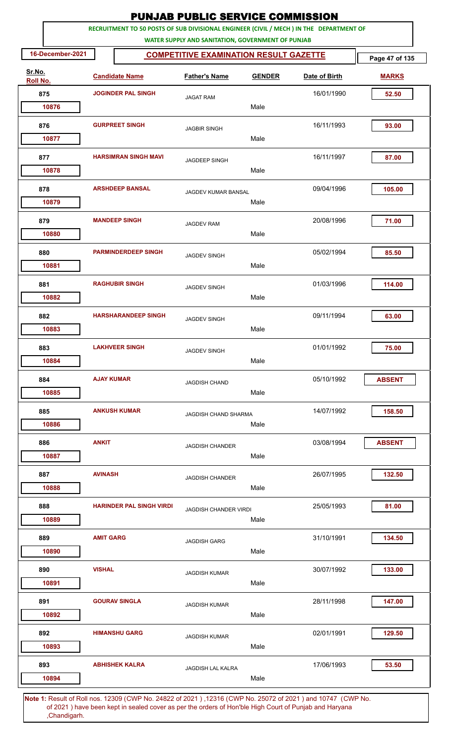# PUNJAB PUBLIC SERVICE COMMISSION

**RECRUITMENT TO 50 POSTS OF SUB DIVISIONAL ENGINEER (CIVIL / MECH ) IN THE DEPARTMENT OF WATER SUPPLY AND SANITATION, GOVERNMENT OF PUNJAB**

**16-December-2021** | **COMPETITIVE EXAMINATION RESULT GAZETTE**

| Sr.No. | Roll No. | Candidate Name | Father's Name | GENDER | Date of Birth | MARKS |
|---|---|---|---|---|---|---|
| 875 | 10876 | JOGINDER PAL SINGH | JAGAT RAM | Male | 16/01/1990 | 52.50 |
| 876 | 10877 | GURPREET SINGH | JAGBIR SINGH | Male | 16/11/1993 | 93.00 |
| 877 | 10878 | HARSIMRAN SINGH MAVI | JAGDEEP SINGH | Male | 16/11/1997 | 87.00 |
| 878 | 10879 | ARSHDEEP BANSAL | JAGDEV KUMAR BANSAL | Male | 09/04/1996 | 105.00 |
| 879 | 10880 | MANDEEP SINGH | JAGDEV RAM | Male | 20/08/1996 | 71.00 |
| 880 | 10881 | PARMINDERDEEP SINGH | JAGDEV SINGH | Male | 05/02/1994 | 85.50 |
| 881 | 10882 | RAGHUBIR SINGH | JAGDEV SINGH | Male | 01/03/1996 | 114.00 |
| 882 | 10883 | HARSHARANDEEP SINGH | JAGDEV SINGH | Male | 09/11/1994 | 63.00 |
| 883 | 10884 | LAKHVEER SINGH | JAGDEV SINGH | Male | 01/01/1992 | 75.00 |
| 884 | 10885 | AJAY KUMAR | JAGDISH CHAND | Male | 05/10/1992 | ABSENT |
| 885 | 10886 | ANKUSH KUMAR | JAGDISH CHAND SHARMA | Male | 14/07/1992 | 158.50 |
| 886 | 10887 | ANKIT | JAGDISH CHANDER | Male | 03/08/1994 | ABSENT |
| 887 | 10888 | AVINASH | JAGDISH CHANDER | Male | 26/07/1995 | 132.50 |
| 888 | 10889 | HARINDER PAL SINGH VIRDI | JAGDISH CHANDER VIRDI | Male | 25/05/1993 | 81.00 |
| 889 | 10890 | AMIT GARG | JAGDISH GARG | Male | 31/10/1991 | 134.50 |
| 890 | 10891 | VISHAL | JAGDISH KUMAR | Male | 30/07/1992 | 133.00 |
| 891 | 10892 | GOURAV SINGLA | JAGDISH KUMAR | Male | 28/11/1998 | 147.00 |
| 892 | 10893 | HIMANSHU GARG | JAGDISH KUMAR | Male | 02/01/1991 | 129.50 |
| 893 | 10894 | ABHISHEK KALRA | JAGDISH LAL KALRA | Male | 17/06/1993 | 53.50 |

**Note 1:** Result of Roll nos. 12309 (CWP No. 24822 of 2021 ) ,12316 (CWP No. 25072 of 2021 ) and 10747 (CWP No. of 2021 ) have been kept in sealed cover as per the orders of Hon'ble High Court of Punjab and Haryana ,Chandigarh.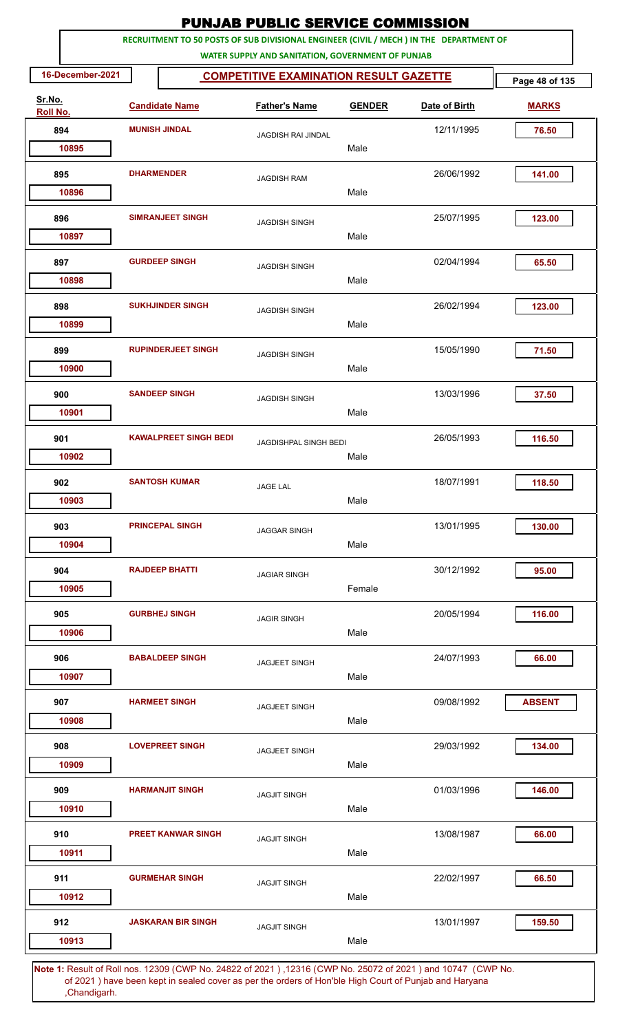# PUNJAB PUBLIC SERVICE COMMISSION

**RECRUITMENT TO 50 POSTS OF SUB DIVISIONAL ENGINEER (CIVIL / MECH ) IN THE DEPARTMENT OF WATER SUPPLY AND SANITATION, GOVERNMENT OF PUNJAB**

**16-December-2021** | **COMPETITIVE EXAMINATION RESULT GAZETTE**

| Sr.No. | Roll No. | Candidate Name | Father's Name | GENDER | Date of Birth | MARKS |
|---|---|---|---|---|---|---|
| 894 | 10895 | MUNISH JINDAL | JAGDISH RAI JINDAL | Male | 12/11/1995 | 76.50 |
| 895 | 10896 | DHARMENDER | JAGDISH RAM | Male | 26/06/1992 | 141.00 |
| 896 | 10897 | SIMRANJEET SINGH | JAGDISH SINGH | Male | 25/07/1995 | 123.00 |
| 897 | 10898 | GURDEEP SINGH | JAGDISH SINGH | Male | 02/04/1994 | 65.50 |
| 898 | 10899 | SUKHJINDER SINGH | JAGDISH SINGH | Male | 26/02/1994 | 123.00 |
| 899 | 10900 | RUPINDERJEET SINGH | JAGDISH SINGH | Male | 15/05/1990 | 71.50 |
| 900 | 10901 | SANDEEP SINGH | JAGDISH SINGH | Male | 13/03/1996 | 37.50 |
| 901 | 10902 | KAWALPREET SINGH BEDI | JAGDISHPAL SINGH BEDI | Male | 26/05/1993 | 116.50 |
| 902 | 10903 | SANTOSH KUMAR | JAGE LAL | Male | 18/07/1991 | 118.50 |
| 903 | 10904 | PRINCEPAL SINGH | JAGGAR SINGH | Male | 13/01/1995 | 130.00 |
| 904 | 10905 | RAJDEEP BHATTI | JAGIAR SINGH | Female | 30/12/1992 | 95.00 |
| 905 | 10906 | GURBHEJ SINGH | JAGIR SINGH | Male | 20/05/1994 | 116.00 |
| 906 | 10907 | BABALDEEP SINGH | JAGJEET SINGH | Male | 24/07/1993 | 66.00 |
| 907 | 10908 | HARMEET SINGH | JAGJEET SINGH | Male | 09/08/1992 | ABSENT |
| 908 | 10909 | LOVEPREET SINGH | JAGJEET SINGH | Male | 29/03/1992 | 134.00 |
| 909 | 10910 | HARMANJIT SINGH | JAGJIT SINGH | Male | 01/03/1996 | 146.00 |
| 910 | 10911 | PREET KANWAR SINGH | JAGJIT SINGH | Male | 13/08/1987 | 66.00 |
| 911 | 10912 | GURMEHAR SINGH | JAGJIT SINGH | Male | 22/02/1997 | 66.50 |
| 912 | 10913 | JASKARAN BIR SINGH | JAGJIT SINGH | Male | 13/01/1997 | 159.50 |

**Note 1:** Result of Roll nos. 12309 (CWP No. 24822 of 2021 ) ,12316 (CWP No. 25072 of 2021 ) and 10747 (CWP No. of 2021 ) have been kept in sealed cover as per the orders of Hon'ble High Court of Punjab and Haryana ,Chandigarh.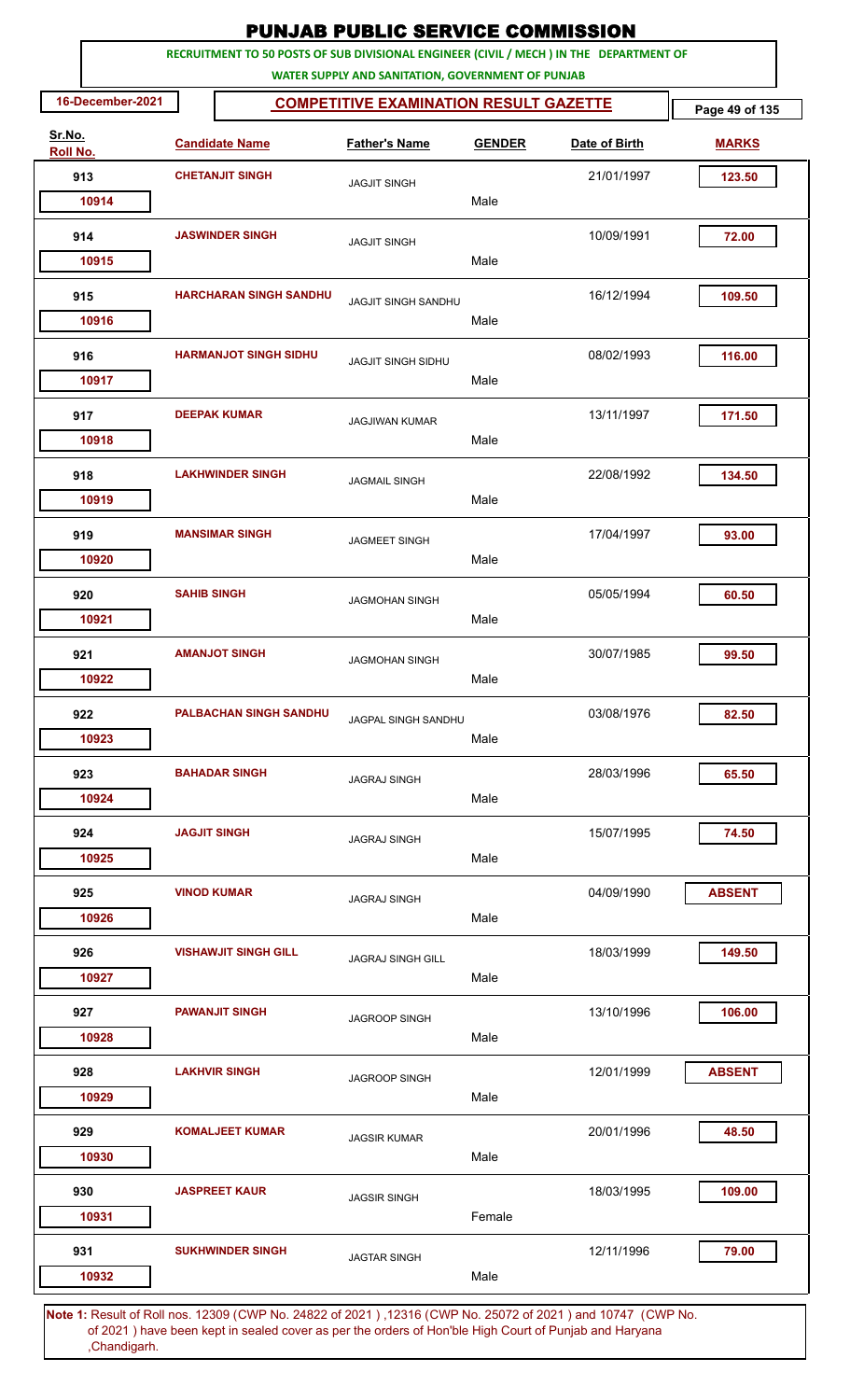# PUNJAB PUBLIC SERVICE COMMISSION

**RECRUITMENT TO 50 POSTS OF SUB DIVISIONAL ENGINEER (CIVIL / MECH ) IN THE DEPARTMENT OF WATER SUPPLY AND SANITATION, GOVERNMENT OF PUNJAB**

**16-December-2021**

## COMPETITIVE EXAMINATION RESULT GAZETTE

| Sr.No. | Roll No. | Candidate Name | Father's Name | GENDER | Date of Birth | MARKS |
|---|---|---|---|---|---|---|
| 913 | 10914 | CHETANJIT SINGH | JAGJIT SINGH | Male | 21/01/1997 | 123.50 |
| 914 | 10915 | JASWINDER SINGH | JAGJIT SINGH | Male | 10/09/1991 | 72.00 |
| 915 | 10916 | HARCHARAN SINGH SANDHU | JAGJIT SINGH SANDHU | Male | 16/12/1994 | 109.50 |
| 916 | 10917 | HARMANJOT SINGH SIDHU | JAGJIT SINGH SIDHU | Male | 08/02/1993 | 116.00 |
| 917 | 10918 | DEEPAK KUMAR | JAGJIWAN KUMAR | Male | 13/11/1997 | 171.50 |
| 918 | 10919 | LAKHWINDER SINGH | JAGMAIL SINGH | Male | 22/08/1992 | 134.50 |
| 919 | 10920 | MANSIMAR SINGH | JAGMEET SINGH | Male | 17/04/1997 | 93.00 |
| 920 | 10921 | SAHIB SINGH | JAGMOHAN SINGH | Male | 05/05/1994 | 60.50 |
| 921 | 10922 | AMANJOT SINGH | JAGMOHAN SINGH | Male | 30/07/1985 | 99.50 |
| 922 | 10923 | PALBACHAN SINGH SANDHU | JAGPAL SINGH SANDHU | Male | 03/08/1976 | 82.50 |
| 923 | 10924 | BAHADAR SINGH | JAGRAJ SINGH | Male | 28/03/1996 | 65.50 |
| 924 | 10925 | JAGJIT SINGH | JAGRAJ SINGH | Male | 15/07/1995 | 74.50 |
| 925 | 10926 | VINOD KUMAR | JAGRAJ SINGH | Male | 04/09/1990 | ABSENT |
| 926 | 10927 | VISHAWJIT SINGH GILL | JAGRAJ SINGH GILL | Male | 18/03/1999 | 149.50 |
| 927 | 10928 | PAWANJIT SINGH | JAGROOP SINGH | Male | 13/10/1996 | 106.00 |
| 928 | 10929 | LAKHVIR SINGH | JAGROOP SINGH | Male | 12/01/1999 | ABSENT |
| 929 | 10930 | KOMALJEET KUMAR | JAGSIR KUMAR | Male | 20/01/1996 | 48.50 |
| 930 | 10931 | JASPREET KAUR | JAGSIR SINGH | Female | 18/03/1995 | 109.00 |
| 931 | 10932 | SUKHWINDER SINGH | JAGTAR SINGH | Male | 12/11/1996 | 79.00 |

**Note 1:** Result of Roll nos. 12309 (CWP No. 24822 of 2021 ) ,12316 (CWP No. 25072 of 2021 ) and 10747 (CWP No. of 2021 ) have been kept in sealed cover as per the orders of Hon'ble High Court of Punjab and Haryana ,Chandigarh.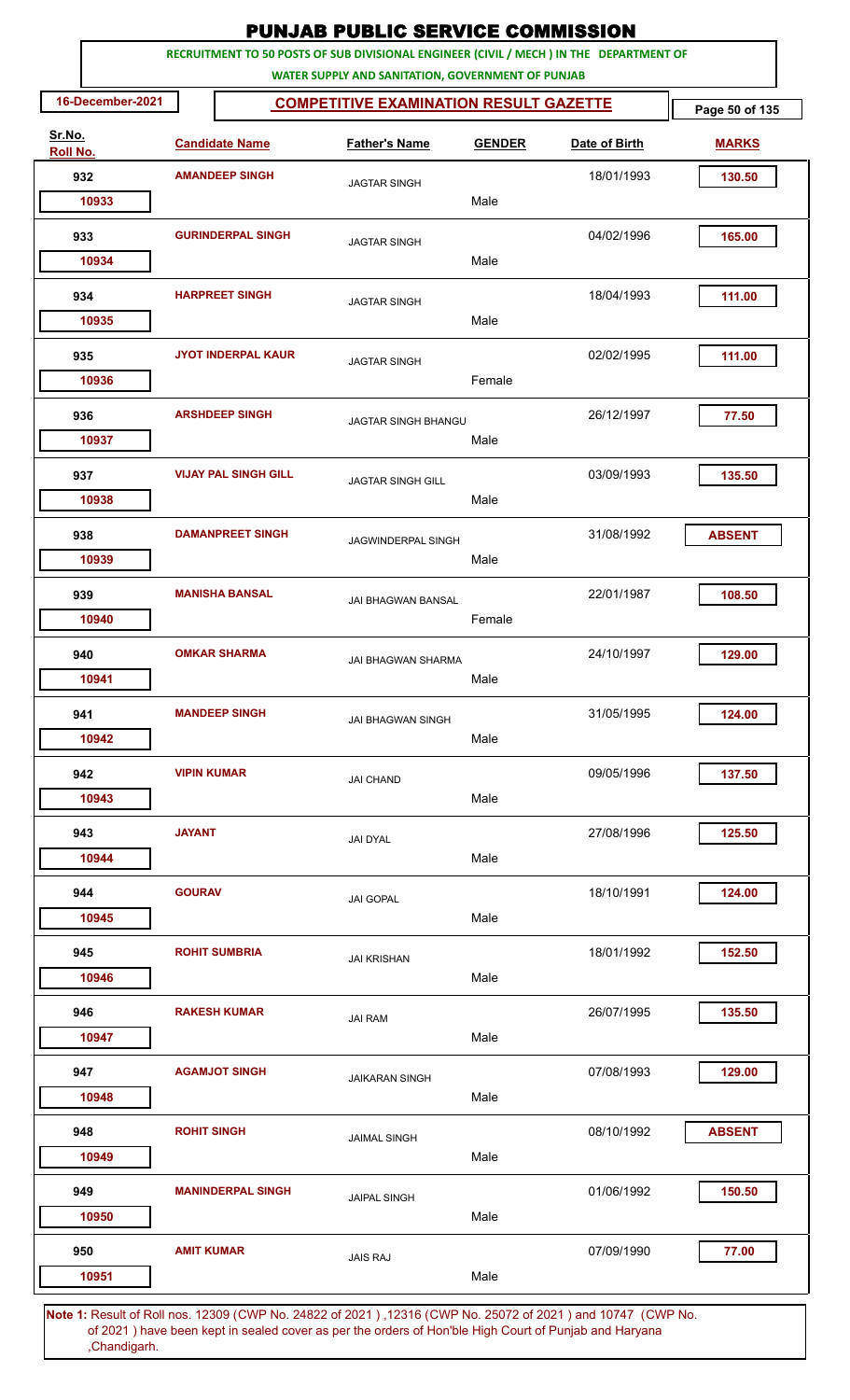# PUNJAB PUBLIC SERVICE COMMISSION

**RECRUITMENT TO 50 POSTS OF SUB DIVISIONAL ENGINEER (CIVIL / MECH ) IN THE DEPARTMENT OF WATER SUPPLY AND SANITATION, GOVERNMENT OF PUNJAB**

**16-December-2021**

## COMPETITIVE EXAMINATION RESULT GAZETTE

| Sr.No. | Roll No. | Candidate Name | Father's Name | GENDER | Date of Birth | MARKS |
|---|---|---|---|---|---|---|
| 932 | 10933 | AMANDEEP SINGH | JAGTAR SINGH | Male | 18/01/1993 | 130.50 |
| 933 | 10934 | GURINDERPAL SINGH | JAGTAR SINGH | Male | 04/02/1996 | 165.00 |
| 934 | 10935 | HARPREET SINGH | JAGTAR SINGH | Male | 18/04/1993 | 111.00 |
| 935 | 10936 | JYOT INDERPAL KAUR | JAGTAR SINGH | Female | 02/02/1995 | 111.00 |
| 936 | 10937 | ARSHDEEP SINGH | JAGTAR SINGH BHANGU | Male | 26/12/1997 | 77.50 |
| 937 | 10938 | VIJAY PAL SINGH GILL | JAGTAR SINGH GILL | Male | 03/09/1993 | 135.50 |
| 938 | 10939 | DAMANPREET SINGH | JAGWINDERPAL SINGH | Male | 31/08/1992 | ABSENT |
| 939 | 10940 | MANISHA BANSAL | JAI BHAGWAN BANSAL | Female | 22/01/1987 | 108.50 |
| 940 | 10941 | OMKAR SHARMA | JAI BHAGWAN SHARMA | Male | 24/10/1997 | 129.00 |
| 941 | 10942 | MANDEEP SINGH | JAI BHAGWAN SINGH | Male | 31/05/1995 | 124.00 |
| 942 | 10943 | VIPIN KUMAR | JAI CHAND | Male | 09/05/1996 | 137.50 |
| 943 | 10944 | JAYANT | JAI DYAL | Male | 27/08/1996 | 125.50 |
| 944 | 10945 | GOURAV | JAI GOPAL | Male | 18/10/1991 | 124.00 |
| 945 | 10946 | ROHIT SUMBRIA | JAI KRISHAN | Male | 18/01/1992 | 152.50 |
| 946 | 10947 | RAKESH KUMAR | JAI RAM | Male | 26/07/1995 | 135.50 |
| 947 | 10948 | AGAMJOT SINGH | JAIKARAN SINGH | Male | 07/08/1993 | 129.00 |
| 948 | 10949 | ROHIT SINGH | JAIMAL SINGH | Male | 08/10/1992 | ABSENT |
| 949 | 10950 | MANINDERPAL SINGH | JAIPAL SINGH | Male | 01/06/1992 | 150.50 |
| 950 | 10951 | AMIT KUMAR | JAIS RAJ | Male | 07/09/1990 | 77.00 |

**Note 1:** Result of Roll nos. 12309 (CWP No. 24822 of 2021 ) ,12316 (CWP No. 25072 of 2021 ) and 10747 (CWP No. of 2021 ) have been kept in sealed cover as per the orders of Hon'ble High Court of Punjab and Haryana ,Chandigarh.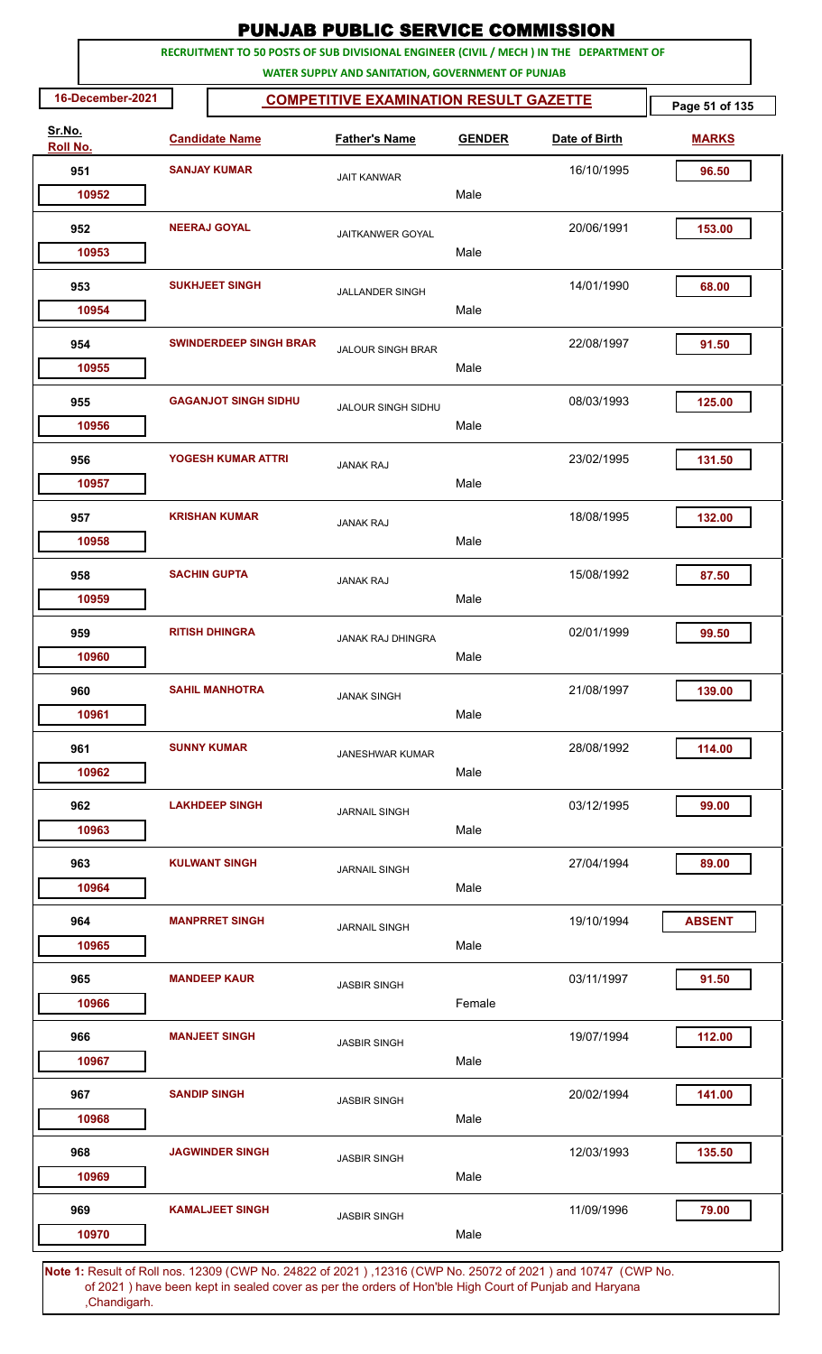# PUNJAB PUBLIC SERVICE COMMISSION

**RECRUITMENT TO 50 POSTS OF SUB DIVISIONAL ENGINEER (CIVIL / MECH ) IN THE DEPARTMENT OF WATER SUPPLY AND SANITATION, GOVERNMENT OF PUNJAB**

**16-December-2021**

**COMPETITIVE EXAMINATION RESULT GAZETTE**

| Sr.No. | Roll No. | Candidate Name | Father's Name | GENDER | Date of Birth | MARKS |
|---|---|---|---|---|---|---|
| 951 | 10952 | SANJAY KUMAR | JAIT KANWAR | Male | 16/10/1995 | 96.50 |
| 952 | 10953 | NEERAJ GOYAL | JAITKANWER GOYAL | Male | 20/06/1991 | 153.00 |
| 953 | 10954 | SUKHJEET SINGH | JALLANDER SINGH | Male | 14/01/1990 | 68.00 |
| 954 | 10955 | SWINDERDEEP SINGH BRAR | JALOUR SINGH BRAR | Male | 22/08/1997 | 91.50 |
| 955 | 10956 | GAGANJOT SINGH SIDHU | JALOUR SINGH SIDHU | Male | 08/03/1993 | 125.00 |
| 956 | 10957 | YOGESH KUMAR ATTRI | JANAK RAJ | Male | 23/02/1995 | 131.50 |
| 957 | 10958 | KRISHAN KUMAR | JANAK RAJ | Male | 18/08/1995 | 132.00 |
| 958 | 10959 | SACHIN GUPTA | JANAK RAJ | Male | 15/08/1992 | 87.50 |
| 959 | 10960 | RITISH DHINGRA | JANAK RAJ DHINGRA | Male | 02/01/1999 | 99.50 |
| 960 | 10961 | SAHIL MANHOTRA | JANAK SINGH | Male | 21/08/1997 | 139.00 |
| 961 | 10962 | SUNNY KUMAR | JANESHWAR KUMAR | Male | 28/08/1992 | 114.00 |
| 962 | 10963 | LAKHDEEP SINGH | JARNAIL SINGH | Male | 03/12/1995 | 99.00 |
| 963 | 10964 | KULWANT SINGH | JARNAIL SINGH | Male | 27/04/1994 | 89.00 |
| 964 | 10965 | MANPRRET SINGH | JARNAIL SINGH | Male | 19/10/1994 | ABSENT |
| 965 | 10966 | MANDEEP KAUR | JASBIR SINGH | Female | 03/11/1997 | 91.50 |
| 966 | 10967 | MANJEET SINGH | JASBIR SINGH | Male | 19/07/1994 | 112.00 |
| 967 | 10968 | SANDIP SINGH | JASBIR SINGH | Male | 20/02/1994 | 141.00 |
| 968 | 10969 | JAGWINDER SINGH | JASBIR SINGH | Male | 12/03/1993 | 135.50 |
| 969 | 10970 | KAMALJEET SINGH | JASBIR SINGH | Male | 11/09/1996 | 79.00 |

**Note 1:** Result of Roll nos. 12309 (CWP No. 24822 of 2021 ) ,12316 (CWP No. 25072 of 2021 ) and 10747 (CWP No. of 2021 ) have been kept in sealed cover as per the orders of Hon'ble High Court of Punjab and Haryana ,Chandigarh.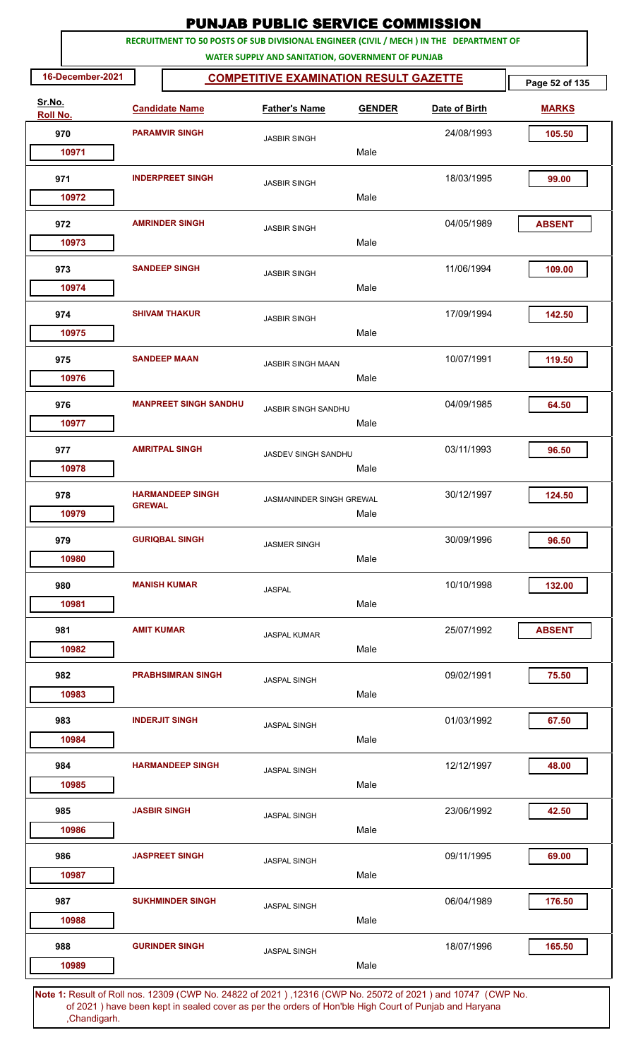# PUNJAB PUBLIC SERVICE COMMISSION

**RECRUITMENT TO 50 POSTS OF SUB DIVISIONAL ENGINEER (CIVIL / MECH ) IN THE DEPARTMENT OF WATER SUPPLY AND SANITATION, GOVERNMENT OF PUNJAB**

**16-December-2021** | **COMPETITIVE EXAMINATION RESULT GAZETTE**

| Sr.No. | Roll No. | Candidate Name | Father's Name | GENDER | Date of Birth | MARKS |
|---|---|---|---|---|---|---|
| 970 | 10971 | PARAMVIR SINGH | JASBIR SINGH | Male | 24/08/1993 | 105.50 |
| 971 | 10972 | INDERPREET SINGH | JASBIR SINGH | Male | 18/03/1995 | 99.00 |
| 972 | 10973 | AMRINDER SINGH | JASBIR SINGH | Male | 04/05/1989 | ABSENT |
| 973 | 10974 | SANDEEP SINGH | JASBIR SINGH | Male | 11/06/1994 | 109.00 |
| 974 | 10975 | SHIVAM THAKUR | JASBIR SINGH | Male | 17/09/1994 | 142.50 |
| 975 | 10976 | SANDEEP MAAN | JASBIR SINGH MAAN | Male | 10/07/1991 | 119.50 |
| 976 | 10977 | MANPREET SINGH SANDHU | JASBIR SINGH SANDHU | Male | 04/09/1985 | 64.50 |
| 977 | 10978 | AMRITPAL SINGH | JASDEV SINGH SANDHU | Male | 03/11/1993 | 96.50 |
| 978 | 10979 | HARMANDEEP SINGH GREWAL | JASMANINDER SINGH GREWAL | Male | 30/12/1997 | 124.50 |
| 979 | 10980 | GURIQBAL SINGH | JASMER SINGH | Male | 30/09/1996 | 96.50 |
| 980 | 10981 | MANISH KUMAR | JASPAL | Male | 10/10/1998 | 132.00 |
| 981 | 10982 | AMIT KUMAR | JASPAL KUMAR | Male | 25/07/1992 | ABSENT |
| 982 | 10983 | PRABHSIMRAN SINGH | JASPAL SINGH | Male | 09/02/1991 | 75.50 |
| 983 | 10984 | INDERJIT SINGH | JASPAL SINGH | Male | 01/03/1992 | 67.50 |
| 984 | 10985 | HARMANDEEP SINGH | JASPAL SINGH | Male | 12/12/1997 | 48.00 |
| 985 | 10986 | JASBIR SINGH | JASPAL SINGH | Male | 23/06/1992 | 42.50 |
| 986 | 10987 | JASPREET SINGH | JASPAL SINGH | Male | 09/11/1995 | 69.00 |
| 987 | 10988 | SUKHMINDER SINGH | JASPAL SINGH | Male | 06/04/1989 | 176.50 |
| 988 | 10989 | GURINDER SINGH | JASPAL SINGH | Male | 18/07/1996 | 165.50 |

**Note 1:** Result of Roll nos. 12309 (CWP No. 24822 of 2021 ) ,12316 (CWP No. 25072 of 2021 ) and 10747 (CWP No. of 2021 ) have been kept in sealed cover as per the orders of Hon'ble High Court of Punjab and Haryana ,Chandigarh.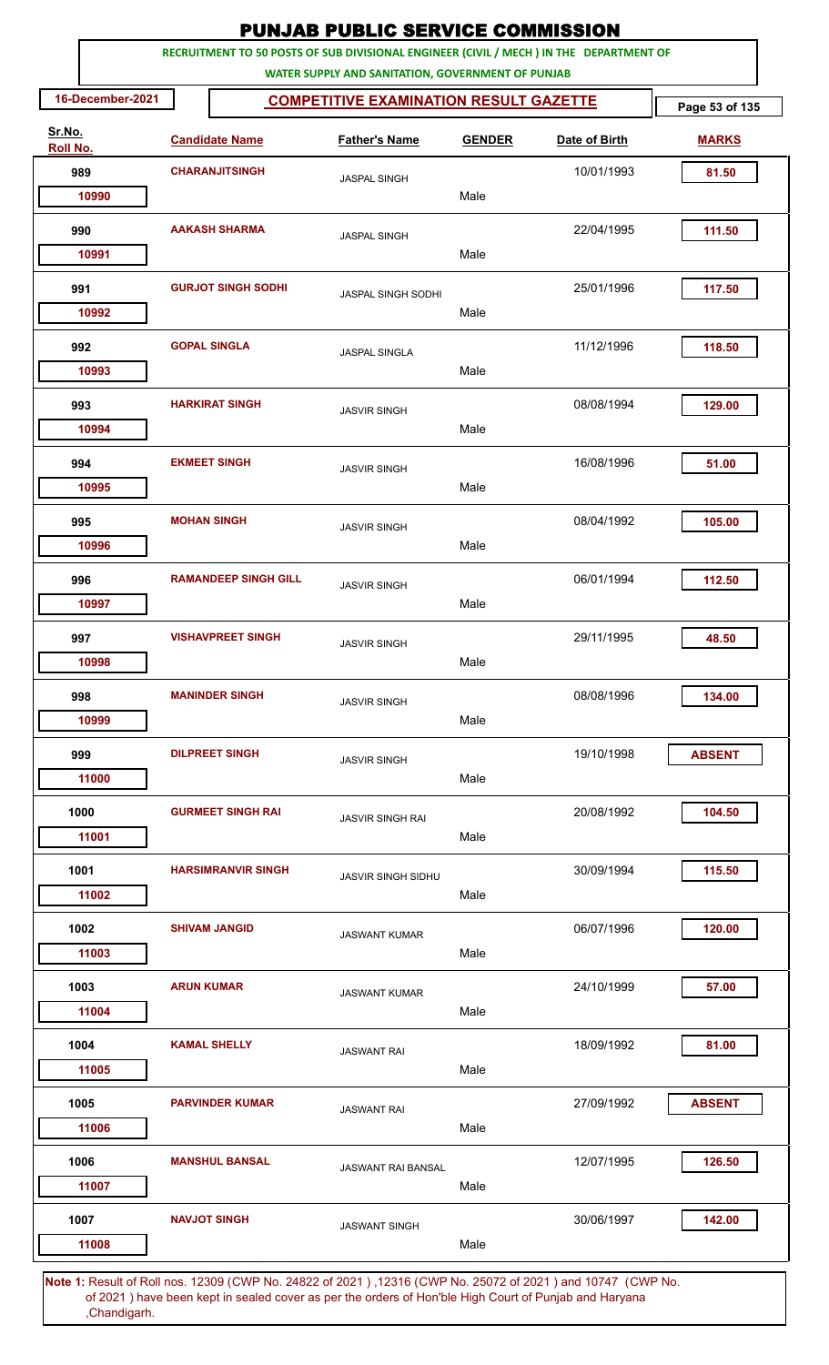# PUNJAB PUBLIC SERVICE COMMISSION

**RECRUITMENT TO 50 POSTS OF SUB DIVISIONAL ENGINEER (CIVIL / MECH ) IN THE DEPARTMENT OF WATER SUPPLY AND SANITATION, GOVERNMENT OF PUNJAB**

**16-December-2021** | **COMPETITIVE EXAMINATION RESULT GAZETTE**

| Sr.No. | Roll No. | Candidate Name | Father's Name | GENDER | Date of Birth | MARKS |
|---|---|---|---|---|---|---|
| 989 | 10990 | CHARANJITSINGH | JASPAL SINGH | Male | 10/01/1993 | 81.50 |
| 990 | 10991 | AAKASH SHARMA | JASPAL SINGH | Male | 22/04/1995 | 111.50 |
| 991 | 10992 | GURJOT SINGH SODHI | JASPAL SINGH SODHI | Male | 25/01/1996 | 117.50 |
| 992 | 10993 | GOPAL SINGLA | JASPAL SINGLA | Male | 11/12/1996 | 118.50 |
| 993 | 10994 | HARKIRAT SINGH | JASVIR SINGH | Male | 08/08/1994 | 129.00 |
| 994 | 10995 | EKMEET SINGH | JASVIR SINGH | Male | 16/08/1996 | 51.00 |
| 995 | 10996 | MOHAN SINGH | JASVIR SINGH | Male | 08/04/1992 | 105.00 |
| 996 | 10997 | RAMANDEEP SINGH GILL | JASVIR SINGH | Male | 06/01/1994 | 112.50 |
| 997 | 10998 | VISHAVPREET SINGH | JASVIR SINGH | Male | 29/11/1995 | 48.50 |
| 998 | 10999 | MANINDER SINGH | JASVIR SINGH | Male | 08/08/1996 | 134.00 |
| 999 | 11000 | DILPREET SINGH | JASVIR SINGH | Male | 19/10/1998 | ABSENT |
| 1000 | 11001 | GURMEET SINGH RAI | JASVIR SINGH RAI | Male | 20/08/1992 | 104.50 |
| 1001 | 11002 | HARSIMRANVIR SINGH | JASVIR SINGH SIDHU | Male | 30/09/1994 | 115.50 |
| 1002 | 11003 | SHIVAM JANGID | JASWANT KUMAR | Male | 06/07/1996 | 120.00 |
| 1003 | 11004 | ARUN KUMAR | JASWANT KUMAR | Male | 24/10/1999 | 57.00 |
| 1004 | 11005 | KAMAL SHELLY | JASWANT RAI | Male | 18/09/1992 | 81.00 |
| 1005 | 11006 | PARVINDER KUMAR | JASWANT RAI | Male | 27/09/1992 | ABSENT |
| 1006 | 11007 | MANSHUL BANSAL | JASWANT RAI BANSAL | Male | 12/07/1995 | 126.50 |
| 1007 | 11008 | NAVJOT SINGH | JASWANT SINGH | Male | 30/06/1997 | 142.00 |

**Note 1:** Result of Roll nos. 12309 (CWP No. 24822 of 2021 ) ,12316 (CWP No. 25072 of 2021 ) and 10747 (CWP No. of 2021 ) have been kept in sealed cover as per the orders of Hon'ble High Court of Punjab and Haryana ,Chandigarh.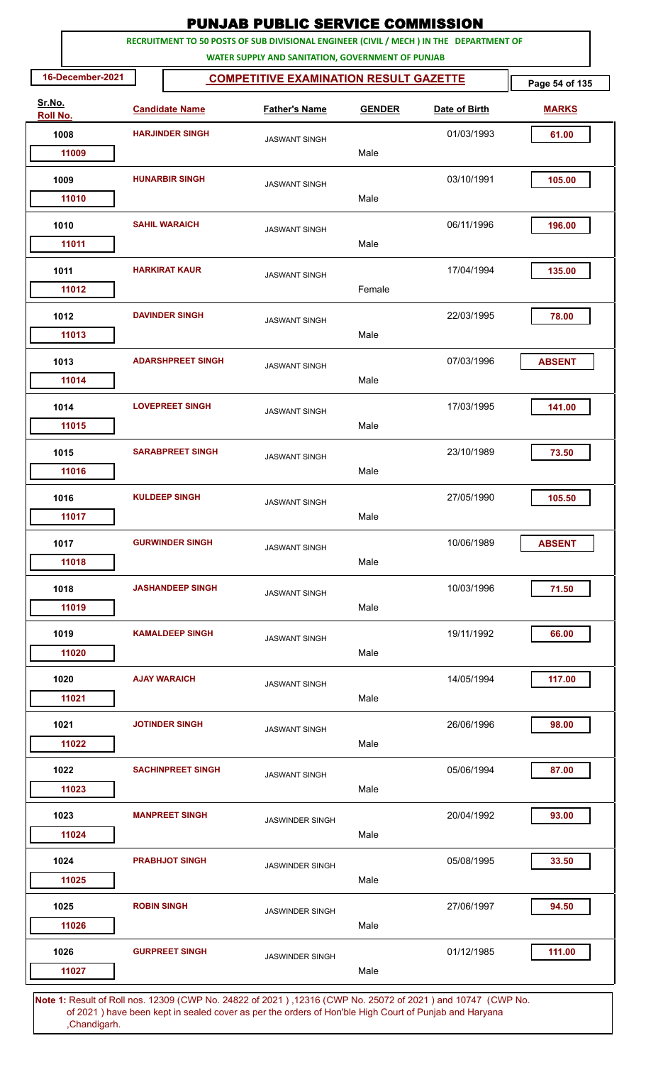# PUNJAB PUBLIC SERVICE COMMISSION

**RECRUITMENT TO 50 POSTS OF SUB DIVISIONAL ENGINEER (CIVIL / MECH ) IN THE DEPARTMENT OF WATER SUPPLY AND SANITATION, GOVERNMENT OF PUNJAB**

**16-December-2021**

## COMPETITIVE EXAMINATION RESULT GAZETTE

| Sr.No. | Roll No. | Candidate Name | Father's Name | GENDER | Date of Birth | MARKS |
|---|---|---|---|---|---|---|
| 1008 | 11009 | HARJINDER SINGH | JASWANT SINGH | Male | 01/03/1993 | 61.00 |
| 1009 | 11010 | HUNARBIR SINGH | JASWANT SINGH | Male | 03/10/1991 | 105.00 |
| 1010 | 11011 | SAHIL WARAICH | JASWANT SINGH | Male | 06/11/1996 | 196.00 |
| 1011 | 11012 | HARKIRAT KAUR | JASWANT SINGH | Female | 17/04/1994 | 135.00 |
| 1012 | 11013 | DAVINDER SINGH | JASWANT SINGH | Male | 22/03/1995 | 78.00 |
| 1013 | 11014 | ADARSHPREET SINGH | JASWANT SINGH | Male | 07/03/1996 | ABSENT |
| 1014 | 11015 | LOVEPREET SINGH | JASWANT SINGH | Male | 17/03/1995 | 141.00 |
| 1015 | 11016 | SARABPREET SINGH | JASWANT SINGH | Male | 23/10/1989 | 73.50 |
| 1016 | 11017 | KULDEEP SINGH | JASWANT SINGH | Male | 27/05/1990 | 105.50 |
| 1017 | 11018 | GURWINDER SINGH | JASWANT SINGH | Male | 10/06/1989 | ABSENT |
| 1018 | 11019 | JASHANDEEP SINGH | JASWANT SINGH | Male | 10/03/1996 | 71.50 |
| 1019 | 11020 | KAMALDEEP SINGH | JASWANT SINGH | Male | 19/11/1992 | 66.00 |
| 1020 | 11021 | AJAY WARAICH | JASWANT SINGH | Male | 14/05/1994 | 117.00 |
| 1021 | 11022 | JOTINDER SINGH | JASWANT SINGH | Male | 26/06/1996 | 98.00 |
| 1022 | 11023 | SACHINPREET SINGH | JASWANT SINGH | Male | 05/06/1994 | 87.00 |
| 1023 | 11024 | MANPREET SINGH | JASWINDER SINGH | Male | 20/04/1992 | 93.00 |
| 1024 | 11025 | PRABHJOT SINGH | JASWINDER SINGH | Male | 05/08/1995 | 33.50 |
| 1025 | 11026 | ROBIN SINGH | JASWINDER SINGH | Male | 27/06/1997 | 94.50 |
| 1026 | 11027 | GURPREET SINGH | JASWINDER SINGH | Male | 01/12/1985 | 111.00 |

**Note 1:** Result of Roll nos. 12309 (CWP No. 24822 of 2021 ) ,12316 (CWP No. 25072 of 2021 ) and 10747 (CWP No. of 2021 ) have been kept in sealed cover as per the orders of Hon'ble High Court of Punjab and Haryana ,Chandigarh.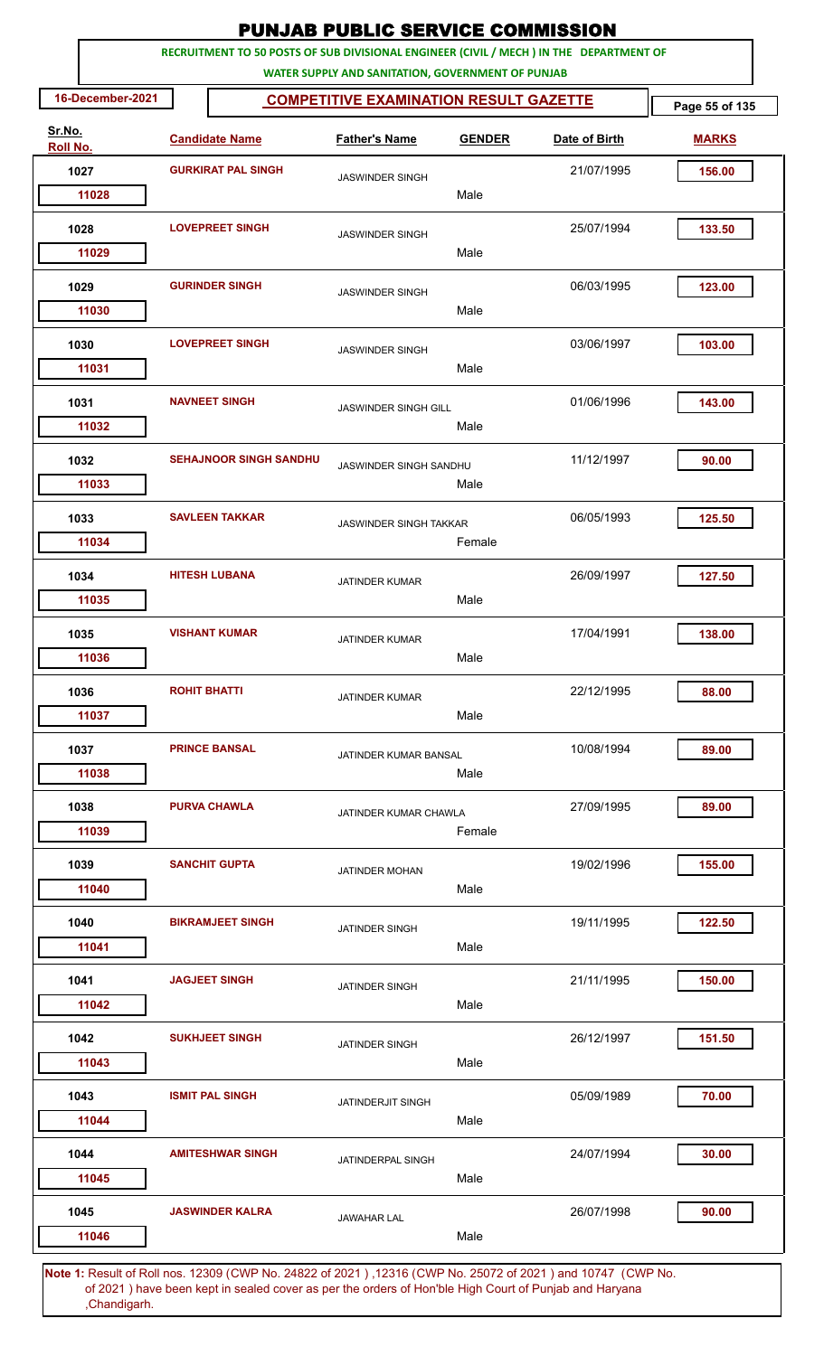# PUNJAB PUBLIC SERVICE COMMISSION

**RECRUITMENT TO 50 POSTS OF SUB DIVISIONAL ENGINEER (CIVIL / MECH ) IN THE DEPARTMENT OF WATER SUPPLY AND SANITATION, GOVERNMENT OF PUNJAB**

**16-December-2021**

## COMPETITIVE EXAMINATION RESULT GAZETTE

| Sr.No. | Roll No. | Candidate Name | Father's Name | GENDER | Date of Birth | MARKS |
|---|---|---|---|---|---|---|
| 1027 | 11028 | GURKIRAT PAL SINGH | JASWINDER SINGH | Male | 21/07/1995 | 156.00 |
| 1028 | 11029 | LOVEPREET SINGH | JASWINDER SINGH | Male | 25/07/1994 | 133.50 |
| 1029 | 11030 | GURINDER SINGH | JASWINDER SINGH | Male | 06/03/1995 | 123.00 |
| 1030 | 11031 | LOVEPREET SINGH | JASWINDER SINGH | Male | 03/06/1997 | 103.00 |
| 1031 | 11032 | NAVNEET SINGH | JASWINDER SINGH GILL | Male | 01/06/1996 | 143.00 |
| 1032 | 11033 | SEHAJNOOR SINGH SANDHU | JASWINDER SINGH SANDHU | Male | 11/12/1997 | 90.00 |
| 1033 | 11034 | SAVLEEN TAKKAR | JASWINDER SINGH TAKKAR | Female | 06/05/1993 | 125.50 |
| 1034 | 11035 | HITESH LUBANA | JATINDER KUMAR | Male | 26/09/1997 | 127.50 |
| 1035 | 11036 | VISHANT KUMAR | JATINDER KUMAR | Male | 17/04/1991 | 138.00 |
| 1036 | 11037 | ROHIT BHATTI | JATINDER KUMAR | Male | 22/12/1995 | 88.00 |
| 1037 | 11038 | PRINCE BANSAL | JATINDER KUMAR BANSAL | Male | 10/08/1994 | 89.00 |
| 1038 | 11039 | PURVA CHAWLA | JATINDER KUMAR CHAWLA | Female | 27/09/1995 | 89.00 |
| 1039 | 11040 | SANCHIT GUPTA | JATINDER MOHAN | Male | 19/02/1996 | 155.00 |
| 1040 | 11041 | BIKRAMJEET SINGH | JATINDER SINGH | Male | 19/11/1995 | 122.50 |
| 1041 | 11042 | JAGJEET SINGH | JATINDER SINGH | Male | 21/11/1995 | 150.00 |
| 1042 | 11043 | SUKHJEET SINGH | JATINDER SINGH | Male | 26/12/1997 | 151.50 |
| 1043 | 11044 | ISMIT PAL SINGH | JATINDERJIT SINGH | Male | 05/09/1989 | 70.00 |
| 1044 | 11045 | AMITESHWAR SINGH | JATINDERPAL SINGH | Male | 24/07/1994 | 30.00 |
| 1045 | 11046 | JASWINDER KALRA | JAWAHAR LAL | Male | 26/07/1998 | 90.00 |

**Note 1:** Result of Roll nos. 12309 (CWP No. 24822 of 2021 ) ,12316 (CWP No. 25072 of 2021 ) and 10747 (CWP No. of 2021 ) have been kept in sealed cover as per the orders of Hon'ble High Court of Punjab and Haryana ,Chandigarh.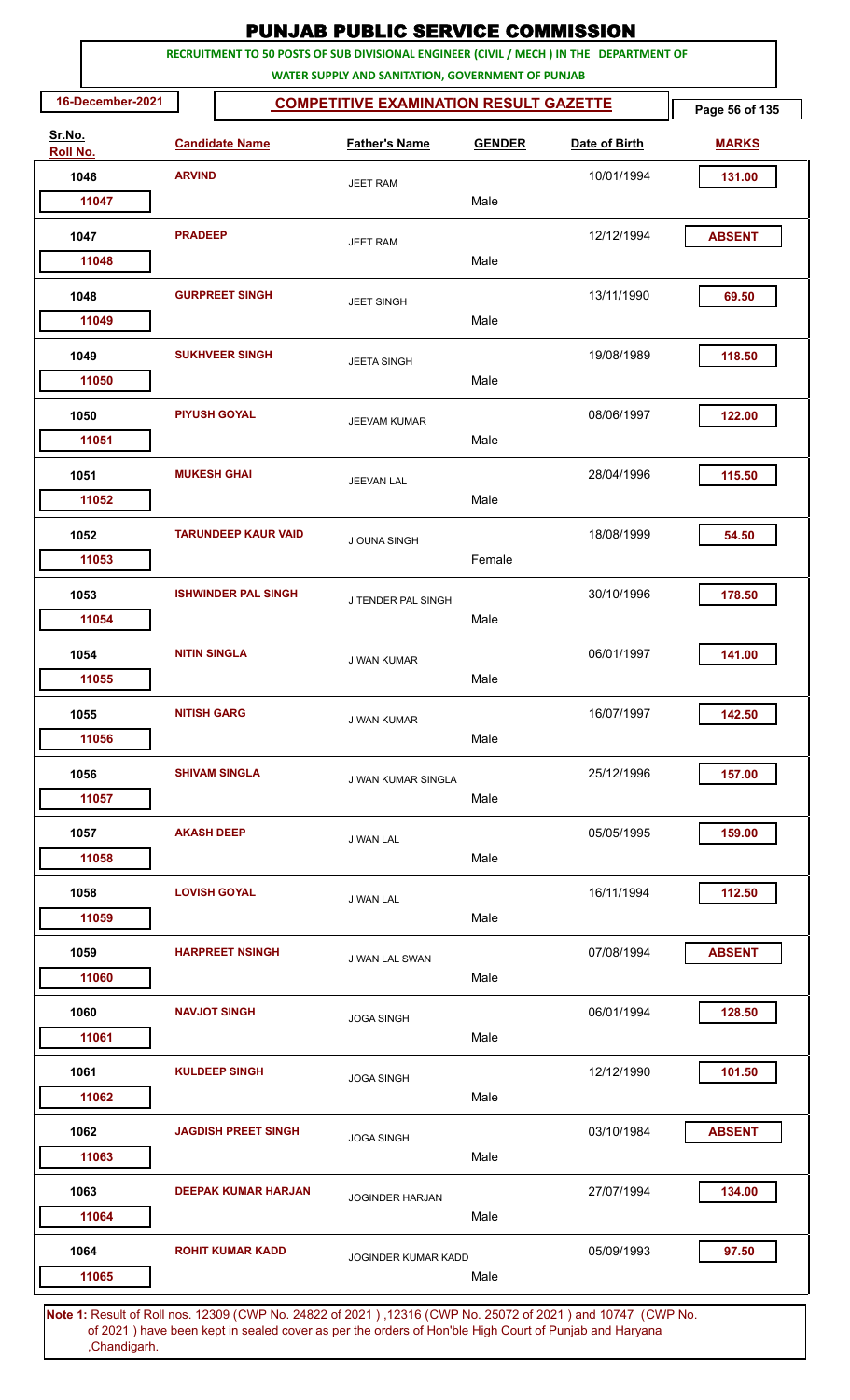# PUNJAB PUBLIC SERVICE COMMISSION

**RECRUITMENT TO 50 POSTS OF SUB DIVISIONAL ENGINEER (CIVIL / MECH ) IN THE DEPARTMENT OF WATER SUPPLY AND SANITATION, GOVERNMENT OF PUNJAB**

**16-December-2021**

## COMPETITIVE EXAMINATION RESULT GAZETTE

| Sr.No. | Roll No. | Candidate Name | Father's Name | GENDER | Date of Birth | MARKS |
|---|---|---|---|---|---|---|
| 1046 | 11047 | ARVIND | JEET RAM | Male | 10/01/1994 | 131.00 |
| 1047 | 11048 | PRADEEP | JEET RAM | Male | 12/12/1994 | ABSENT |
| 1048 | 11049 | GURPREET SINGH | JEET SINGH | Male | 13/11/1990 | 69.50 |
| 1049 | 11050 | SUKHVEER SINGH | JEETA SINGH | Male | 19/08/1989 | 118.50 |
| 1050 | 11051 | PIYUSH GOYAL | JEEVAM KUMAR | Male | 08/06/1997 | 122.00 |
| 1051 | 11052 | MUKESH GHAI | JEEVAN LAL | Male | 28/04/1996 | 115.50 |
| 1052 | 11053 | TARUNDEEP KAUR VAID | JIOUNA SINGH | Female | 18/08/1999 | 54.50 |
| 1053 | 11054 | ISHWINDER PAL SINGH | JITENDER PAL SINGH | Male | 30/10/1996 | 178.50 |
| 1054 | 11055 | NITIN SINGLA | JIWAN KUMAR | Male | 06/01/1997 | 141.00 |
| 1055 | 11056 | NITISH GARG | JIWAN KUMAR | Male | 16/07/1997 | 142.50 |
| 1056 | 11057 | SHIVAM SINGLA | JIWAN KUMAR SINGLA | Male | 25/12/1996 | 157.00 |
| 1057 | 11058 | AKASH DEEP | JIWAN LAL | Male | 05/05/1995 | 159.00 |
| 1058 | 11059 | LOVISH GOYAL | JIWAN LAL | Male | 16/11/1994 | 112.50 |
| 1059 | 11060 | HARPREET NSINGH | JIWAN LAL SWAN | Male | 07/08/1994 | ABSENT |
| 1060 | 11061 | NAVJOT SINGH | JOGA SINGH | Male | 06/01/1994 | 128.50 |
| 1061 | 11062 | KULDEEP SINGH | JOGA SINGH | Male | 12/12/1990 | 101.50 |
| 1062 | 11063 | JAGDISH PREET SINGH | JOGA SINGH | Male | 03/10/1984 | ABSENT |
| 1063 | 11064 | DEEPAK KUMAR HARJAN | JOGINDER HARJAN | Male | 27/07/1994 | 134.00 |
| 1064 | 11065 | ROHIT KUMAR KADD | JOGINDER KUMAR KADD | Male | 05/09/1993 | 97.50 |

**Note 1:** Result of Roll nos. 12309 (CWP No. 24822 of 2021 ) ,12316 (CWP No. 25072 of 2021 ) and 10747 (CWP No. of 2021 ) have been kept in sealed cover as per the orders of Hon'ble High Court of Punjab and Haryana ,Chandigarh.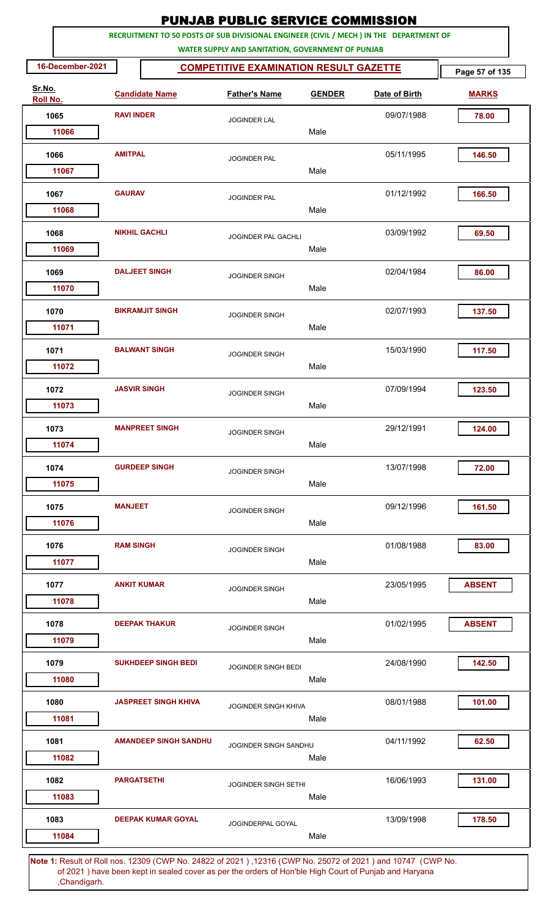# PUNJAB PUBLIC SERVICE COMMISSION

**RECRUITMENT TO 50 POSTS OF SUB DIVISIONAL ENGINEER (CIVIL / MECH ) IN THE DEPARTMENT OF WATER SUPPLY AND SANITATION, GOVERNMENT OF PUNJAB**

**16-December-2021**

**COMPETITIVE EXAMINATION RESULT GAZETTE**

| Sr.No. | Roll No. | Candidate Name | Father's Name | GENDER | Date of Birth | MARKS |
|---|---|---|---|---|---|---|
| 1065 | 11066 | RAVI INDER | JOGINDER LAL | Male | 09/07/1988 | 78.00 |
| 1066 | 11067 | AMITPAL | JOGINDER PAL | Male | 05/11/1995 | 146.50 |
| 1067 | 11068 | GAURAV | JOGINDER PAL | Male | 01/12/1992 | 166.50 |
| 1068 | 11069 | NIKHIL GACHLI | JOGINDER PAL GACHLI | Male | 03/09/1992 | 69.50 |
| 1069 | 11070 | DALJEET SINGH | JOGINDER SINGH | Male | 02/04/1984 | 86.00 |
| 1070 | 11071 | BIKRAMJIT SINGH | JOGINDER SINGH | Male | 02/07/1993 | 137.50 |
| 1071 | 11072 | BALWANT SINGH | JOGINDER SINGH | Male | 15/03/1990 | 117.50 |
| 1072 | 11073 | JASVIR SINGH | JOGINDER SINGH | Male | 07/09/1994 | 123.50 |
| 1073 | 11074 | MANPREET SINGH | JOGINDER SINGH | Male | 29/12/1991 | 124.00 |
| 1074 | 11075 | GURDEEP SINGH | JOGINDER SINGH | Male | 13/07/1998 | 72.00 |
| 1075 | 11076 | MANJEET | JOGINDER SINGH | Male | 09/12/1996 | 161.50 |
| 1076 | 11077 | RAM SINGH | JOGINDER SINGH | Male | 01/08/1988 | 83.00 |
| 1077 | 11078 | ANKIT KUMAR | JOGINDER SINGH | Male | 23/05/1995 | ABSENT |
| 1078 | 11079 | DEEPAK THAKUR | JOGINDER SINGH | Male | 01/02/1995 | ABSENT |
| 1079 | 11080 | SUKHDEEP SINGH BEDI | JOGINDER SINGH BEDI | Male | 24/08/1990 | 142.50 |
| 1080 | 11081 | JASPREET SINGH KHIVA | JOGINDER SINGH KHIVA | Male | 08/01/1988 | 101.00 |
| 1081 | 11082 | AMANDEEP SINGH SANDHU | JOGINDER SINGH SANDHU | Male | 04/11/1992 | 62.50 |
| 1082 | 11083 | PARGATSETHI | JOGINDER SINGH SETHI | Male | 16/06/1993 | 131.00 |
| 1083 | 11084 | DEEPAK KUMAR GOYAL | JOGINDERPAL GOYAL | Male | 13/09/1998 | 178.50 |

**Note 1:** Result of Roll nos. 12309 (CWP No. 24822 of 2021 ) ,12316 (CWP No. 25072 of 2021 ) and 10747 (CWP No. of 2021 ) have been kept in sealed cover as per the orders of Hon'ble High Court of Punjab and Haryana ,Chandigarh.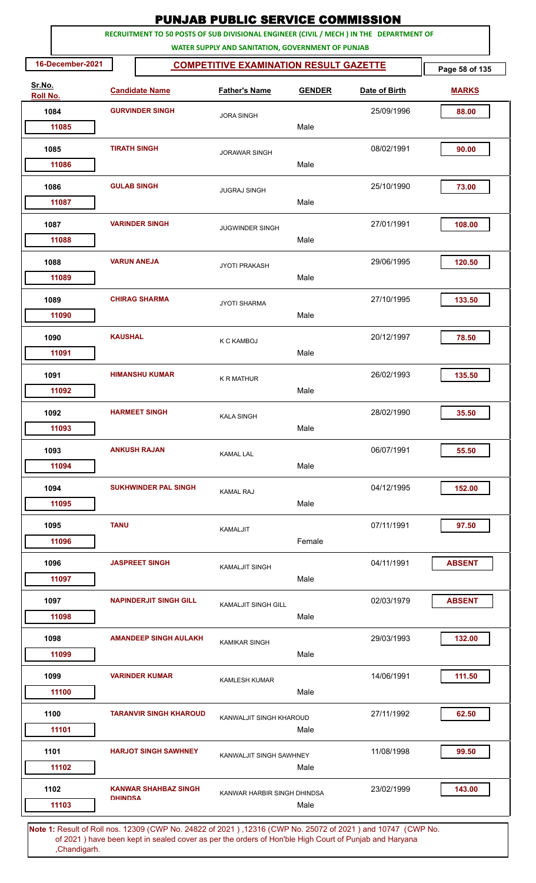# PUNJAB PUBLIC SERVICE COMMISSION

**RECRUITMENT TO 50 POSTS OF SUB DIVISIONAL ENGINEER (CIVIL / MECH ) IN THE DEPARTMENT OF WATER SUPPLY AND SANITATION, GOVERNMENT OF PUNJAB**

**16-December-2021** | **COMPETITIVE EXAMINATION RESULT GAZETTE**

| Sr.No. / Roll No. | Candidate Name | Father's Name | GENDER | Date of Birth | MARKS |
|---|---|---|---|---|---|
| 1084 / 11085 | GURVINDER SINGH | JORA SINGH | Male | 25/09/1996 | 88.00 |
| 1085 / 11086 | TIRATH SINGH | JORAWAR SINGH | Male | 08/02/1991 | 90.00 |
| 1086 / 11087 | GULAB SINGH | JUGRAJ SINGH | Male | 25/10/1990 | 73.00 |
| 1087 / 11088 | VARINDER SINGH | JUGWINDER SINGH | Male | 27/01/1991 | 108.00 |
| 1088 / 11089 | VARUN ANEJA | JYOTI PRAKASH | Male | 29/06/1995 | 120.50 |
| 1089 / 11090 | CHIRAG SHARMA | JYOTI SHARMA | Male | 27/10/1995 | 133.50 |
| 1090 / 11091 | KAUSHAL | K C KAMBOJ | Male | 20/12/1997 | 78.50 |
| 1091 / 11092 | HIMANSHU KUMAR | K R MATHUR | Male | 26/02/1993 | 135.50 |
| 1092 / 11093 | HARMEET SINGH | KALA SINGH | Male | 28/02/1990 | 35.50 |
| 1093 / 11094 | ANKUSH RAJAN | KAMAL LAL | Male | 06/07/1991 | 55.50 |
| 1094 / 11095 | SUKHWINDER PAL SINGH | KAMAL RAJ | Male | 04/12/1995 | 152.00 |
| 1095 / 11096 | TANU | KAMALJIT | Female | 07/11/1991 | 97.50 |
| 1096 / 11097 | JASPREET SINGH | KAMALJIT SINGH | Male | 04/11/1991 | ABSENT |
| 1097 / 11098 | NAPINDERJIT SINGH GILL | KAMALJIT SINGH GILL | Male | 02/03/1979 | ABSENT |
| 1098 / 11099 | AMANDEEP SINGH AULAKH | KAMIKAR SINGH | Male | 29/03/1993 | 132.00 |
| 1099 / 11100 | VARINDER KUMAR | KAMLESH KUMAR | Male | 14/06/1991 | 111.50 |
| 1100 / 11101 | TARANVIR SINGH KHAROUD | KANWALJIT SINGH KHAROUD | Male | 27/11/1992 | 62.50 |
| 1101 / 11102 | HARJOT SINGH SAWHNEY | KANWALJIT SINGH SAWHNEY | Male | 11/08/1998 | 99.50 |
| 1102 / 11103 | KANWAR SHAHBAZ SINGH DHINDSA | KANWAR HARBIR SINGH DHINDSA | Male | 23/02/1999 | 143.00 |

**Note 1:** Result of Roll nos. 12309 (CWP No. 24822 of 2021 ) ,12316 (CWP No. 25072 of 2021 ) and 10747 (CWP No. of 2021 ) have been kept in sealed cover as per the orders of Hon'ble High Court of Punjab and Haryana ,Chandigarh.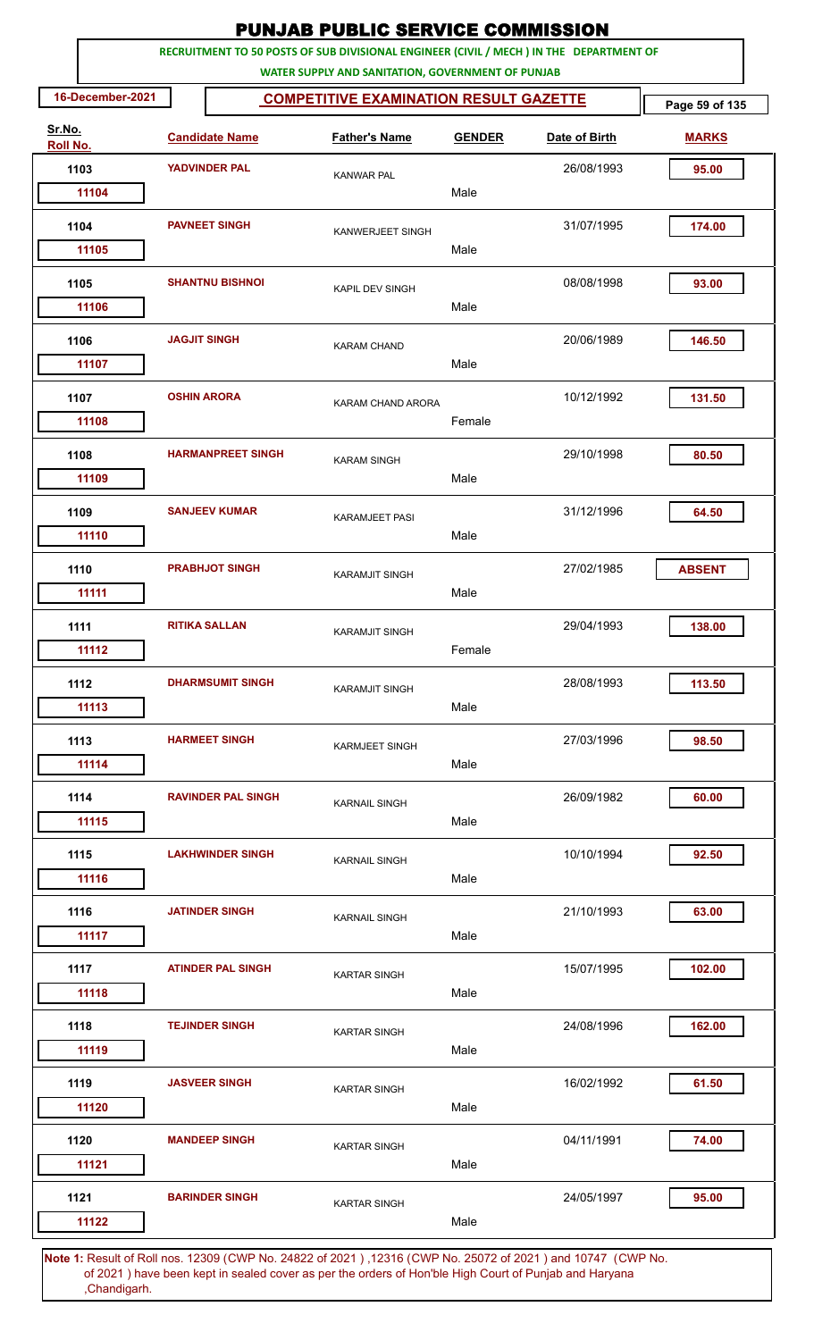# PUNJAB PUBLIC SERVICE COMMISSION

**RECRUITMENT TO 50 POSTS OF SUB DIVISIONAL ENGINEER (CIVIL / MECH ) IN THE DEPARTMENT OF WATER SUPPLY AND SANITATION, GOVERNMENT OF PUNJAB**

**16-December-2021** | **COMPETITIVE EXAMINATION RESULT GAZETTE**

| Sr.No. | Roll No. | Candidate Name | Father's Name | GENDER | Date of Birth | MARKS |
|---|---|---|---|---|---|---|
| 1103 | 11104 | YADVINDER PAL | KANWAR PAL | Male | 26/08/1993 | 95.00 |
| 1104 | 11105 | PAVNEET SINGH | KANWERJEET SINGH | Male | 31/07/1995 | 174.00 |
| 1105 | 11106 | SHANTNU BISHNOI | KAPIL DEV SINGH | Male | 08/08/1998 | 93.00 |
| 1106 | 11107 | JAGJIT SINGH | KARAM CHAND | Male | 20/06/1989 | 146.50 |
| 1107 | 11108 | OSHIN ARORA | KARAM CHAND ARORA | Female | 10/12/1992 | 131.50 |
| 1108 | 11109 | HARMANPREET SINGH | KARAM SINGH | Male | 29/10/1998 | 80.50 |
| 1109 | 11110 | SANJEEV KUMAR | KARAMJEET PASI | Male | 31/12/1996 | 64.50 |
| 1110 | 11111 | PRABHJOT SINGH | KARAMJIT SINGH | Male | 27/02/1985 | ABSENT |
| 1111 | 11112 | RITIKA SALLAN | KARAMJIT SINGH | Female | 29/04/1993 | 138.00 |
| 1112 | 11113 | DHARMSUMIT SINGH | KARAMJIT SINGH | Male | 28/08/1993 | 113.50 |
| 1113 | 11114 | HARMEET SINGH | KARMJEET SINGH | Male | 27/03/1996 | 98.50 |
| 1114 | 11115 | RAVINDER PAL SINGH | KARNAIL SINGH | Male | 26/09/1982 | 60.00 |
| 1115 | 11116 | LAKHWINDER SINGH | KARNAIL SINGH | Male | 10/10/1994 | 92.50 |
| 1116 | 11117 | JATINDER SINGH | KARNAIL SINGH | Male | 21/10/1993 | 63.00 |
| 1117 | 11118 | ATINDER PAL SINGH | KARTAR SINGH | Male | 15/07/1995 | 102.00 |
| 1118 | 11119 | TEJINDER SINGH | KARTAR SINGH | Male | 24/08/1996 | 162.00 |
| 1119 | 11120 | JASVEER SINGH | KARTAR SINGH | Male | 16/02/1992 | 61.50 |
| 1120 | 11121 | MANDEEP SINGH | KARTAR SINGH | Male | 04/11/1991 | 74.00 |
| 1121 | 11122 | BARINDER SINGH | KARTAR SINGH | Male | 24/05/1997 | 95.00 |

**Note 1:** Result of Roll nos. 12309 (CWP No. 24822 of 2021 ) ,12316 (CWP No. 25072 of 2021 ) and 10747 (CWP No. of 2021 ) have been kept in sealed cover as per the orders of Hon'ble High Court of Punjab and Haryana ,Chandigarh.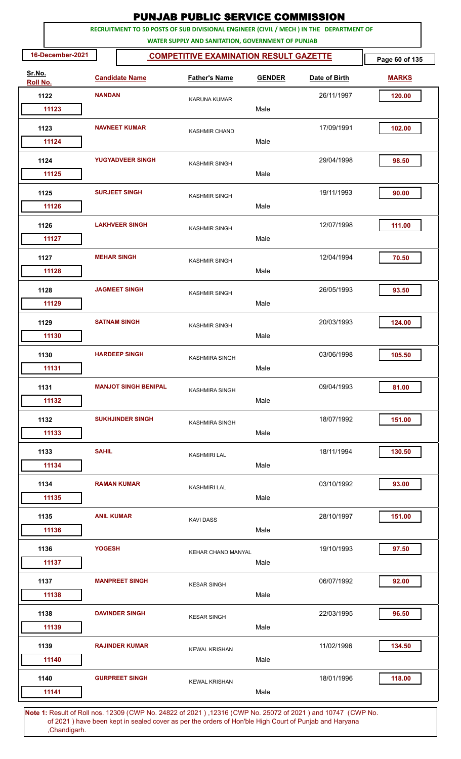# PUNJAB PUBLIC SERVICE COMMISSION

**RECRUITMENT TO 50 POSTS OF SUB DIVISIONAL ENGINEER (CIVIL / MECH ) IN THE DEPARTMENT OF WATER SUPPLY AND SANITATION, GOVERNMENT OF PUNJAB**

**16-December-2021** | **COMPETITIVE EXAMINATION RESULT GAZETTE**

| Sr.No. | Roll No. | Candidate Name | Father's Name | GENDER | Date of Birth | MARKS |
|---|---|---|---|---|---|---|
| 1122 | 11123 | NANDAN | KARUNA KUMAR | Male | 26/11/1997 | 120.00 |
| 1123 | 11124 | NAVNEET KUMAR | KASHMIR CHAND | Male | 17/09/1991 | 102.00 |
| 1124 | 11125 | YUGYADVEER SINGH | KASHMIR SINGH | Male | 29/04/1998 | 98.50 |
| 1125 | 11126 | SURJEET SINGH | KASHMIR SINGH | Male | 19/11/1993 | 90.00 |
| 1126 | 11127 | LAKHVEER SINGH | KASHMIR SINGH | Male | 12/07/1998 | 111.00 |
| 1127 | 11128 | MEHAR SINGH | KASHMIR SINGH | Male | 12/04/1994 | 70.50 |
| 1128 | 11129 | JAGMEET SINGH | KASHMIR SINGH | Male | 26/05/1993 | 93.50 |
| 1129 | 11130 | SATNAM SINGH | KASHMIR SINGH | Male | 20/03/1993 | 124.00 |
| 1130 | 11131 | HARDEEP SINGH | KASHMIRA SINGH | Male | 03/06/1998 | 105.50 |
| 1131 | 11132 | MANJOT SINGH BENIPAL | KASHMIRA SINGH | Male | 09/04/1993 | 81.00 |
| 1132 | 11133 | SUKHJINDER SINGH | KASHMIRA SINGH | Male | 18/07/1992 | 151.00 |
| 1133 | 11134 | SAHIL | KASHMIRI LAL | Male | 18/11/1994 | 130.50 |
| 1134 | 11135 | RAMAN KUMAR | KASHMIRI LAL | Male | 03/10/1992 | 93.00 |
| 1135 | 11136 | ANIL KUMAR | KAVI DASS | Male | 28/10/1997 | 151.00 |
| 1136 | 11137 | YOGESH | KEHAR CHAND MANYAL | Male | 19/10/1993 | 97.50 |
| 1137 | 11138 | MANPREET SINGH | KESAR SINGH | Male | 06/07/1992 | 92.00 |
| 1138 | 11139 | DAVINDER SINGH | KESAR SINGH | Male | 22/03/1995 | 96.50 |
| 1139 | 11140 | RAJINDER KUMAR | KEWAL KRISHAN | Male | 11/02/1996 | 134.50 |
| 1140 | 11141 | GURPREET SINGH | KEWAL KRISHAN | Male | 18/01/1996 | 118.00 |

**Note 1:** Result of Roll nos. 12309 (CWP No. 24822 of 2021 ) ,12316 (CWP No. 25072 of 2021 ) and 10747 (CWP No. of 2021 ) have been kept in sealed cover as per the orders of Hon'ble High Court of Punjab and Haryana ,Chandigarh.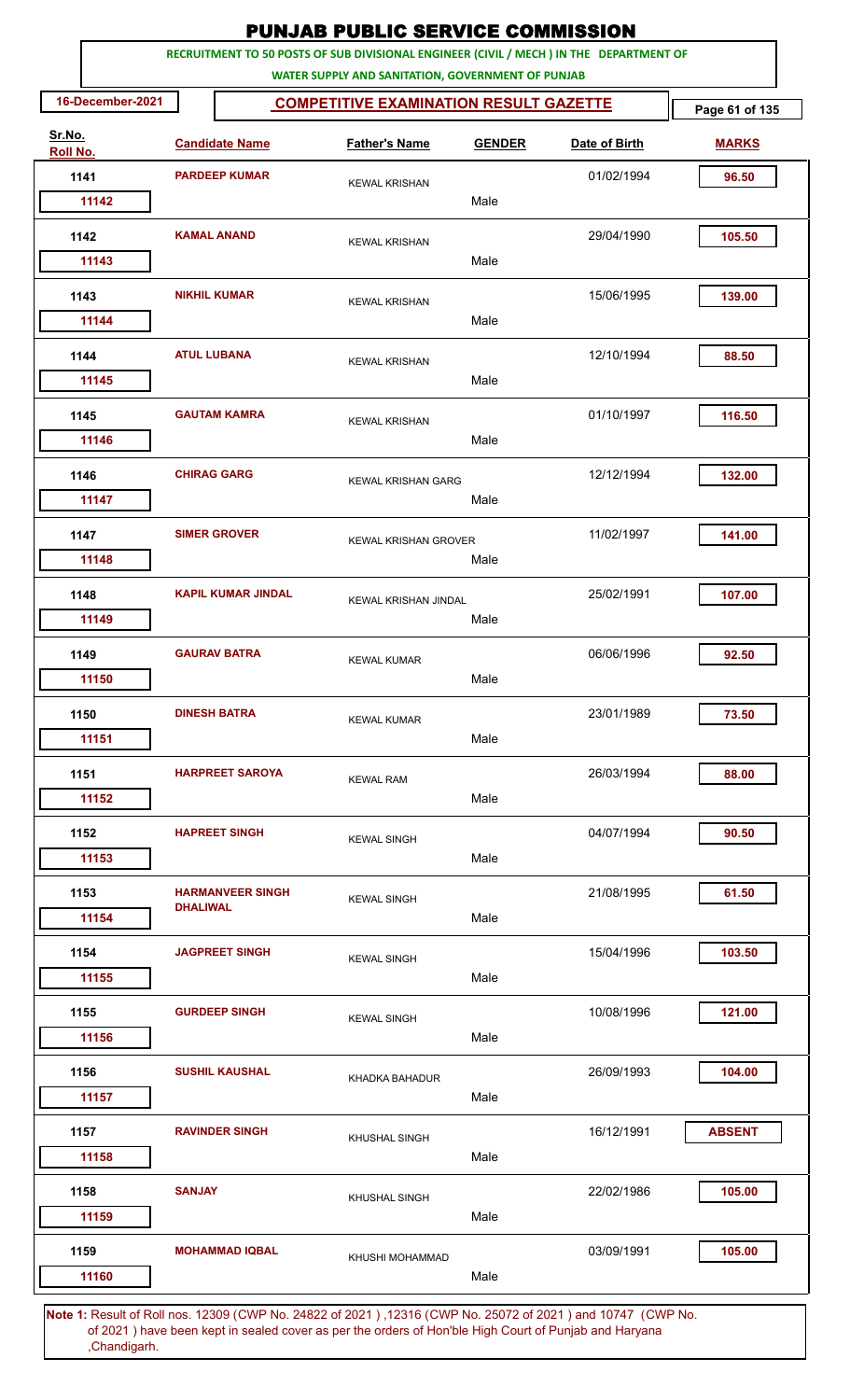# PUNJAB PUBLIC SERVICE COMMISSION

**RECRUITMENT TO 50 POSTS OF SUB DIVISIONAL ENGINEER (CIVIL / MECH ) IN THE DEPARTMENT OF WATER SUPPLY AND SANITATION, GOVERNMENT OF PUNJAB**

**16-December-2021** | **COMPETITIVE EXAMINATION RESULT GAZETTE**

| Sr.No. | Roll No. | Candidate Name | Father's Name | GENDER | Date of Birth | MARKS |
|---|---|---|---|---|---|---|
| 1141 | 11142 | PARDEEP KUMAR | KEWAL KRISHAN | Male | 01/02/1994 | 96.50 |
| 1142 | 11143 | KAMAL ANAND | KEWAL KRISHAN | Male | 29/04/1990 | 105.50 |
| 1143 | 11144 | NIKHIL KUMAR | KEWAL KRISHAN | Male | 15/06/1995 | 139.00 |
| 1144 | 11145 | ATUL LUBANA | KEWAL KRISHAN | Male | 12/10/1994 | 88.50 |
| 1145 | 11146 | GAUTAM KAMRA | KEWAL KRISHAN | Male | 01/10/1997 | 116.50 |
| 1146 | 11147 | CHIRAG GARG | KEWAL KRISHAN GARG | Male | 12/12/1994 | 132.00 |
| 1147 | 11148 | SIMER GROVER | KEWAL KRISHAN GROVER | Male | 11/02/1997 | 141.00 |
| 1148 | 11149 | KAPIL KUMAR JINDAL | KEWAL KRISHAN JINDAL | Male | 25/02/1991 | 107.00 |
| 1149 | 11150 | GAURAV BATRA | KEWAL KUMAR | Male | 06/06/1996 | 92.50 |
| 1150 | 11151 | DINESH BATRA | KEWAL KUMAR | Male | 23/01/1989 | 73.50 |
| 1151 | 11152 | HARPREET SAROYA | KEWAL RAM | Male | 26/03/1994 | 88.00 |
| 1152 | 11153 | HAPREET SINGH | KEWAL SINGH | Male | 04/07/1994 | 90.50 |
| 1153 | 11154 | HARMANVEER SINGH DHALIWAL | KEWAL SINGH | Male | 21/08/1995 | 61.50 |
| 1154 | 11155 | JAGPREET SINGH | KEWAL SINGH | Male | 15/04/1996 | 103.50 |
| 1155 | 11156 | GURDEEP SINGH | KEWAL SINGH | Male | 10/08/1996 | 121.00 |
| 1156 | 11157 | SUSHIL KAUSHAL | KHADKA BAHADUR | Male | 26/09/1993 | 104.00 |
| 1157 | 11158 | RAVINDER SINGH | KHUSHAL SINGH | Male | 16/12/1991 | ABSENT |
| 1158 | 11159 | SANJAY | KHUSHAL SINGH | Male | 22/02/1986 | 105.00 |
| 1159 | 11160 | MOHAMMAD IQBAL | KHUSHI MOHAMMAD | Male | 03/09/1991 | 105.00 |

**Note 1:** Result of Roll nos. 12309 (CWP No. 24822 of 2021 ) ,12316 (CWP No. 25072 of 2021 ) and 10747 (CWP No. of 2021 ) have been kept in sealed cover as per the orders of Hon'ble High Court of Punjab and Haryana ,Chandigarh.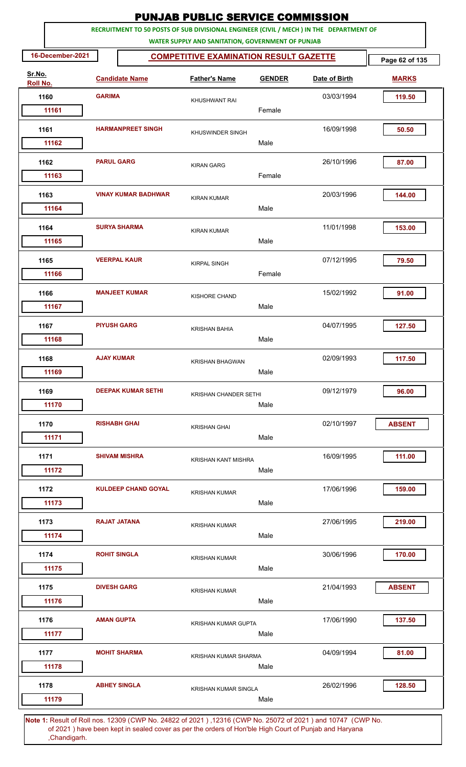# PUNJAB PUBLIC SERVICE COMMISSION

**RECRUITMENT TO 50 POSTS OF SUB DIVISIONAL ENGINEER (CIVIL / MECH ) IN THE DEPARTMENT OF WATER SUPPLY AND SANITATION, GOVERNMENT OF PUNJAB**

**16-December-2021** **COMPETITIVE EXAMINATION RESULT GAZETTE**

| Sr.No. | Roll No. | Candidate Name | Father's Name | GENDER | Date of Birth | MARKS |
|---|---|---|---|---|---|---|
| 1160 | 11161 | GARIMA | KHUSHWANT RAI | Female | 03/03/1994 | 119.50 |
| 1161 | 11162 | HARMANPREET SINGH | KHUSWINDER SINGH | Male | 16/09/1998 | 50.50 |
| 1162 | 11163 | PARUL GARG | KIRAN GARG | Female | 26/10/1996 | 87.00 |
| 1163 | 11164 | VINAY KUMAR BADHWAR | KIRAN KUMAR | Male | 20/03/1996 | 144.00 |
| 1164 | 11165 | SURYA SHARMA | KIRAN KUMAR | Male | 11/01/1998 | 153.00 |
| 1165 | 11166 | VEERPAL KAUR | KIRPAL SINGH | Female | 07/12/1995 | 79.50 |
| 1166 | 11167 | MANJEET KUMAR | KISHORE CHAND | Male | 15/02/1992 | 91.00 |
| 1167 | 11168 | PIYUSH GARG | KRISHAN BAHIA | Male | 04/07/1995 | 127.50 |
| 1168 | 11169 | AJAY KUMAR | KRISHAN BHAGWAN | Male | 02/09/1993 | 117.50 |
| 1169 | 11170 | DEEPAK KUMAR SETHI | KRISHAN CHANDER SETHI | Male | 09/12/1979 | 96.00 |
| 1170 | 11171 | RISHABH GHAI | KRISHAN GHAI | Male | 02/10/1997 | ABSENT |
| 1171 | 11172 | SHIVAM MISHRA | KRISHAN KANT MISHRA | Male | 16/09/1995 | 111.00 |
| 1172 | 11173 | KULDEEP CHAND GOYAL | KRISHAN KUMAR | Male | 17/06/1996 | 159.00 |
| 1173 | 11174 | RAJAT JATANA | KRISHAN KUMAR | Male | 27/06/1995 | 219.00 |
| 1174 | 11175 | ROHIT SINGLA | KRISHAN KUMAR | Male | 30/06/1996 | 170.00 |
| 1175 | 11176 | DIVESH GARG | KRISHAN KUMAR | Male | 21/04/1993 | ABSENT |
| 1176 | 11177 | AMAN GUPTA | KRISHAN KUMAR GUPTA | Male | 17/06/1990 | 137.50 |
| 1177 | 11178 | MOHIT SHARMA | KRISHAN KUMAR SHARMA | Male | 04/09/1994 | 81.00 |
| 1178 | 11179 | ABHEY SINGLA | KRISHAN KUMAR SINGLA | Male | 26/02/1996 | 128.50 |

**Note 1:** Result of Roll nos. 12309 (CWP No. 24822 of 2021 ) ,12316 (CWP No. 25072 of 2021 ) and 10747 (CWP No. of 2021 ) have been kept in sealed cover as per the orders of Hon'ble High Court of Punjab and Haryana ,Chandigarh.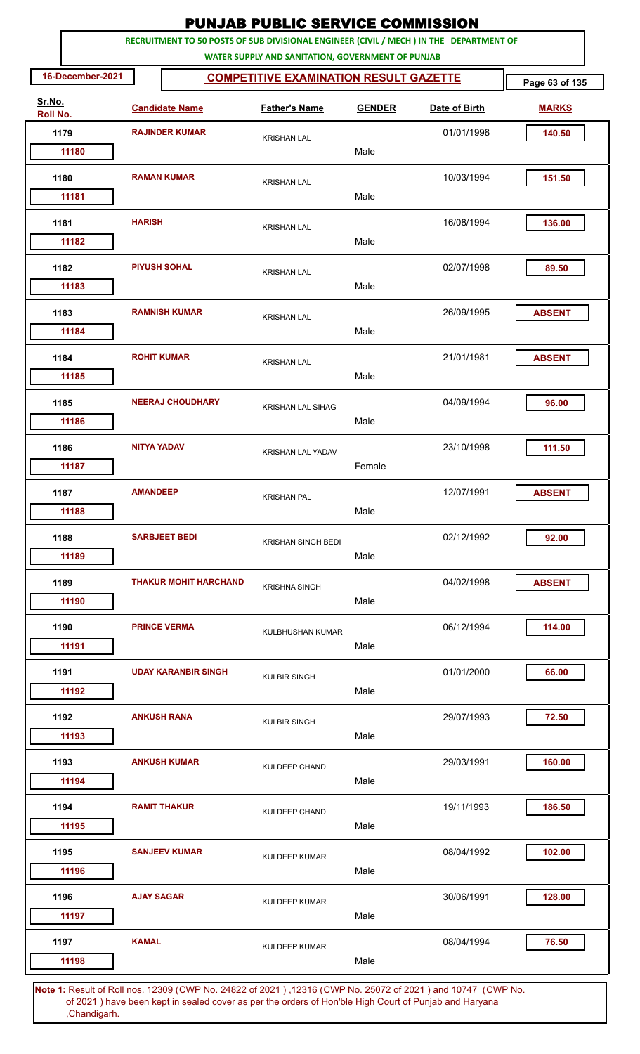# PUNJAB PUBLIC SERVICE COMMISSION

**RECRUITMENT TO 50 POSTS OF SUB DIVISIONAL ENGINEER (CIVIL / MECH ) IN THE DEPARTMENT OF WATER SUPPLY AND SANITATION, GOVERNMENT OF PUNJAB**

16-December-2021

**COMPETITIVE EXAMINATION RESULT GAZETTE**

| Sr.No. / Roll No. | Candidate Name | Father's Name | Gender | Date of Birth | Marks |
|---|---|---|---|---|---|
| 1179 / 11180 | RAJINDER KUMAR | KRISHAN LAL | Male | 01/01/1998 | 140.50 |
| 1180 / 11181 | RAMAN KUMAR | KRISHAN LAL | Male | 10/03/1994 | 151.50 |
| 1181 / 11182 | HARISH | KRISHAN LAL | Male | 16/08/1994 | 136.00 |
| 1182 / 11183 | PIYUSH SOHAL | KRISHAN LAL | Male | 02/07/1998 | 89.50 |
| 1183 / 11184 | RAMNISH KUMAR | KRISHAN LAL | Male | 26/09/1995 | ABSENT |
| 1184 / 11185 | ROHIT KUMAR | KRISHAN LAL | Male | 21/01/1981 | ABSENT |
| 1185 / 11186 | NEERAJ CHOUDHARY | KRISHAN LAL SIHAG | Male | 04/09/1994 | 96.00 |
| 1186 / 11187 | NITYA YADAV | KRISHAN LAL YADAV | Female | 23/10/1998 | 111.50 |
| 1187 / 11188 | AMANDEEP | KRISHAN PAL | Male | 12/07/1991 | ABSENT |
| 1188 / 11189 | SARBJEET BEDI | KRISHAN SINGH BEDI | Male | 02/12/1992 | 92.00 |
| 1189 / 11190 | THAKUR MOHIT HARCHAND | KRISHNA SINGH | Male | 04/02/1998 | ABSENT |
| 1190 / 11191 | PRINCE VERMA | KULBHUSHAN KUMAR | Male | 06/12/1994 | 114.00 |
| 1191 / 11192 | UDAY KARANBIR SINGH | KULBIR SINGH | Male | 01/01/2000 | 66.00 |
| 1192 / 11193 | ANKUSH RANA | KULBIR SINGH | Male | 29/07/1993 | 72.50 |
| 1193 / 11194 | ANKUSH KUMAR | KULDEEP CHAND | Male | 29/03/1991 | 160.00 |
| 1194 / 11195 | RAMIT THAKUR | KULDEEP CHAND | Male | 19/11/1993 | 186.50 |
| 1195 / 11196 | SANJEEV KUMAR | KULDEEP KUMAR | Male | 08/04/1992 | 102.00 |
| 1196 / 11197 | AJAY SAGAR | KULDEEP KUMAR | Male | 30/06/1991 | 128.00 |
| 1197 / 11198 | KAMAL | KULDEEP KUMAR | Male | 08/04/1994 | 76.50 |

**Note 1:** Result of Roll nos. 12309 (CWP No. 24822 of 2021 ) ,12316 (CWP No. 25072 of 2021 ) and 10747 (CWP No. of 2021 ) have been kept in sealed cover as per the orders of Hon'ble High Court of Punjab and Haryana ,Chandigarh.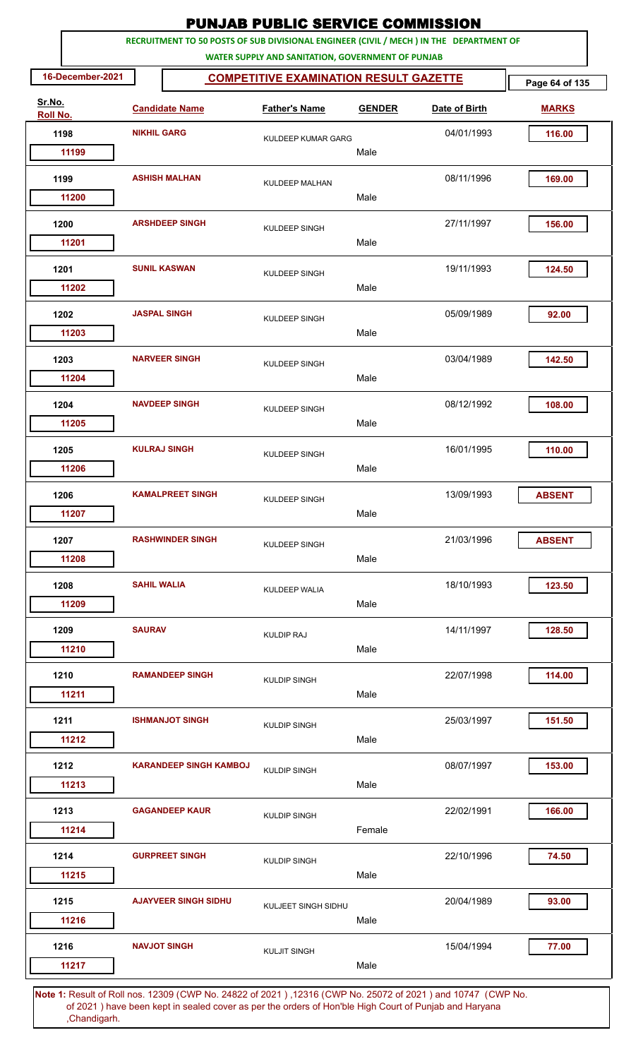# PUNJAB PUBLIC SERVICE COMMISSION

**RECRUITMENT TO 50 POSTS OF SUB DIVISIONAL ENGINEER (CIVIL / MECH ) IN THE DEPARTMENT OF WATER SUPPLY AND SANITATION, GOVERNMENT OF PUNJAB**

16-December-2021

**COMPETITIVE EXAMINATION RESULT GAZETTE**

| Sr.No. | Roll No. | Candidate Name | Father's Name | GENDER | Date of Birth | MARKS |
|---|---|---|---|---|---|---|
| 1198 | 11199 | NIKHIL GARG | KULDEEP KUMAR GARG | Male | 04/01/1993 | 116.00 |
| 1199 | 11200 | ASHISH MALHAN | KULDEEP MALHAN | Male | 08/11/1996 | 169.00 |
| 1200 | 11201 | ARSHDEEP SINGH | KULDEEP SINGH | Male | 27/11/1997 | 156.00 |
| 1201 | 11202 | SUNIL KASWAN | KULDEEP SINGH | Male | 19/11/1993 | 124.50 |
| 1202 | 11203 | JASPAL SINGH | KULDEEP SINGH | Male | 05/09/1989 | 92.00 |
| 1203 | 11204 | NARVEER SINGH | KULDEEP SINGH | Male | 03/04/1989 | 142.50 |
| 1204 | 11205 | NAVDEEP SINGH | KULDEEP SINGH | Male | 08/12/1992 | 108.00 |
| 1205 | 11206 | KULRAJ SINGH | KULDEEP SINGH | Male | 16/01/1995 | 110.00 |
| 1206 | 11207 | KAMALPREET SINGH | KULDEEP SINGH | Male | 13/09/1993 | ABSENT |
| 1207 | 11208 | RASHWINDER SINGH | KULDEEP SINGH | Male | 21/03/1996 | ABSENT |
| 1208 | 11209 | SAHIL WALIA | KULDEEP WALIA | Male | 18/10/1993 | 123.50 |
| 1209 | 11210 | SAURAV | KULDIP RAJ | Male | 14/11/1997 | 128.50 |
| 1210 | 11211 | RAMANDEEP SINGH | KULDIP SINGH | Male | 22/07/1998 | 114.00 |
| 1211 | 11212 | ISHMANJOT SINGH | KULDIP SINGH | Male | 25/03/1997 | 151.50 |
| 1212 | 11213 | KARANDEEP SINGH KAMBOJ | KULDIP SINGH | Male | 08/07/1997 | 153.00 |
| 1213 | 11214 | GAGANDEEP KAUR | KULDIP SINGH | Female | 22/02/1991 | 166.00 |
| 1214 | 11215 | GURPREET SINGH | KULDIP SINGH | Male | 22/10/1996 | 74.50 |
| 1215 | 11216 | AJAYVEER SINGH SIDHU | KULJEET SINGH SIDHU | Male | 20/04/1989 | 93.00 |
| 1216 | 11217 | NAVJOT SINGH | KULJIT SINGH | Male | 15/04/1994 | 77.00 |

**Note 1:** Result of Roll nos. 12309 (CWP No. 24822 of 2021 ) ,12316 (CWP No. 25072 of 2021 ) and 10747 (CWP No. of 2021 ) have been kept in sealed cover as per the orders of Hon'ble High Court of Punjab and Haryana ,Chandigarh.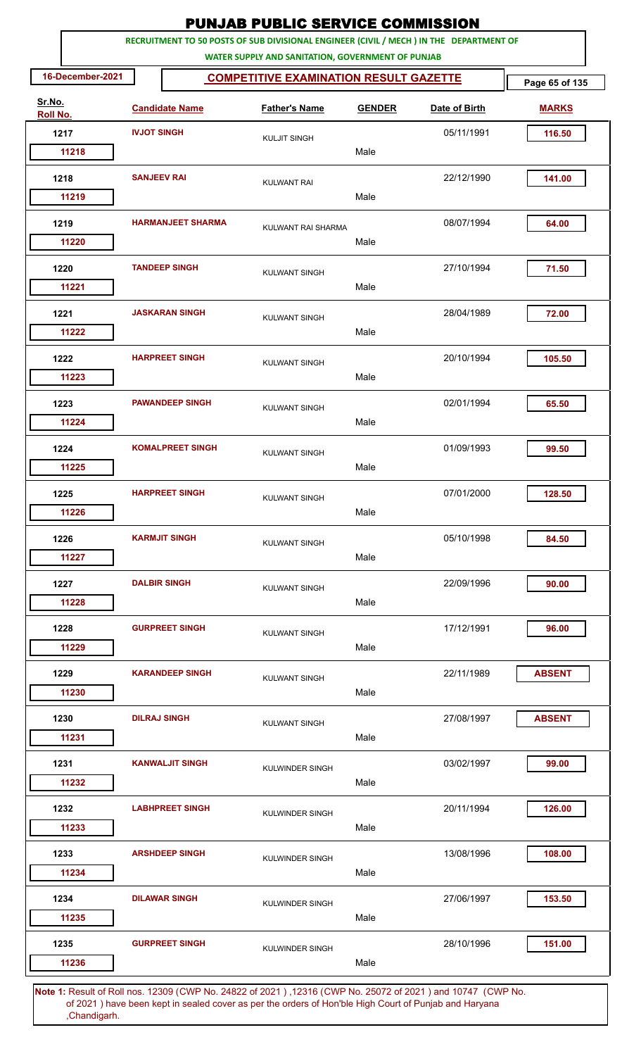# PUNJAB PUBLIC SERVICE COMMISSION

**RECRUITMENT TO 50 POSTS OF SUB DIVISIONAL ENGINEER (CIVIL / MECH ) IN THE DEPARTMENT OF WATER SUPPLY AND SANITATION, GOVERNMENT OF PUNJAB**

16-December-2021

**COMPETITIVE EXAMINATION RESULT GAZETTE**

| Sr.No. | Roll No. | Candidate Name | Father's Name | Gender | Date of Birth | Marks |
|---|---|---|---|---|---|---|
| 1217 | 11218 | IVJOT SINGH | KULJIT SINGH | Male | 05/11/1991 | 116.50 |
| 1218 | 11219 | SANJEEV RAI | KULWANT RAI | Male | 22/12/1990 | 141.00 |
| 1219 | 11220 | HARMANJEET SHARMA | KULWANT RAI SHARMA | Male | 08/07/1994 | 64.00 |
| 1220 | 11221 | TANDEEP SINGH | KULWANT SINGH | Male | 27/10/1994 | 71.50 |
| 1221 | 11222 | JASKARAN SINGH | KULWANT SINGH | Male | 28/04/1989 | 72.00 |
| 1222 | 11223 | HARPREET SINGH | KULWANT SINGH | Male | 20/10/1994 | 105.50 |
| 1223 | 11224 | PAWANDEEP SINGH | KULWANT SINGH | Male | 02/01/1994 | 65.50 |
| 1224 | 11225 | KOMALPREET SINGH | KULWANT SINGH | Male | 01/09/1993 | 99.50 |
| 1225 | 11226 | HARPREET SINGH | KULWANT SINGH | Male | 07/01/2000 | 128.50 |
| 1226 | 11227 | KARMJIT SINGH | KULWANT SINGH | Male | 05/10/1998 | 84.50 |
| 1227 | 11228 | DALBIR SINGH | KULWANT SINGH | Male | 22/09/1996 | 90.00 |
| 1228 | 11229 | GURPREET SINGH | KULWANT SINGH | Male | 17/12/1991 | 96.00 |
| 1229 | 11230 | KARANDEEP SINGH | KULWANT SINGH | Male | 22/11/1989 | ABSENT |
| 1230 | 11231 | DILRAJ SINGH | KULWANT SINGH | Male | 27/08/1997 | ABSENT |
| 1231 | 11232 | KANWALJIT SINGH | KULWINDER SINGH | Male | 03/02/1997 | 99.00 |
| 1232 | 11233 | LABHPREET SINGH | KULWINDER SINGH | Male | 20/11/1994 | 126.00 |
| 1233 | 11234 | ARSHDEEP SINGH | KULWINDER SINGH | Male | 13/08/1996 | 108.00 |
| 1234 | 11235 | DILAWAR SINGH | KULWINDER SINGH | Male | 27/06/1997 | 153.50 |
| 1235 | 11236 | GURPREET SINGH | KULWINDER SINGH | Male | 28/10/1996 | 151.00 |

**Note 1:** Result of Roll nos. 12309 (CWP No. 24822 of 2021 ) ,12316 (CWP No. 25072 of 2021 ) and 10747 (CWP No. of 2021 ) have been kept in sealed cover as per the orders of Hon'ble High Court of Punjab and Haryana ,Chandigarh.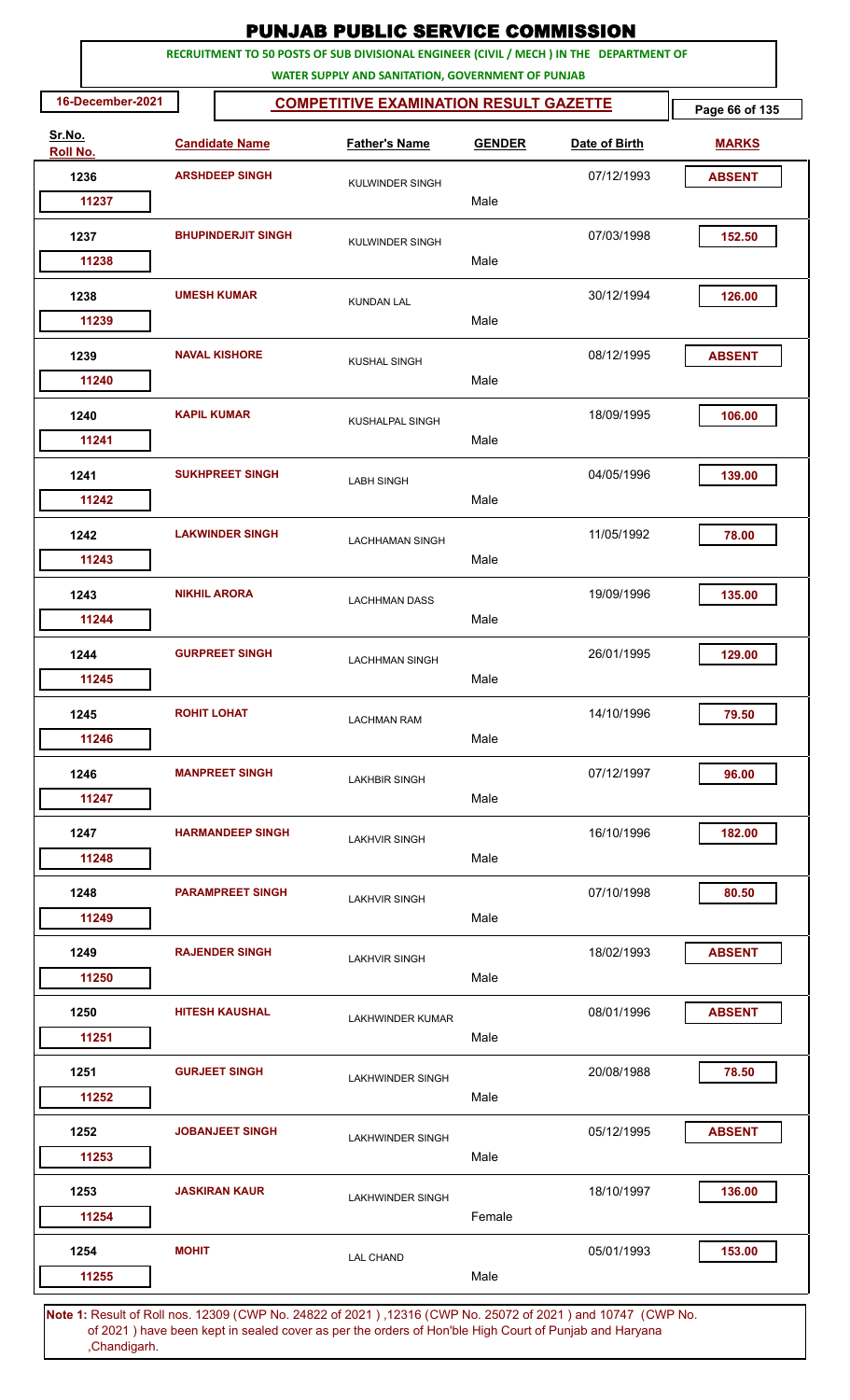# PUNJAB PUBLIC SERVICE COMMISSION

**RECRUITMENT TO 50 POSTS OF SUB DIVISIONAL ENGINEER (CIVIL / MECH ) IN THE DEPARTMENT OF WATER SUPPLY AND SANITATION, GOVERNMENT OF PUNJAB**

**16-December-2021**

**COMPETITIVE EXAMINATION RESULT GAZETTE**

| Sr.No. / Roll No. | Candidate Name | Father's Name | GENDER | Date of Birth | MARKS |
|---|---|---|---|---|---|
| 1236 / 11237 | ARSHDEEP SINGH | KULWINDER SINGH | Male | 07/12/1993 | ABSENT |
| 1237 / 11238 | BHUPINDERJIT SINGH | KULWINDER SINGH | Male | 07/03/1998 | 152.50 |
| 1238 / 11239 | UMESH KUMAR | KUNDAN LAL | Male | 30/12/1994 | 126.00 |
| 1239 / 11240 | NAVAL KISHORE | KUSHAL SINGH | Male | 08/12/1995 | ABSENT |
| 1240 / 11241 | KAPIL KUMAR | KUSHALPAL SINGH | Male | 18/09/1995 | 106.00 |
| 1241 / 11242 | SUKHPREET SINGH | LABH SINGH | Male | 04/05/1996 | 139.00 |
| 1242 / 11243 | LAKWINDER SINGH | LACHHAMAN SINGH | Male | 11/05/1992 | 78.00 |
| 1243 / 11244 | NIKHIL ARORA | LACHHMAN DASS | Male | 19/09/1996 | 135.00 |
| 1244 / 11245 | GURPREET SINGH | LACHHMAN SINGH | Male | 26/01/1995 | 129.00 |
| 1245 / 11246 | ROHIT LOHAT | LACHMAN RAM | Male | 14/10/1996 | 79.50 |
| 1246 / 11247 | MANPREET SINGH | LAKHBIR SINGH | Male | 07/12/1997 | 96.00 |
| 1247 / 11248 | HARMANDEEP SINGH | LAKHVIR SINGH | Male | 16/10/1996 | 182.00 |
| 1248 / 11249 | PARAMPREET SINGH | LAKHVIR SINGH | Male | 07/10/1998 | 80.50 |
| 1249 / 11250 | RAJENDER SINGH | LAKHVIR SINGH | Male | 18/02/1993 | ABSENT |
| 1250 / 11251 | HITESH KAUSHAL | LAKHWINDER KUMAR | Male | 08/01/1996 | ABSENT |
| 1251 / 11252 | GURJEET SINGH | LAKHWINDER SINGH | Male | 20/08/1988 | 78.50 |
| 1252 / 11253 | JOBANJEET SINGH | LAKHWINDER SINGH | Male | 05/12/1995 | ABSENT |
| 1253 / 11254 | JASKIRAN KAUR | LAKHWINDER SINGH | Female | 18/10/1997 | 136.00 |
| 1254 / 11255 | MOHIT | LAL CHAND | Male | 05/01/1993 | 153.00 |

**Note 1:** Result of Roll nos. 12309 (CWP No. 24822 of 2021 ) ,12316 (CWP No. 25072 of 2021 ) and 10747 (CWP No. of 2021 ) have been kept in sealed cover as per the orders of Hon'ble High Court of Punjab and Haryana ,Chandigarh.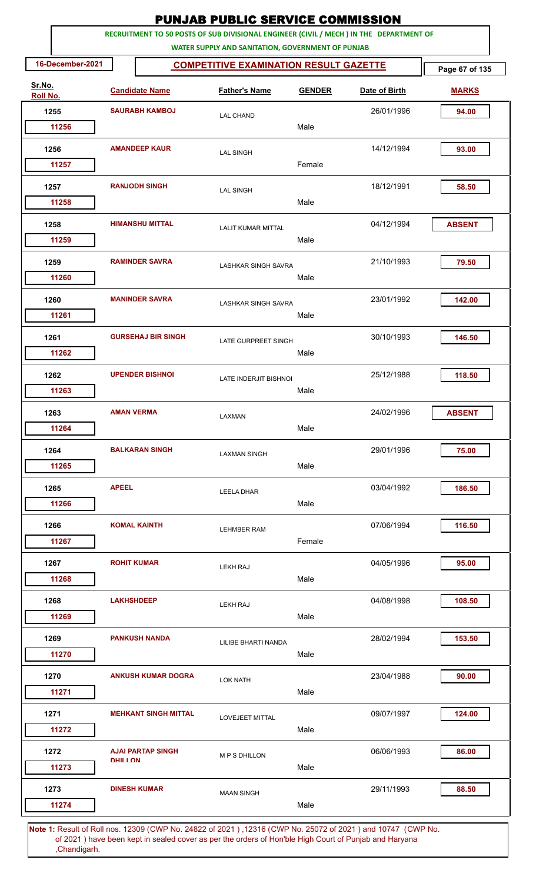# PUNJAB PUBLIC SERVICE COMMISSION

**RECRUITMENT TO 50 POSTS OF SUB DIVISIONAL ENGINEER (CIVIL / MECH ) IN THE DEPARTMENT OF WATER SUPPLY AND SANITATION, GOVERNMENT OF PUNJAB**

**16-December-2021** | **COMPETITIVE EXAMINATION RESULT GAZETTE**

| Sr.No. | Roll No. | Candidate Name | Father's Name | GENDER | Date of Birth | MARKS |
|---|---|---|---|---|---|---|
| 1255 | 11256 | SAURABH KAMBOJ | LAL CHAND | Male | 26/01/1996 | 94.00 |
| 1256 | 11257 | AMANDEEP KAUR | LAL SINGH | Female | 14/12/1994 | 93.00 |
| 1257 | 11258 | RANJODH SINGH | LAL SINGH | Male | 18/12/1991 | 58.50 |
| 1258 | 11259 | HIMANSHU MITTAL | LALIT KUMAR MITTAL | Male | 04/12/1994 | ABSENT |
| 1259 | 11260 | RAMINDER SAVRA | LASHKAR SINGH SAVRA | Male | 21/10/1993 | 79.50 |
| 1260 | 11261 | MANINDER SAVRA | LASHKAR SINGH SAVRA | Male | 23/01/1992 | 142.00 |
| 1261 | 11262 | GURSEHAJ BIR SINGH | LATE GURPREET SINGH | Male | 30/10/1993 | 146.50 |
| 1262 | 11263 | UPENDER BISHNOI | LATE INDERJIT BISHNOI | Male | 25/12/1988 | 118.50 |
| 1263 | 11264 | AMAN VERMA | LAXMAN | Male | 24/02/1996 | ABSENT |
| 1264 | 11265 | BALKARAN SINGH | LAXMAN SINGH | Male | 29/01/1996 | 75.00 |
| 1265 | 11266 | APEEL | LEELA DHAR | Male | 03/04/1992 | 186.50 |
| 1266 | 11267 | KOMAL KAINTH | LEHMBER RAM | Female | 07/06/1994 | 116.50 |
| 1267 | 11268 | ROHIT KUMAR | LEKH RAJ | Male | 04/05/1996 | 95.00 |
| 1268 | 11269 | LAKHSHDEEP | LEKH RAJ | Male | 04/08/1998 | 108.50 |
| 1269 | 11270 | PANKUSH NANDA | LILIBE BHARTI NANDA | Male | 28/02/1994 | 153.50 |
| 1270 | 11271 | ANKUSH KUMAR DOGRA | LOK NATH | Male | 23/04/1988 | 90.00 |
| 1271 | 11272 | MEHKANT SINGH MITTAL | LOVEJEET MITTAL | Male | 09/07/1997 | 124.00 |
| 1272 | 11273 | AJAI PARTAP SINGH DHILLON | M P S DHILLON | Male | 06/06/1993 | 86.00 |
| 1273 | 11274 | DINESH KUMAR | MAAN SINGH | Male | 29/11/1993 | 88.50 |

**Note 1:** Result of Roll nos. 12309 (CWP No. 24822 of 2021 ) ,12316 (CWP No. 25072 of 2021 ) and 10747 (CWP No. of 2021 ) have been kept in sealed cover as per the orders of Hon'ble High Court of Punjab and Haryana ,Chandigarh.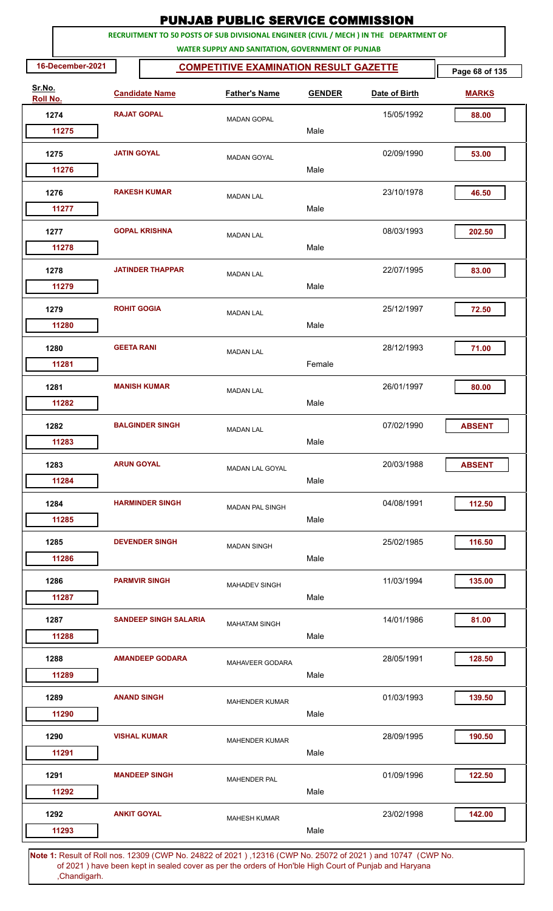# PUNJAB PUBLIC SERVICE COMMISSION

**RECRUITMENT TO 50 POSTS OF SUB DIVISIONAL ENGINEER (CIVIL / MECH ) IN THE DEPARTMENT OF WATER SUPPLY AND SANITATION, GOVERNMENT OF PUNJAB**

**16-December-2021** | **COMPETITIVE EXAMINATION RESULT GAZETTE**

| Sr.No. | Roll No. | Candidate Name | Father's Name | Gender | Date of Birth | Marks |
|---|---|---|---|---|---|---|
| 1274 | 11275 | RAJAT GOPAL | MADAN GOPAL | Male | 15/05/1992 | 88.00 |
| 1275 | 11276 | JATIN GOYAL | MADAN GOYAL | Male | 02/09/1990 | 53.00 |
| 1276 | 11277 | RAKESH KUMAR | MADAN LAL | Male | 23/10/1978 | 46.50 |
| 1277 | 11278 | GOPAL KRISHNA | MADAN LAL | Male | 08/03/1993 | 202.50 |
| 1278 | 11279 | JATINDER THAPPAR | MADAN LAL | Male | 22/07/1995 | 83.00 |
| 1279 | 11280 | ROHIT GOGIA | MADAN LAL | Male | 25/12/1997 | 72.50 |
| 1280 | 11281 | GEETA RANI | MADAN LAL | Female | 28/12/1993 | 71.00 |
| 1281 | 11282 | MANISH KUMAR | MADAN LAL | Male | 26/01/1997 | 80.00 |
| 1282 | 11283 | BALGINDER SINGH | MADAN LAL | Male | 07/02/1990 | ABSENT |
| 1283 | 11284 | ARUN GOYAL | MADAN LAL GOYAL | Male | 20/03/1988 | ABSENT |
| 1284 | 11285 | HARMINDER SINGH | MADAN PAL SINGH | Male | 04/08/1991 | 112.50 |
| 1285 | 11286 | DEVENDER SINGH | MADAN SINGH | Male | 25/02/1985 | 116.50 |
| 1286 | 11287 | PARMVIR SINGH | MAHADEV SINGH | Male | 11/03/1994 | 135.00 |
| 1287 | 11288 | SANDEEP SINGH SALARIA | MAHATAM SINGH | Male | 14/01/1986 | 81.00 |
| 1288 | 11289 | AMANDEEP GODARA | MAHAVEER GODARA | Male | 28/05/1991 | 128.50 |
| 1289 | 11290 | ANAND SINGH | MAHENDER KUMAR | Male | 01/03/1993 | 139.50 |
| 1290 | 11291 | VISHAL KUMAR | MAHENDER KUMAR | Male | 28/09/1995 | 190.50 |
| 1291 | 11292 | MANDEEP SINGH | MAHENDER PAL | Male | 01/09/1996 | 122.50 |
| 1292 | 11293 | ANKIT GOYAL | MAHESH KUMAR | Male | 23/02/1998 | 142.00 |

**Note 1:** Result of Roll nos. 12309 (CWP No. 24822 of 2021 ) ,12316 (CWP No. 25072 of 2021 ) and 10747 (CWP No. of 2021 ) have been kept in sealed cover as per the orders of Hon'ble High Court of Punjab and Haryana ,Chandigarh.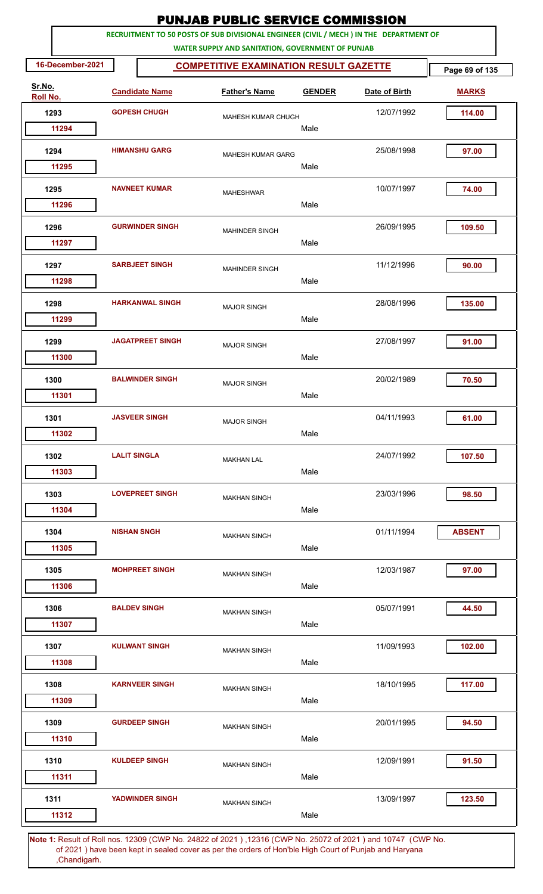# PUNJAB PUBLIC SERVICE COMMISSION

**RECRUITMENT TO 50 POSTS OF SUB DIVISIONAL ENGINEER (CIVIL / MECH ) IN THE DEPARTMENT OF WATER SUPPLY AND SANITATION, GOVERNMENT OF PUNJAB**

**16-December-2021** | **COMPETITIVE EXAMINATION RESULT GAZETTE**

| Sr.No. | Roll No. | Candidate Name | Father's Name | GENDER | Date of Birth | MARKS |
|---|---|---|---|---|---|---|
| 1293 | 11294 | GOPESH CHUGH | MAHESH KUMAR CHUGH | Male | 12/07/1992 | 114.00 |
| 1294 | 11295 | HIMANSHU GARG | MAHESH KUMAR GARG | Male | 25/08/1998 | 97.00 |
| 1295 | 11296 | NAVNEET KUMAR | MAHESHWAR | Male | 10/07/1997 | 74.00 |
| 1296 | 11297 | GURWINDER SINGH | MAHINDER SINGH | Male | 26/09/1995 | 109.50 |
| 1297 | 11298 | SARBJEET SINGH | MAHINDER SINGH | Male | 11/12/1996 | 90.00 |
| 1298 | 11299 | HARKANWAL SINGH | MAJOR SINGH | Male | 28/08/1996 | 135.00 |
| 1299 | 11300 | JAGATPREET SINGH | MAJOR SINGH | Male | 27/08/1997 | 91.00 |
| 1300 | 11301 | BALWINDER SINGH | MAJOR SINGH | Male | 20/02/1989 | 70.50 |
| 1301 | 11302 | JASVEER SINGH | MAJOR SINGH | Male | 04/11/1993 | 61.00 |
| 1302 | 11303 | LALIT SINGLA | MAKHAN LAL | Male | 24/07/1992 | 107.50 |
| 1303 | 11304 | LOVEPREET SINGH | MAKHAN SINGH | Male | 23/03/1996 | 98.50 |
| 1304 | 11305 | NISHAN SNGH | MAKHAN SINGH | Male | 01/11/1994 | ABSENT |
| 1305 | 11306 | MOHPREET SINGH | MAKHAN SINGH | Male | 12/03/1987 | 97.00 |
| 1306 | 11307 | BALDEV SINGH | MAKHAN SINGH | Male | 05/07/1991 | 44.50 |
| 1307 | 11308 | KULWANT SINGH | MAKHAN SINGH | Male | 11/09/1993 | 102.00 |
| 1308 | 11309 | KARNVEER SINGH | MAKHAN SINGH | Male | 18/10/1995 | 117.00 |
| 1309 | 11310 | GURDEEP SINGH | MAKHAN SINGH | Male | 20/01/1995 | 94.50 |
| 1310 | 11311 | KULDEEP SINGH | MAKHAN SINGH | Male | 12/09/1991 | 91.50 |
| 1311 | 11312 | YADWINDER SINGH | MAKHAN SINGH | Male | 13/09/1997 | 123.50 |

**Note 1:** Result of Roll nos. 12309 (CWP No. 24822 of 2021 ) ,12316 (CWP No. 25072 of 2021 ) and 10747 (CWP No. of 2021 ) have been kept in sealed cover as per the orders of Hon'ble High Court of Punjab and Haryana ,Chandigarh.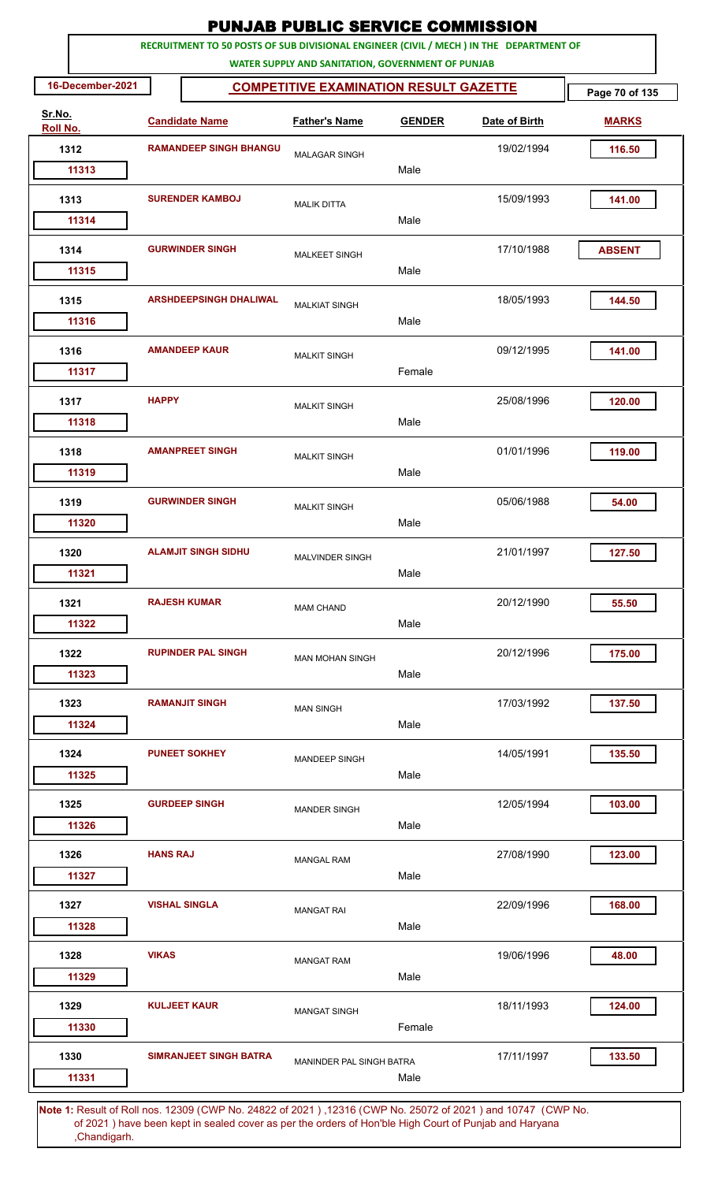# PUNJAB PUBLIC SERVICE COMMISSION

**RECRUITMENT TO 50 POSTS OF SUB DIVISIONAL ENGINEER (CIVIL / MECH ) IN THE DEPARTMENT OF WATER SUPPLY AND SANITATION, GOVERNMENT OF PUNJAB**

**16-December-2021** | **COMPETITIVE EXAMINATION RESULT GAZETTE**

| Sr.No. | Roll No. | Candidate Name | Father's Name | Gender | Date of Birth | Marks |
|---|---|---|---|---|---|---|
| 1312 | 11313 | RAMANDEEP SINGH BHANGU | MALAGAR SINGH | Male | 19/02/1994 | 116.50 |
| 1313 | 11314 | SURENDER KAMBOJ | MALIK DITTA | Male | 15/09/1993 | 141.00 |
| 1314 | 11315 | GURWINDER SINGH | MALKEET SINGH | Male | 17/10/1988 | ABSENT |
| 1315 | 11316 | ARSHDEEPSINGH DHALIWAL | MALKIAT SINGH | Male | 18/05/1993 | 144.50 |
| 1316 | 11317 | AMANDEEP KAUR | MALKIT SINGH | Female | 09/12/1995 | 141.00 |
| 1317 | 11318 | HAPPY | MALKIT SINGH | Male | 25/08/1996 | 120.00 |
| 1318 | 11319 | AMANPREET SINGH | MALKIT SINGH | Male | 01/01/1996 | 119.00 |
| 1319 | 11320 | GURWINDER SINGH | MALKIT SINGH | Male | 05/06/1988 | 54.00 |
| 1320 | 11321 | ALAMJIT SINGH SIDHU | MALVINDER SINGH | Male | 21/01/1997 | 127.50 |
| 1321 | 11322 | RAJESH KUMAR | MAM CHAND | Male | 20/12/1990 | 55.50 |
| 1322 | 11323 | RUPINDER PAL SINGH | MAN MOHAN SINGH | Male | 20/12/1996 | 175.00 |
| 1323 | 11324 | RAMANJIT SINGH | MAN SINGH | Male | 17/03/1992 | 137.50 |
| 1324 | 11325 | PUNEET SOKHEY | MANDEEP SINGH | Male | 14/05/1991 | 135.50 |
| 1325 | 11326 | GURDEEP SINGH | MANDER SINGH | Male | 12/05/1994 | 103.00 |
| 1326 | 11327 | HANS RAJ | MANGAL RAM | Male | 27/08/1990 | 123.00 |
| 1327 | 11328 | VISHAL SINGLA | MANGAT RAI | Male | 22/09/1996 | 168.00 |
| 1328 | 11329 | VIKAS | MANGAT RAM | Male | 19/06/1996 | 48.00 |
| 1329 | 11330 | KULJEET KAUR | MANGAT SINGH | Female | 18/11/1993 | 124.00 |
| 1330 | 11331 | SIMRANJEET SINGH BATRA | MANINDER PAL SINGH BATRA | Male | 17/11/1997 | 133.50 |

**Note 1:** Result of Roll nos. 12309 (CWP No. 24822 of 2021 ) ,12316 (CWP No. 25072 of 2021 ) and 10747 (CWP No. of 2021 ) have been kept in sealed cover as per the orders of Hon'ble High Court of Punjab and Haryana ,Chandigarh.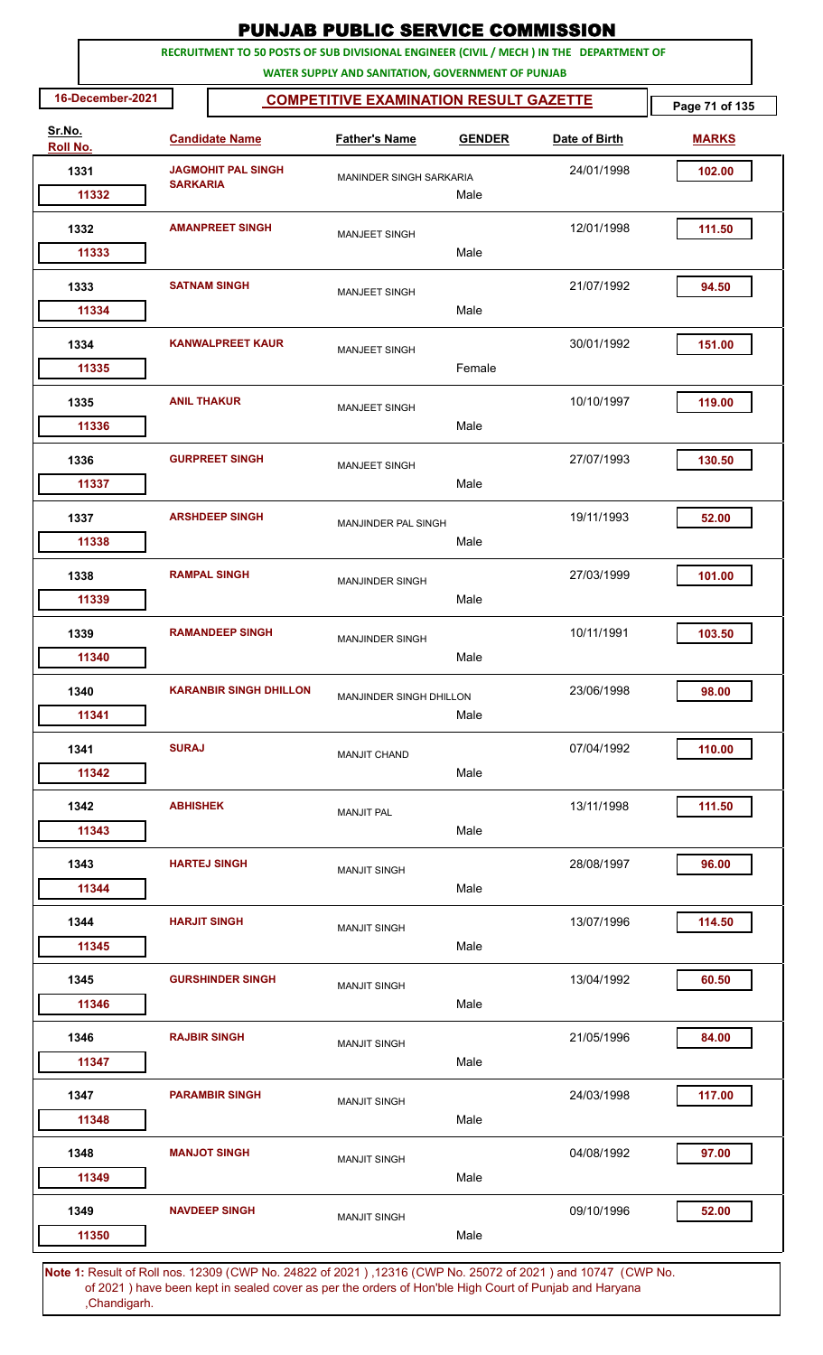# PUNJAB PUBLIC SERVICE COMMISSION

**RECRUITMENT TO 50 POSTS OF SUB DIVISIONAL ENGINEER (CIVIL / MECH ) IN THE DEPARTMENT OF WATER SUPPLY AND SANITATION, GOVERNMENT OF PUNJAB**

**16-December-2021** | **COMPETITIVE EXAMINATION RESULT GAZETTE**

| Sr.No. | Roll No. | Candidate Name | Father's Name | Gender | Date of Birth | Marks |
|---|---|---|---|---|---|---|
| 1331 | 11332 | JAGMOHIT PAL SINGH SARKARIA | MANINDER SINGH SARKARIA | Male | 24/01/1998 | 102.00 |
| 1332 | 11333 | AMANPREET SINGH | MANJEET SINGH | Male | 12/01/1998 | 111.50 |
| 1333 | 11334 | SATNAM SINGH | MANJEET SINGH | Male | 21/07/1992 | 94.50 |
| 1334 | 11335 | KANWALPREET KAUR | MANJEET SINGH | Female | 30/01/1992 | 151.00 |
| 1335 | 11336 | ANIL THAKUR | MANJEET SINGH | Male | 10/10/1997 | 119.00 |
| 1336 | 11337 | GURPREET SINGH | MANJEET SINGH | Male | 27/07/1993 | 130.50 |
| 1337 | 11338 | ARSHDEEP SINGH | MANJINDER PAL SINGH | Male | 19/11/1993 | 52.00 |
| 1338 | 11339 | RAMPAL SINGH | MANJINDER SINGH | Male | 27/03/1999 | 101.00 |
| 1339 | 11340 | RAMANDEEP SINGH | MANJINDER SINGH | Male | 10/11/1991 | 103.50 |
| 1340 | 11341 | KARANBIR SINGH DHILLON | MANJINDER SINGH DHILLON | Male | 23/06/1998 | 98.00 |
| 1341 | 11342 | SURAJ | MANJIT CHAND | Male | 07/04/1992 | 110.00 |
| 1342 | 11343 | ABHISHEK | MANJIT PAL | Male | 13/11/1998 | 111.50 |
| 1343 | 11344 | HARTEJ SINGH | MANJIT SINGH | Male | 28/08/1997 | 96.00 |
| 1344 | 11345 | HARJIT SINGH | MANJIT SINGH | Male | 13/07/1996 | 114.50 |
| 1345 | 11346 | GURSHINDER SINGH | MANJIT SINGH | Male | 13/04/1992 | 60.50 |
| 1346 | 11347 | RAJBIR SINGH | MANJIT SINGH | Male | 21/05/1996 | 84.00 |
| 1347 | 11348 | PARAMBIR SINGH | MANJIT SINGH | Male | 24/03/1998 | 117.00 |
| 1348 | 11349 | MANJOT SINGH | MANJIT SINGH | Male | 04/08/1992 | 97.00 |
| 1349 | 11350 | NAVDEEP SINGH | MANJIT SINGH | Male | 09/10/1996 | 52.00 |

**Note 1:** Result of Roll nos. 12309 (CWP No. 24822 of 2021 ) ,12316 (CWP No. 25072 of 2021 ) and 10747 (CWP No. of 2021 ) have been kept in sealed cover as per the orders of Hon'ble High Court of Punjab and Haryana ,Chandigarh.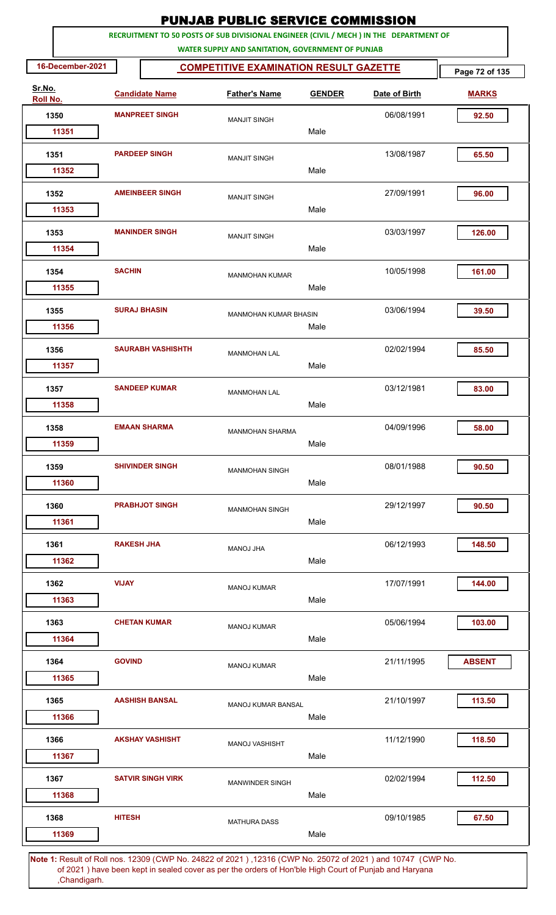# PUNJAB PUBLIC SERVICE COMMISSION

**RECRUITMENT TO 50 POSTS OF SUB DIVISIONAL ENGINEER (CIVIL / MECH ) IN THE DEPARTMENT OF WATER SUPPLY AND SANITATION, GOVERNMENT OF PUNJAB**

16-December-2021

**COMPETITIVE EXAMINATION RESULT GAZETTE**

| Sr.No. | Roll No. | Candidate Name | Father's Name | GENDER | Date of Birth | MARKS |
|---|---|---|---|---|---|---|
| 1350 | 11351 | MANPREET SINGH | MANJIT SINGH | Male | 06/08/1991 | 92.50 |
| 1351 | 11352 | PARDEEP SINGH | MANJIT SINGH | Male | 13/08/1987 | 65.50 |
| 1352 | 11353 | AMEINBEER SINGH | MANJIT SINGH | Male | 27/09/1991 | 96.00 |
| 1353 | 11354 | MANINDER SINGH | MANJIT SINGH | Male | 03/03/1997 | 126.00 |
| 1354 | 11355 | SACHIN | MANMOHAN KUMAR | Male | 10/05/1998 | 161.00 |
| 1355 | 11356 | SURAJ BHASIN | MANMOHAN KUMAR BHASIN | Male | 03/06/1994 | 39.50 |
| 1356 | 11357 | SAURABH VASHISHTH | MANMOHAN LAL | Male | 02/02/1994 | 85.50 |
| 1357 | 11358 | SANDEEP KUMAR | MANMOHAN LAL | Male | 03/12/1981 | 83.00 |
| 1358 | 11359 | EMAAN SHARMA | MANMOHAN SHARMA | Male | 04/09/1996 | 58.00 |
| 1359 | 11360 | SHIVINDER SINGH | MANMOHAN SINGH | Male | 08/01/1988 | 90.50 |
| 1360 | 11361 | PRABHJOT SINGH | MANMOHAN SINGH | Male | 29/12/1997 | 90.50 |
| 1361 | 11362 | RAKESH JHA | MANOJ JHA | Male | 06/12/1993 | 148.50 |
| 1362 | 11363 | VIJAY | MANOJ KUMAR | Male | 17/07/1991 | 144.00 |
| 1363 | 11364 | CHETAN KUMAR | MANOJ KUMAR | Male | 05/06/1994 | 103.00 |
| 1364 | 11365 | GOVIND | MANOJ KUMAR | Male | 21/11/1995 | ABSENT |
| 1365 | 11366 | AASHISH BANSAL | MANOJ KUMAR BANSAL | Male | 21/10/1997 | 113.50 |
| 1366 | 11367 | AKSHAY VASHISHT | MANOJ VASHISHT | Male | 11/12/1990 | 118.50 |
| 1367 | 11368 | SATVIR SINGH VIRK | MANWINDER SINGH | Male | 02/02/1994 | 112.50 |
| 1368 | 11369 | HITESH | MATHURA DASS | Male | 09/10/1985 | 67.50 |

**Note 1:** Result of Roll nos. 12309 (CWP No. 24822 of 2021 ) ,12316 (CWP No. 25072 of 2021 ) and 10747 (CWP No. of 2021 ) have been kept in sealed cover as per the orders of Hon'ble High Court of Punjab and Haryana ,Chandigarh.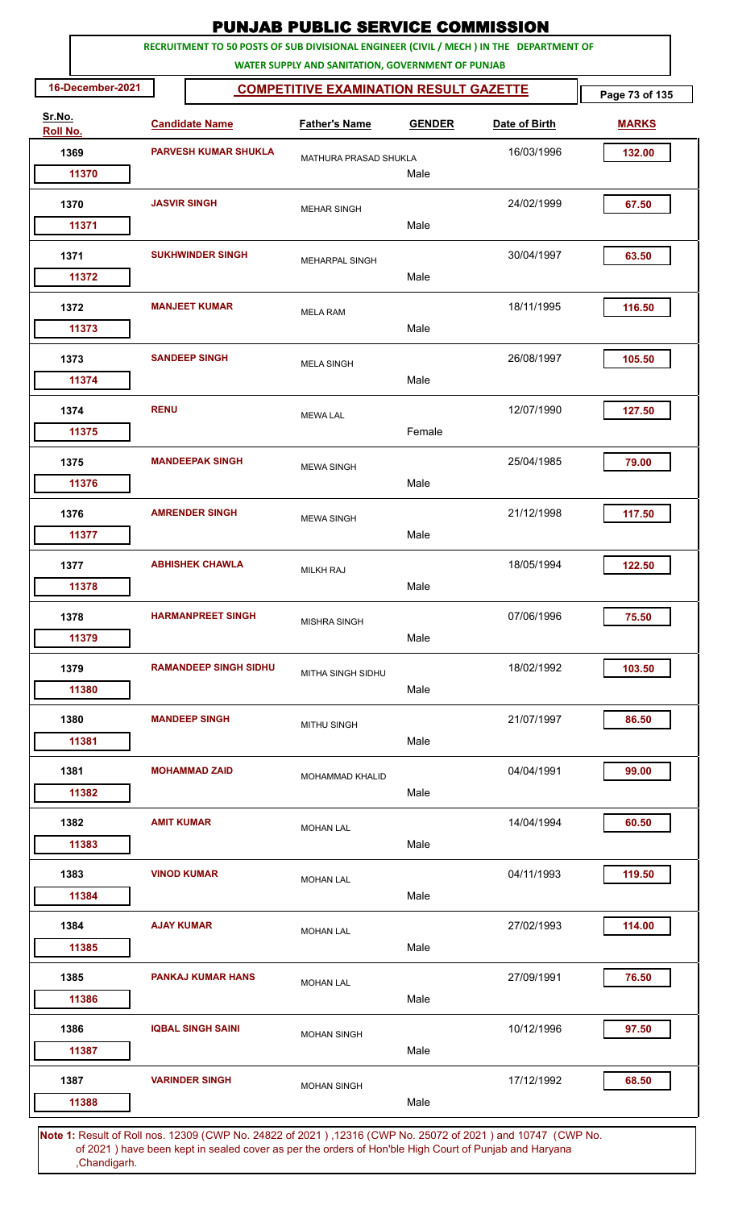# PUNJAB PUBLIC SERVICE COMMISSION

**RECRUITMENT TO 50 POSTS OF SUB DIVISIONAL ENGINEER (CIVIL / MECH ) IN THE DEPARTMENT OF WATER SUPPLY AND SANITATION, GOVERNMENT OF PUNJAB**

**16-December-2021**

**COMPETITIVE EXAMINATION RESULT GAZETTE**

| Sr.No. | Roll No. | Candidate Name | Father's Name | GENDER | Date of Birth | MARKS |
|---|---|---|---|---|---|---|
| 1369 | 11370 | PARVESH KUMAR SHUKLA | MATHURA PRASAD SHUKLA | Male | 16/03/1996 | 132.00 |
| 1370 | 11371 | JASVIR SINGH | MEHAR SINGH | Male | 24/02/1999 | 67.50 |
| 1371 | 11372 | SUKHWINDER SINGH | MEHARPAL SINGH | Male | 30/04/1997 | 63.50 |
| 1372 | 11373 | MANJEET KUMAR | MELA RAM | Male | 18/11/1995 | 116.50 |
| 1373 | 11374 | SANDEEP SINGH | MELA SINGH | Male | 26/08/1997 | 105.50 |
| 1374 | 11375 | RENU | MEWA LAL | Female | 12/07/1990 | 127.50 |
| 1375 | 11376 | MANDEEPAK SINGH | MEWA SINGH | Male | 25/04/1985 | 79.00 |
| 1376 | 11377 | AMRENDER SINGH | MEWA SINGH | Male | 21/12/1998 | 117.50 |
| 1377 | 11378 | ABHISHEK CHAWLA | MILKH RAJ | Male | 18/05/1994 | 122.50 |
| 1378 | 11379 | HARMANPREET SINGH | MISHRA SINGH | Male | 07/06/1996 | 75.50 |
| 1379 | 11380 | RAMANDEEP SINGH SIDHU | MITHA SINGH SIDHU | Male | 18/02/1992 | 103.50 |
| 1380 | 11381 | MANDEEP SINGH | MITHU SINGH | Male | 21/07/1997 | 86.50 |
| 1381 | 11382 | MOHAMMAD ZAID | MOHAMMAD KHALID | Male | 04/04/1991 | 99.00 |
| 1382 | 11383 | AMIT KUMAR | MOHAN LAL | Male | 14/04/1994 | 60.50 |
| 1383 | 11384 | VINOD KUMAR | MOHAN LAL | Male | 04/11/1993 | 119.50 |
| 1384 | 11385 | AJAY KUMAR | MOHAN LAL | Male | 27/02/1993 | 114.00 |
| 1385 | 11386 | PANKAJ KUMAR HANS | MOHAN LAL | Male | 27/09/1991 | 76.50 |
| 1386 | 11387 | IQBAL SINGH SAINI | MOHAN SINGH | Male | 10/12/1996 | 97.50 |
| 1387 | 11388 | VARINDER SINGH | MOHAN SINGH | Male | 17/12/1992 | 68.50 |

**Note 1:** Result of Roll nos. 12309 (CWP No. 24822 of 2021 ) ,12316 (CWP No. 25072 of 2021 ) and 10747 (CWP No. of 2021 ) have been kept in sealed cover as per the orders of Hon'ble High Court of Punjab and Haryana ,Chandigarh.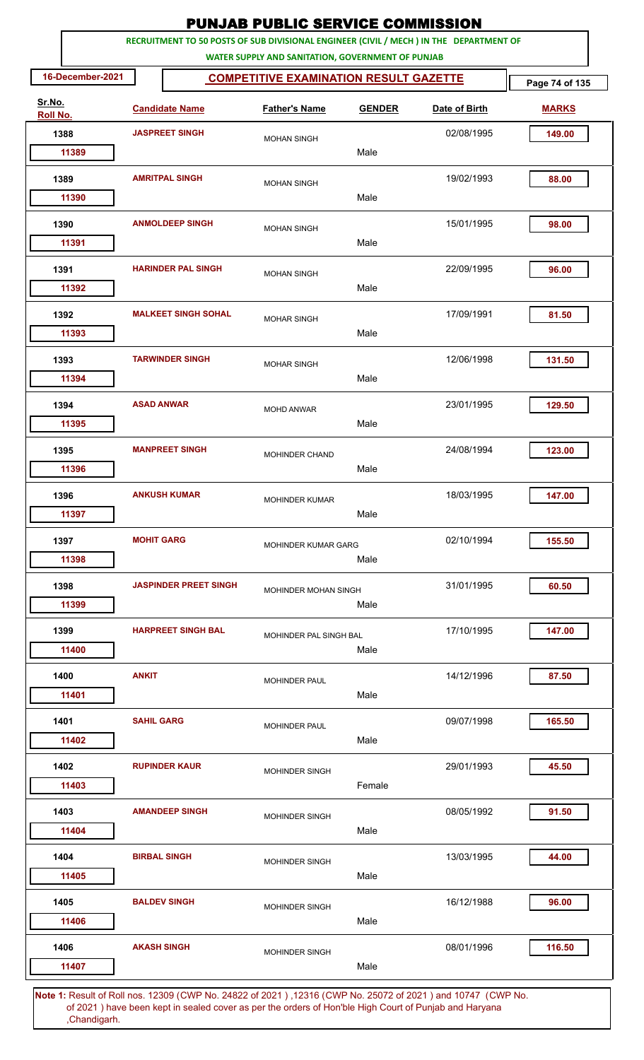# PUNJAB PUBLIC SERVICE COMMISSION

**RECRUITMENT TO 50 POSTS OF SUB DIVISIONAL ENGINEER (CIVIL / MECH ) IN THE DEPARTMENT OF WATER SUPPLY AND SANITATION, GOVERNMENT OF PUNJAB**

**16-December-2021**

**COMPETITIVE EXAMINATION RESULT GAZETTE**

| Sr.No. | Roll No. | Candidate Name | Father's Name | GENDER | Date of Birth | MARKS |
|---|---|---|---|---|---|---|
| 1388 | 11389 | JASPREET SINGH | MOHAN SINGH | Male | 02/08/1995 | 149.00 |
| 1389 | 11390 | AMRITPAL SINGH | MOHAN SINGH | Male | 19/02/1993 | 88.00 |
| 1390 | 11391 | ANMOLDEEP SINGH | MOHAN SINGH | Male | 15/01/1995 | 98.00 |
| 1391 | 11392 | HARINDER PAL SINGH | MOHAN SINGH | Male | 22/09/1995 | 96.00 |
| 1392 | 11393 | MALKEET SINGH SOHAL | MOHAR SINGH | Male | 17/09/1991 | 81.50 |
| 1393 | 11394 | TARWINDER SINGH | MOHAR SINGH | Male | 12/06/1998 | 131.50 |
| 1394 | 11395 | ASAD ANWAR | MOHD ANWAR | Male | 23/01/1995 | 129.50 |
| 1395 | 11396 | MANPREET SINGH | MOHINDER CHAND | Male | 24/08/1994 | 123.00 |
| 1396 | 11397 | ANKUSH KUMAR | MOHINDER KUMAR | Male | 18/03/1995 | 147.00 |
| 1397 | 11398 | MOHIT GARG | MOHINDER KUMAR GARG | Male | 02/10/1994 | 155.50 |
| 1398 | 11399 | JASPINDER PREET SINGH | MOHINDER MOHAN SINGH | Male | 31/01/1995 | 60.50 |
| 1399 | 11400 | HARPREET SINGH BAL | MOHINDER PAL SINGH BAL | Male | 17/10/1995 | 147.00 |
| 1400 | 11401 | ANKIT | MOHINDER PAUL | Male | 14/12/1996 | 87.50 |
| 1401 | 11402 | SAHIL GARG | MOHINDER PAUL | Male | 09/07/1998 | 165.50 |
| 1402 | 11403 | RUPINDER KAUR | MOHINDER SINGH | Female | 29/01/1993 | 45.50 |
| 1403 | 11404 | AMANDEEP SINGH | MOHINDER SINGH | Male | 08/05/1992 | 91.50 |
| 1404 | 11405 | BIRBAL SINGH | MOHINDER SINGH | Male | 13/03/1995 | 44.00 |
| 1405 | 11406 | BALDEV SINGH | MOHINDER SINGH | Male | 16/12/1988 | 96.00 |
| 1406 | 11407 | AKASH SINGH | MOHINDER SINGH | Male | 08/01/1996 | 116.50 |

**Note 1:** Result of Roll nos. 12309 (CWP No. 24822 of 2021 ) ,12316 (CWP No. 25072 of 2021 ) and 10747 (CWP No. of 2021 ) have been kept in sealed cover as per the orders of Hon'ble High Court of Punjab and Haryana ,Chandigarh.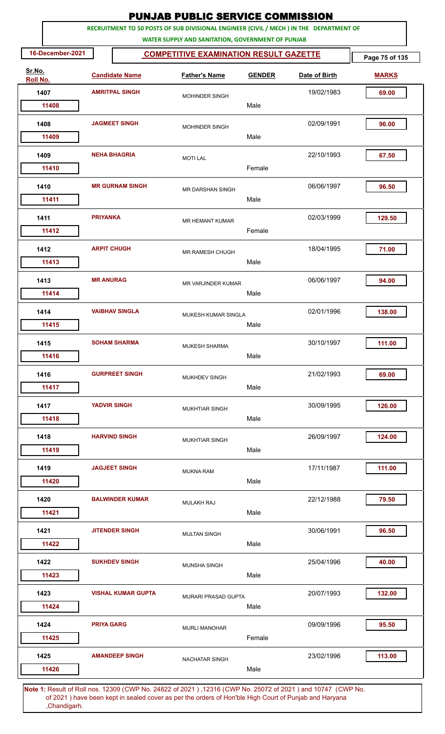# PUNJAB PUBLIC SERVICE COMMISSION

**RECRUITMENT TO 50 POSTS OF SUB DIVISIONAL ENGINEER (CIVIL / MECH ) IN THE DEPARTMENT OF WATER SUPPLY AND SANITATION, GOVERNMENT OF PUNJAB**

**16-December-2021**

**COMPETITIVE EXAMINATION RESULT GAZETTE**

| Sr.No. | Roll No. | Candidate Name | Father's Name | GENDER | Date of Birth | MARKS |
|---|---|---|---|---|---|---|
| 1407 | 11408 | AMRITPAL SINGH | MOHINDER SINGH | Male | 19/02/1983 | 69.00 |
| 1408 | 11409 | JAGMEET SINGH | MOHINDER SINGH | Male | 02/09/1991 | 96.00 |
| 1409 | 11410 | NEHA BHAGRIA | MOTI LAL | Female | 22/10/1993 | 67.50 |
| 1410 | 11411 | MR GURNAM SINGH | MR DARSHAN SINGH | Male | 06/06/1997 | 96.50 |
| 1411 | 11412 | PRIYANKA | MR HEMANT KUMAR | Female | 02/03/1999 | 129.50 |
| 1412 | 11413 | ARPIT CHUGH | MR RAMESH CHUGH | Male | 18/04/1995 | 71.00 |
| 1413 | 11414 | MR ANURAG | MR VARJINDER KUMAR | Male | 06/06/1997 | 94.00 |
| 1414 | 11415 | VAIBHAV SINGLA | MUKESH KUMAR SINGLA | Male | 02/01/1996 | 138.00 |
| 1415 | 11416 | SOHAM SHARMA | MUKESH SHARMA | Male | 30/10/1997 | 111.00 |
| 1416 | 11417 | GURPREET SINGH | MUKHDEV SINGH | Male | 21/02/1993 | 69.00 |
| 1417 | 11418 | YADVIR SINGH | MUKHTIAR SINGH | Male | 30/09/1995 | 126.00 |
| 1418 | 11419 | HARVIND SINGH | MUKHTIAR SINGH | Male | 26/09/1997 | 124.00 |
| 1419 | 11420 | JAGJEET SINGH | MUKNA RAM | Male | 17/11/1987 | 111.00 |
| 1420 | 11421 | BALWINDER KUMAR | MULAKH RAJ | Male | 22/12/1988 | 79.50 |
| 1421 | 11422 | JITENDER SINGH | MULTAN SINGH | Male | 30/06/1991 | 96.50 |
| 1422 | 11423 | SUKHDEV SINGH | MUNSHA SINGH | Male | 25/04/1996 | 40.00 |
| 1423 | 11424 | VISHAL KUMAR GUPTA | MURARI PRASAD GUPTA | Male | 20/07/1993 | 132.00 |
| 1424 | 11425 | PRIYA GARG | MURLI MANOHAR | Female | 09/09/1996 | 95.50 |
| 1425 | 11426 | AMANDEEP SINGH | NACHATAR SINGH | Male | 23/02/1996 | 113.00 |

**Note 1:** Result of Roll nos. 12309 (CWP No. 24822 of 2021 ) ,12316 (CWP No. 25072 of 2021 ) and 10747 (CWP No. of 2021 ) have been kept in sealed cover as per the orders of Hon'ble High Court of Punjab and Haryana ,Chandigarh.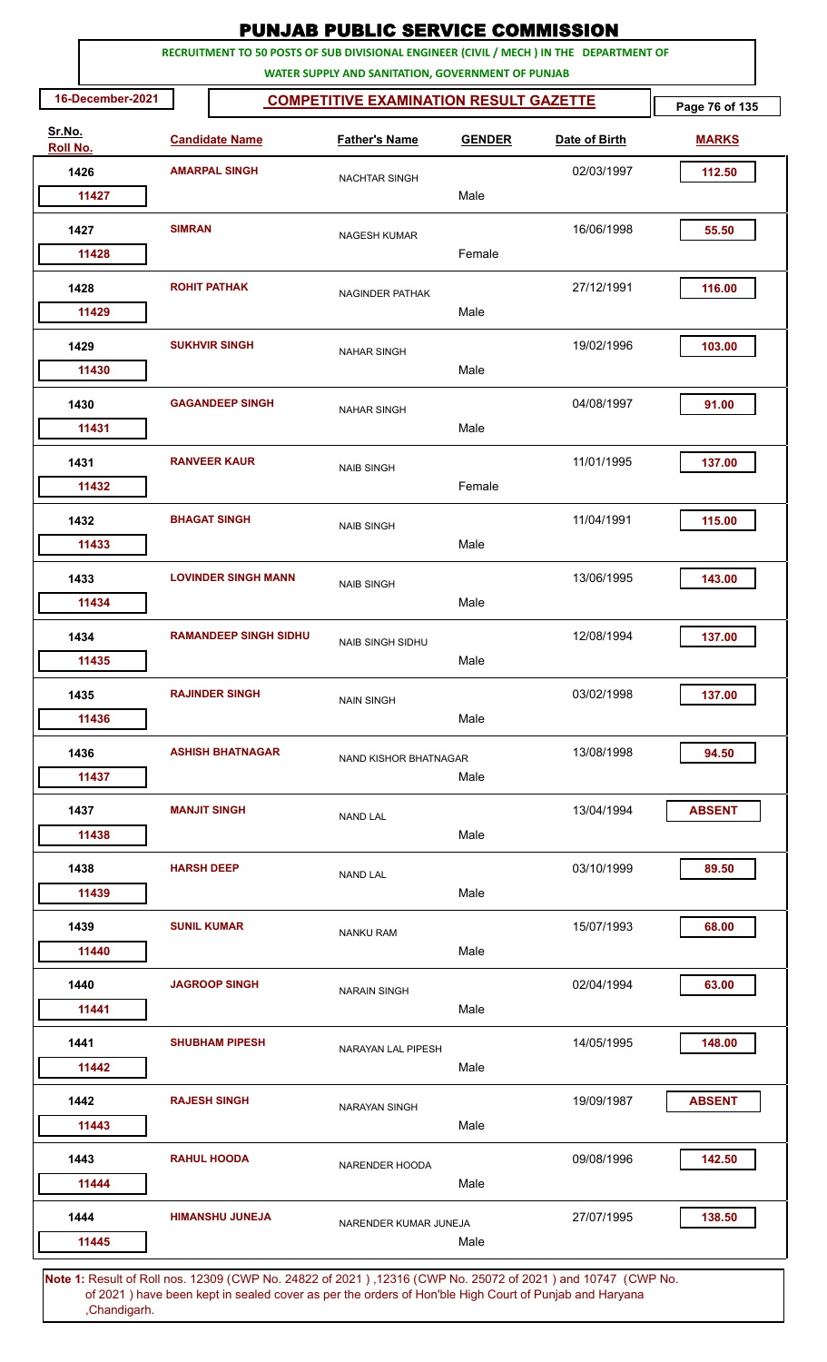# PUNJAB PUBLIC SERVICE COMMISSION

**RECRUITMENT TO 50 POSTS OF SUB DIVISIONAL ENGINEER (CIVIL / MECH ) IN THE DEPARTMENT OF WATER SUPPLY AND SANITATION, GOVERNMENT OF PUNJAB**

16-December-2021

## COMPETITIVE EXAMINATION RESULT GAZETTE

| Sr.No. | Roll No. | Candidate Name | Father's Name | GENDER | Date of Birth | MARKS |
|---|---|---|---|---|---|---|
| 1426 | 11427 | AMARPAL SINGH | NACHTAR SINGH | Male | 02/03/1997 | 112.50 |
| 1427 | 11428 | SIMRAN | NAGESH KUMAR | Female | 16/06/1998 | 55.50 |
| 1428 | 11429 | ROHIT PATHAK | NAGINDER PATHAK | Male | 27/12/1991 | 116.00 |
| 1429 | 11430 | SUKHVIR SINGH | NAHAR SINGH | Male | 19/02/1996 | 103.00 |
| 1430 | 11431 | GAGANDEEP SINGH | NAHAR SINGH | Male | 04/08/1997 | 91.00 |
| 1431 | 11432 | RANVEER KAUR | NAIB SINGH | Female | 11/01/1995 | 137.00 |
| 1432 | 11433 | BHAGAT SINGH | NAIB SINGH | Male | 11/04/1991 | 115.00 |
| 1433 | 11434 | LOVINDER SINGH MANN | NAIB SINGH | Male | 13/06/1995 | 143.00 |
| 1434 | 11435 | RAMANDEEP SINGH SIDHU | NAIB SINGH SIDHU | Male | 12/08/1994 | 137.00 |
| 1435 | 11436 | RAJINDER SINGH | NAIN SINGH | Male | 03/02/1998 | 137.00 |
| 1436 | 11437 | ASHISH BHATNAGAR | NAND KISHOR BHATNAGAR | Male | 13/08/1998 | 94.50 |
| 1437 | 11438 | MANJIT SINGH | NAND LAL | Male | 13/04/1994 | ABSENT |
| 1438 | 11439 | HARSH DEEP | NAND LAL | Male | 03/10/1999 | 89.50 |
| 1439 | 11440 | SUNIL KUMAR | NANKU RAM | Male | 15/07/1993 | 68.00 |
| 1440 | 11441 | JAGROOP SINGH | NARAIN SINGH | Male | 02/04/1994 | 63.00 |
| 1441 | 11442 | SHUBHAM PIPESH | NARAYAN LAL PIPESH | Male | 14/05/1995 | 148.00 |
| 1442 | 11443 | RAJESH SINGH | NARAYAN SINGH | Male | 19/09/1987 | ABSENT |
| 1443 | 11444 | RAHUL HOODA | NARENDER HOODA | Male | 09/08/1996 | 142.50 |
| 1444 | 11445 | HIMANSHU JUNEJA | NARENDER KUMAR JUNEJA | Male | 27/07/1995 | 138.50 |

**Note 1:** Result of Roll nos. 12309 (CWP No. 24822 of 2021 ) ,12316 (CWP No. 25072 of 2021 ) and 10747 (CWP No. of 2021 ) have been kept in sealed cover as per the orders of Hon'ble High Court of Punjab and Haryana ,Chandigarh.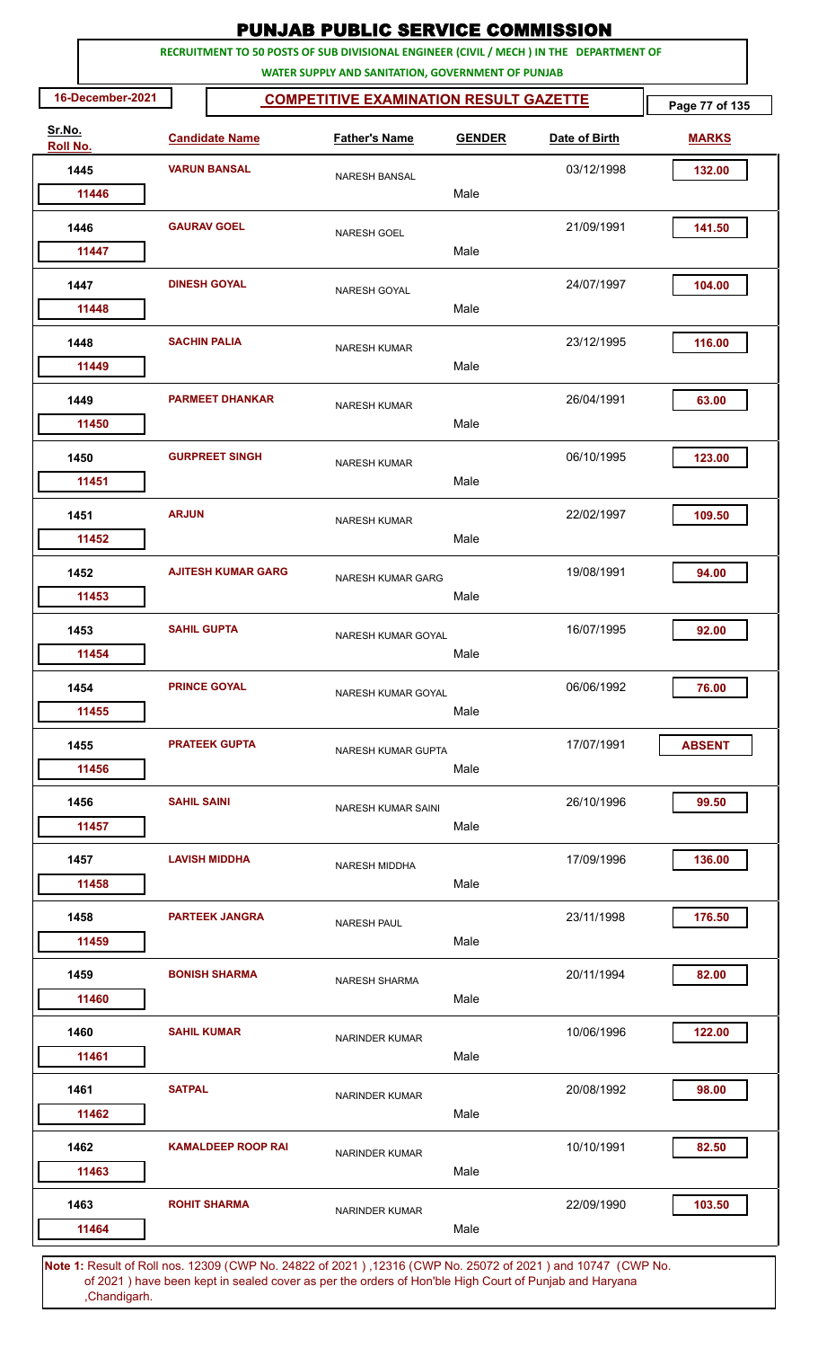# PUNJAB PUBLIC SERVICE COMMISSION

**RECRUITMENT TO 50 POSTS OF SUB DIVISIONAL ENGINEER (CIVIL / MECH ) IN THE DEPARTMENT OF WATER SUPPLY AND SANITATION, GOVERNMENT OF PUNJAB**

**16-December-2021** | **COMPETITIVE EXAMINATION RESULT GAZETTE**

| Sr.No. | Roll No. | Candidate Name | Father's Name | GENDER | Date of Birth | MARKS |
|---|---|---|---|---|---|---|
| 1445 | 11446 | VARUN BANSAL | NARESH BANSAL | Male | 03/12/1998 | 132.00 |
| 1446 | 11447 | GAURAV GOEL | NARESH GOEL | Male | 21/09/1991 | 141.50 |
| 1447 | 11448 | DINESH GOYAL | NARESH GOYAL | Male | 24/07/1997 | 104.00 |
| 1448 | 11449 | SACHIN PALIA | NARESH KUMAR | Male | 23/12/1995 | 116.00 |
| 1449 | 11450 | PARMEET DHANKAR | NARESH KUMAR | Male | 26/04/1991 | 63.00 |
| 1450 | 11451 | GURPREET SINGH | NARESH KUMAR | Male | 06/10/1995 | 123.00 |
| 1451 | 11452 | ARJUN | NARESH KUMAR | Male | 22/02/1997 | 109.50 |
| 1452 | 11453 | AJITESH KUMAR GARG | NARESH KUMAR GARG | Male | 19/08/1991 | 94.00 |
| 1453 | 11454 | SAHIL GUPTA | NARESH KUMAR GOYAL | Male | 16/07/1995 | 92.00 |
| 1454 | 11455 | PRINCE GOYAL | NARESH KUMAR GOYAL | Male | 06/06/1992 | 76.00 |
| 1455 | 11456 | PRATEEK GUPTA | NARESH KUMAR GUPTA | Male | 17/07/1991 | ABSENT |
| 1456 | 11457 | SAHIL SAINI | NARESH KUMAR SAINI | Male | 26/10/1996 | 99.50 |
| 1457 | 11458 | LAVISH MIDDHA | NARESH MIDDHA | Male | 17/09/1996 | 136.00 |
| 1458 | 11459 | PARTEEK JANGRA | NARESH PAUL | Male | 23/11/1998 | 176.50 |
| 1459 | 11460 | BONISH SHARMA | NARESH SHARMA | Male | 20/11/1994 | 82.00 |
| 1460 | 11461 | SAHIL KUMAR | NARINDER KUMAR | Male | 10/06/1996 | 122.00 |
| 1461 | 11462 | SATPAL | NARINDER KUMAR | Male | 20/08/1992 | 98.00 |
| 1462 | 11463 | KAMALDEEP ROOP RAI | NARINDER KUMAR | Male | 10/10/1991 | 82.50 |
| 1463 | 11464 | ROHIT SHARMA | NARINDER KUMAR | Male | 22/09/1990 | 103.50 |

**Note 1:** Result of Roll nos. 12309 (CWP No. 24822 of 2021 ) ,12316 (CWP No. 25072 of 2021 ) and 10747 (CWP No. of 2021 ) have been kept in sealed cover as per the orders of Hon'ble High Court of Punjab and Haryana ,Chandigarh.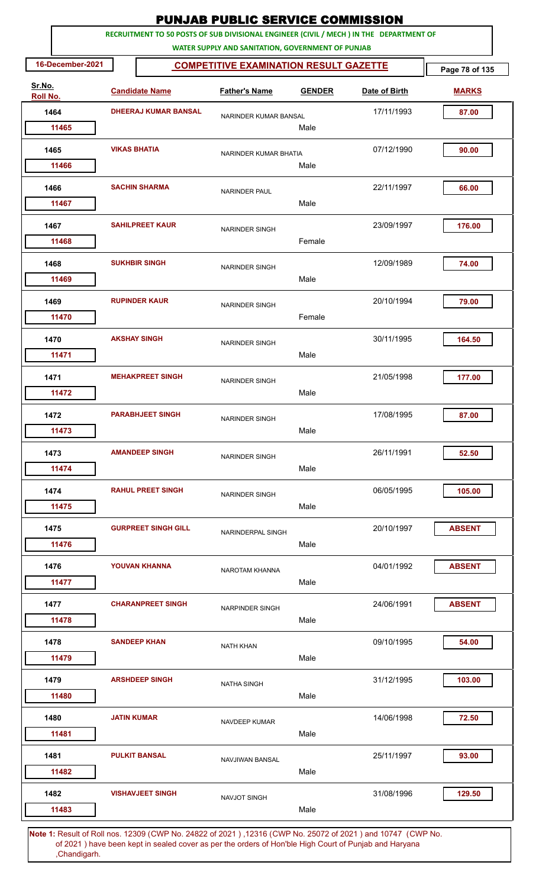# PUNJAB PUBLIC SERVICE COMMISSION

**RECRUITMENT TO 50 POSTS OF SUB DIVISIONAL ENGINEER (CIVIL / MECH ) IN THE DEPARTMENT OF WATER SUPPLY AND SANITATION, GOVERNMENT OF PUNJAB**

**16-December-2021** | **COMPETITIVE EXAMINATION RESULT GAZETTE**

| Sr.No. | Roll No. | Candidate Name | Father's Name | GENDER | Date of Birth | MARKS |
|---|---|---|---|---|---|---|
| 1464 | 11465 | DHEERAJ KUMAR BANSAL | NARINDER KUMAR BANSAL | Male | 17/11/1993 | 87.00 |
| 1465 | 11466 | VIKAS BHATIA | NARINDER KUMAR BHATIA | Male | 07/12/1990 | 90.00 |
| 1466 | 11467 | SACHIN SHARMA | NARINDER PAUL | Male | 22/11/1997 | 66.00 |
| 1467 | 11468 | SAHILPREET KAUR | NARINDER SINGH | Female | 23/09/1997 | 176.00 |
| 1468 | 11469 | SUKHBIR SINGH | NARINDER SINGH | Male | 12/09/1989 | 74.00 |
| 1469 | 11470 | RUPINDER KAUR | NARINDER SINGH | Female | 20/10/1994 | 79.00 |
| 1470 | 11471 | AKSHAY SINGH | NARINDER SINGH | Male | 30/11/1995 | 164.50 |
| 1471 | 11472 | MEHAKPREET SINGH | NARINDER SINGH | Male | 21/05/1998 | 177.00 |
| 1472 | 11473 | PARABHJEET SINGH | NARINDER SINGH | Male | 17/08/1995 | 87.00 |
| 1473 | 11474 | AMANDEEP SINGH | NARINDER SINGH | Male | 26/11/1991 | 52.50 |
| 1474 | 11475 | RAHUL PREET SINGH | NARINDER SINGH | Male | 06/05/1995 | 105.00 |
| 1475 | 11476 | GURPREET SINGH GILL | NARINDERPAL SINGH | Male | 20/10/1997 | ABSENT |
| 1476 | 11477 | YOUVAN KHANNA | NAROTAM KHANNA | Male | 04/01/1992 | ABSENT |
| 1477 | 11478 | CHARANPREET SINGH | NARPINDER SINGH | Male | 24/06/1991 | ABSENT |
| 1478 | 11479 | SANDEEP KHAN | NATH KHAN | Male | 09/10/1995 | 54.00 |
| 1479 | 11480 | ARSHDEEP SINGH | NATHA SINGH | Male | 31/12/1995 | 103.00 |
| 1480 | 11481 | JATIN KUMAR | NAVDEEP KUMAR | Male | 14/06/1998 | 72.50 |
| 1481 | 11482 | PULKIT BANSAL | NAVJIWAN BANSAL | Male | 25/11/1997 | 93.00 |
| 1482 | 11483 | VISHAVJEET SINGH | NAVJOT SINGH | Male | 31/08/1996 | 129.50 |

**Note 1:** Result of Roll nos. 12309 (CWP No. 24822 of 2021 ) ,12316 (CWP No. 25072 of 2021 ) and 10747 (CWP No. of 2021 ) have been kept in sealed cover as per the orders of Hon'ble High Court of Punjab and Haryana ,Chandigarh.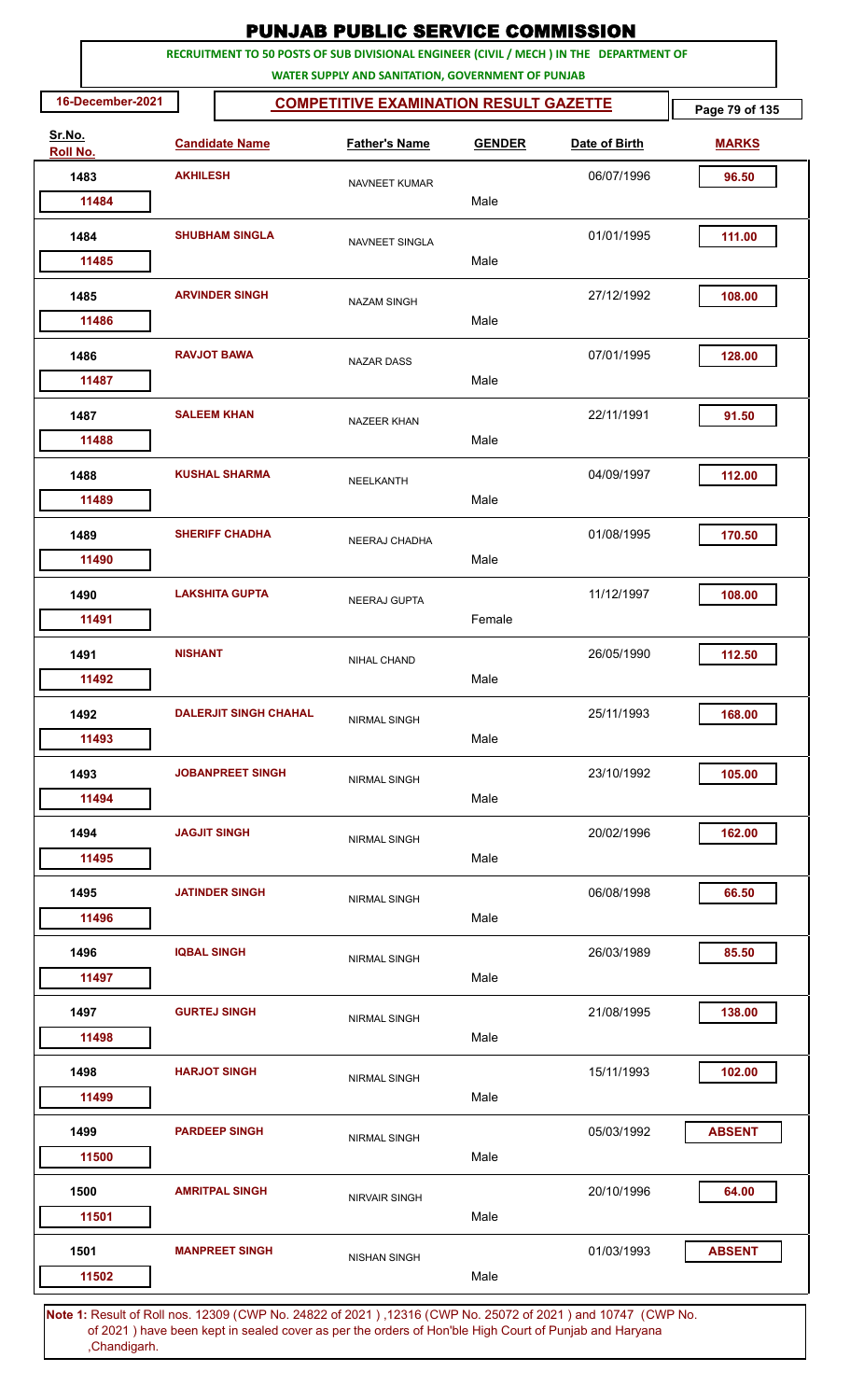# PUNJAB PUBLIC SERVICE COMMISSION

**RECRUITMENT TO 50 POSTS OF SUB DIVISIONAL ENGINEER (CIVIL / MECH ) IN THE DEPARTMENT OF WATER SUPPLY AND SANITATION, GOVERNMENT OF PUNJAB**

**16-December-2021** | **COMPETITIVE EXAMINATION RESULT GAZETTE**

| Sr.No. | Roll No. | Candidate Name | Father's Name | GENDER | Date of Birth | MARKS |
|---|---|---|---|---|---|---|
| 1483 | 11484 | AKHILESH | NAVNEET KUMAR | Male | 06/07/1996 | 96.50 |
| 1484 | 11485 | SHUBHAM SINGLA | NAVNEET SINGLA | Male | 01/01/1995 | 111.00 |
| 1485 | 11486 | ARVINDER SINGH | NAZAM SINGH | Male | 27/12/1992 | 108.00 |
| 1486 | 11487 | RAVJOT BAWA | NAZAR DASS | Male | 07/01/1995 | 128.00 |
| 1487 | 11488 | SALEEM KHAN | NAZEER KHAN | Male | 22/11/1991 | 91.50 |
| 1488 | 11489 | KUSHAL SHARMA | NEELKANTH | Male | 04/09/1997 | 112.00 |
| 1489 | 11490 | SHERIFF CHADHA | NEERAJ CHADHA | Male | 01/08/1995 | 170.50 |
| 1490 | 11491 | LAKSHITA GUPTA | NEERAJ GUPTA | Female | 11/12/1997 | 108.00 |
| 1491 | 11492 | NISHANT | NIHAL CHAND | Male | 26/05/1990 | 112.50 |
| 1492 | 11493 | DALERJIT SINGH CHAHAL | NIRMAL SINGH | Male | 25/11/1993 | 168.00 |
| 1493 | 11494 | JOBANPREET SINGH | NIRMAL SINGH | Male | 23/10/1992 | 105.00 |
| 1494 | 11495 | JAGJIT SINGH | NIRMAL SINGH | Male | 20/02/1996 | 162.00 |
| 1495 | 11496 | JATINDER SINGH | NIRMAL SINGH | Male | 06/08/1998 | 66.50 |
| 1496 | 11497 | IQBAL SINGH | NIRMAL SINGH | Male | 26/03/1989 | 85.50 |
| 1497 | 11498 | GURTEJ SINGH | NIRMAL SINGH | Male | 21/08/1995 | 138.00 |
| 1498 | 11499 | HARJOT SINGH | NIRMAL SINGH | Male | 15/11/1993 | 102.00 |
| 1499 | 11500 | PARDEEP SINGH | NIRMAL SINGH | Male | 05/03/1992 | ABSENT |
| 1500 | 11501 | AMRITPAL SINGH | NIRVAIR SINGH | Male | 20/10/1996 | 64.00 |
| 1501 | 11502 | MANPREET SINGH | NISHAN SINGH | Male | 01/03/1993 | ABSENT |

**Note 1:** Result of Roll nos. 12309 (CWP No. 24822 of 2021 ) ,12316 (CWP No. 25072 of 2021 ) and 10747 (CWP No. of 2021 ) have been kept in sealed cover as per the orders of Hon'ble High Court of Punjab and Haryana ,Chandigarh.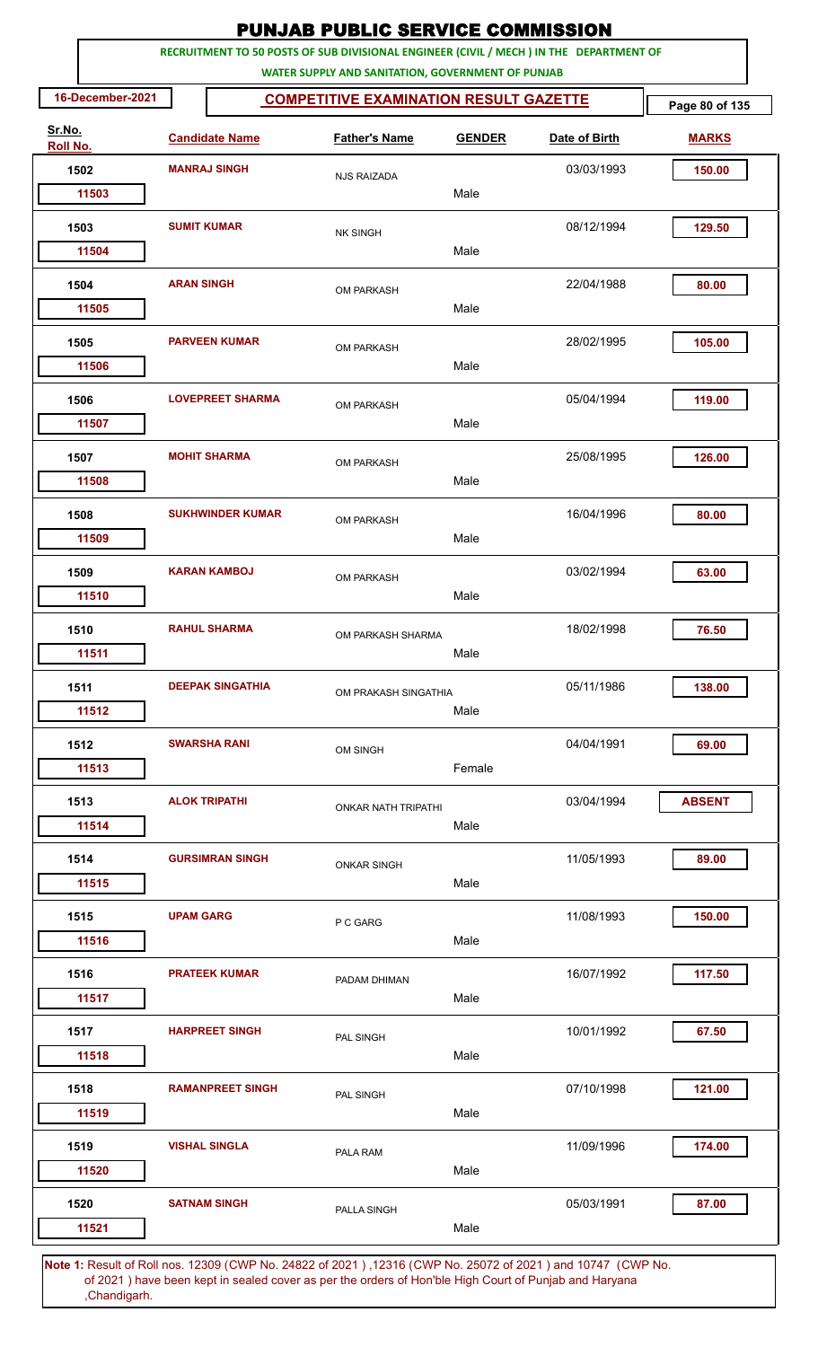# PUNJAB PUBLIC SERVICE COMMISSION

**RECRUITMENT TO 50 POSTS OF SUB DIVISIONAL ENGINEER (CIVIL / MECH ) IN THE DEPARTMENT OF WATER SUPPLY AND SANITATION, GOVERNMENT OF PUNJAB**

16-December-2021

## COMPETITIVE EXAMINATION RESULT GAZETTE

| Sr.No. | Roll No. | Candidate Name | Father's Name | GENDER | Date of Birth | MARKS |
|---|---|---|---|---|---|---|
| 1502 | 11503 | MANRAJ SINGH | NJS RAIZADA | Male | 03/03/1993 | 150.00 |
| 1503 | 11504 | SUMIT KUMAR | NK SINGH | Male | 08/12/1994 | 129.50 |
| 1504 | 11505 | ARAN SINGH | OM PARKASH | Male | 22/04/1988 | 80.00 |
| 1505 | 11506 | PARVEEN KUMAR | OM PARKASH | Male | 28/02/1995 | 105.00 |
| 1506 | 11507 | LOVEPREET SHARMA | OM PARKASH | Male | 05/04/1994 | 119.00 |
| 1507 | 11508 | MOHIT SHARMA | OM PARKASH | Male | 25/08/1995 | 126.00 |
| 1508 | 11509 | SUKHWINDER KUMAR | OM PARKASH | Male | 16/04/1996 | 80.00 |
| 1509 | 11510 | KARAN KAMBOJ | OM PARKASH | Male | 03/02/1994 | 63.00 |
| 1510 | 11511 | RAHUL SHARMA | OM PARKASH SHARMA | Male | 18/02/1998 | 76.50 |
| 1511 | 11512 | DEEPAK SINGATHIA | OM PRAKASH SINGATHIA | Male | 05/11/1986 | 138.00 |
| 1512 | 11513 | SWARSHA RANI | OM SINGH | Female | 04/04/1991 | 69.00 |
| 1513 | 11514 | ALOK TRIPATHI | ONKAR NATH TRIPATHI | Male | 03/04/1994 | ABSENT |
| 1514 | 11515 | GURSIMRAN SINGH | ONKAR SINGH | Male | 11/05/1993 | 89.00 |
| 1515 | 11516 | UPAM GARG | P C GARG | Male | 11/08/1993 | 150.00 |
| 1516 | 11517 | PRATEEK KUMAR | PADAM DHIMAN | Male | 16/07/1992 | 117.50 |
| 1517 | 11518 | HARPREET SINGH | PAL SINGH | Male | 10/01/1992 | 67.50 |
| 1518 | 11519 | RAMANPREET SINGH | PAL SINGH | Male | 07/10/1998 | 121.00 |
| 1519 | 11520 | VISHAL SINGLA | PALA RAM | Male | 11/09/1996 | 174.00 |
| 1520 | 11521 | SATNAM SINGH | PALLA SINGH | Male | 05/03/1991 | 87.00 |

**Note 1:** Result of Roll nos. 12309 (CWP No. 24822 of 2021 ) ,12316 (CWP No. 25072 of 2021 ) and 10747 (CWP No. of 2021 ) have been kept in sealed cover as per the orders of Hon'ble High Court of Punjab and Haryana ,Chandigarh.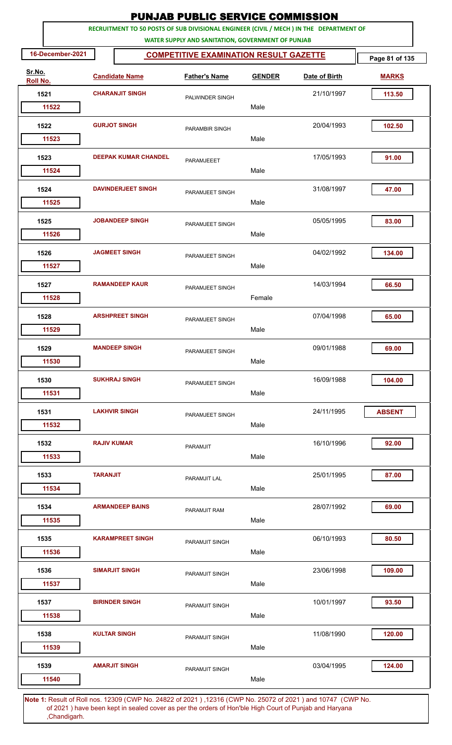# PUNJAB PUBLIC SERVICE COMMISSION

**RECRUITMENT TO 50 POSTS OF SUB DIVISIONAL ENGINEER (CIVIL / MECH ) IN THE DEPARTMENT OF WATER SUPPLY AND SANITATION, GOVERNMENT OF PUNJAB**

**16-December-2021** **COMPETITIVE EXAMINATION RESULT GAZETTE**

| Sr.No. | Roll No. | Candidate Name | Father's Name | GENDER | Date of Birth | MARKS |
|---|---|---|---|---|---|---|
| 1521 | 11522 | CHARANJIT SINGH | PALWINDER SINGH | Male | 21/10/1997 | 113.50 |
| 1522 | 11523 | GURJOT SINGH | PARAMBIR SINGH | Male | 20/04/1993 | 102.50 |
| 1523 | 11524 | DEEPAK KUMAR CHANDEL | PARAMJEEET | Male | 17/05/1993 | 91.00 |
| 1524 | 11525 | DAVINDERJEET SINGH | PARAMJEET SINGH | Male | 31/08/1997 | 47.00 |
| 1525 | 11526 | JOBANDEEP SINGH | PARAMJEET SINGH | Male | 05/05/1995 | 83.00 |
| 1526 | 11527 | JAGMEET SINGH | PARAMJEET SINGH | Male | 04/02/1992 | 134.00 |
| 1527 | 11528 | RAMANDEEP KAUR | PARAMJEET SINGH | Female | 14/03/1994 | 66.50 |
| 1528 | 11529 | ARSHPREET SINGH | PARAMJEET SINGH | Male | 07/04/1998 | 65.00 |
| 1529 | 11530 | MANDEEP SINGH | PARAMJEET SINGH | Male | 09/01/1988 | 69.00 |
| 1530 | 11531 | SUKHRAJ SINGH | PARAMJEET SINGH | Male | 16/09/1988 | 104.00 |
| 1531 | 11532 | LAKHVIR SINGH | PARAMJEET SINGH | Male | 24/11/1995 | ABSENT |
| 1532 | 11533 | RAJIV KUMAR | PARAMJIT | Male | 16/10/1996 | 92.00 |
| 1533 | 11534 | TARANJIT | PARAMJIT LAL | Male | 25/01/1995 | 87.00 |
| 1534 | 11535 | ARMANDEEP BAINS | PARAMJIT RAM | Male | 28/07/1992 | 69.00 |
| 1535 | 11536 | KARAMPREET SINGH | PARAMJIT SINGH | Male | 06/10/1993 | 80.50 |
| 1536 | 11537 | SIMARJIT SINGH | PARAMJIT SINGH | Male | 23/06/1998 | 109.00 |
| 1537 | 11538 | BIRINDER SINGH | PARAMJIT SINGH | Male | 10/01/1997 | 93.50 |
| 1538 | 11539 | KULTAR SINGH | PARAMJIT SINGH | Male | 11/08/1990 | 120.00 |
| 1539 | 11540 | AMARJIT SINGH | PARAMJIT SINGH | Male | 03/04/1995 | 124.00 |

**Note 1:** Result of Roll nos. 12309 (CWP No. 24822 of 2021 ) ,12316 (CWP No. 25072 of 2021 ) and 10747 (CWP No. of 2021 ) have been kept in sealed cover as per the orders of Hon'ble High Court of Punjab and Haryana ,Chandigarh.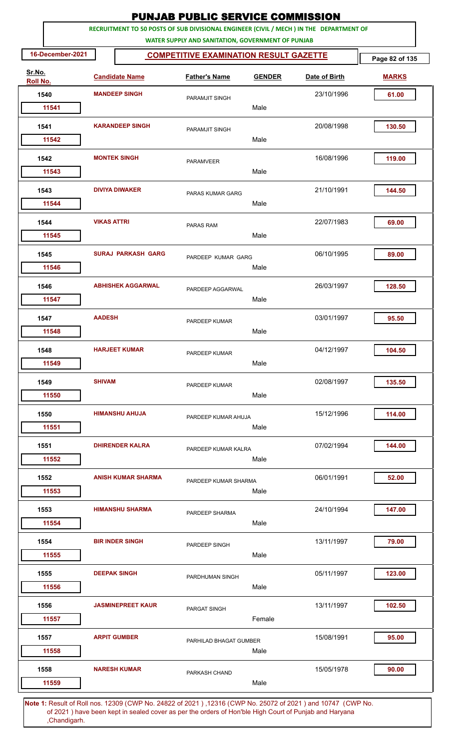# PUNJAB PUBLIC SERVICE COMMISSION

**RECRUITMENT TO 50 POSTS OF SUB DIVISIONAL ENGINEER (CIVIL / MECH ) IN THE DEPARTMENT OF WATER SUPPLY AND SANITATION, GOVERNMENT OF PUNJAB**

**16-December-2021**

**COMPETITIVE EXAMINATION RESULT GAZETTE**

| Sr.No. / Roll No. | Candidate Name | Father's Name | GENDER | Date of Birth | MARKS |
|---|---|---|---|---|---|
| 1540 / 11541 | MANDEEP SINGH | PARAMJIT SINGH | Male | 23/10/1996 | 61.00 |
| 1541 / 11542 | KARANDEEP SINGH | PARAMJIT SINGH | Male | 20/08/1998 | 130.50 |
| 1542 / 11543 | MONTEK SINGH | PARAMVEER | Male | 16/08/1996 | 119.00 |
| 1543 / 11544 | DIVIYA DIWAKER | PARAS KUMAR GARG | Male | 21/10/1991 | 144.50 |
| 1544 / 11545 | VIKAS ATTRI | PARAS RAM | Male | 22/07/1983 | 69.00 |
| 1545 / 11546 | SURAJ PARKASH GARG | PARDEEP KUMAR GARG | Male | 06/10/1995 | 89.00 |
| 1546 / 11547 | ABHISHEK AGGARWAL | PARDEEP AGGARWAL | Male | 26/03/1997 | 128.50 |
| 1547 / 11548 | AADESH | PARDEEP KUMAR | Male | 03/01/1997 | 95.50 |
| 1548 / 11549 | HARJEET KUMAR | PARDEEP KUMAR | Male | 04/12/1997 | 104.50 |
| 1549 / 11550 | SHIVAM | PARDEEP KUMAR | Male | 02/08/1997 | 135.50 |
| 1550 / 11551 | HIMANSHU AHUJA | PARDEEP KUMAR AHUJA | Male | 15/12/1996 | 114.00 |
| 1551 / 11552 | DHIRENDER KALRA | PARDEEP KUMAR KALRA | Male | 07/02/1994 | 144.00 |
| 1552 / 11553 | ANISH KUMAR SHARMA | PARDEEP KUMAR SHARMA | Male | 06/01/1991 | 52.00 |
| 1553 / 11554 | HIMANSHU SHARMA | PARDEEP SHARMA | Male | 24/10/1994 | 147.00 |
| 1554 / 11555 | BIR INDER SINGH | PARDEEP SINGH | Male | 13/11/1997 | 79.00 |
| 1555 / 11556 | DEEPAK SINGH | PARDHUMAN SINGH | Male | 05/11/1997 | 123.00 |
| 1556 / 11557 | JASMINEPREET KAUR | PARGAT SINGH | Female | 13/11/1997 | 102.50 |
| 1557 / 11558 | ARPIT GUMBER | PARHILAD BHAGAT GUMBER | Male | 15/08/1991 | 95.00 |
| 1558 / 11559 | NARESH KUMAR | PARKASH CHAND | Male | 15/05/1978 | 90.00 |

**Note 1:** Result of Roll nos. 12309 (CWP No. 24822 of 2021 ) ,12316 (CWP No. 25072 of 2021 ) and 10747 (CWP No. of 2021 ) have been kept in sealed cover as per the orders of Hon'ble High Court of Punjab and Haryana ,Chandigarh.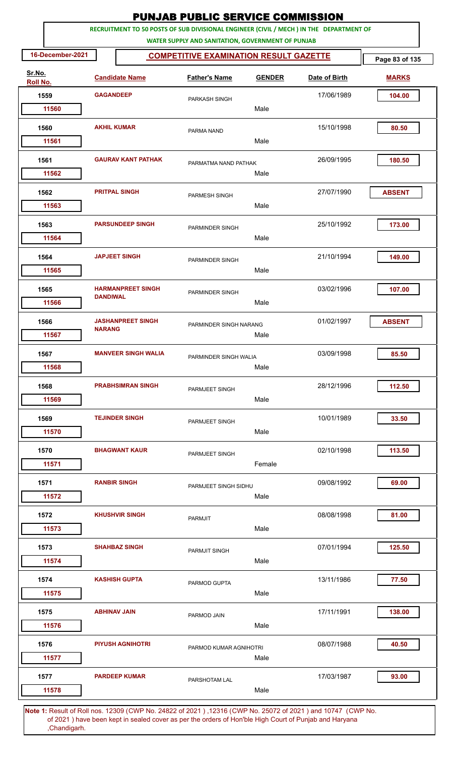# PUNJAB PUBLIC SERVICE COMMISSION

**RECRUITMENT TO 50 POSTS OF SUB DIVISIONAL ENGINEER (CIVIL / MECH ) IN THE DEPARTMENT OF WATER SUPPLY AND SANITATION, GOVERNMENT OF PUNJAB**

16-December-2021

**COMPETITIVE EXAMINATION RESULT GAZETTE**

| Sr.No. | Roll No. | Candidate Name | Father's Name | GENDER | Date of Birth | MARKS |
|---|---|---|---|---|---|---|
| 1559 | 11560 | GAGANDEEP | PARKASH SINGH | Male | 17/06/1989 | 104.00 |
| 1560 | 11561 | AKHIL KUMAR | PARMA NAND | Male | 15/10/1998 | 80.50 |
| 1561 | 11562 | GAURAV KANT PATHAK | PARMATMA NAND PATHAK | Male | 26/09/1995 | 180.50 |
| 1562 | 11563 | PRITPAL SINGH | PARMESH SINGH | Male | 27/07/1990 | ABSENT |
| 1563 | 11564 | PARSUNDEEP SINGH | PARMINDER SINGH | Male | 25/10/1992 | 173.00 |
| 1564 | 11565 | JAPJEET SINGH | PARMINDER SINGH | Male | 21/10/1994 | 149.00 |
| 1565 | 11566 | HARMANPREET SINGH DANDIWAL | PARMINDER SINGH | Male | 03/02/1996 | 107.00 |
| 1566 | 11567 | JASHANPREET SINGH NARANG | PARMINDER SINGH NARANG | Male | 01/02/1997 | ABSENT |
| 1567 | 11568 | MANVEER SINGH WALIA | PARMINDER SINGH WALIA | Male | 03/09/1998 | 85.50 |
| 1568 | 11569 | PRABHSIMRAN SINGH | PARMJEET SINGH | Male | 28/12/1996 | 112.50 |
| 1569 | 11570 | TEJINDER SINGH | PARMJEET SINGH | Male | 10/01/1989 | 33.50 |
| 1570 | 11571 | BHAGWANT KAUR | PARMJEET SINGH | Female | 02/10/1998 | 113.50 |
| 1571 | 11572 | RANBIR SINGH | PARMJEET SINGH SIDHU | Male | 09/08/1992 | 69.00 |
| 1572 | 11573 | KHUSHVIR SINGH | PARMJIT | Male | 08/08/1998 | 81.00 |
| 1573 | 11574 | SHAHBAZ SINGH | PARMJIT SINGH | Male | 07/01/1994 | 125.50 |
| 1574 | 11575 | KASHISH GUPTA | PARMOD GUPTA | Male | 13/11/1986 | 77.50 |
| 1575 | 11576 | ABHINAV JAIN | PARMOD JAIN | Male | 17/11/1991 | 138.00 |
| 1576 | 11577 | PIYUSH AGNIHOTRI | PARMOD KUMAR AGNIHOTRI | Male | 08/07/1988 | 40.50 |
| 1577 | 11578 | PARDEEP KUMAR | PARSHOTAM LAL | Male | 17/03/1987 | 93.00 |

**Note 1:** Result of Roll nos. 12309 (CWP No. 24822 of 2021 ) ,12316 (CWP No. 25072 of 2021 ) and 10747 (CWP No. of 2021 ) have been kept in sealed cover as per the orders of Hon'ble High Court of Punjab and Haryana ,Chandigarh.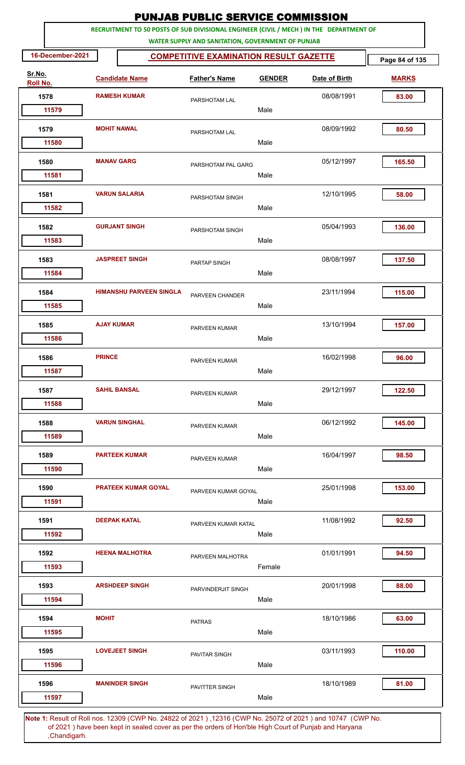# PUNJAB PUBLIC SERVICE COMMISSION

**RECRUITMENT TO 50 POSTS OF SUB DIVISIONAL ENGINEER (CIVIL / MECH ) IN THE DEPARTMENT OF WATER SUPPLY AND SANITATION, GOVERNMENT OF PUNJAB**

**16-December-2021** | **COMPETITIVE EXAMINATION RESULT GAZETTE**

| Sr.No. | Roll No. | Candidate Name | Father's Name | GENDER | Date of Birth | MARKS |
|---|---|---|---|---|---|---|
| 1578 | 11579 | RAMESH KUMAR | PARSHOTAM LAL | Male | 08/08/1991 | 83.00 |
| 1579 | 11580 | MOHIT NAWAL | PARSHOTAM LAL | Male | 08/09/1992 | 80.50 |
| 1580 | 11581 | MANAV GARG | PARSHOTAM PAL GARG | Male | 05/12/1997 | 165.50 |
| 1581 | 11582 | VARUN SALARIA | PARSHOTAM SINGH | Male | 12/10/1995 | 58.00 |
| 1582 | 11583 | GURJANT SINGH | PARSHOTAM SINGH | Male | 05/04/1993 | 136.00 |
| 1583 | 11584 | JASPREET SINGH | PARTAP SINGH | Male | 08/08/1997 | 137.50 |
| 1584 | 11585 | HIMANSHU PARVEEN SINGLA | PARVEEN CHANDER | Male | 23/11/1994 | 115.00 |
| 1585 | 11586 | AJAY KUMAR | PARVEEN KUMAR | Male | 13/10/1994 | 157.00 |
| 1586 | 11587 | PRINCE | PARVEEN KUMAR | Male | 16/02/1998 | 96.00 |
| 1587 | 11588 | SAHIL BANSAL | PARVEEN KUMAR | Male | 29/12/1997 | 122.50 |
| 1588 | 11589 | VARUN SINGHAL | PARVEEN KUMAR | Male | 06/12/1992 | 145.00 |
| 1589 | 11590 | PARTEEK KUMAR | PARVEEN KUMAR | Male | 16/04/1997 | 98.50 |
| 1590 | 11591 | PRATEEK KUMAR GOYAL | PARVEEN KUMAR GOYAL | Male | 25/01/1998 | 153.00 |
| 1591 | 11592 | DEEPAK KATAL | PARVEEN KUMAR KATAL | Male | 11/08/1992 | 92.50 |
| 1592 | 11593 | HEENA MALHOTRA | PARVEEN MALHOTRA | Female | 01/01/1991 | 94.50 |
| 1593 | 11594 | ARSHDEEP SINGH | PARVINDERJIT SINGH | Male | 20/01/1998 | 88.00 |
| 1594 | 11595 | MOHIT | PATRAS | Male | 18/10/1986 | 63.00 |
| 1595 | 11596 | LOVEJEET SINGH | PAVITAR SINGH | Male | 03/11/1993 | 110.00 |
| 1596 | 11597 | MANINDER SINGH | PAVITTER SINGH | Male | 18/10/1989 | 81.00 |

**Note 1:** Result of Roll nos. 12309 (CWP No. 24822 of 2021 ) ,12316 (CWP No. 25072 of 2021 ) and 10747 (CWP No. of 2021 ) have been kept in sealed cover as per the orders of Hon'ble High Court of Punjab and Haryana ,Chandigarh.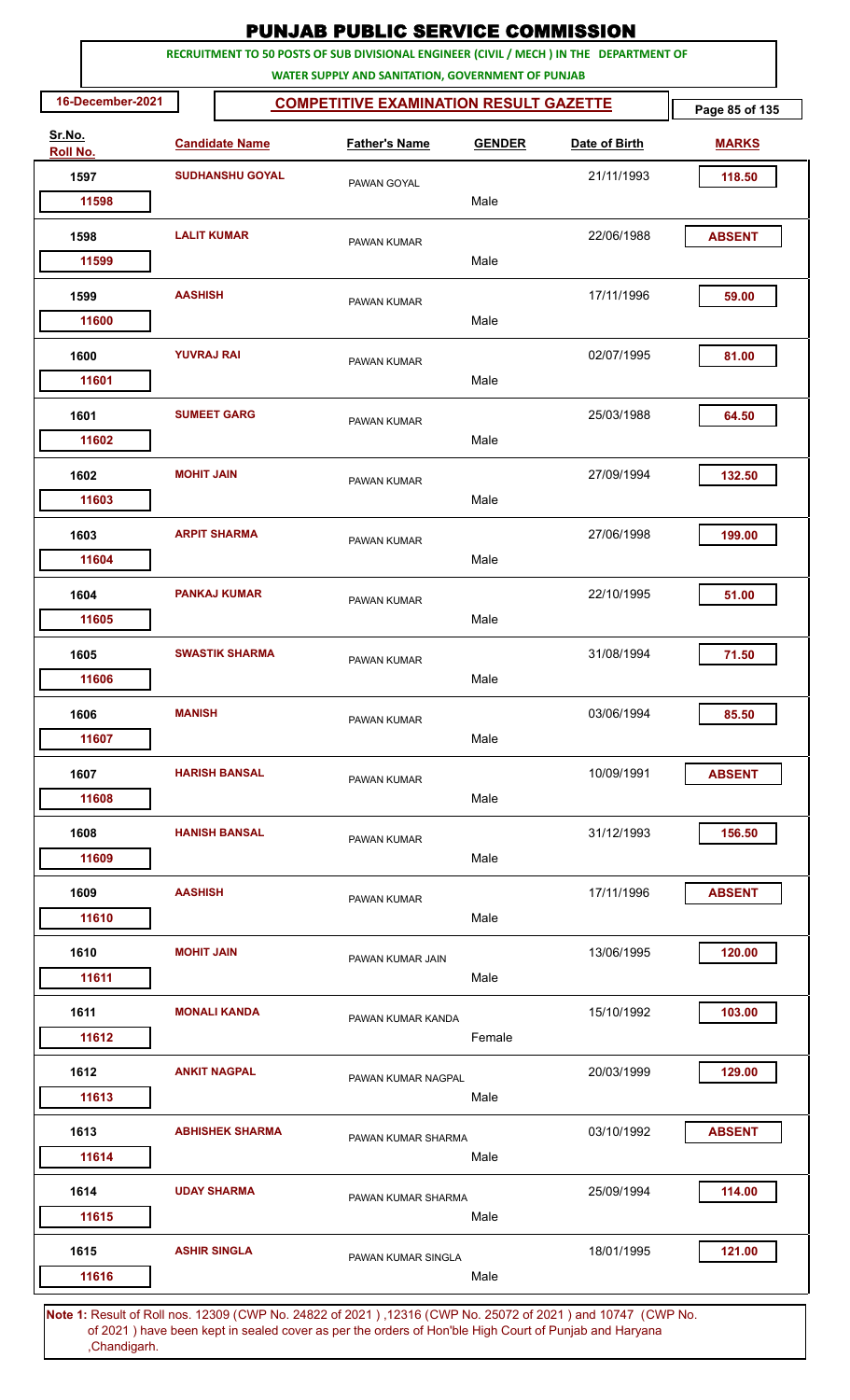# PUNJAB PUBLIC SERVICE COMMISSION

**RECRUITMENT TO 50 POSTS OF SUB DIVISIONAL ENGINEER (CIVIL / MECH ) IN THE DEPARTMENT OF WATER SUPPLY AND SANITATION, GOVERNMENT OF PUNJAB**

**16-December-2021**

## COMPETITIVE EXAMINATION RESULT GAZETTE

| Sr.No. | Roll No. | Candidate Name | Father's Name | Gender | Date of Birth | Marks |
|---|---|---|---|---|---|---|
| 1597 | 11598 | SUDHANSHU GOYAL | PAWAN GOYAL | Male | 21/11/1993 | 118.50 |
| 1598 | 11599 | LALIT KUMAR | PAWAN KUMAR | Male | 22/06/1988 | ABSENT |
| 1599 | 11600 | AASHISH | PAWAN KUMAR | Male | 17/11/1996 | 59.00 |
| 1600 | 11601 | YUVRAJ RAI | PAWAN KUMAR | Male | 02/07/1995 | 81.00 |
| 1601 | 11602 | SUMEET GARG | PAWAN KUMAR | Male | 25/03/1988 | 64.50 |
| 1602 | 11603 | MOHIT JAIN | PAWAN KUMAR | Male | 27/09/1994 | 132.50 |
| 1603 | 11604 | ARPIT SHARMA | PAWAN KUMAR | Male | 27/06/1998 | 199.00 |
| 1604 | 11605 | PANKAJ KUMAR | PAWAN KUMAR | Male | 22/10/1995 | 51.00 |
| 1605 | 11606 | SWASTIK SHARMA | PAWAN KUMAR | Male | 31/08/1994 | 71.50 |
| 1606 | 11607 | MANISH | PAWAN KUMAR | Male | 03/06/1994 | 85.50 |
| 1607 | 11608 | HARISH BANSAL | PAWAN KUMAR | Male | 10/09/1991 | ABSENT |
| 1608 | 11609 | HANISH BANSAL | PAWAN KUMAR | Male | 31/12/1993 | 156.50 |
| 1609 | 11610 | AASHISH | PAWAN KUMAR | Male | 17/11/1996 | ABSENT |
| 1610 | 11611 | MOHIT JAIN | PAWAN KUMAR JAIN | Male | 13/06/1995 | 120.00 |
| 1611 | 11612 | MONALI KANDA | PAWAN KUMAR KANDA | Female | 15/10/1992 | 103.00 |
| 1612 | 11613 | ANKIT NAGPAL | PAWAN KUMAR NAGPAL | Male | 20/03/1999 | 129.00 |
| 1613 | 11614 | ABHISHEK SHARMA | PAWAN KUMAR SHARMA | Male | 03/10/1992 | ABSENT |
| 1614 | 11615 | UDAY SHARMA | PAWAN KUMAR SHARMA | Male | 25/09/1994 | 114.00 |
| 1615 | 11616 | ASHIR SINGLA | PAWAN KUMAR SINGLA | Male | 18/01/1995 | 121.00 |

**Note 1:** Result of Roll nos. 12309 (CWP No. 24822 of 2021 ) ,12316 (CWP No. 25072 of 2021 ) and 10747 (CWP No. of 2021 ) have been kept in sealed cover as per the orders of Hon'ble High Court of Punjab and Haryana ,Chandigarh.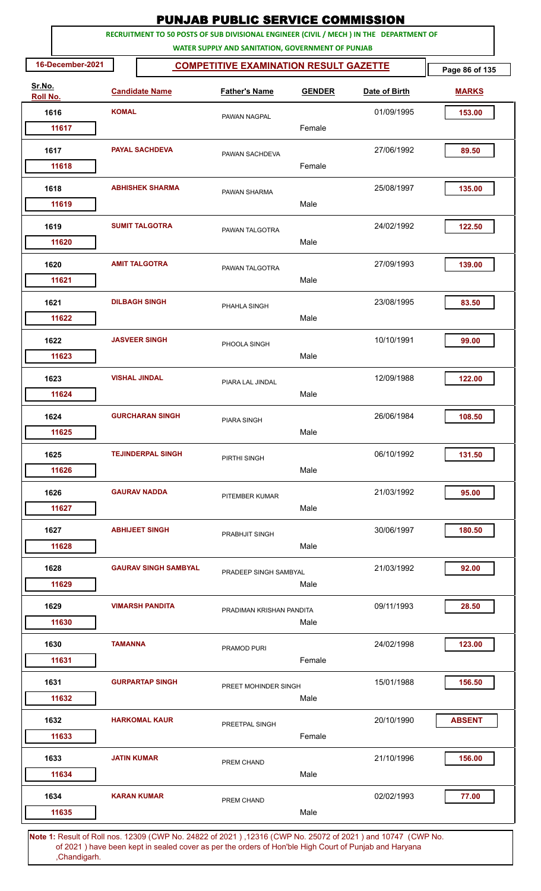# PUNJAB PUBLIC SERVICE COMMISSION

**RECRUITMENT TO 50 POSTS OF SUB DIVISIONAL ENGINEER (CIVIL / MECH ) IN THE DEPARTMENT OF WATER SUPPLY AND SANITATION, GOVERNMENT OF PUNJAB**

**16-December-2021** | **COMPETITIVE EXAMINATION RESULT GAZETTE**

| Sr.No. | Roll No. | Candidate Name | Father's Name | GENDER | Date of Birth | MARKS |
|---|---|---|---|---|---|---|
| 1616 | 11617 | KOMAL | PAWAN NAGPAL | Female | 01/09/1995 | 153.00 |
| 1617 | 11618 | PAYAL SACHDEVA | PAWAN SACHDEVA | Female | 27/06/1992 | 89.50 |
| 1618 | 11619 | ABHISHEK SHARMA | PAWAN SHARMA | Male | 25/08/1997 | 135.00 |
| 1619 | 11620 | SUMIT TALGOTRA | PAWAN TALGOTRA | Male | 24/02/1992 | 122.50 |
| 1620 | 11621 | AMIT TALGOTRA | PAWAN TALGOTRA | Male | 27/09/1993 | 139.00 |
| 1621 | 11622 | DILBAGH SINGH | PHAHLA SINGH | Male | 23/08/1995 | 83.50 |
| 1622 | 11623 | JASVEER SINGH | PHOOLA SINGH | Male | 10/10/1991 | 99.00 |
| 1623 | 11624 | VISHAL JINDAL | PIARA LAL JINDAL | Male | 12/09/1988 | 122.00 |
| 1624 | 11625 | GURCHARAN SINGH | PIARA SINGH | Male | 26/06/1984 | 108.50 |
| 1625 | 11626 | TEJINDERPAL SINGH | PIRTHI SINGH | Male | 06/10/1992 | 131.50 |
| 1626 | 11627 | GAURAV NADDA | PITEMBER KUMAR | Male | 21/03/1992 | 95.00 |
| 1627 | 11628 | ABHIJEET SINGH | PRABHJIT SINGH | Male | 30/06/1997 | 180.50 |
| 1628 | 11629 | GAURAV SINGH SAMBYAL | PRADEEP SINGH SAMBYAL | Male | 21/03/1992 | 92.00 |
| 1629 | 11630 | VIMARSH PANDITA | PRADIMAN KRISHAN PANDITA | Male | 09/11/1993 | 28.50 |
| 1630 | 11631 | TAMANNA | PRAMOD PURI | Female | 24/02/1998 | 123.00 |
| 1631 | 11632 | GURPARTAP SINGH | PREET MOHINDER SINGH | Male | 15/01/1988 | 156.50 |
| 1632 | 11633 | HARKOMAL KAUR | PREETPAL SINGH | Female | 20/10/1990 | ABSENT |
| 1633 | 11634 | JATIN KUMAR | PREM CHAND | Male | 21/10/1996 | 156.00 |
| 1634 | 11635 | KARAN KUMAR | PREM CHAND | Male | 02/02/1993 | 77.00 |

**Note 1:** Result of Roll nos. 12309 (CWP No. 24822 of 2021 ) ,12316 (CWP No. 25072 of 2021 ) and 10747 (CWP No. of 2021 ) have been kept in sealed cover as per the orders of Hon'ble High Court of Punjab and Haryana ,Chandigarh.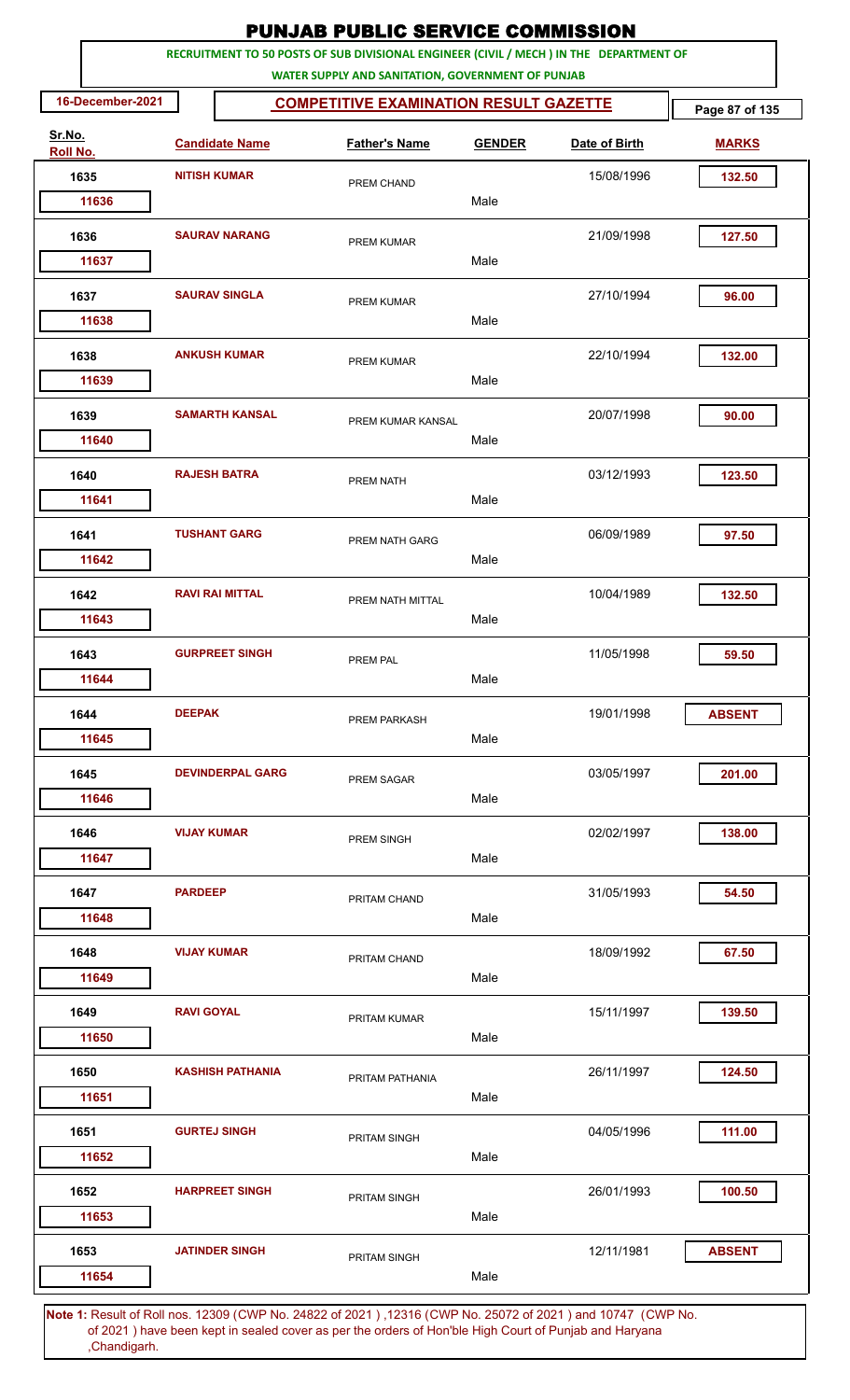# PUNJAB PUBLIC SERVICE COMMISSION

**RECRUITMENT TO 50 POSTS OF SUB DIVISIONAL ENGINEER (CIVIL / MECH ) IN THE DEPARTMENT OF WATER SUPPLY AND SANITATION, GOVERNMENT OF PUNJAB**

**16-December-2021** | **COMPETITIVE EXAMINATION RESULT GAZETTE**

| Sr.No. | Roll No. | Candidate Name | Father's Name | GENDER | Date of Birth | MARKS |
|---|---|---|---|---|---|---|
| 1635 | 11636 | NITISH KUMAR | PREM CHAND | Male | 15/08/1996 | 132.50 |
| 1636 | 11637 | SAURAV NARANG | PREM KUMAR | Male | 21/09/1998 | 127.50 |
| 1637 | 11638 | SAURAV SINGLA | PREM KUMAR | Male | 27/10/1994 | 96.00 |
| 1638 | 11639 | ANKUSH KUMAR | PREM KUMAR | Male | 22/10/1994 | 132.00 |
| 1639 | 11640 | SAMARTH KANSAL | PREM KUMAR KANSAL | Male | 20/07/1998 | 90.00 |
| 1640 | 11641 | RAJESH BATRA | PREM NATH | Male | 03/12/1993 | 123.50 |
| 1641 | 11642 | TUSHANT GARG | PREM NATH GARG | Male | 06/09/1989 | 97.50 |
| 1642 | 11643 | RAVI RAI MITTAL | PREM NATH MITTAL | Male | 10/04/1989 | 132.50 |
| 1643 | 11644 | GURPREET SINGH | PREM PAL | Male | 11/05/1998 | 59.50 |
| 1644 | 11645 | DEEPAK | PREM PARKASH | Male | 19/01/1998 | ABSENT |
| 1645 | 11646 | DEVINDERPAL GARG | PREM SAGAR | Male | 03/05/1997 | 201.00 |
| 1646 | 11647 | VIJAY KUMAR | PREM SINGH | Male | 02/02/1997 | 138.00 |
| 1647 | 11648 | PARDEEP | PRITAM CHAND | Male | 31/05/1993 | 54.50 |
| 1648 | 11649 | VIJAY KUMAR | PRITAM CHAND | Male | 18/09/1992 | 67.50 |
| 1649 | 11650 | RAVI GOYAL | PRITAM KUMAR | Male | 15/11/1997 | 139.50 |
| 1650 | 11651 | KASHISH PATHANIA | PRITAM PATHANIA | Male | 26/11/1997 | 124.50 |
| 1651 | 11652 | GURTEJ SINGH | PRITAM SINGH | Male | 04/05/1996 | 111.00 |
| 1652 | 11653 | HARPREET SINGH | PRITAM SINGH | Male | 26/01/1993 | 100.50 |
| 1653 | 11654 | JATINDER SINGH | PRITAM SINGH | Male | 12/11/1981 | ABSENT |

**Note 1:** Result of Roll nos. 12309 (CWP No. 24822 of 2021 ) ,12316 (CWP No. 25072 of 2021 ) and 10747 (CWP No. of 2021 ) have been kept in sealed cover as per the orders of Hon'ble High Court of Punjab and Haryana ,Chandigarh.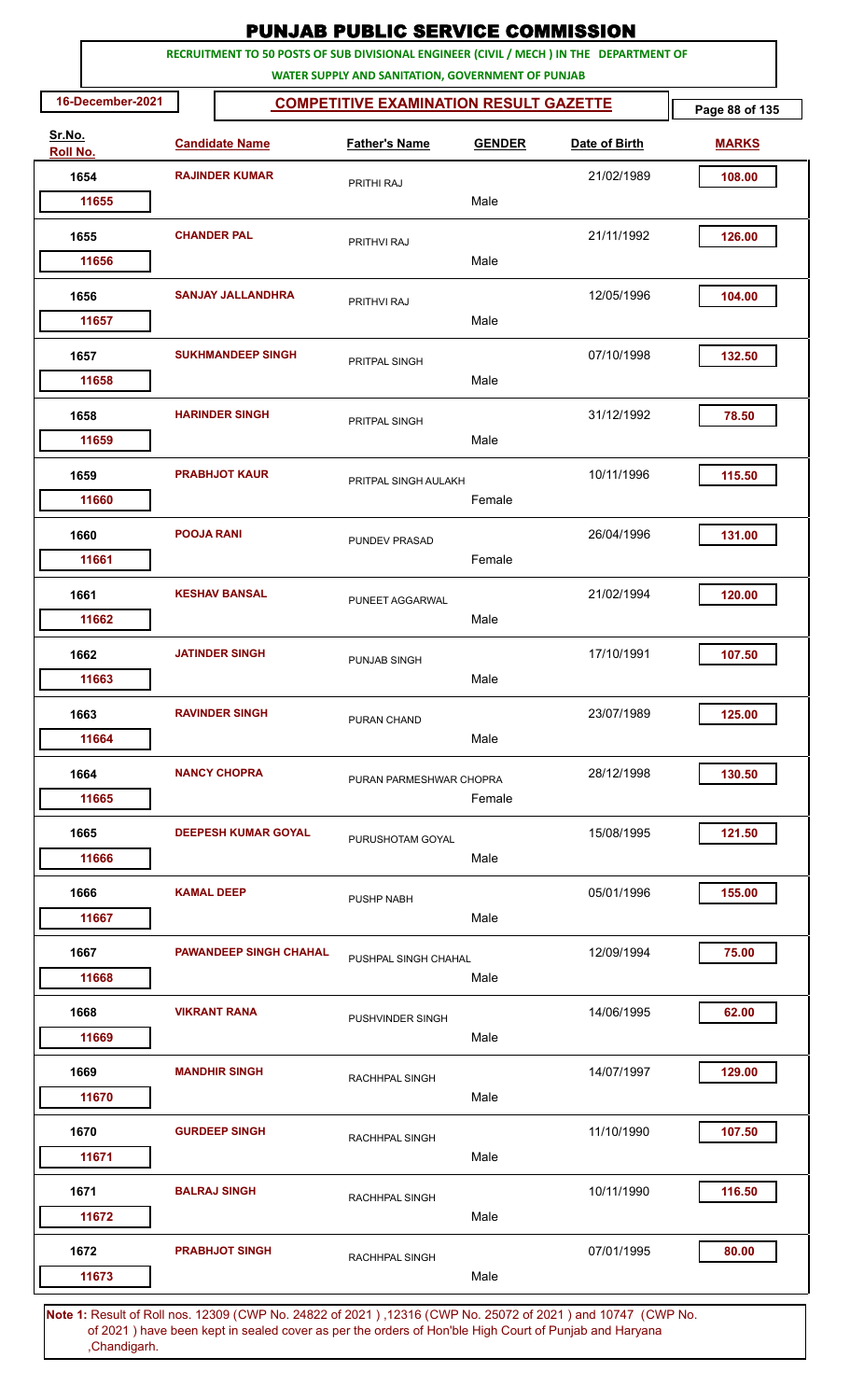# PUNJAB PUBLIC SERVICE COMMISSION

**RECRUITMENT TO 50 POSTS OF SUB DIVISIONAL ENGINEER (CIVIL / MECH ) IN THE DEPARTMENT OF WATER SUPPLY AND SANITATION, GOVERNMENT OF PUNJAB**

**16-December-2021**

**COMPETITIVE EXAMINATION RESULT GAZETTE**

| Sr.No. | Roll No. | Candidate Name | Father's Name | GENDER | Date of Birth | MARKS |
|---|---|---|---|---|---|---|
| 1654 | 11655 | RAJINDER KUMAR | PRITHI RAJ | Male | 21/02/1989 | 108.00 |
| 1655 | 11656 | CHANDER PAL | PRITHVI RAJ | Male | 21/11/1992 | 126.00 |
| 1656 | 11657 | SANJAY JALLANDHRA | PRITHVI RAJ | Male | 12/05/1996 | 104.00 |
| 1657 | 11658 | SUKHMANDEEP SINGH | PRITPAL SINGH | Male | 07/10/1998 | 132.50 |
| 1658 | 11659 | HARINDER SINGH | PRITPAL SINGH | Male | 31/12/1992 | 78.50 |
| 1659 | 11660 | PRABHJOT KAUR | PRITPAL SINGH AULAKH | Female | 10/11/1996 | 115.50 |
| 1660 | 11661 | POOJA RANI | PUNDEV PRASAD | Female | 26/04/1996 | 131.00 |
| 1661 | 11662 | KESHAV BANSAL | PUNEET AGGARWAL | Male | 21/02/1994 | 120.00 |
| 1662 | 11663 | JATINDER SINGH | PUNJAB SINGH | Male | 17/10/1991 | 107.50 |
| 1663 | 11664 | RAVINDER SINGH | PURAN CHAND | Male | 23/07/1989 | 125.00 |
| 1664 | 11665 | NANCY CHOPRA | PURAN PARMESHWAR CHOPRA | Female | 28/12/1998 | 130.50 |
| 1665 | 11666 | DEEPESH KUMAR GOYAL | PURUSHOTAM GOYAL | Male | 15/08/1995 | 121.50 |
| 1666 | 11667 | KAMAL DEEP | PUSHP NABH | Male | 05/01/1996 | 155.00 |
| 1667 | 11668 | PAWANDEEP SINGH CHAHAL | PUSHPAL SINGH CHAHAL | Male | 12/09/1994 | 75.00 |
| 1668 | 11669 | VIKRANT RANA | PUSHVINDER SINGH | Male | 14/06/1995 | 62.00 |
| 1669 | 11670 | MANDHIR SINGH | RACHHPAL SINGH | Male | 14/07/1997 | 129.00 |
| 1670 | 11671 | GURDEEP SINGH | RACHHPAL SINGH | Male | 11/10/1990 | 107.50 |
| 1671 | 11672 | BALRAJ SINGH | RACHHPAL SINGH | Male | 10/11/1990 | 116.50 |
| 1672 | 11673 | PRABHJOT SINGH | RACHHPAL SINGH | Male | 07/01/1995 | 80.00 |

**Note 1:** Result of Roll nos. 12309 (CWP No. 24822 of 2021 ) ,12316 (CWP No. 25072 of 2021 ) and 10747 (CWP No. of 2021 ) have been kept in sealed cover as per the orders of Hon'ble High Court of Punjab and Haryana ,Chandigarh.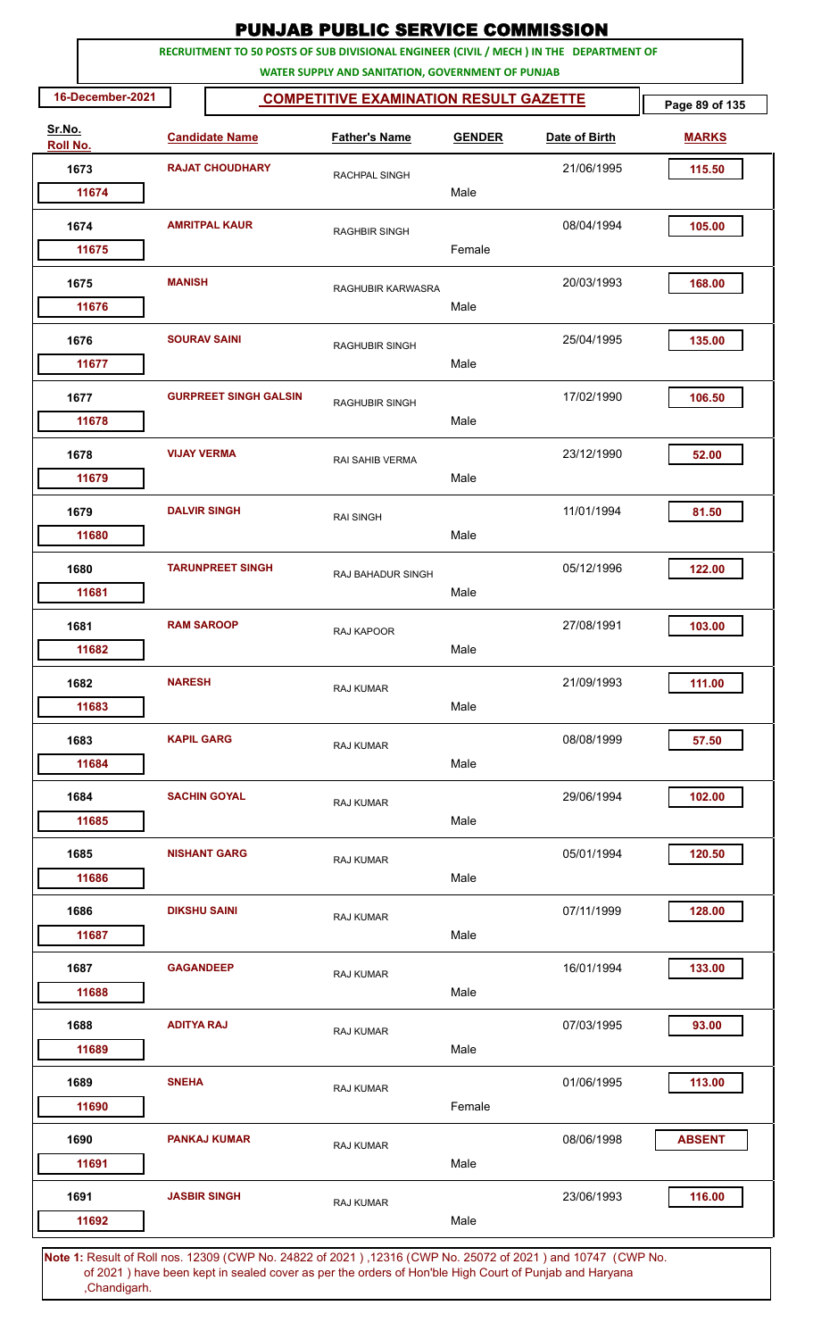# PUNJAB PUBLIC SERVICE COMMISSION

**RECRUITMENT TO 50 POSTS OF SUB DIVISIONAL ENGINEER (CIVIL / MECH ) IN THE DEPARTMENT OF WATER SUPPLY AND SANITATION, GOVERNMENT OF PUNJAB**

**16-December-2021** | **COMPETITIVE EXAMINATION RESULT GAZETTE**

| Sr.No. | Roll No. | Candidate Name | Father's Name | GENDER | Date of Birth | MARKS |
|---|---|---|---|---|---|---|
| 1673 | 11674 | RAJAT CHOUDHARY | RACHPAL SINGH | Male | 21/06/1995 | 115.50 |
| 1674 | 11675 | AMRITPAL KAUR | RAGHBIR SINGH | Female | 08/04/1994 | 105.00 |
| 1675 | 11676 | MANISH | RAGHUBIR KARWASRA | Male | 20/03/1993 | 168.00 |
| 1676 | 11677 | SOURAV SAINI | RAGHUBIR SINGH | Male | 25/04/1995 | 135.00 |
| 1677 | 11678 | GURPREET SINGH GALSIN | RAGHUBIR SINGH | Male | 17/02/1990 | 106.50 |
| 1678 | 11679 | VIJAY VERMA | RAI SAHIB VERMA | Male | 23/12/1990 | 52.00 |
| 1679 | 11680 | DALVIR SINGH | RAI SINGH | Male | 11/01/1994 | 81.50 |
| 1680 | 11681 | TARUNPREET SINGH | RAJ BAHADUR SINGH | Male | 05/12/1996 | 122.00 |
| 1681 | 11682 | RAM SAROOP | RAJ KAPOOR | Male | 27/08/1991 | 103.00 |
| 1682 | 11683 | NARESH | RAJ KUMAR | Male | 21/09/1993 | 111.00 |
| 1683 | 11684 | KAPIL GARG | RAJ KUMAR | Male | 08/08/1999 | 57.50 |
| 1684 | 11685 | SACHIN GOYAL | RAJ KUMAR | Male | 29/06/1994 | 102.00 |
| 1685 | 11686 | NISHANT GARG | RAJ KUMAR | Male | 05/01/1994 | 120.50 |
| 1686 | 11687 | DIKSHU SAINI | RAJ KUMAR | Male | 07/11/1999 | 128.00 |
| 1687 | 11688 | GAGANDEEP | RAJ KUMAR | Male | 16/01/1994 | 133.00 |
| 1688 | 11689 | ADITYA RAJ | RAJ KUMAR | Male | 07/03/1995 | 93.00 |
| 1689 | 11690 | SNEHA | RAJ KUMAR | Female | 01/06/1995 | 113.00 |
| 1690 | 11691 | PANKAJ KUMAR | RAJ KUMAR | Male | 08/06/1998 | ABSENT |
| 1691 | 11692 | JASBIR SINGH | RAJ KUMAR | Male | 23/06/1993 | 116.00 |

**Note 1:** Result of Roll nos. 12309 (CWP No. 24822 of 2021 ) ,12316 (CWP No. 25072 of 2021 ) and 10747 (CWP No. of 2021 ) have been kept in sealed cover as per the orders of Hon'ble High Court of Punjab and Haryana ,Chandigarh.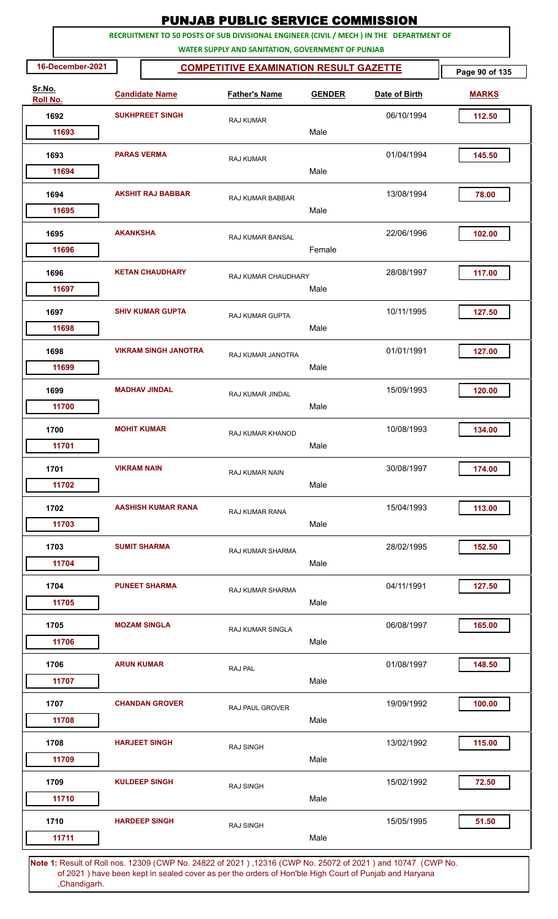# PUNJAB PUBLIC SERVICE COMMISSION

**RECRUITMENT TO 50 POSTS OF SUB DIVISIONAL ENGINEER (CIVIL / MECH ) IN THE DEPARTMENT OF WATER SUPPLY AND SANITATION, GOVERNMENT OF PUNJAB**

16-December-2021

## COMPETITIVE EXAMINATION RESULT GAZETTE

| Sr.No. | Roll No. | Candidate Name | Father's Name | GENDER | Date of Birth | MARKS |
|---|---|---|---|---|---|---|
| 1692 | 11693 | SUKHPREET SINGH | RAJ KUMAR | Male | 06/10/1994 | 112.50 |
| 1693 | 11694 | PARAS VERMA | RAJ KUMAR | Male | 01/04/1994 | 145.50 |
| 1694 | 11695 | AKSHIT RAJ BABBAR | RAJ KUMAR BABBAR | Male | 13/08/1994 | 78.00 |
| 1695 | 11696 | AKANKSHA | RAJ KUMAR BANSAL | Female | 22/06/1996 | 102.00 |
| 1696 | 11697 | KETAN CHAUDHARY | RAJ KUMAR CHAUDHARY | Male | 28/08/1997 | 117.00 |
| 1697 | 11698 | SHIV KUMAR GUPTA | RAJ KUMAR GUPTA | Male | 10/11/1995 | 127.50 |
| 1698 | 11699 | VIKRAM SINGH JANOTRA | RAJ KUMAR JANOTRA | Male | 01/01/1991 | 127.00 |
| 1699 | 11700 | MADHAV JINDAL | RAJ KUMAR JINDAL | Male | 15/09/1993 | 120.00 |
| 1700 | 11701 | MOHIT KUMAR | RAJ KUMAR KHANOD | Male | 10/08/1993 | 134.00 |
| 1701 | 11702 | VIKRAM NAIN | RAJ KUMAR NAIN | Male | 30/08/1997 | 174.00 |
| 1702 | 11703 | AASHISH KUMAR RANA | RAJ KUMAR RANA | Male | 15/04/1993 | 113.00 |
| 1703 | 11704 | SUMIT SHARMA | RAJ KUMAR SHARMA | Male | 28/02/1995 | 152.50 |
| 1704 | 11705 | PUNEET SHARMA | RAJ KUMAR SHARMA | Male | 04/11/1991 | 127.50 |
| 1705 | 11706 | MOZAM SINGLA | RAJ KUMAR SINGLA | Male | 06/08/1997 | 165.00 |
| 1706 | 11707 | ARUN KUMAR | RAJ PAL | Male | 01/08/1997 | 148.50 |
| 1707 | 11708 | CHANDAN GROVER | RAJ PAUL GROVER | Male | 19/09/1992 | 100.00 |
| 1708 | 11709 | HARJEET SINGH | RAJ SINGH | Male | 13/02/1992 | 115.00 |
| 1709 | 11710 | KULDEEP SINGH | RAJ SINGH | Male | 15/02/1992 | 72.50 |
| 1710 | 11711 | HARDEEP SINGH | RAJ SINGH | Male | 15/05/1995 | 51.50 |

**Note 1:** Result of Roll nos. 12309 (CWP No. 24822 of 2021 ) ,12316 (CWP No. 25072 of 2021 ) and 10747 (CWP No. of 2021 ) have been kept in sealed cover as per the orders of Hon'ble High Court of Punjab and Haryana ,Chandigarh.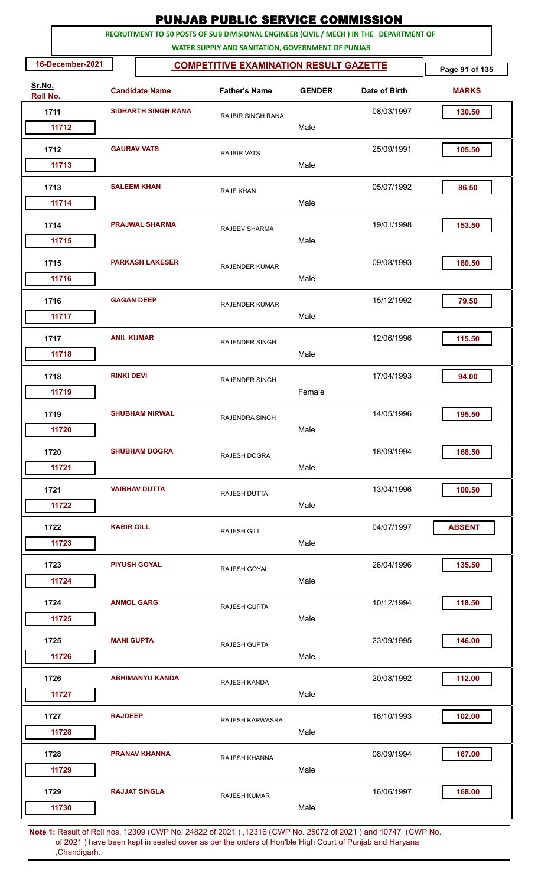# PUNJAB PUBLIC SERVICE COMMISSION

**RECRUITMENT TO 50 POSTS OF SUB DIVISIONAL ENGINEER (CIVIL / MECH ) IN THE DEPARTMENT OF WATER SUPPLY AND SANITATION, GOVERNMENT OF PUNJAB**

**16-December-2021**

## COMPETITIVE EXAMINATION RESULT GAZETTE

| Sr.No. | Roll No. | Candidate Name | Father's Name | GENDER | Date of Birth | MARKS |
|---|---|---|---|---|---|---|
| 1711 | 11712 | SIDHARTH SINGH RANA | RAJBIR SINGH RANA | Male | 08/03/1997 | 130.50 |
| 1712 | 11713 | GAURAV VATS | RAJBIR VATS | Male | 25/09/1991 | 105.50 |
| 1713 | 11714 | SALEEM KHAN | RAJE KHAN | Male | 05/07/1992 | 86.50 |
| 1714 | 11715 | PRAJWAL SHARMA | RAJEEV SHARMA | Male | 19/01/1998 | 153.50 |
| 1715 | 11716 | PARKASH LAKESER | RAJENDER KUMAR | Male | 09/08/1993 | 180.50 |
| 1716 | 11717 | GAGAN DEEP | RAJENDER KUMAR | Male | 15/12/1992 | 79.50 |
| 1717 | 11718 | ANIL KUMAR | RAJENDER SINGH | Male | 12/06/1996 | 115.50 |
| 1718 | 11719 | RINKI DEVI | RAJENDER SINGH | Female | 17/04/1993 | 94.00 |
| 1719 | 11720 | SHUBHAM NIRWAL | RAJENDRA SINGH | Male | 14/05/1996 | 195.50 |
| 1720 | 11721 | SHUBHAM DOGRA | RAJESH DOGRA | Male | 18/09/1994 | 168.50 |
| 1721 | 11722 | VAIBHAV DUTTA | RAJESH DUTTA | Male | 13/04/1996 | 100.50 |
| 1722 | 11723 | KABIR GILL | RAJESH GILL | Male | 04/07/1997 | ABSENT |
| 1723 | 11724 | PIYUSH GOYAL | RAJESH GOYAL | Male | 26/04/1996 | 135.50 |
| 1724 | 11725 | ANMOL GARG | RAJESH GUPTA | Male | 10/12/1994 | 118.50 |
| 1725 | 11726 | MANI GUPTA | RAJESH GUPTA | Male | 23/09/1995 | 146.00 |
| 1726 | 11727 | ABHIMANYU KANDA | RAJESH KANDA | Male | 20/08/1992 | 112.00 |
| 1727 | 11728 | RAJDEEP | RAJESH KARWASRA | Male | 16/10/1993 | 102.00 |
| 1728 | 11729 | PRANAV KHANNA | RAJESH KHANNA | Male | 08/09/1994 | 167.00 |
| 1729 | 11730 | RAJJAT SINGLA | RAJESH KUMAR | Male | 16/06/1997 | 168.00 |

**Note 1:** Result of Roll nos. 12309 (CWP No. 24822 of 2021 ) ,12316 (CWP No. 25072 of 2021 ) and 10747 (CWP No. of 2021 ) have been kept in sealed cover as per the orders of Hon'ble High Court of Punjab and Haryana ,Chandigarh.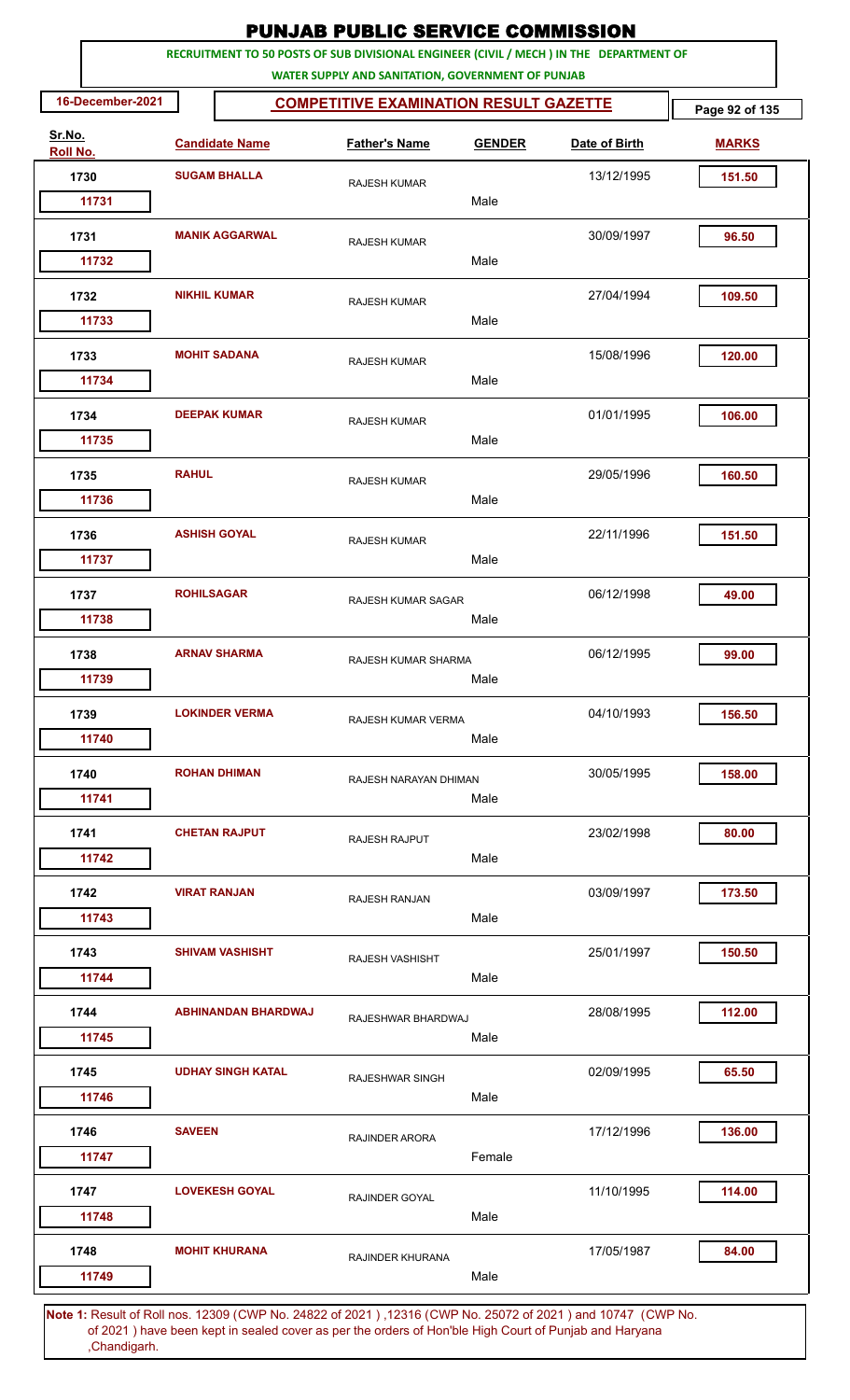# PUNJAB PUBLIC SERVICE COMMISSION

**RECRUITMENT TO 50 POSTS OF SUB DIVISIONAL ENGINEER (CIVIL / MECH ) IN THE DEPARTMENT OF WATER SUPPLY AND SANITATION, GOVERNMENT OF PUNJAB**

**16-December-2021** | **COMPETITIVE EXAMINATION RESULT GAZETTE**

| Sr.No. | Roll No. | Candidate Name | Father's Name | GENDER | Date of Birth | MARKS |
|---|---|---|---|---|---|---|
| 1730 | 11731 | SUGAM BHALLA | RAJESH KUMAR | Male | 13/12/1995 | 151.50 |
| 1731 | 11732 | MANIK AGGARWAL | RAJESH KUMAR | Male | 30/09/1997 | 96.50 |
| 1732 | 11733 | NIKHIL KUMAR | RAJESH KUMAR | Male | 27/04/1994 | 109.50 |
| 1733 | 11734 | MOHIT SADANA | RAJESH KUMAR | Male | 15/08/1996 | 120.00 |
| 1734 | 11735 | DEEPAK KUMAR | RAJESH KUMAR | Male | 01/01/1995 | 106.00 |
| 1735 | 11736 | RAHUL | RAJESH KUMAR | Male | 29/05/1996 | 160.50 |
| 1736 | 11737 | ASHISH GOYAL | RAJESH KUMAR | Male | 22/11/1996 | 151.50 |
| 1737 | 11738 | ROHILSAGAR | RAJESH KUMAR SAGAR | Male | 06/12/1998 | 49.00 |
| 1738 | 11739 | ARNAV SHARMA | RAJESH KUMAR SHARMA | Male | 06/12/1995 | 99.00 |
| 1739 | 11740 | LOKINDER VERMA | RAJESH KUMAR VERMA | Male | 04/10/1993 | 156.50 |
| 1740 | 11741 | ROHAN DHIMAN | RAJESH NARAYAN DHIMAN | Male | 30/05/1995 | 158.00 |
| 1741 | 11742 | CHETAN RAJPUT | RAJESH RAJPUT | Male | 23/02/1998 | 80.00 |
| 1742 | 11743 | VIRAT RANJAN | RAJESH RANJAN | Male | 03/09/1997 | 173.50 |
| 1743 | 11744 | SHIVAM VASHISHT | RAJESH VASHISHT | Male | 25/01/1997 | 150.50 |
| 1744 | 11745 | ABHINANDAN BHARDWAJ | RAJESHWAR BHARDWAJ | Male | 28/08/1995 | 112.00 |
| 1745 | 11746 | UDHAY SINGH KATAL | RAJESHWAR SINGH | Male | 02/09/1995 | 65.50 |
| 1746 | 11747 | SAVEEN | RAJINDER ARORA | Female | 17/12/1996 | 136.00 |
| 1747 | 11748 | LOVEKESH GOYAL | RAJINDER GOYAL | Male | 11/10/1995 | 114.00 |
| 1748 | 11749 | MOHIT KHURANA | RAJINDER KHURANA | Male | 17/05/1987 | 84.00 |

**Note 1:** Result of Roll nos. 12309 (CWP No. 24822 of 2021 ) ,12316 (CWP No. 25072 of 2021 ) and 10747 (CWP No. of 2021 ) have been kept in sealed cover as per the orders of Hon'ble High Court of Punjab and Haryana ,Chandigarh.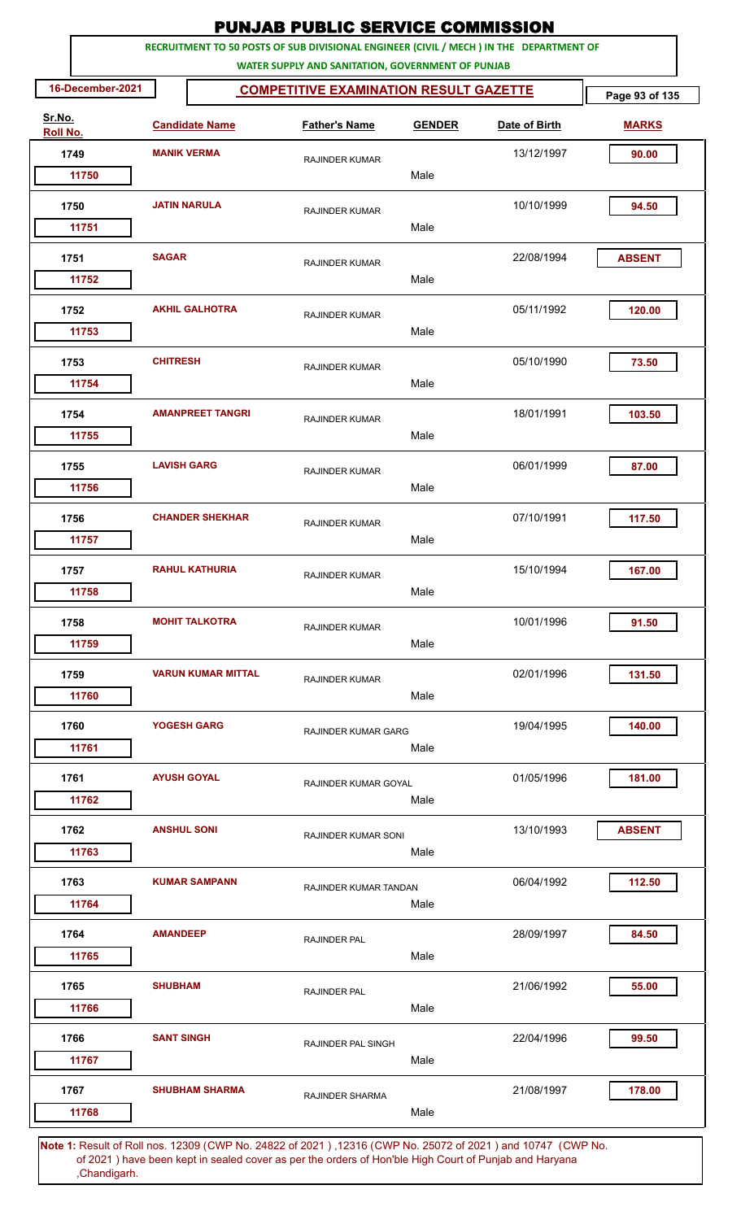# PUNJAB PUBLIC SERVICE COMMISSION

**RECRUITMENT TO 50 POSTS OF SUB DIVISIONAL ENGINEER (CIVIL / MECH ) IN THE DEPARTMENT OF WATER SUPPLY AND SANITATION, GOVERNMENT OF PUNJAB**

**16-December-2021**

## COMPETITIVE EXAMINATION RESULT GAZETTE

| Sr.No. | Roll No. | Candidate Name | Father's Name | GENDER | Date of Birth | MARKS |
|---|---|---|---|---|---|---|
| 1749 | 11750 | MANIK VERMA | RAJINDER KUMAR | Male | 13/12/1997 | 90.00 |
| 1750 | 11751 | JATIN NARULA | RAJINDER KUMAR | Male | 10/10/1999 | 94.50 |
| 1751 | 11752 | SAGAR | RAJINDER KUMAR | Male | 22/08/1994 | ABSENT |
| 1752 | 11753 | AKHIL GALHOTRA | RAJINDER KUMAR | Male | 05/11/1992 | 120.00 |
| 1753 | 11754 | CHITRESH | RAJINDER KUMAR | Male | 05/10/1990 | 73.50 |
| 1754 | 11755 | AMANPREET TANGRI | RAJINDER KUMAR | Male | 18/01/1991 | 103.50 |
| 1755 | 11756 | LAVISH GARG | RAJINDER KUMAR | Male | 06/01/1999 | 87.00 |
| 1756 | 11757 | CHANDER SHEKHAR | RAJINDER KUMAR | Male | 07/10/1991 | 117.50 |
| 1757 | 11758 | RAHUL KATHURIA | RAJINDER KUMAR | Male | 15/10/1994 | 167.00 |
| 1758 | 11759 | MOHIT TALKOTRA | RAJINDER KUMAR | Male | 10/01/1996 | 91.50 |
| 1759 | 11760 | VARUN KUMAR MITTAL | RAJINDER KUMAR | Male | 02/01/1996 | 131.50 |
| 1760 | 11761 | YOGESH GARG | RAJINDER KUMAR GARG | Male | 19/04/1995 | 140.00 |
| 1761 | 11762 | AYUSH GOYAL | RAJINDER KUMAR GOYAL | Male | 01/05/1996 | 181.00 |
| 1762 | 11763 | ANSHUL SONI | RAJINDER KUMAR SONI | Male | 13/10/1993 | ABSENT |
| 1763 | 11764 | KUMAR SAMPANN | RAJINDER KUMAR TANDAN | Male | 06/04/1992 | 112.50 |
| 1764 | 11765 | AMANDEEP | RAJINDER PAL | Male | 28/09/1997 | 84.50 |
| 1765 | 11766 | SHUBHAM | RAJINDER PAL | Male | 21/06/1992 | 55.00 |
| 1766 | 11767 | SANT SINGH | RAJINDER PAL SINGH | Male | 22/04/1996 | 99.50 |
| 1767 | 11768 | SHUBHAM SHARMA | RAJINDER SHARMA | Male | 21/08/1997 | 178.00 |

**Note 1:** Result of Roll nos. 12309 (CWP No. 24822 of 2021 ) ,12316 (CWP No. 25072 of 2021 ) and 10747 (CWP No. of 2021 ) have been kept in sealed cover as per the orders of Hon'ble High Court of Punjab and Haryana ,Chandigarh.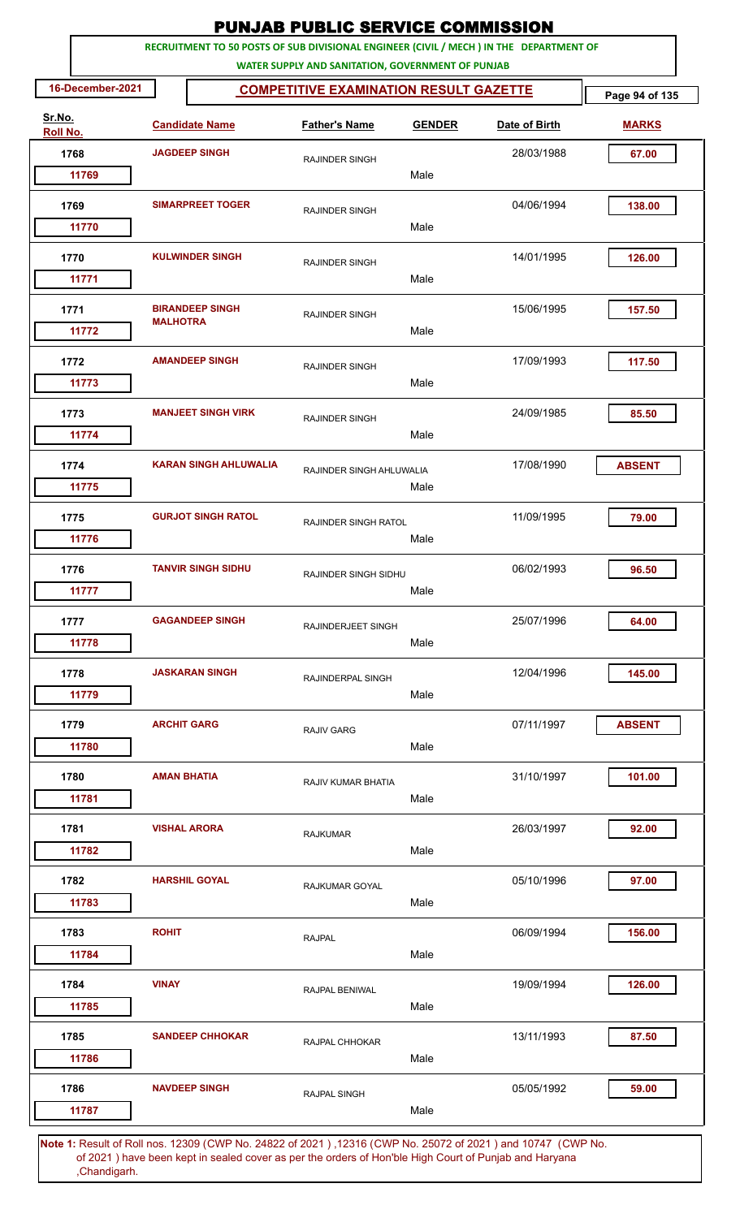# PUNJAB PUBLIC SERVICE COMMISSION

**RECRUITMENT TO 50 POSTS OF SUB DIVISIONAL ENGINEER (CIVIL / MECH ) IN THE DEPARTMENT OF WATER SUPPLY AND SANITATION, GOVERNMENT OF PUNJAB**

**16-December-2021**

## COMPETITIVE EXAMINATION RESULT GAZETTE

| Sr.No. / Roll No. | Candidate Name | Father's Name | GENDER | Date of Birth | MARKS |
|---|---|---|---|---|---|
| 1768 / 11769 | JAGDEEP SINGH | RAJINDER SINGH | Male | 28/03/1988 | 67.00 |
| 1769 / 11770 | SIMARPREET TOGER | RAJINDER SINGH | Male | 04/06/1994 | 138.00 |
| 1770 / 11771 | KULWINDER SINGH | RAJINDER SINGH | Male | 14/01/1995 | 126.00 |
| 1771 / 11772 | BIRANDEEP SINGH MALHOTRA | RAJINDER SINGH | Male | 15/06/1995 | 157.50 |
| 1772 / 11773 | AMANDEEP SINGH | RAJINDER SINGH | Male | 17/09/1993 | 117.50 |
| 1773 / 11774 | MANJEET SINGH VIRK | RAJINDER SINGH | Male | 24/09/1985 | 85.50 |
| 1774 / 11775 | KARAN SINGH AHLUWALIA | RAJINDER SINGH AHLUWALIA | Male | 17/08/1990 | ABSENT |
| 1775 / 11776 | GURJOT SINGH RATOL | RAJINDER SINGH RATOL | Male | 11/09/1995 | 79.00 |
| 1776 / 11777 | TANVIR SINGH SIDHU | RAJINDER SINGH SIDHU | Male | 06/02/1993 | 96.50 |
| 1777 / 11778 | GAGANDEEP SINGH | RAJINDERJEET SINGH | Male | 25/07/1996 | 64.00 |
| 1778 / 11779 | JASKARAN SINGH | RAJINDERPAL SINGH | Male | 12/04/1996 | 145.00 |
| 1779 / 11780 | ARCHIT GARG | RAJIV GARG | Male | 07/11/1997 | ABSENT |
| 1780 / 11781 | AMAN BHATIA | RAJIV KUMAR BHATIA | Male | 31/10/1997 | 101.00 |
| 1781 / 11782 | VISHAL ARORA | RAJKUMAR | Male | 26/03/1997 | 92.00 |
| 1782 / 11783 | HARSHIL GOYAL | RAJKUMAR GOYAL | Male | 05/10/1996 | 97.00 |
| 1783 / 11784 | ROHIT | RAJPAL | Male | 06/09/1994 | 156.00 |
| 1784 / 11785 | VINAY | RAJPAL BENIWAL | Male | 19/09/1994 | 126.00 |
| 1785 / 11786 | SANDEEP CHHOKAR | RAJPAL CHHOKAR | Male | 13/11/1993 | 87.50 |
| 1786 / 11787 | NAVDEEP SINGH | RAJPAL SINGH | Male | 05/05/1992 | 59.00 |

**Note 1:** Result of Roll nos. 12309 (CWP No. 24822 of 2021 ) ,12316 (CWP No. 25072 of 2021 ) and 10747 (CWP No. of 2021 ) have been kept in sealed cover as per the orders of Hon'ble High Court of Punjab and Haryana ,Chandigarh.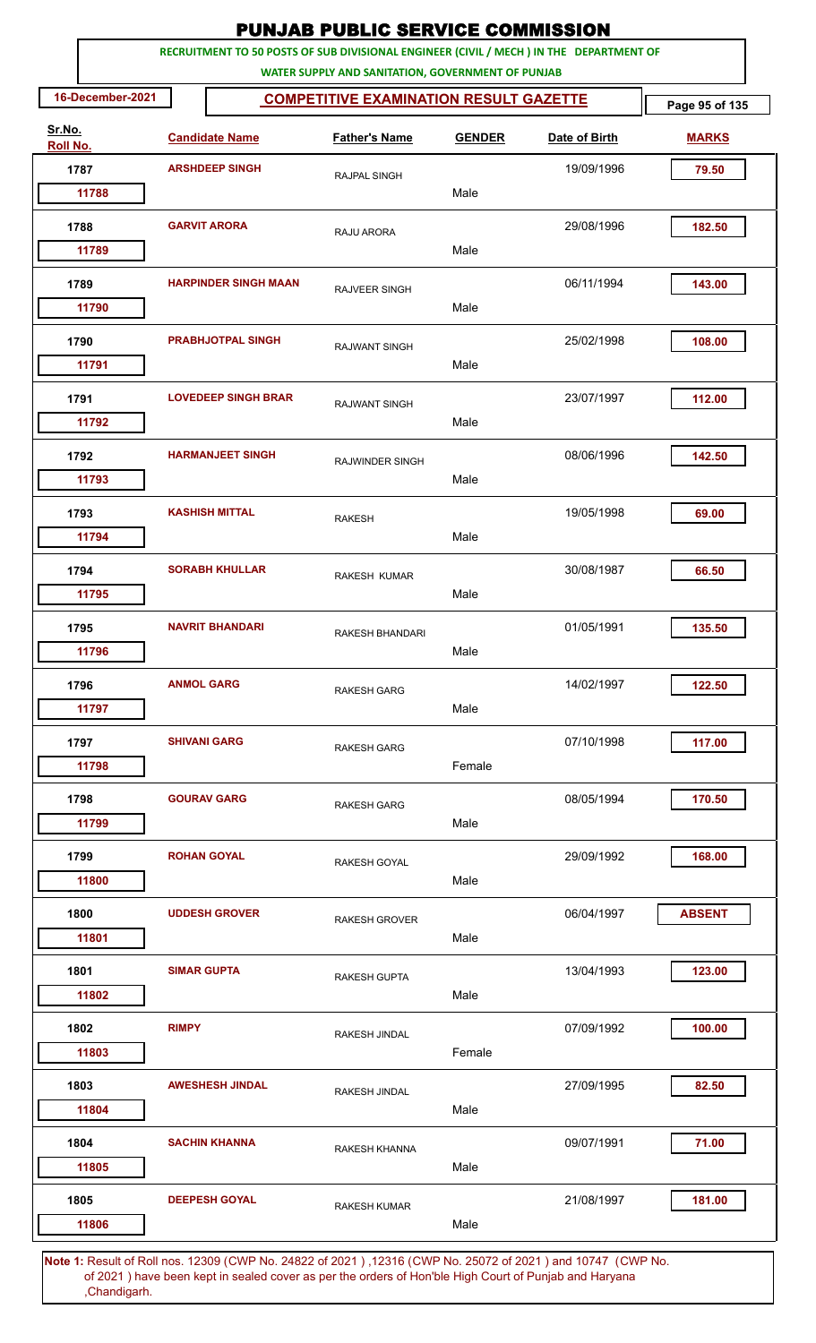# PUNJAB PUBLIC SERVICE COMMISSION

RECRUITMENT TO 50 POSTS OF SUB DIVISIONAL ENGINEER (CIVIL / MECH ) IN THE DEPARTMENT OF WATER SUPPLY AND SANITATION, GOVERNMENT OF PUNJAB

16-December-2021

## COMPETITIVE EXAMINATION RESULT GAZETTE

| Sr.No. | Roll No. | Candidate Name | Father's Name | Gender | Date of Birth | Marks |
|---|---|---|---|---|---|---|
| 1787 | 11788 | ARSHDEEP SINGH | RAJPAL SINGH | Male | 19/09/1996 | 79.50 |
| 1788 | 11789 | GARVIT ARORA | RAJU ARORA | Male | 29/08/1996 | 182.50 |
| 1789 | 11790 | HARPINDER SINGH MAAN | RAJVEER SINGH | Male | 06/11/1994 | 143.00 |
| 1790 | 11791 | PRABHJOTPAL SINGH | RAJWANT SINGH | Male | 25/02/1998 | 108.00 |
| 1791 | 11792 | LOVEDEEP SINGH BRAR | RAJWANT SINGH | Male | 23/07/1997 | 112.00 |
| 1792 | 11793 | HARMANJEET SINGH | RAJWINDER SINGH | Male | 08/06/1996 | 142.50 |
| 1793 | 11794 | KASHISH MITTAL | RAKESH | Male | 19/05/1998 | 69.00 |
| 1794 | 11795 | SORABH KHULLAR | RAKESH KUMAR | Male | 30/08/1987 | 66.50 |
| 1795 | 11796 | NAVRIT BHANDARI | RAKESH BHANDARI | Male | 01/05/1991 | 135.50 |
| 1796 | 11797 | ANMOL GARG | RAKESH GARG | Male | 14/02/1997 | 122.50 |
| 1797 | 11798 | SHIVANI GARG | RAKESH GARG | Female | 07/10/1998 | 117.00 |
| 1798 | 11799 | GOURAV GARG | RAKESH GARG | Male | 08/05/1994 | 170.50 |
| 1799 | 11800 | ROHAN GOYAL | RAKESH GOYAL | Male | 29/09/1992 | 168.00 |
| 1800 | 11801 | UDDESH GROVER | RAKESH GROVER | Male | 06/04/1997 | ABSENT |
| 1801 | 11802 | SIMAR GUPTA | RAKESH GUPTA | Male | 13/04/1993 | 123.00 |
| 1802 | 11803 | RIMPY | RAKESH JINDAL | Female | 07/09/1992 | 100.00 |
| 1803 | 11804 | AWESHESH JINDAL | RAKESH JINDAL | Male | 27/09/1995 | 82.50 |
| 1804 | 11805 | SACHIN KHANNA | RAKESH KHANNA | Male | 09/07/1991 | 71.00 |
| 1805 | 11806 | DEEPESH GOYAL | RAKESH KUMAR | Male | 21/08/1997 | 181.00 |

**Note 1:** Result of Roll nos. 12309 (CWP No. 24822 of 2021 ) ,12316 (CWP No. 25072 of 2021 ) and 10747 (CWP No. of 2021 ) have been kept in sealed cover as per the orders of Hon'ble High Court of Punjab and Haryana ,Chandigarh.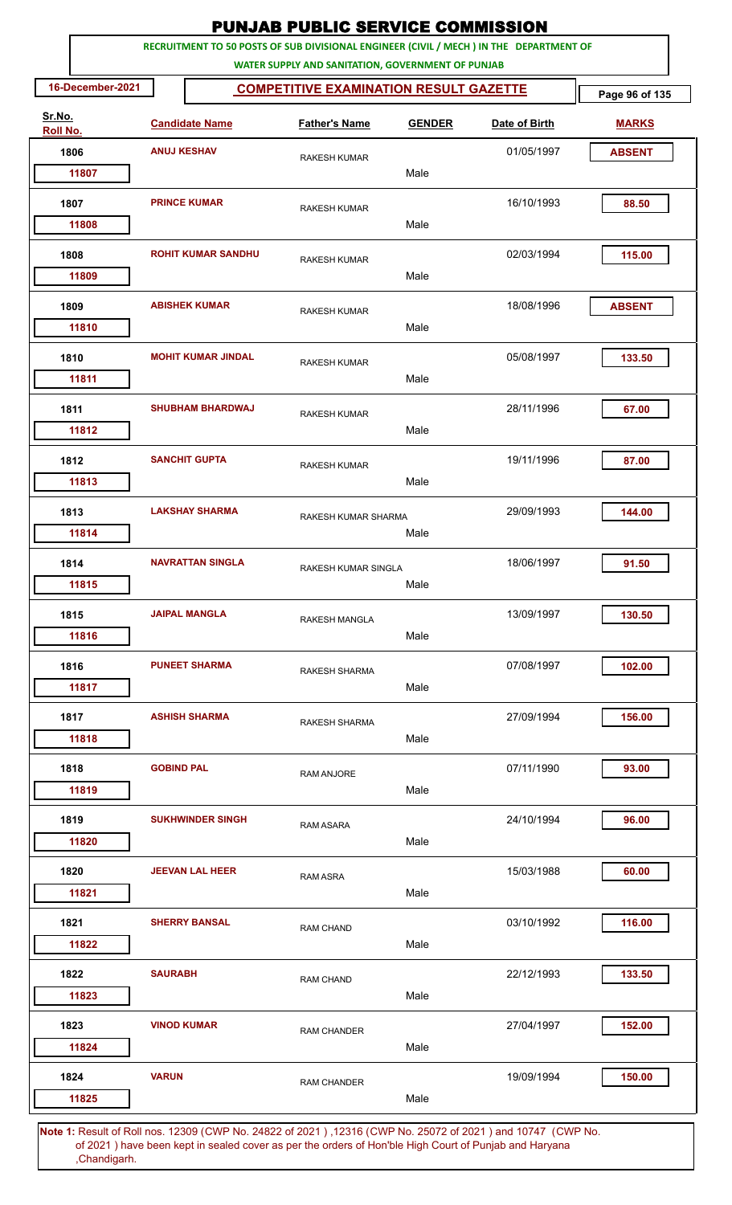# PUNJAB PUBLIC SERVICE COMMISSION

**RECRUITMENT TO 50 POSTS OF SUB DIVISIONAL ENGINEER (CIVIL / MECH ) IN THE DEPARTMENT OF WATER SUPPLY AND SANITATION, GOVERNMENT OF PUNJAB**

16-December-2021

**COMPETITIVE EXAMINATION RESULT GAZETTE**

| Sr.No. | Roll No. | Candidate Name | Father's Name | GENDER | Date of Birth | MARKS |
|---|---|---|---|---|---|---|
| 1806 | 11807 | ANUJ KESHAV | RAKESH KUMAR | Male | 01/05/1997 | ABSENT |
| 1807 | 11808 | PRINCE KUMAR | RAKESH KUMAR | Male | 16/10/1993 | 88.50 |
| 1808 | 11809 | ROHIT KUMAR SANDHU | RAKESH KUMAR | Male | 02/03/1994 | 115.00 |
| 1809 | 11810 | ABISHEK KUMAR | RAKESH KUMAR | Male | 18/08/1996 | ABSENT |
| 1810 | 11811 | MOHIT KUMAR JINDAL | RAKESH KUMAR | Male | 05/08/1997 | 133.50 |
| 1811 | 11812 | SHUBHAM BHARDWAJ | RAKESH KUMAR | Male | 28/11/1996 | 67.00 |
| 1812 | 11813 | SANCHIT GUPTA | RAKESH KUMAR | Male | 19/11/1996 | 87.00 |
| 1813 | 11814 | LAKSHAY SHARMA | RAKESH KUMAR SHARMA | Male | 29/09/1993 | 144.00 |
| 1814 | 11815 | NAVRATTAN SINGLA | RAKESH KUMAR SINGLA | Male | 18/06/1997 | 91.50 |
| 1815 | 11816 | JAIPAL MANGLA | RAKESH MANGLA | Male | 13/09/1997 | 130.50 |
| 1816 | 11817 | PUNEET SHARMA | RAKESH SHARMA | Male | 07/08/1997 | 102.00 |
| 1817 | 11818 | ASHISH SHARMA | RAKESH SHARMA | Male | 27/09/1994 | 156.00 |
| 1818 | 11819 | GOBIND PAL | RAM ANJORE | Male | 07/11/1990 | 93.00 |
| 1819 | 11820 | SUKHWINDER SINGH | RAM ASARA | Male | 24/10/1994 | 96.00 |
| 1820 | 11821 | JEEVAN LAL HEER | RAM ASRA | Male | 15/03/1988 | 60.00 |
| 1821 | 11822 | SHERRY BANSAL | RAM CHAND | Male | 03/10/1992 | 116.00 |
| 1822 | 11823 | SAURABH | RAM CHAND | Male | 22/12/1993 | 133.50 |
| 1823 | 11824 | VINOD KUMAR | RAM CHANDER | Male | 27/04/1997 | 152.00 |
| 1824 | 11825 | VARUN | RAM CHANDER | Male | 19/09/1994 | 150.00 |

**Note 1:** Result of Roll nos. 12309 (CWP No. 24822 of 2021 ) ,12316 (CWP No. 25072 of 2021 ) and 10747 (CWP No. of 2021 ) have been kept in sealed cover as per the orders of Hon'ble High Court of Punjab and Haryana ,Chandigarh.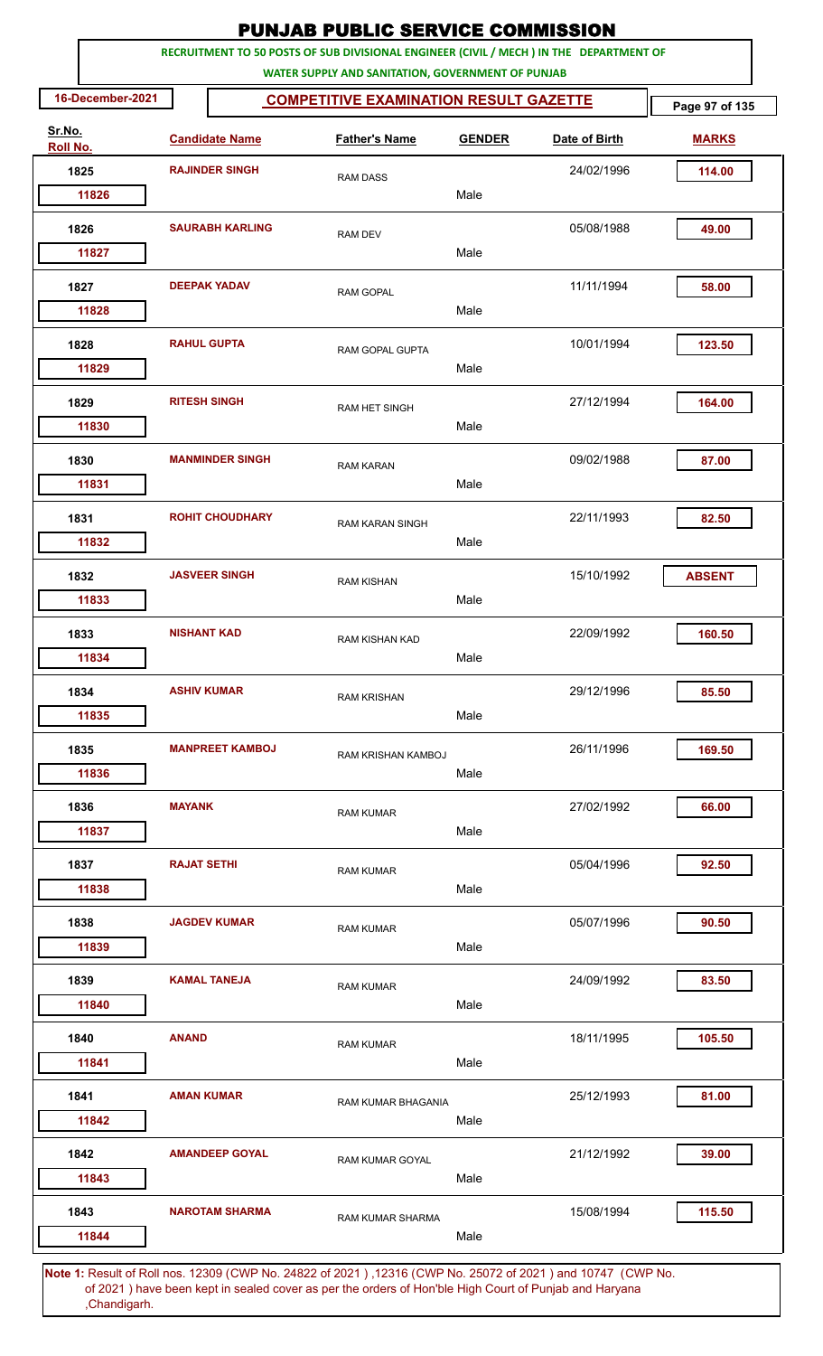# PUNJAB PUBLIC SERVICE COMMISSION

**RECRUITMENT TO 50 POSTS OF SUB DIVISIONAL ENGINEER (CIVIL / MECH ) IN THE DEPARTMENT OF WATER SUPPLY AND SANITATION, GOVERNMENT OF PUNJAB**

**16-December-2021**

## COMPETITIVE EXAMINATION RESULT GAZETTE

| Sr.No. | Roll No. | Candidate Name | Father's Name | Gender | Date of Birth | Marks |
|---|---|---|---|---|---|---|
| 1825 | 11826 | RAJINDER SINGH | RAM DASS | Male | 24/02/1996 | 114.00 |
| 1826 | 11827 | SAURABH KARLING | RAM DEV | Male | 05/08/1988 | 49.00 |
| 1827 | 11828 | DEEPAK YADAV | RAM GOPAL | Male | 11/11/1994 | 58.00 |
| 1828 | 11829 | RAHUL GUPTA | RAM GOPAL GUPTA | Male | 10/01/1994 | 123.50 |
| 1829 | 11830 | RITESH SINGH | RAM HET SINGH | Male | 27/12/1994 | 164.00 |
| 1830 | 11831 | MANMINDER SINGH | RAM KARAN | Male | 09/02/1988 | 87.00 |
| 1831 | 11832 | ROHIT CHOUDHARY | RAM KARAN SINGH | Male | 22/11/1993 | 82.50 |
| 1832 | 11833 | JASVEER SINGH | RAM KISHAN | Male | 15/10/1992 | ABSENT |
| 1833 | 11834 | NISHANT KAD | RAM KISHAN KAD | Male | 22/09/1992 | 160.50 |
| 1834 | 11835 | ASHIV KUMAR | RAM KRISHAN | Male | 29/12/1996 | 85.50 |
| 1835 | 11836 | MANPREET KAMBOJ | RAM KRISHAN KAMBOJ | Male | 26/11/1996 | 169.50 |
| 1836 | 11837 | MAYANK | RAM KUMAR | Male | 27/02/1992 | 66.00 |
| 1837 | 11838 | RAJAT SETHI | RAM KUMAR | Male | 05/04/1996 | 92.50 |
| 1838 | 11839 | JAGDEV KUMAR | RAM KUMAR | Male | 05/07/1996 | 90.50 |
| 1839 | 11840 | KAMAL TANEJA | RAM KUMAR | Male | 24/09/1992 | 83.50 |
| 1840 | 11841 | ANAND | RAM KUMAR | Male | 18/11/1995 | 105.50 |
| 1841 | 11842 | AMAN KUMAR | RAM KUMAR BHAGANIA | Male | 25/12/1993 | 81.00 |
| 1842 | 11843 | AMANDEEP GOYAL | RAM KUMAR GOYAL | Male | 21/12/1992 | 39.00 |
| 1843 | 11844 | NAROTAM SHARMA | RAM KUMAR SHARMA | Male | 15/08/1994 | 115.50 |

**Note 1:** Result of Roll nos. 12309 (CWP No. 24822 of 2021 ) ,12316 (CWP No. 25072 of 2021 ) and 10747 (CWP No. of 2021 ) have been kept in sealed cover as per the orders of Hon'ble High Court of Punjab and Haryana ,Chandigarh.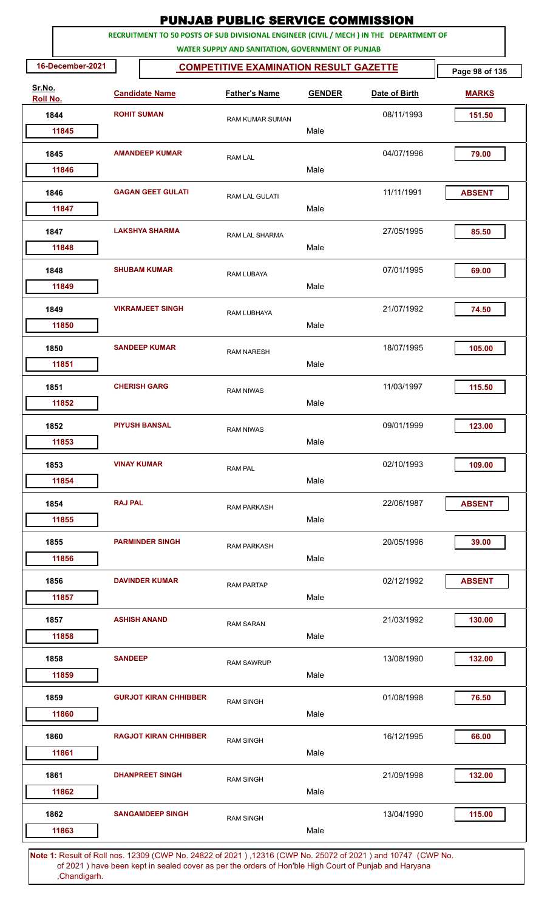# PUNJAB PUBLIC SERVICE COMMISSION

**RECRUITMENT TO 50 POSTS OF SUB DIVISIONAL ENGINEER (CIVIL / MECH ) IN THE DEPARTMENT OF WATER SUPPLY AND SANITATION, GOVERNMENT OF PUNJAB**

**16-December-2021** | **COMPETITIVE EXAMINATION RESULT GAZETTE**

| Sr.No. | Roll No. | Candidate Name | Father's Name | GENDER | Date of Birth | MARKS |
|---|---|---|---|---|---|---|
| 1844 | 11845 | ROHIT SUMAN | RAM KUMAR SUMAN | Male | 08/11/1993 | 151.50 |
| 1845 | 11846 | AMANDEEP KUMAR | RAM LAL | Male | 04/07/1996 | 79.00 |
| 1846 | 11847 | GAGAN GEET GULATI | RAM LAL GULATI | Male | 11/11/1991 | ABSENT |
| 1847 | 11848 | LAKSHYA SHARMA | RAM LAL SHARMA | Male | 27/05/1995 | 85.50 |
| 1848 | 11849 | SHUBAM KUMAR | RAM LUBAYA | Male | 07/01/1995 | 69.00 |
| 1849 | 11850 | VIKRAMJEET SINGH | RAM LUBHAYA | Male | 21/07/1992 | 74.50 |
| 1850 | 11851 | SANDEEP KUMAR | RAM NARESH | Male | 18/07/1995 | 105.00 |
| 1851 | 11852 | CHERISH GARG | RAM NIWAS | Male | 11/03/1997 | 115.50 |
| 1852 | 11853 | PIYUSH BANSAL | RAM NIWAS | Male | 09/01/1999 | 123.00 |
| 1853 | 11854 | VINAY KUMAR | RAM PAL | Male | 02/10/1993 | 109.00 |
| 1854 | 11855 | RAJ PAL | RAM PARKASH | Male | 22/06/1987 | ABSENT |
| 1855 | 11856 | PARMINDER SINGH | RAM PARKASH | Male | 20/05/1996 | 39.00 |
| 1856 | 11857 | DAVINDER KUMAR | RAM PARTAP | Male | 02/12/1992 | ABSENT |
| 1857 | 11858 | ASHISH ANAND | RAM SARAN | Male | 21/03/1992 | 130.00 |
| 1858 | 11859 | SANDEEP | RAM SAWRUP | Male | 13/08/1990 | 132.00 |
| 1859 | 11860 | GURJOT KIRAN CHHIBBER | RAM SINGH | Male | 01/08/1998 | 76.50 |
| 1860 | 11861 | RAGJOT KIRAN CHHIBBER | RAM SINGH | Male | 16/12/1995 | 66.00 |
| 1861 | 11862 | DHANPREET SINGH | RAM SINGH | Male | 21/09/1998 | 132.00 |
| 1862 | 11863 | SANGAMDEEP SINGH | RAM SINGH | Male | 13/04/1990 | 115.00 |

**Note 1:** Result of Roll nos. 12309 (CWP No. 24822 of 2021 ) ,12316 (CWP No. 25072 of 2021 ) and 10747 (CWP No. of 2021 ) have been kept in sealed cover as per the orders of Hon'ble High Court of Punjab and Haryana ,Chandigarh.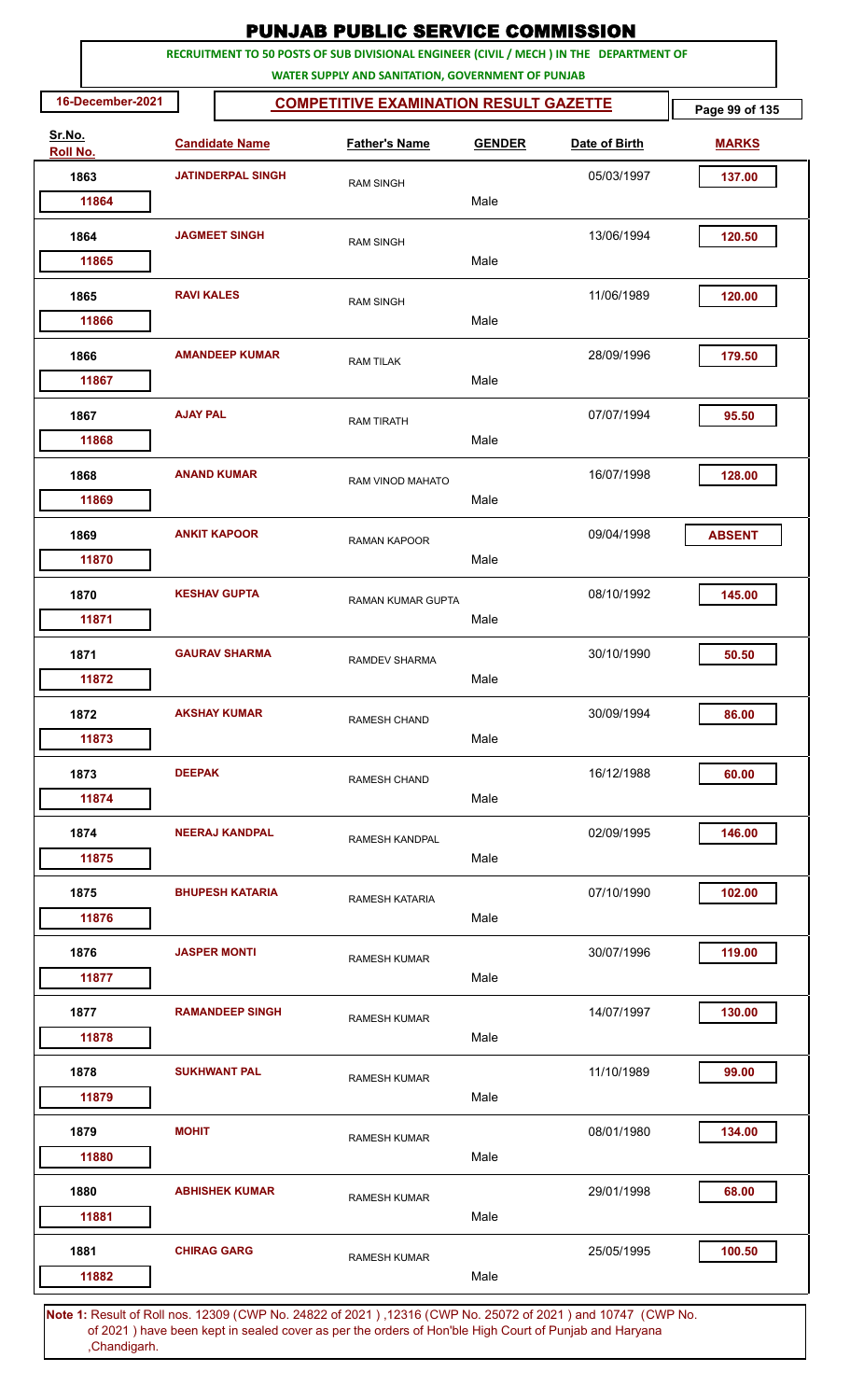# PUNJAB PUBLIC SERVICE COMMISSION

**RECRUITMENT TO 50 POSTS OF SUB DIVISIONAL ENGINEER (CIVIL / MECH ) IN THE DEPARTMENT OF WATER SUPPLY AND SANITATION, GOVERNMENT OF PUNJAB**

**16-December-2021**

## COMPETITIVE EXAMINATION RESULT GAZETTE

| Sr.No. / Roll No. | Candidate Name | Father's Name | GENDER | Date of Birth | MARKS |
|---|---|---|---|---|---|
| 1863 / 11864 | JATINDERPAL SINGH | RAM SINGH | Male | 05/03/1997 | 137.00 |
| 1864 / 11865 | JAGMEET SINGH | RAM SINGH | Male | 13/06/1994 | 120.50 |
| 1865 / 11866 | RAVI KALES | RAM SINGH | Male | 11/06/1989 | 120.00 |
| 1866 / 11867 | AMANDEEP KUMAR | RAM TILAK | Male | 28/09/1996 | 179.50 |
| 1867 / 11868 | AJAY PAL | RAM TIRATH | Male | 07/07/1994 | 95.50 |
| 1868 / 11869 | ANAND KUMAR | RAM VINOD MAHATO | Male | 16/07/1998 | 128.00 |
| 1869 / 11870 | ANKIT KAPOOR | RAMAN KAPOOR | Male | 09/04/1998 | ABSENT |
| 1870 / 11871 | KESHAV GUPTA | RAMAN KUMAR GUPTA | Male | 08/10/1992 | 145.00 |
| 1871 / 11872 | GAURAV SHARMA | RAMDEV SHARMA | Male | 30/10/1990 | 50.50 |
| 1872 / 11873 | AKSHAY KUMAR | RAMESH CHAND | Male | 30/09/1994 | 86.00 |
| 1873 / 11874 | DEEPAK | RAMESH CHAND | Male | 16/12/1988 | 60.00 |
| 1874 / 11875 | NEERAJ KANDPAL | RAMESH KANDPAL | Male | 02/09/1995 | 146.00 |
| 1875 / 11876 | BHUPESH KATARIA | RAMESH KATARIA | Male | 07/10/1990 | 102.00 |
| 1876 / 11877 | JASPER MONTI | RAMESH KUMAR | Male | 30/07/1996 | 119.00 |
| 1877 / 11878 | RAMANDEEP SINGH | RAMESH KUMAR | Male | 14/07/1997 | 130.00 |
| 1878 / 11879 | SUKHWANT PAL | RAMESH KUMAR | Male | 11/10/1989 | 99.00 |
| 1879 / 11880 | MOHIT | RAMESH KUMAR | Male | 08/01/1980 | 134.00 |
| 1880 / 11881 | ABHISHEK KUMAR | RAMESH KUMAR | Male | 29/01/1998 | 68.00 |
| 1881 / 11882 | CHIRAG GARG | RAMESH KUMAR | Male | 25/05/1995 | 100.50 |

**Note 1:** Result of Roll nos. 12309 (CWP No. 24822 of 2021 ) ,12316 (CWP No. 25072 of 2021 ) and 10747 (CWP No. of 2021 ) have been kept in sealed cover as per the orders of Hon'ble High Court of Punjab and Haryana ,Chandigarh.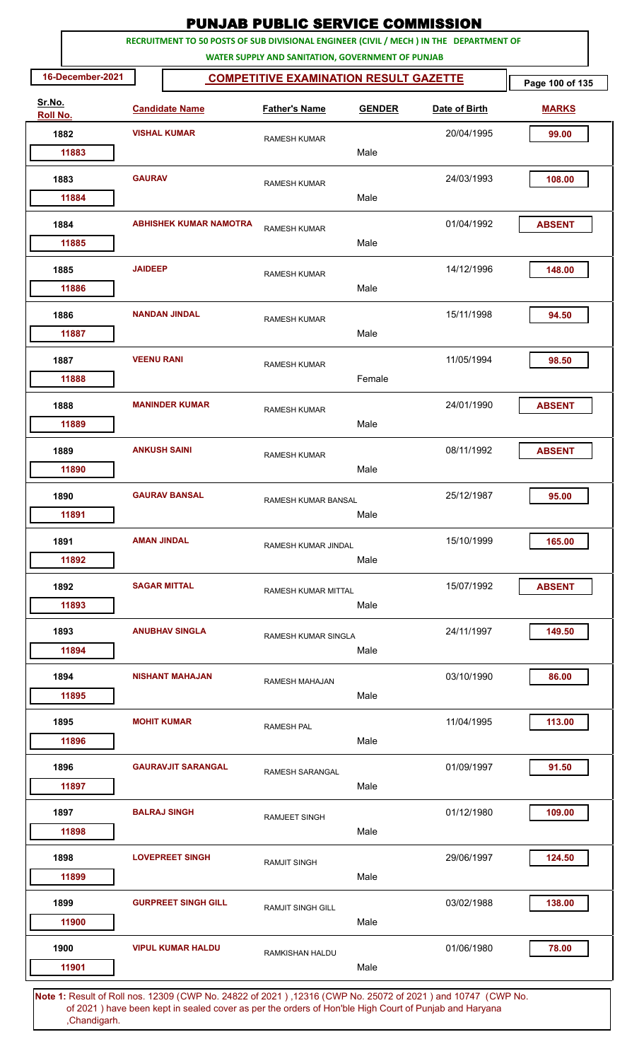# PUNJAB PUBLIC SERVICE COMMISSION

**RECRUITMENT TO 50 POSTS OF SUB DIVISIONAL ENGINEER (CIVIL / MECH ) IN THE DEPARTMENT OF WATER SUPPLY AND SANITATION, GOVERNMENT OF PUNJAB**

**16-December-2021**

## COMPETITIVE EXAMINATION RESULT GAZETTE

| Sr.No. | Roll No. | Candidate Name | Father's Name | Gender | Date of Birth | Marks |
|---|---|---|---|---|---|---|
| 1882 | 11883 | VISHAL KUMAR | RAMESH KUMAR | Male | 20/04/1995 | 99.00 |
| 1883 | 11884 | GAURAV | RAMESH KUMAR | Male | 24/03/1993 | 108.00 |
| 1884 | 11885 | ABHISHEK KUMAR NAMOTRA | RAMESH KUMAR | Male | 01/04/1992 | ABSENT |
| 1885 | 11886 | JAIDEEP | RAMESH KUMAR | Male | 14/12/1996 | 148.00 |
| 1886 | 11887 | NANDAN JINDAL | RAMESH KUMAR | Male | 15/11/1998 | 94.50 |
| 1887 | 11888 | VEENU RANI | RAMESH KUMAR | Female | 11/05/1994 | 98.50 |
| 1888 | 11889 | MANINDER KUMAR | RAMESH KUMAR | Male | 24/01/1990 | ABSENT |
| 1889 | 11890 | ANKUSH SAINI | RAMESH KUMAR | Male | 08/11/1992 | ABSENT |
| 1890 | 11891 | GAURAV BANSAL | RAMESH KUMAR BANSAL | Male | 25/12/1987 | 95.00 |
| 1891 | 11892 | AMAN JINDAL | RAMESH KUMAR JINDAL | Male | 15/10/1999 | 165.00 |
| 1892 | 11893 | SAGAR MITTAL | RAMESH KUMAR MITTAL | Male | 15/07/1992 | ABSENT |
| 1893 | 11894 | ANUBHAV SINGLA | RAMESH KUMAR SINGLA | Male | 24/11/1997 | 149.50 |
| 1894 | 11895 | NISHANT MAHAJAN | RAMESH MAHAJAN | Male | 03/10/1990 | 86.00 |
| 1895 | 11896 | MOHIT KUMAR | RAMESH PAL | Male | 11/04/1995 | 113.00 |
| 1896 | 11897 | GAURAVJIT SARANGAL | RAMESH SARANGAL | Male | 01/09/1997 | 91.50 |
| 1897 | 11898 | BALRAJ SINGH | RAMJEET SINGH | Male | 01/12/1980 | 109.00 |
| 1898 | 11899 | LOVEPREET SINGH | RAMJIT SINGH | Male | 29/06/1997 | 124.50 |
| 1899 | 11900 | GURPREET SINGH GILL | RAMJIT SINGH GILL | Male | 03/02/1988 | 138.00 |
| 1900 | 11901 | VIPUL KUMAR HALDU | RAMKISHAN HALDU | Male | 01/06/1980 | 78.00 |

**Note 1:** Result of Roll nos. 12309 (CWP No. 24822 of 2021 ) ,12316 (CWP No. 25072 of 2021 ) and 10747 (CWP No. of 2021 ) have been kept in sealed cover as per the orders of Hon'ble High Court of Punjab and Haryana ,Chandigarh.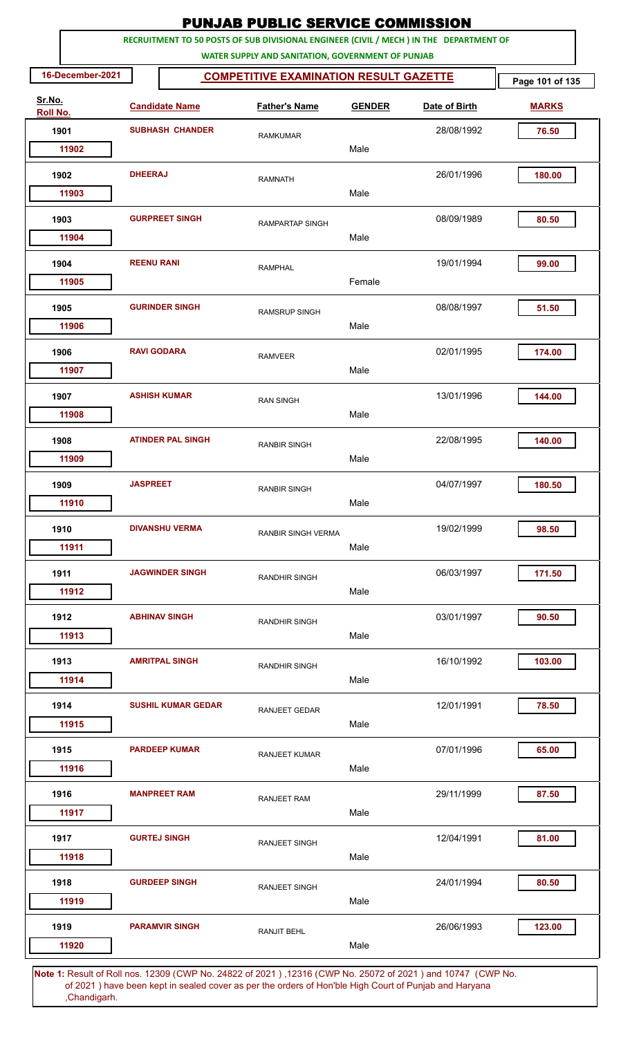# PUNJAB PUBLIC SERVICE COMMISSION

**RECRUITMENT TO 50 POSTS OF SUB DIVISIONAL ENGINEER (CIVIL / MECH ) IN THE DEPARTMENT OF WATER SUPPLY AND SANITATION, GOVERNMENT OF PUNJAB**

**16-December-2021** | **COMPETITIVE EXAMINATION RESULT GAZETTE**

| Sr.No. | Roll No. | Candidate Name | Father's Name | GENDER | Date of Birth | MARKS |
|---|---|---|---|---|---|---|
| 1901 | 11902 | SUBHASH CHANDER | RAMKUMAR | Male | 28/08/1992 | 76.50 |
| 1902 | 11903 | DHEERAJ | RAMNATH | Male | 26/01/1996 | 180.00 |
| 1903 | 11904 | GURPREET SINGH | RAMPARTAP SINGH | Male | 08/09/1989 | 80.50 |
| 1904 | 11905 | REENU RANI | RAMPHAL | Female | 19/01/1994 | 99.00 |
| 1905 | 11906 | GURINDER SINGH | RAMSRUP SINGH | Male | 08/08/1997 | 51.50 |
| 1906 | 11907 | RAVI GODARA | RAMVEER | Male | 02/01/1995 | 174.00 |
| 1907 | 11908 | ASHISH KUMAR | RAN SINGH | Male | 13/01/1996 | 144.00 |
| 1908 | 11909 | ATINDER PAL SINGH | RANBIR SINGH | Male | 22/08/1995 | 140.00 |
| 1909 | 11910 | JASPREET | RANBIR SINGH | Male | 04/07/1997 | 180.50 |
| 1910 | 11911 | DIVANSHU VERMA | RANBIR SINGH VERMA | Male | 19/02/1999 | 98.50 |
| 1911 | 11912 | JAGWINDER SINGH | RANDHIR SINGH | Male | 06/03/1997 | 171.50 |
| 1912 | 11913 | ABHINAV SINGH | RANDHIR SINGH | Male | 03/01/1997 | 90.50 |
| 1913 | 11914 | AMRITPAL SINGH | RANDHIR SINGH | Male | 16/10/1992 | 103.00 |
| 1914 | 11915 | SUSHIL KUMAR GEDAR | RANJEET GEDAR | Male | 12/01/1991 | 78.50 |
| 1915 | 11916 | PARDEEP KUMAR | RANJEET KUMAR | Male | 07/01/1996 | 65.00 |
| 1916 | 11917 | MANPREET RAM | RANJEET RAM | Male | 29/11/1999 | 87.50 |
| 1917 | 11918 | GURTEJ SINGH | RANJEET SINGH | Male | 12/04/1991 | 81.00 |
| 1918 | 11919 | GURDEEP SINGH | RANJEET SINGH | Male | 24/01/1994 | 80.50 |
| 1919 | 11920 | PARAMVIR SINGH | RANJIT BEHL | Male | 26/06/1993 | 123.00 |

**Note 1:** Result of Roll nos. 12309 (CWP No. 24822 of 2021 ) ,12316 (CWP No. 25072 of 2021 ) and 10747 (CWP No. of 2021 ) have been kept in sealed cover as per the orders of Hon'ble High Court of Punjab and Haryana ,Chandigarh.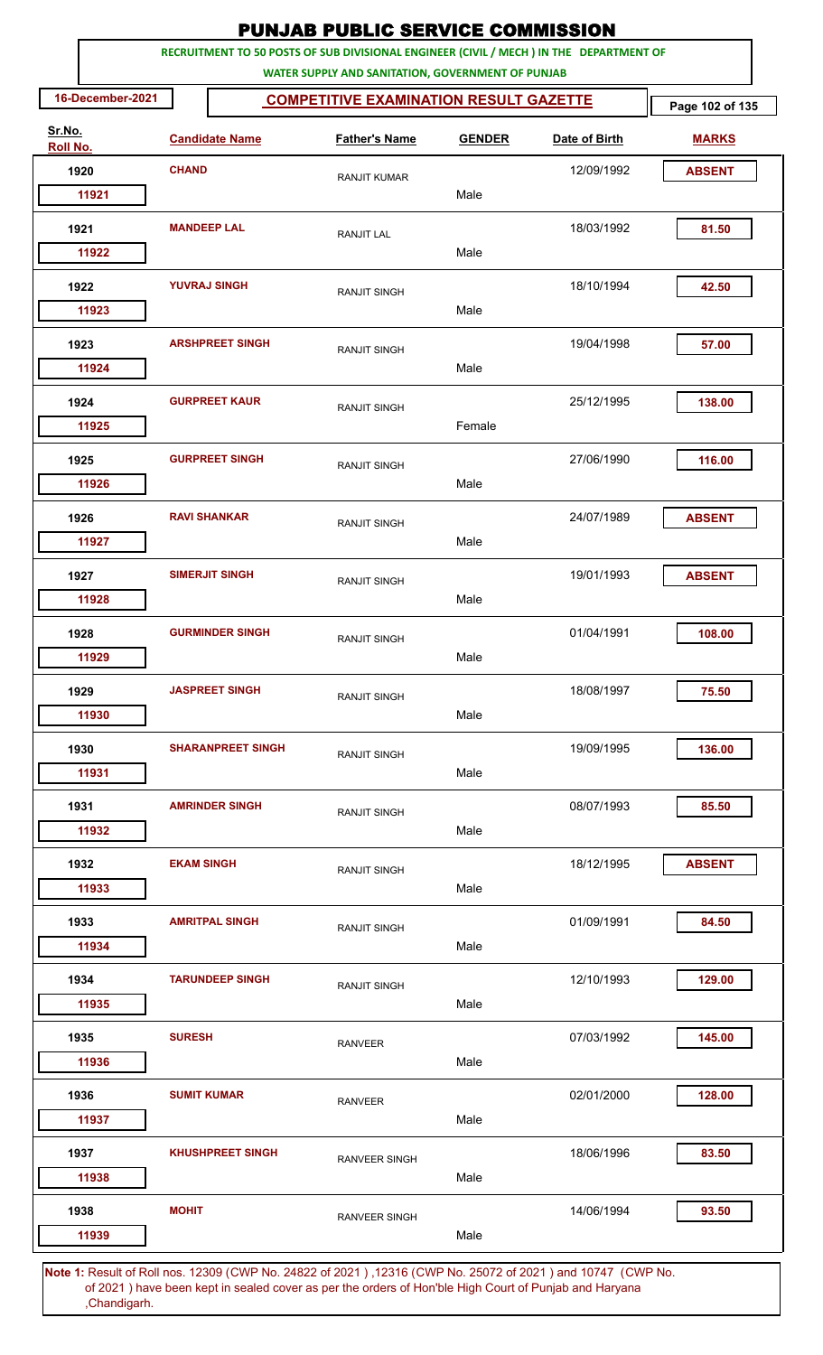# PUNJAB PUBLIC SERVICE COMMISSION

**RECRUITMENT TO 50 POSTS OF SUB DIVISIONAL ENGINEER (CIVIL / MECH ) IN THE DEPARTMENT OF WATER SUPPLY AND SANITATION, GOVERNMENT OF PUNJAB**

**16-December-2021**

## COMPETITIVE EXAMINATION RESULT GAZETTE

| Sr.No. | Roll No. | Candidate Name | Father's Name | GENDER | Date of Birth | MARKS |
|---|---|---|---|---|---|---|
| 1920 | 11921 | CHAND | RANJIT KUMAR | Male | 12/09/1992 | ABSENT |
| 1921 | 11922 | MANDEEP LAL | RANJIT LAL | Male | 18/03/1992 | 81.50 |
| 1922 | 11923 | YUVRAJ SINGH | RANJIT SINGH | Male | 18/10/1994 | 42.50 |
| 1923 | 11924 | ARSHPREET SINGH | RANJIT SINGH | Male | 19/04/1998 | 57.00 |
| 1924 | 11925 | GURPREET KAUR | RANJIT SINGH | Female | 25/12/1995 | 138.00 |
| 1925 | 11926 | GURPREET SINGH | RANJIT SINGH | Male | 27/06/1990 | 116.00 |
| 1926 | 11927 | RAVI SHANKAR | RANJIT SINGH | Male | 24/07/1989 | ABSENT |
| 1927 | 11928 | SIMERJIT SINGH | RANJIT SINGH | Male | 19/01/1993 | ABSENT |
| 1928 | 11929 | GURMINDER SINGH | RANJIT SINGH | Male | 01/04/1991 | 108.00 |
| 1929 | 11930 | JASPREET SINGH | RANJIT SINGH | Male | 18/08/1997 | 75.50 |
| 1930 | 11931 | SHARANPREET SINGH | RANJIT SINGH | Male | 19/09/1995 | 136.00 |
| 1931 | 11932 | AMRINDER SINGH | RANJIT SINGH | Male | 08/07/1993 | 85.50 |
| 1932 | 11933 | EKAM SINGH | RANJIT SINGH | Male | 18/12/1995 | ABSENT |
| 1933 | 11934 | AMRITPAL SINGH | RANJIT SINGH | Male | 01/09/1991 | 84.50 |
| 1934 | 11935 | TARUNDEEP SINGH | RANJIT SINGH | Male | 12/10/1993 | 129.00 |
| 1935 | 11936 | SURESH | RANVEER | Male | 07/03/1992 | 145.00 |
| 1936 | 11937 | SUMIT KUMAR | RANVEER | Male | 02/01/2000 | 128.00 |
| 1937 | 11938 | KHUSHPREET SINGH | RANVEER SINGH | Male | 18/06/1996 | 83.50 |
| 1938 | 11939 | MOHIT | RANVEER SINGH | Male | 14/06/1994 | 93.50 |

**Note 1:** Result of Roll nos. 12309 (CWP No. 24822 of 2021 ) ,12316 (CWP No. 25072 of 2021 ) and 10747 (CWP No. of 2021 ) have been kept in sealed cover as per the orders of Hon'ble High Court of Punjab and Haryana ,Chandigarh.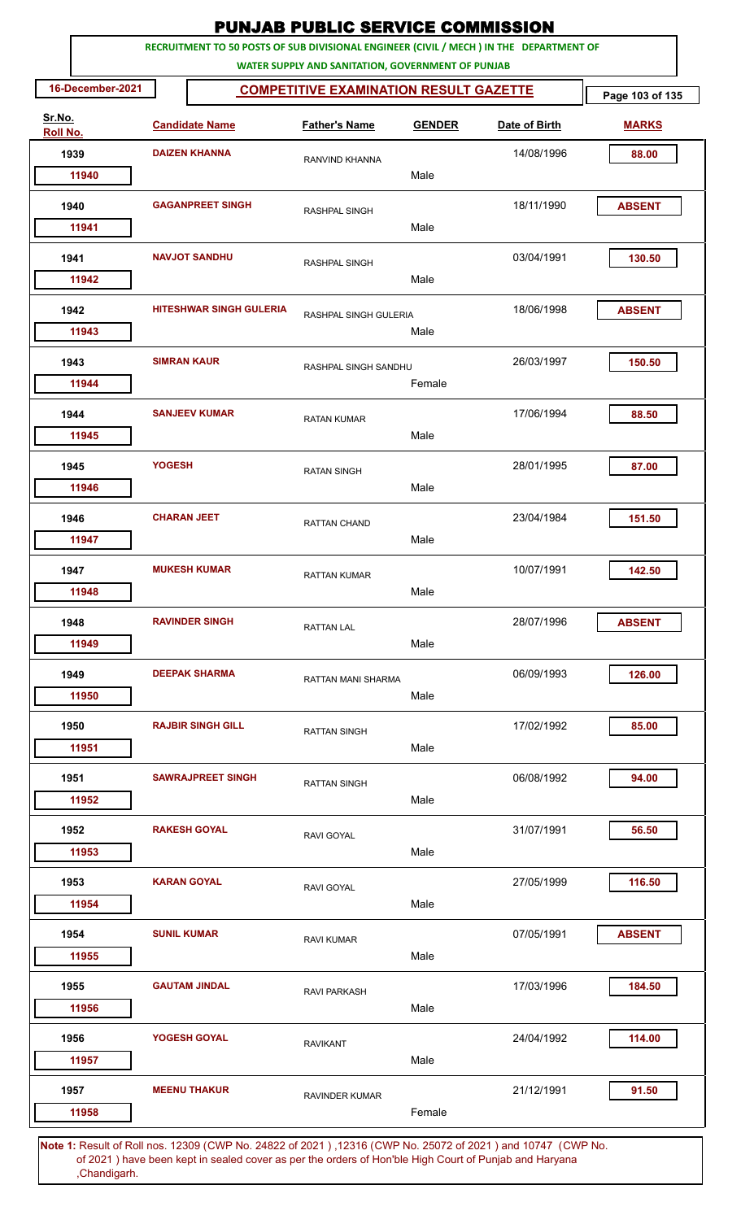# PUNJAB PUBLIC SERVICE COMMISSION

**RECRUITMENT TO 50 POSTS OF SUB DIVISIONAL ENGINEER (CIVIL / MECH ) IN THE DEPARTMENT OF WATER SUPPLY AND SANITATION, GOVERNMENT OF PUNJAB**

**16-December-2021** | **COMPETITIVE EXAMINATION RESULT GAZETTE**

| Sr.No. | Roll No. | Candidate Name | Father's Name | GENDER | Date of Birth | MARKS |
|---|---|---|---|---|---|---|
| 1939 | 11940 | DAIZEN KHANNA | RANVIND KHANNA | Male | 14/08/1996 | 88.00 |
| 1940 | 11941 | GAGANPREET SINGH | RASHPAL SINGH | Male | 18/11/1990 | ABSENT |
| 1941 | 11942 | NAVJOT SANDHU | RASHPAL SINGH | Male | 03/04/1991 | 130.50 |
| 1942 | 11943 | HITESHWAR SINGH GULERIA | RASHPAL SINGH GULERIA | Male | 18/06/1998 | ABSENT |
| 1943 | 11944 | SIMRAN KAUR | RASHPAL SINGH SANDHU | Female | 26/03/1997 | 150.50 |
| 1944 | 11945 | SANJEEV KUMAR | RATAN KUMAR | Male | 17/06/1994 | 88.50 |
| 1945 | 11946 | YOGESH | RATAN SINGH | Male | 28/01/1995 | 87.00 |
| 1946 | 11947 | CHARAN JEET | RATTAN CHAND | Male | 23/04/1984 | 151.50 |
| 1947 | 11948 | MUKESH KUMAR | RATTAN KUMAR | Male | 10/07/1991 | 142.50 |
| 1948 | 11949 | RAVINDER SINGH | RATTAN LAL | Male | 28/07/1996 | ABSENT |
| 1949 | 11950 | DEEPAK SHARMA | RATTAN MANI SHARMA | Male | 06/09/1993 | 126.00 |
| 1950 | 11951 | RAJBIR SINGH GILL | RATTAN SINGH | Male | 17/02/1992 | 85.00 |
| 1951 | 11952 | SAWRAJPREET SINGH | RATTAN SINGH | Male | 06/08/1992 | 94.00 |
| 1952 | 11953 | RAKESH GOYAL | RAVI GOYAL | Male | 31/07/1991 | 56.50 |
| 1953 | 11954 | KARAN GOYAL | RAVI GOYAL | Male | 27/05/1999 | 116.50 |
| 1954 | 11955 | SUNIL KUMAR | RAVI KUMAR | Male | 07/05/1991 | ABSENT |
| 1955 | 11956 | GAUTAM JINDAL | RAVI PARKASH | Male | 17/03/1996 | 184.50 |
| 1956 | 11957 | YOGESH GOYAL | RAVIKANT | Male | 24/04/1992 | 114.00 |
| 1957 | 11958 | MEENU THAKUR | RAVINDER KUMAR | Female | 21/12/1991 | 91.50 |

**Note 1:** Result of Roll nos. 12309 (CWP No. 24822 of 2021 ) ,12316 (CWP No. 25072 of 2021 ) and 10747 (CWP No. of 2021 ) have been kept in sealed cover as per the orders of Hon'ble High Court of Punjab and Haryana ,Chandigarh.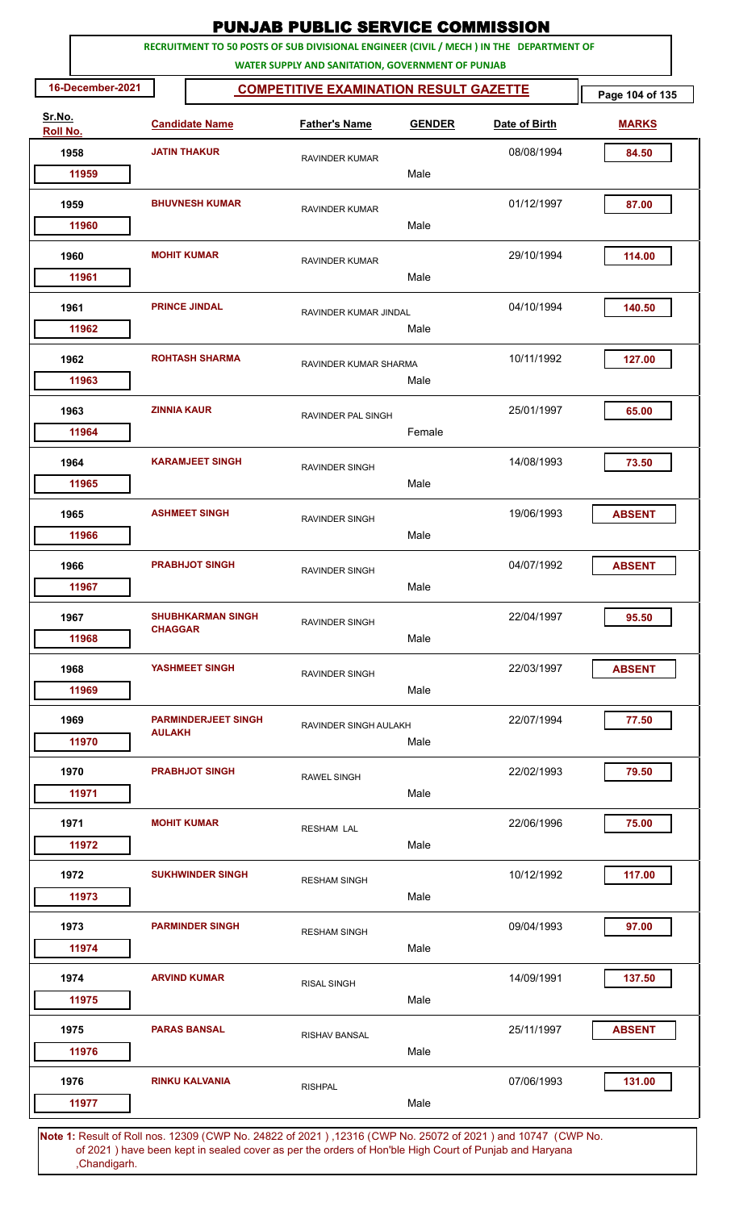# PUNJAB PUBLIC SERVICE COMMISSION

**RECRUITMENT TO 50 POSTS OF SUB DIVISIONAL ENGINEER (CIVIL / MECH ) IN THE DEPARTMENT OF WATER SUPPLY AND SANITATION, GOVERNMENT OF PUNJAB**

16-December-2021

## COMPETITIVE EXAMINATION RESULT GAZETTE

| Sr.No. | Roll No. | Candidate Name | Father's Name | GENDER | Date of Birth | MARKS |
|---|---|---|---|---|---|---|
| 1958 | 11959 | JATIN THAKUR | RAVINDER KUMAR | Male | 08/08/1994 | 84.50 |
| 1959 | 11960 | BHUVNESH KUMAR | RAVINDER KUMAR | Male | 01/12/1997 | 87.00 |
| 1960 | 11961 | MOHIT KUMAR | RAVINDER KUMAR | Male | 29/10/1994 | 114.00 |
| 1961 | 11962 | PRINCE JINDAL | RAVINDER KUMAR JINDAL | Male | 04/10/1994 | 140.50 |
| 1962 | 11963 | ROHTASH SHARMA | RAVINDER KUMAR SHARMA | Male | 10/11/1992 | 127.00 |
| 1963 | 11964 | ZINNIA KAUR | RAVINDER PAL SINGH | Female | 25/01/1997 | 65.00 |
| 1964 | 11965 | KARAMJEET SINGH | RAVINDER SINGH | Male | 14/08/1993 | 73.50 |
| 1965 | 11966 | ASHMEET SINGH | RAVINDER SINGH | Male | 19/06/1993 | ABSENT |
| 1966 | 11967 | PRABHJOT SINGH | RAVINDER SINGH | Male | 04/07/1992 | ABSENT |
| 1967 | 11968 | SHUBHKARMAN SINGH CHAGGAR | RAVINDER SINGH | Male | 22/04/1997 | 95.50 |
| 1968 | 11969 | YASHMEET SINGH | RAVINDER SINGH | Male | 22/03/1997 | ABSENT |
| 1969 | 11970 | PARMINDERJEET SINGH AULAKH | RAVINDER SINGH AULAKH | Male | 22/07/1994 | 77.50 |
| 1970 | 11971 | PRABHJOT SINGH | RAWEL SINGH | Male | 22/02/1993 | 79.50 |
| 1971 | 11972 | MOHIT KUMAR | RESHAM LAL | Male | 22/06/1996 | 75.00 |
| 1972 | 11973 | SUKHWINDER SINGH | RESHAM SINGH | Male | 10/12/1992 | 117.00 |
| 1973 | 11974 | PARMINDER SINGH | RESHAM SINGH | Male | 09/04/1993 | 97.00 |
| 1974 | 11975 | ARVIND KUMAR | RISAL SINGH | Male | 14/09/1991 | 137.50 |
| 1975 | 11976 | PARAS BANSAL | RISHAV BANSAL | Male | 25/11/1997 | ABSENT |
| 1976 | 11977 | RINKU KALVANIA | RISHPAL | Male | 07/06/1993 | 131.00 |

**Note 1:** Result of Roll nos. 12309 (CWP No. 24822 of 2021 ) ,12316 (CWP No. 25072 of 2021 ) and 10747 (CWP No. of 2021 ) have been kept in sealed cover as per the orders of Hon'ble High Court of Punjab and Haryana ,Chandigarh.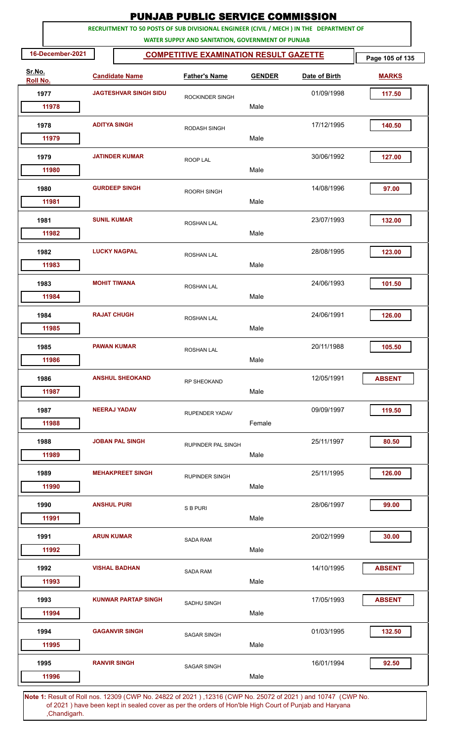# PUNJAB PUBLIC SERVICE COMMISSION

**RECRUITMENT TO 50 POSTS OF SUB DIVISIONAL ENGINEER (CIVIL / MECH ) IN THE DEPARTMENT OF WATER SUPPLY AND SANITATION, GOVERNMENT OF PUNJAB**

**16-December-2021**

**COMPETITIVE EXAMINATION RESULT GAZETTE**

| Sr.No. | Roll No. | Candidate Name | Father's Name | GENDER | Date of Birth | MARKS |
|---|---|---|---|---|---|---|
| 1977 | 11978 | JAGTESHVAR SINGH SIDU | ROCKINDER SINGH | Male | 01/09/1998 | 117.50 |
| 1978 | 11979 | ADITYA SINGH | RODASH SINGH | Male | 17/12/1995 | 140.50 |
| 1979 | 11980 | JATINDER KUMAR | ROOP LAL | Male | 30/06/1992 | 127.00 |
| 1980 | 11981 | GURDEEP SINGH | ROORH SINGH | Male | 14/08/1996 | 97.00 |
| 1981 | 11982 | SUNIL KUMAR | ROSHAN LAL | Male | 23/07/1993 | 132.00 |
| 1982 | 11983 | LUCKY NAGPAL | ROSHAN LAL | Male | 28/08/1995 | 123.00 |
| 1983 | 11984 | MOHIT TIWANA | ROSHAN LAL | Male | 24/06/1993 | 101.50 |
| 1984 | 11985 | RAJAT CHUGH | ROSHAN LAL | Male | 24/06/1991 | 126.00 |
| 1985 | 11986 | PAWAN KUMAR | ROSHAN LAL | Male | 20/11/1988 | 105.50 |
| 1986 | 11987 | ANSHUL SHEOKAND | RP SHEOKAND | Male | 12/05/1991 | ABSENT |
| 1987 | 11988 | NEERAJ YADAV | RUPENDER YADAV | Female | 09/09/1997 | 119.50 |
| 1988 | 11989 | JOBAN PAL SINGH | RUPINDER PAL SINGH | Male | 25/11/1997 | 80.50 |
| 1989 | 11990 | MEHAKPREET SINGH | RUPINDER SINGH | Male | 25/11/1995 | 126.00 |
| 1990 | 11991 | ANSHUL PURI | S B PURI | Male | 28/06/1997 | 99.00 |
| 1991 | 11992 | ARUN KUMAR | SADA RAM | Male | 20/02/1999 | 30.00 |
| 1992 | 11993 | VISHAL BADHAN | SADA RAM | Male | 14/10/1995 | ABSENT |
| 1993 | 11994 | KUNWAR PARTAP SINGH | SADHU SINGH | Male | 17/05/1993 | ABSENT |
| 1994 | 11995 | GAGANVIR SINGH | SAGAR SINGH | Male | 01/03/1995 | 132.50 |
| 1995 | 11996 | RANVIR SINGH | SAGAR SINGH | Male | 16/01/1994 | 92.50 |

**Note 1:** Result of Roll nos. 12309 (CWP No. 24822 of 2021 ) ,12316 (CWP No. 25072 of 2021 ) and 10747 (CWP No. of 2021 ) have been kept in sealed cover as per the orders of Hon'ble High Court of Punjab and Haryana ,Chandigarh.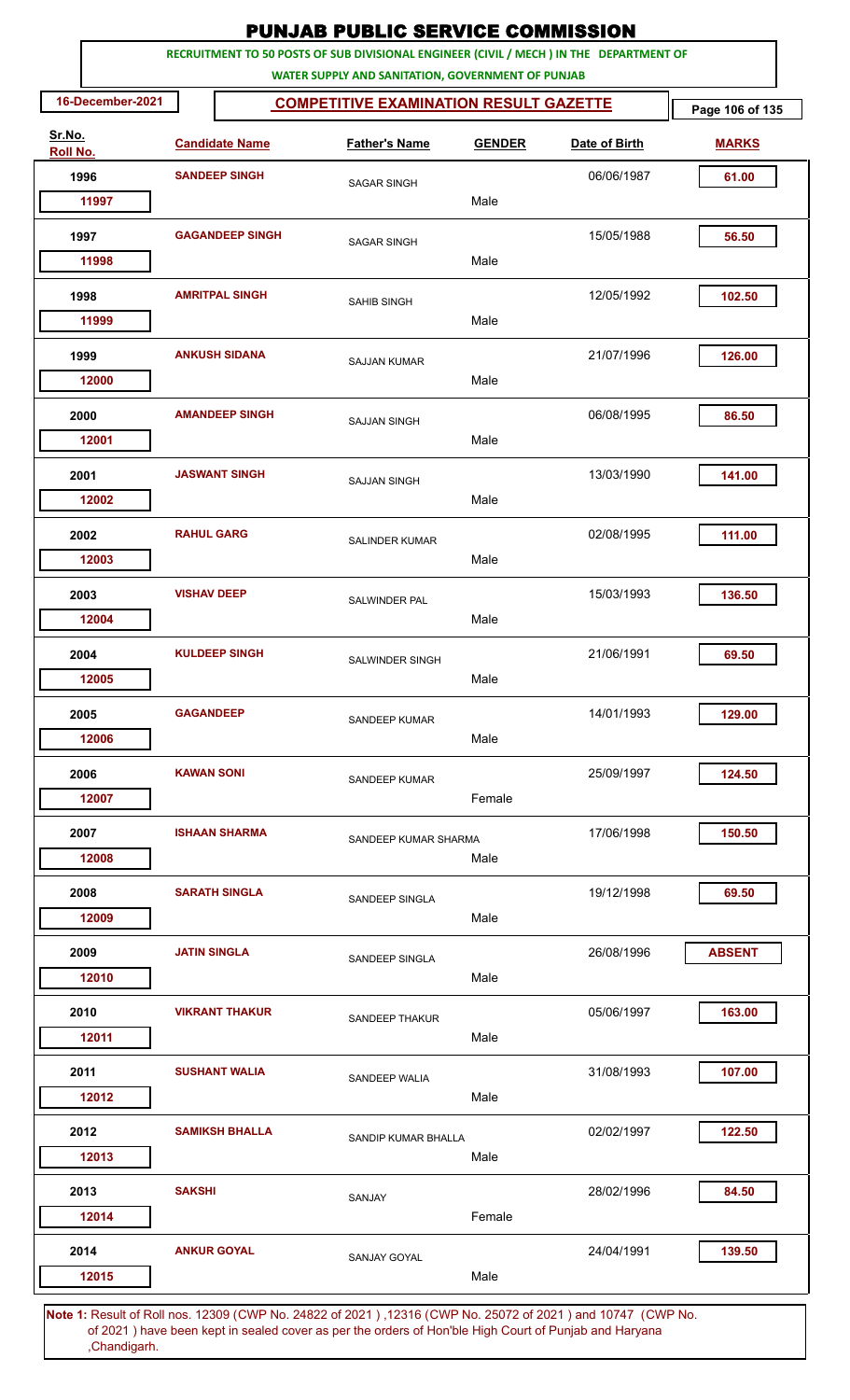# PUNJAB PUBLIC SERVICE COMMISSION

**RECRUITMENT TO 50 POSTS OF SUB DIVISIONAL ENGINEER (CIVIL / MECH ) IN THE DEPARTMENT OF WATER SUPPLY AND SANITATION, GOVERNMENT OF PUNJAB**

**16-December-2021** | **COMPETITIVE EXAMINATION RESULT GAZETTE**

| Sr.No. | Roll No. | Candidate Name | Father's Name | Gender | Date of Birth | Marks |
|---|---|---|---|---|---|---|
| 1996 | 11997 | SANDEEP SINGH | SAGAR SINGH | Male | 06/06/1987 | 61.00 |
| 1997 | 11998 | GAGANDEEP SINGH | SAGAR SINGH | Male | 15/05/1988 | 56.50 |
| 1998 | 11999 | AMRITPAL SINGH | SAHIB SINGH | Male | 12/05/1992 | 102.50 |
| 1999 | 12000 | ANKUSH SIDANA | SAJJAN KUMAR | Male | 21/07/1996 | 126.00 |
| 2000 | 12001 | AMANDEEP SINGH | SAJJAN SINGH | Male | 06/08/1995 | 86.50 |
| 2001 | 12002 | JASWANT SINGH | SAJJAN SINGH | Male | 13/03/1990 | 141.00 |
| 2002 | 12003 | RAHUL GARG | SALINDER KUMAR | Male | 02/08/1995 | 111.00 |
| 2003 | 12004 | VISHAV DEEP | SALWINDER PAL | Male | 15/03/1993 | 136.50 |
| 2004 | 12005 | KULDEEP SINGH | SALWINDER SINGH | Male | 21/06/1991 | 69.50 |
| 2005 | 12006 | GAGANDEEP | SANDEEP KUMAR | Male | 14/01/1993 | 129.00 |
| 2006 | 12007 | KAWAN SONI | SANDEEP KUMAR | Female | 25/09/1997 | 124.50 |
| 2007 | 12008 | ISHAAN SHARMA | SANDEEP KUMAR SHARMA | Male | 17/06/1998 | 150.50 |
| 2008 | 12009 | SARATH SINGLA | SANDEEP SINGLA | Male | 19/12/1998 | 69.50 |
| 2009 | 12010 | JATIN SINGLA | SANDEEP SINGLA | Male | 26/08/1996 | ABSENT |
| 2010 | 12011 | VIKRANT THAKUR | SANDEEP THAKUR | Male | 05/06/1997 | 163.00 |
| 2011 | 12012 | SUSHANT WALIA | SANDEEP WALIA | Male | 31/08/1993 | 107.00 |
| 2012 | 12013 | SAMIKSH BHALLA | SANDIP KUMAR BHALLA | Male | 02/02/1997 | 122.50 |
| 2013 | 12014 | SAKSHI | SANJAY | Female | 28/02/1996 | 84.50 |
| 2014 | 12015 | ANKUR GOYAL | SANJAY GOYAL | Male | 24/04/1991 | 139.50 |

**Note 1:** Result of Roll nos. 12309 (CWP No. 24822 of 2021 ) ,12316 (CWP No. 25072 of 2021 ) and 10747 (CWP No. of 2021 ) have been kept in sealed cover as per the orders of Hon'ble High Court of Punjab and Haryana ,Chandigarh.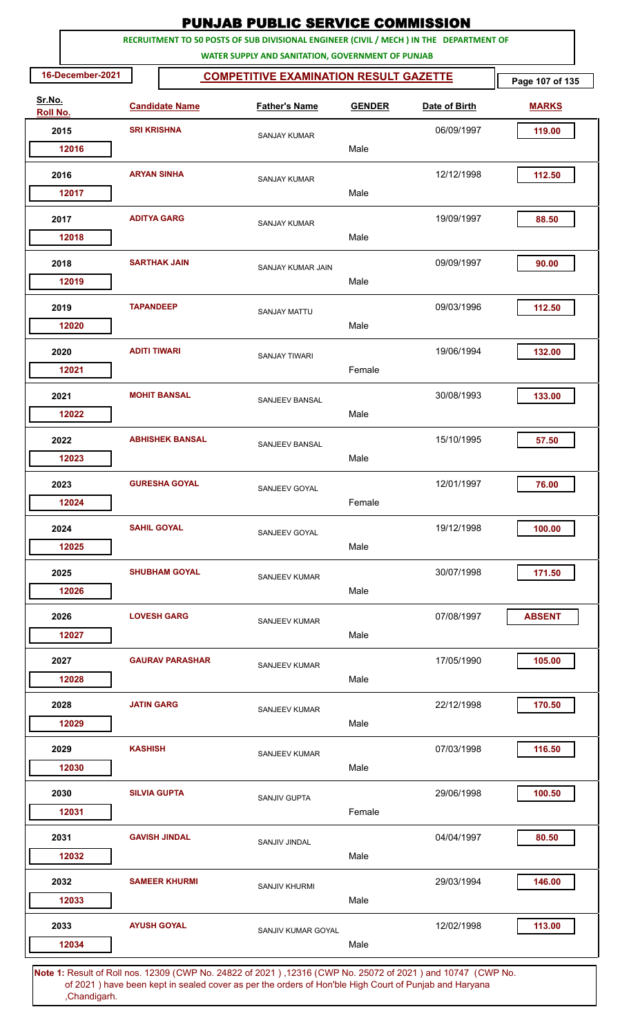# PUNJAB PUBLIC SERVICE COMMISSION

**RECRUITMENT TO 50 POSTS OF SUB DIVISIONAL ENGINEER (CIVIL / MECH ) IN THE DEPARTMENT OF WATER SUPPLY AND SANITATION, GOVERNMENT OF PUNJAB**

**16-December-2021** | **COMPETITIVE EXAMINATION RESULT GAZETTE**

| Sr.No. / Roll No. | Candidate Name | Father's Name | GENDER | Date of Birth | MARKS |
|---|---|---|---|---|---|
| 2015 / 12016 | SRI KRISHNA | SANJAY KUMAR | Male | 06/09/1997 | 119.00 |
| 2016 / 12017 | ARYAN SINHA | SANJAY KUMAR | Male | 12/12/1998 | 112.50 |
| 2017 / 12018 | ADITYA GARG | SANJAY KUMAR | Male | 19/09/1997 | 88.50 |
| 2018 / 12019 | SARTHAK JAIN | SANJAY KUMAR JAIN | Male | 09/09/1997 | 90.00 |
| 2019 / 12020 | TAPANDEEP | SANJAY MATTU | Male | 09/03/1996 | 112.50 |
| 2020 / 12021 | ADITI TIWARI | SANJAY TIWARI | Female | 19/06/1994 | 132.00 |
| 2021 / 12022 | MOHIT BANSAL | SANJEEV BANSAL | Male | 30/08/1993 | 133.00 |
| 2022 / 12023 | ABHISHEK BANSAL | SANJEEV BANSAL | Male | 15/10/1995 | 57.50 |
| 2023 / 12024 | GURESHA GOYAL | SANJEEV GOYAL | Female | 12/01/1997 | 76.00 |
| 2024 / 12025 | SAHIL GOYAL | SANJEEV GOYAL | Male | 19/12/1998 | 100.00 |
| 2025 / 12026 | SHUBHAM GOYAL | SANJEEV KUMAR | Male | 30/07/1998 | 171.50 |
| 2026 / 12027 | LOVESH GARG | SANJEEV KUMAR | Male | 07/08/1997 | ABSENT |
| 2027 / 12028 | GAURAV PARASHAR | SANJEEV KUMAR | Male | 17/05/1990 | 105.00 |
| 2028 / 12029 | JATIN GARG | SANJEEV KUMAR | Male | 22/12/1998 | 170.50 |
| 2029 / 12030 | KASHISH | SANJEEV KUMAR | Male | 07/03/1998 | 116.50 |
| 2030 / 12031 | SILVIA GUPTA | SANJIV GUPTA | Female | 29/06/1998 | 100.50 |
| 2031 / 12032 | GAVISH JINDAL | SANJIV JINDAL | Male | 04/04/1997 | 80.50 |
| 2032 / 12033 | SAMEER KHURMI | SANJIV KHURMI | Male | 29/03/1994 | 146.00 |
| 2033 / 12034 | AYUSH GOYAL | SANJIV KUMAR GOYAL | Male | 12/02/1998 | 113.00 |

**Note 1:** Result of Roll nos. 12309 (CWP No. 24822 of 2021 ) ,12316 (CWP No. 25072 of 2021 ) and 10747 (CWP No. of 2021 ) have been kept in sealed cover as per the orders of Hon'ble High Court of Punjab and Haryana ,Chandigarh.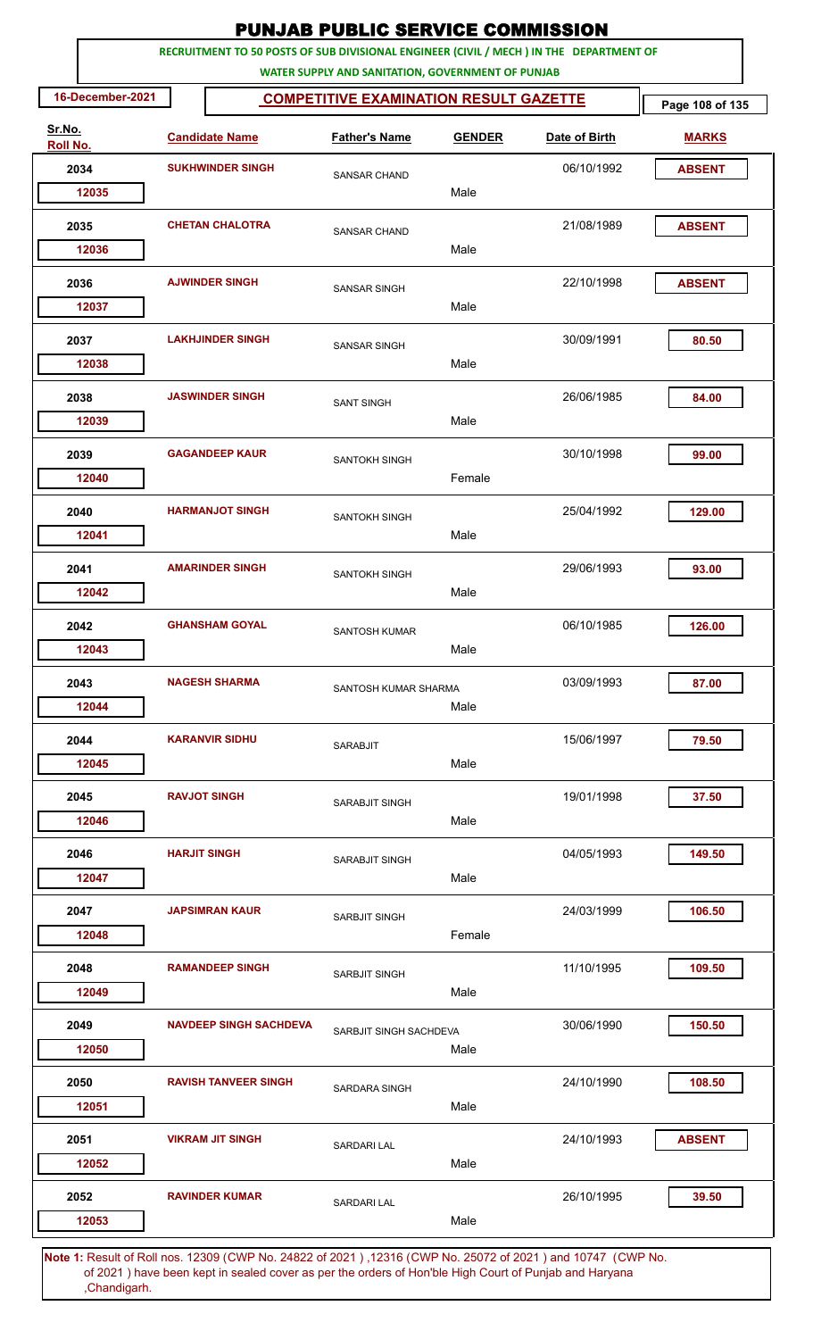# PUNJAB PUBLIC SERVICE COMMISSION

**RECRUITMENT TO 50 POSTS OF SUB DIVISIONAL ENGINEER (CIVIL / MECH ) IN THE DEPARTMENT OF WATER SUPPLY AND SANITATION, GOVERNMENT OF PUNJAB**

**16-December-2021**

## COMPETITIVE EXAMINATION RESULT GAZETTE

| Sr.No. | Roll No. | Candidate Name | Father's Name | Gender | Date of Birth | Marks |
|---|---|---|---|---|---|---|
| 2034 | 12035 | SUKHWINDER SINGH | SANSAR CHAND | Male | 06/10/1992 | ABSENT |
| 2035 | 12036 | CHETAN CHALOTRA | SANSAR CHAND | Male | 21/08/1989 | ABSENT |
| 2036 | 12037 | AJWINDER SINGH | SANSAR SINGH | Male | 22/10/1998 | ABSENT |
| 2037 | 12038 | LAKHJINDER SINGH | SANSAR SINGH | Male | 30/09/1991 | 80.50 |
| 2038 | 12039 | JASWINDER SINGH | SANT SINGH | Male | 26/06/1985 | 84.00 |
| 2039 | 12040 | GAGANDEEP KAUR | SANTOKH SINGH | Female | 30/10/1998 | 99.00 |
| 2040 | 12041 | HARMANJOT SINGH | SANTOKH SINGH | Male | 25/04/1992 | 129.00 |
| 2041 | 12042 | AMARINDER SINGH | SANTOKH SINGH | Male | 29/06/1993 | 93.00 |
| 2042 | 12043 | GHANSHAM GOYAL | SANTOSH KUMAR | Male | 06/10/1985 | 126.00 |
| 2043 | 12044 | NAGESH SHARMA | SANTOSH KUMAR SHARMA | Male | 03/09/1993 | 87.00 |
| 2044 | 12045 | KARANVIR SIDHU | SARABJIT | Male | 15/06/1997 | 79.50 |
| 2045 | 12046 | RAVJOT SINGH | SARABJIT SINGH | Male | 19/01/1998 | 37.50 |
| 2046 | 12047 | HARJIT SINGH | SARABJIT SINGH | Male | 04/05/1993 | 149.50 |
| 2047 | 12048 | JAPSIMRAN KAUR | SARBJIT SINGH | Female | 24/03/1999 | 106.50 |
| 2048 | 12049 | RAMANDEEP SINGH | SARBJIT SINGH | Male | 11/10/1995 | 109.50 |
| 2049 | 12050 | NAVDEEP SINGH SACHDEVA | SARBJIT SINGH SACHDEVA | Male | 30/06/1990 | 150.50 |
| 2050 | 12051 | RAVISH TANVEER SINGH | SARDARA SINGH | Male | 24/10/1990 | 108.50 |
| 2051 | 12052 | VIKRAM JIT SINGH | SARDARI LAL | Male | 24/10/1993 | ABSENT |
| 2052 | 12053 | RAVINDER KUMAR | SARDARI LAL | Male | 26/10/1995 | 39.50 |

**Note 1:** Result of Roll nos. 12309 (CWP No. 24822 of 2021 ) ,12316 (CWP No. 25072 of 2021 ) and 10747 (CWP No. of 2021 ) have been kept in sealed cover as per the orders of Hon'ble High Court of Punjab and Haryana ,Chandigarh.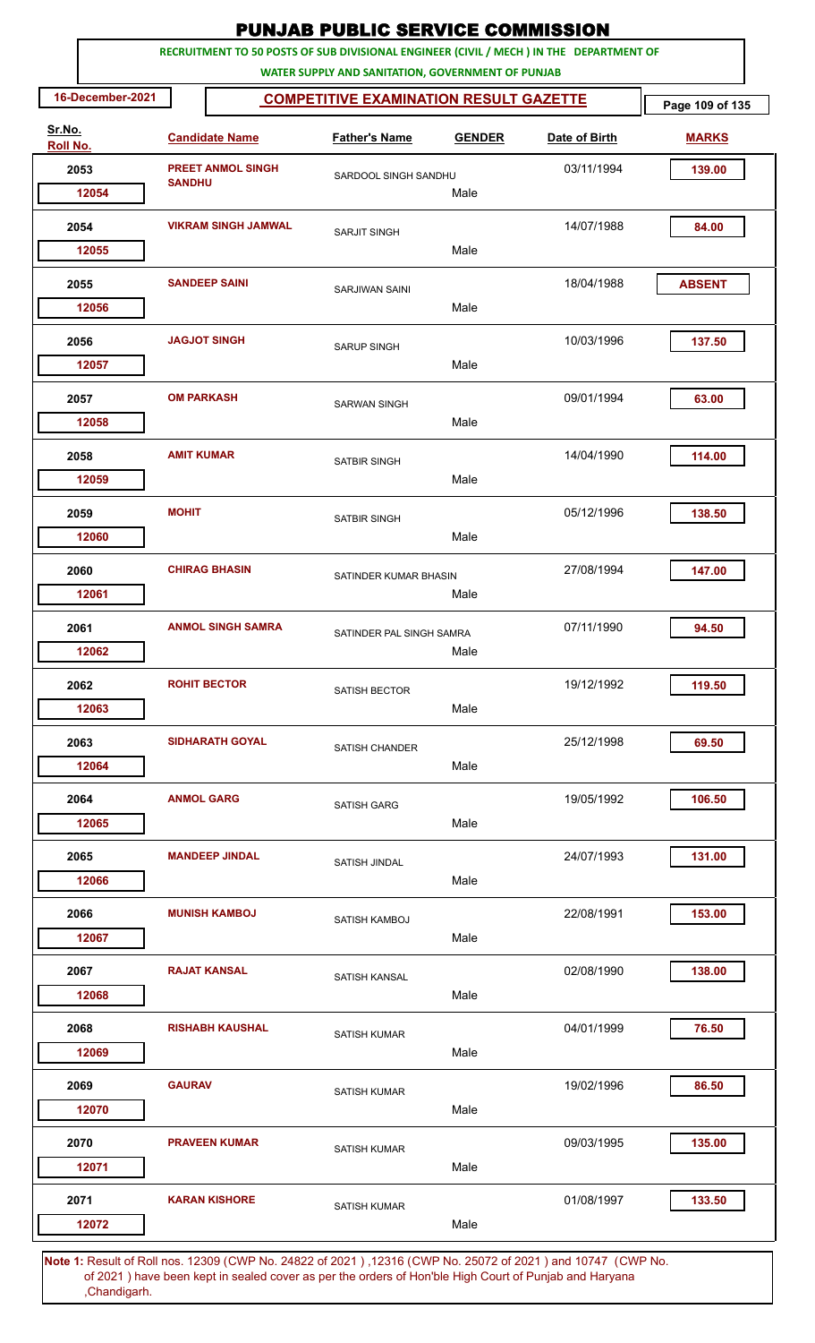# PUNJAB PUBLIC SERVICE COMMISSION

**RECRUITMENT TO 50 POSTS OF SUB DIVISIONAL ENGINEER (CIVIL / MECH ) IN THE DEPARTMENT OF WATER SUPPLY AND SANITATION, GOVERNMENT OF PUNJAB**

**16-December-2021**

## COMPETITIVE EXAMINATION RESULT GAZETTE

| Sr.No. | Roll No. | Candidate Name | Father's Name | GENDER | Date of Birth | MARKS |
|---|---|---|---|---|---|---|
| 2053 | 12054 | PREET ANMOL SINGH SANDHU | SARDOOL SINGH SANDHU | Male | 03/11/1994 | 139.00 |
| 2054 | 12055 | VIKRAM SINGH JAMWAL | SARJIT SINGH | Male | 14/07/1988 | 84.00 |
| 2055 | 12056 | SANDEEP SAINI | SARJIWAN SAINI | Male | 18/04/1988 | ABSENT |
| 2056 | 12057 | JAGJOT SINGH | SARUP SINGH | Male | 10/03/1996 | 137.50 |
| 2057 | 12058 | OM PARKASH | SARWAN SINGH | Male | 09/01/1994 | 63.00 |
| 2058 | 12059 | AMIT KUMAR | SATBIR SINGH | Male | 14/04/1990 | 114.00 |
| 2059 | 12060 | MOHIT | SATBIR SINGH | Male | 05/12/1996 | 138.50 |
| 2060 | 12061 | CHIRAG BHASIN | SATINDER KUMAR BHASIN | Male | 27/08/1994 | 147.00 |
| 2061 | 12062 | ANMOL SINGH SAMRA | SATINDER PAL SINGH SAMRA | Male | 07/11/1990 | 94.50 |
| 2062 | 12063 | ROHIT BECTOR | SATISH BECTOR | Male | 19/12/1992 | 119.50 |
| 2063 | 12064 | SIDHARATH GOYAL | SATISH CHANDER | Male | 25/12/1998 | 69.50 |
| 2064 | 12065 | ANMOL GARG | SATISH GARG | Male | 19/05/1992 | 106.50 |
| 2065 | 12066 | MANDEEP JINDAL | SATISH JINDAL | Male | 24/07/1993 | 131.00 |
| 2066 | 12067 | MUNISH KAMBOJ | SATISH KAMBOJ | Male | 22/08/1991 | 153.00 |
| 2067 | 12068 | RAJAT KANSAL | SATISH KANSAL | Male | 02/08/1990 | 138.00 |
| 2068 | 12069 | RISHABH KAUSHAL | SATISH KUMAR | Male | 04/01/1999 | 76.50 |
| 2069 | 12070 | GAURAV | SATISH KUMAR | Male | 19/02/1996 | 86.50 |
| 2070 | 12071 | PRAVEEN KUMAR | SATISH KUMAR | Male | 09/03/1995 | 135.00 |
| 2071 | 12072 | KARAN KISHORE | SATISH KUMAR | Male | 01/08/1997 | 133.50 |

**Note 1:** Result of Roll nos. 12309 (CWP No. 24822 of 2021 ) ,12316 (CWP No. 25072 of 2021 ) and 10747 (CWP No. of 2021 ) have been kept in sealed cover as per the orders of Hon'ble High Court of Punjab and Haryana ,Chandigarh.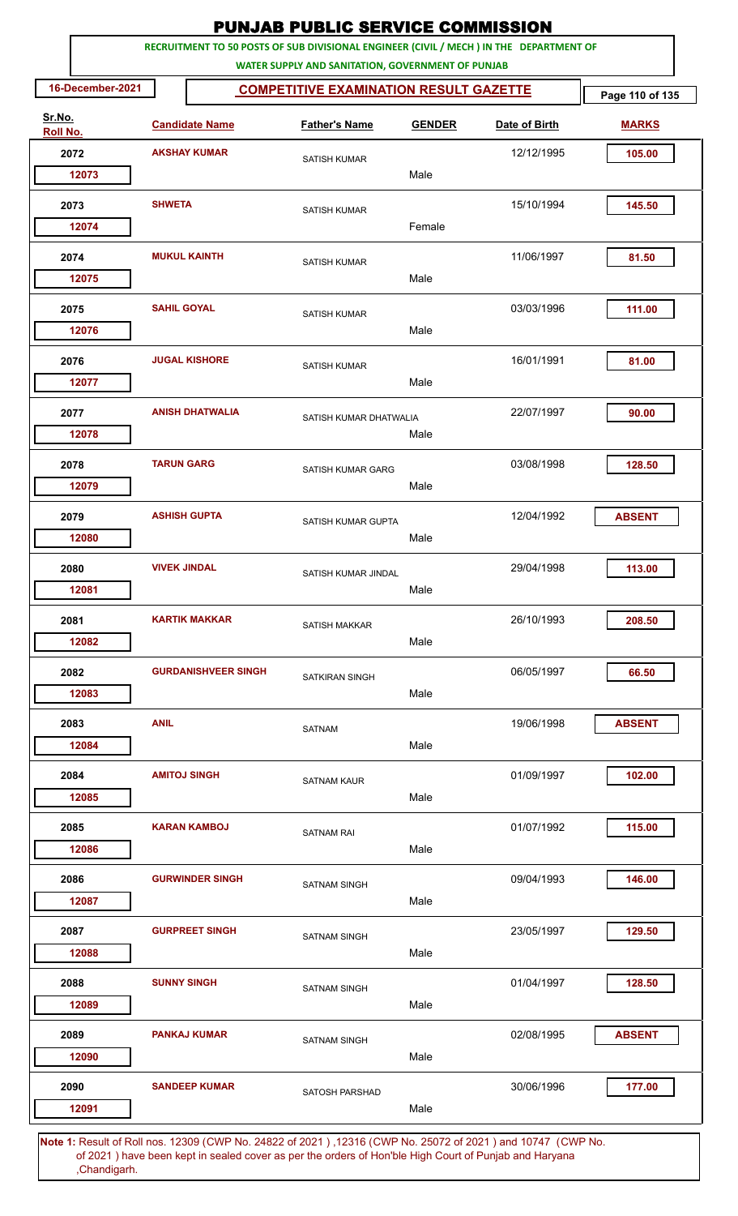# PUNJAB PUBLIC SERVICE COMMISSION

**RECRUITMENT TO 50 POSTS OF SUB DIVISIONAL ENGINEER (CIVIL / MECH ) IN THE DEPARTMENT OF WATER SUPPLY AND SANITATION, GOVERNMENT OF PUNJAB**

**16-December-2021** | **COMPETITIVE EXAMINATION RESULT GAZETTE**

| Sr.No. | Roll No. | Candidate Name | Father's Name | Gender | Date of Birth | Marks |
|---|---|---|---|---|---|---|
| 2072 | 12073 | AKSHAY KUMAR | SATISH KUMAR | Male | 12/12/1995 | 105.00 |
| 2073 | 12074 | SHWETA | SATISH KUMAR | Female | 15/10/1994 | 145.50 |
| 2074 | 12075 | MUKUL KAINTH | SATISH KUMAR | Male | 11/06/1997 | 81.50 |
| 2075 | 12076 | SAHIL GOYAL | SATISH KUMAR | Male | 03/03/1996 | 111.00 |
| 2076 | 12077 | JUGAL KISHORE | SATISH KUMAR | Male | 16/01/1991 | 81.00 |
| 2077 | 12078 | ANISH DHATWALIA | SATISH KUMAR DHATWALIA | Male | 22/07/1997 | 90.00 |
| 2078 | 12079 | TARUN GARG | SATISH KUMAR GARG | Male | 03/08/1998 | 128.50 |
| 2079 | 12080 | ASHISH GUPTA | SATISH KUMAR GUPTA | Male | 12/04/1992 | ABSENT |
| 2080 | 12081 | VIVEK JINDAL | SATISH KUMAR JINDAL | Male | 29/04/1998 | 113.00 |
| 2081 | 12082 | KARTIK MAKKAR | SATISH MAKKAR | Male | 26/10/1993 | 208.50 |
| 2082 | 12083 | GURDANISHVEER SINGH | SATKIRAN SINGH | Male | 06/05/1997 | 66.50 |
| 2083 | 12084 | ANIL | SATNAM | Male | 19/06/1998 | ABSENT |
| 2084 | 12085 | AMITOJ SINGH | SATNAM KAUR | Male | 01/09/1997 | 102.00 |
| 2085 | 12086 | KARAN KAMBOJ | SATNAM RAI | Male | 01/07/1992 | 115.00 |
| 2086 | 12087 | GURWINDER SINGH | SATNAM SINGH | Male | 09/04/1993 | 146.00 |
| 2087 | 12088 | GURPREET SINGH | SATNAM SINGH | Male | 23/05/1997 | 129.50 |
| 2088 | 12089 | SUNNY SINGH | SATNAM SINGH | Male | 01/04/1997 | 128.50 |
| 2089 | 12090 | PANKAJ KUMAR | SATNAM SINGH | Male | 02/08/1995 | ABSENT |
| 2090 | 12091 | SANDEEP KUMAR | SATOSH PARSHAD | Male | 30/06/1996 | 177.00 |

**Note 1:** Result of Roll nos. 12309 (CWP No. 24822 of 2021 ) ,12316 (CWP No. 25072 of 2021 ) and 10747 (CWP No. of 2021 ) have been kept in sealed cover as per the orders of Hon'ble High Court of Punjab and Haryana ,Chandigarh.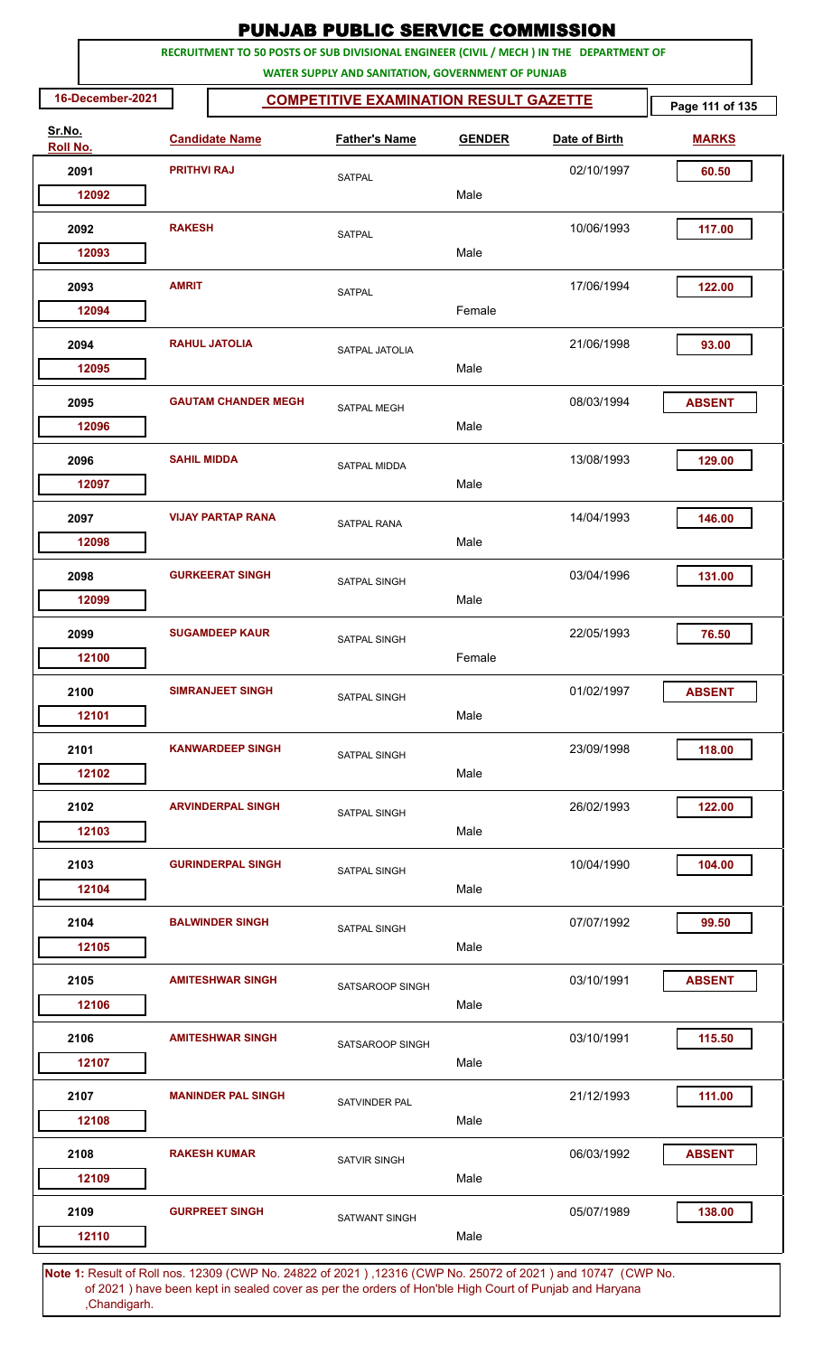# PUNJAB PUBLIC SERVICE COMMISSION

**RECRUITMENT TO 50 POSTS OF SUB DIVISIONAL ENGINEER (CIVIL / MECH ) IN THE DEPARTMENT OF WATER SUPPLY AND SANITATION, GOVERNMENT OF PUNJAB**

**16-December-2021**

## COMPETITIVE EXAMINATION RESULT GAZETTE

| Sr.No. | Roll No. | Candidate Name | Father's Name | GENDER | Date of Birth | MARKS |
|---|---|---|---|---|---|---|
| 2091 | 12092 | PRITHVI RAJ | SATPAL | Male | 02/10/1997 | 60.50 |
| 2092 | 12093 | RAKESH | SATPAL | Male | 10/06/1993 | 117.00 |
| 2093 | 12094 | AMRIT | SATPAL | Female | 17/06/1994 | 122.00 |
| 2094 | 12095 | RAHUL JATOLIA | SATPAL JATOLIA | Male | 21/06/1998 | 93.00 |
| 2095 | 12096 | GAUTAM CHANDER MEGH | SATPAL MEGH | Male | 08/03/1994 | ABSENT |
| 2096 | 12097 | SAHIL MIDDA | SATPAL MIDDA | Male | 13/08/1993 | 129.00 |
| 2097 | 12098 | VIJAY PARTAP RANA | SATPAL RANA | Male | 14/04/1993 | 146.00 |
| 2098 | 12099 | GURKEERAT SINGH | SATPAL SINGH | Male | 03/04/1996 | 131.00 |
| 2099 | 12100 | SUGAMDEEP KAUR | SATPAL SINGH | Female | 22/05/1993 | 76.50 |
| 2100 | 12101 | SIMRANJEET SINGH | SATPAL SINGH | Male | 01/02/1997 | ABSENT |
| 2101 | 12102 | KANWARDEEP SINGH | SATPAL SINGH | Male | 23/09/1998 | 118.00 |
| 2102 | 12103 | ARVINDERPAL SINGH | SATPAL SINGH | Male | 26/02/1993 | 122.00 |
| 2103 | 12104 | GURINDERPAL SINGH | SATPAL SINGH | Male | 10/04/1990 | 104.00 |
| 2104 | 12105 | BALWINDER SINGH | SATPAL SINGH | Male | 07/07/1992 | 99.50 |
| 2105 | 12106 | AMITESHWAR SINGH | SATSAROOP SINGH | Male | 03/10/1991 | ABSENT |
| 2106 | 12107 | AMITESHWAR SINGH | SATSAROOP SINGH | Male | 03/10/1991 | 115.50 |
| 2107 | 12108 | MANINDER PAL SINGH | SATVINDER PAL | Male | 21/12/1993 | 111.00 |
| 2108 | 12109 | RAKESH KUMAR | SATVIR SINGH | Male | 06/03/1992 | ABSENT |
| 2109 | 12110 | GURPREET SINGH | SATWANT SINGH | Male | 05/07/1989 | 138.00 |

**Note 1:** Result of Roll nos. 12309 (CWP No. 24822 of 2021 ) ,12316 (CWP No. 25072 of 2021 ) and 10747 (CWP No. of 2021 ) have been kept in sealed cover as per the orders of Hon'ble High Court of Punjab and Haryana ,Chandigarh.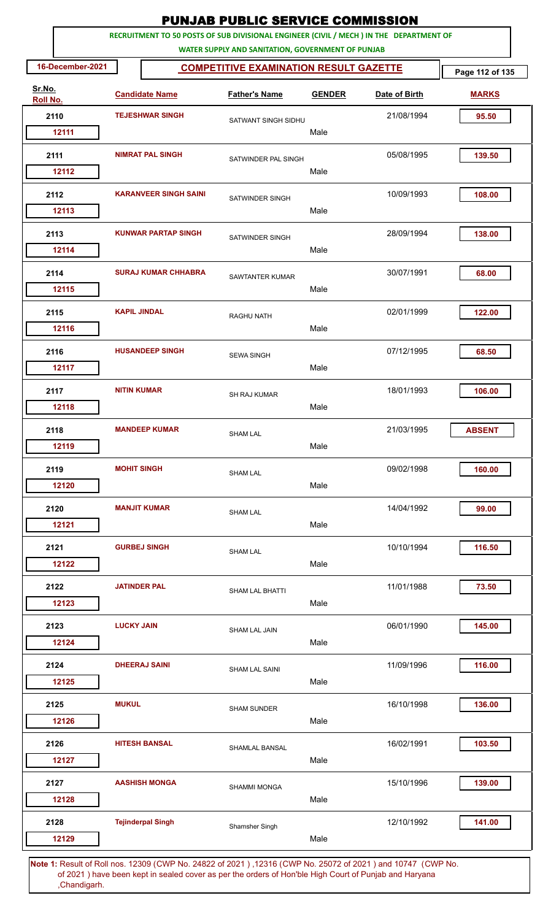# PUNJAB PUBLIC SERVICE COMMISSION

**RECRUITMENT TO 50 POSTS OF SUB DIVISIONAL ENGINEER (CIVIL / MECH ) IN THE DEPARTMENT OF WATER SUPPLY AND SANITATION, GOVERNMENT OF PUNJAB**

**16-December-2021**

**COMPETITIVE EXAMINATION RESULT GAZETTE**

| Sr.No. | Roll No. | Candidate Name | Father's Name | GENDER | Date of Birth | MARKS |
|---|---|---|---|---|---|---|
| 2110 | 12111 | TEJESHWAR SINGH | SATWANT SINGH SIDHU | Male | 21/08/1994 | 95.50 |
| 2111 | 12112 | NIMRAT PAL SINGH | SATWINDER PAL SINGH | Male | 05/08/1995 | 139.50 |
| 2112 | 12113 | KARANVEER SINGH SAINI | SATWINDER SINGH | Male | 10/09/1993 | 108.00 |
| 2113 | 12114 | KUNWAR PARTAP SINGH | SATWINDER SINGH | Male | 28/09/1994 | 138.00 |
| 2114 | 12115 | SURAJ KUMAR CHHABRA | SAWTANTER KUMAR | Male | 30/07/1991 | 68.00 |
| 2115 | 12116 | KAPIL JINDAL | RAGHU NATH | Male | 02/01/1999 | 122.00 |
| 2116 | 12117 | HUSANDEEP SINGH | SEWA SINGH | Male | 07/12/1995 | 68.50 |
| 2117 | 12118 | NITIN KUMAR | SH RAJ KUMAR | Male | 18/01/1993 | 106.00 |
| 2118 | 12119 | MANDEEP KUMAR | SHAM LAL | Male | 21/03/1995 | ABSENT |
| 2119 | 12120 | MOHIT SINGH | SHAM LAL | Male | 09/02/1998 | 160.00 |
| 2120 | 12121 | MANJIT KUMAR | SHAM LAL | Male | 14/04/1992 | 99.00 |
| 2121 | 12122 | GURBEJ SINGH | SHAM LAL | Male | 10/10/1994 | 116.50 |
| 2122 | 12123 | JATINDER PAL | SHAM LAL BHATTI | Male | 11/01/1988 | 73.50 |
| 2123 | 12124 | LUCKY JAIN | SHAM LAL JAIN | Male | 06/01/1990 | 145.00 |
| 2124 | 12125 | DHEERAJ SAINI | SHAM LAL SAINI | Male | 11/09/1996 | 116.00 |
| 2125 | 12126 | MUKUL | SHAM SUNDER | Male | 16/10/1998 | 136.00 |
| 2126 | 12127 | HITESH BANSAL | SHAMLAL BANSAL | Male | 16/02/1991 | 103.50 |
| 2127 | 12128 | AASHISH MONGA | SHAMMI MONGA | Male | 15/10/1996 | 139.00 |
| 2128 | 12129 | Tejinderpal Singh | Shamsher Singh | Male | 12/10/1992 | 141.00 |

**Note 1:** Result of Roll nos. 12309 (CWP No. 24822 of 2021 ) ,12316 (CWP No. 25072 of 2021 ) and 10747 (CWP No. of 2021 ) have been kept in sealed cover as per the orders of Hon'ble High Court of Punjab and Haryana ,Chandigarh.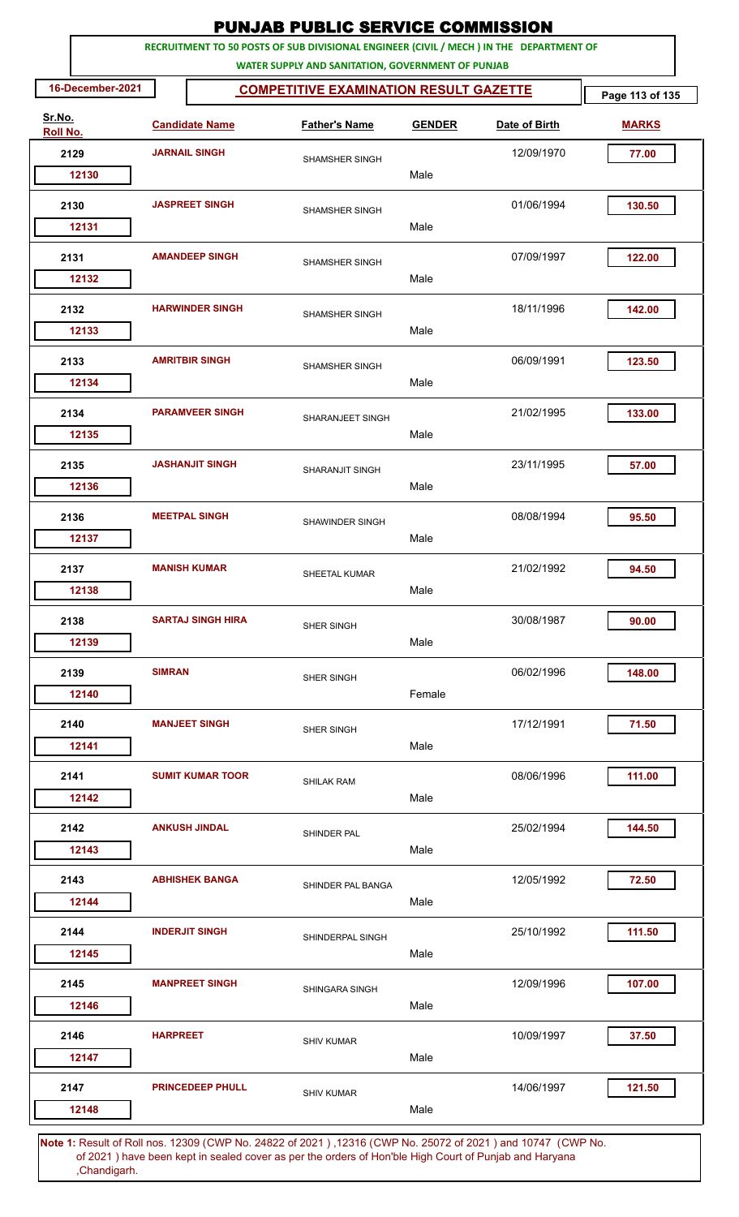# PUNJAB PUBLIC SERVICE COMMISSION

**RECRUITMENT TO 50 POSTS OF SUB DIVISIONAL ENGINEER (CIVIL / MECH ) IN THE DEPARTMENT OF WATER SUPPLY AND SANITATION, GOVERNMENT OF PUNJAB**

**16-December-2021**

## COMPETITIVE EXAMINATION RESULT GAZETTE

| Sr.No. | Roll No. | Candidate Name | Father's Name | Gender | Date of Birth | Marks |
|---|---|---|---|---|---|---|
| 2129 | 12130 | JARNAIL SINGH | SHAMSHER SINGH | Male | 12/09/1970 | 77.00 |
| 2130 | 12131 | JASPREET SINGH | SHAMSHER SINGH | Male | 01/06/1994 | 130.50 |
| 2131 | 12132 | AMANDEEP SINGH | SHAMSHER SINGH | Male | 07/09/1997 | 122.00 |
| 2132 | 12133 | HARWINDER SINGH | SHAMSHER SINGH | Male | 18/11/1996 | 142.00 |
| 2133 | 12134 | AMRITBIR SINGH | SHAMSHER SINGH | Male | 06/09/1991 | 123.50 |
| 2134 | 12135 | PARAMVEER SINGH | SHARANJEET SINGH | Male | 21/02/1995 | 133.00 |
| 2135 | 12136 | JASHANJIT SINGH | SHARANJIT SINGH | Male | 23/11/1995 | 57.00 |
| 2136 | 12137 | MEETPAL SINGH | SHAWINDER SINGH | Male | 08/08/1994 | 95.50 |
| 2137 | 12138 | MANISH KUMAR | SHEETAL KUMAR | Male | 21/02/1992 | 94.50 |
| 2138 | 12139 | SARTAJ SINGH HIRA | SHER SINGH | Male | 30/08/1987 | 90.00 |
| 2139 | 12140 | SIMRAN | SHER SINGH | Female | 06/02/1996 | 148.00 |
| 2140 | 12141 | MANJEET SINGH | SHER SINGH | Male | 17/12/1991 | 71.50 |
| 2141 | 12142 | SUMIT KUMAR TOOR | SHILAK RAM | Male | 08/06/1996 | 111.00 |
| 2142 | 12143 | ANKUSH JINDAL | SHINDER PAL | Male | 25/02/1994 | 144.50 |
| 2143 | 12144 | ABHISHEK BANGA | SHINDER PAL BANGA | Male | 12/05/1992 | 72.50 |
| 2144 | 12145 | INDERJIT SINGH | SHINDERPAL SINGH | Male | 25/10/1992 | 111.50 |
| 2145 | 12146 | MANPREET SINGH | SHINGARA SINGH | Male | 12/09/1996 | 107.00 |
| 2146 | 12147 | HARPREET | SHIV KUMAR | Male | 10/09/1997 | 37.50 |
| 2147 | 12148 | PRINCEDEEP PHULL | SHIV KUMAR | Male | 14/06/1997 | 121.50 |

**Note 1:** Result of Roll nos. 12309 (CWP No. 24822 of 2021 ) ,12316 (CWP No. 25072 of 2021 ) and 10747 (CWP No. of 2021 ) have been kept in sealed cover as per the orders of Hon'ble High Court of Punjab and Haryana ,Chandigarh.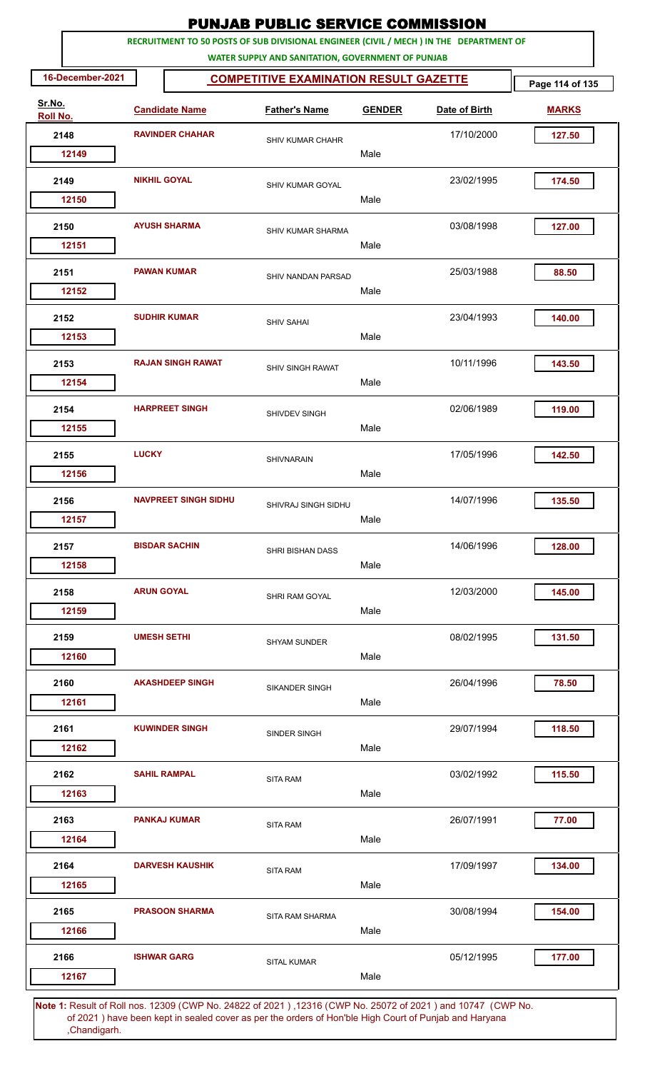# PUNJAB PUBLIC SERVICE COMMISSION

**RECRUITMENT TO 50 POSTS OF SUB DIVISIONAL ENGINEER (CIVIL / MECH ) IN THE DEPARTMENT OF WATER SUPPLY AND SANITATION, GOVERNMENT OF PUNJAB**

**16-December-2021**

## COMPETITIVE EXAMINATION RESULT GAZETTE

| Sr.No. | Roll No. | Candidate Name | Father's Name | GENDER | Date of Birth | MARKS |
|---|---|---|---|---|---|---|
| 2148 | 12149 | RAVINDER CHAHAR | SHIV KUMAR CHAHR | Male | 17/10/2000 | 127.50 |
| 2149 | 12150 | NIKHIL GOYAL | SHIV KUMAR GOYAL | Male | 23/02/1995 | 174.50 |
| 2150 | 12151 | AYUSH SHARMA | SHIV KUMAR SHARMA | Male | 03/08/1998 | 127.00 |
| 2151 | 12152 | PAWAN KUMAR | SHIV NANDAN PARSAD | Male | 25/03/1988 | 88.50 |
| 2152 | 12153 | SUDHIR KUMAR | SHIV SAHAI | Male | 23/04/1993 | 140.00 |
| 2153 | 12154 | RAJAN SINGH RAWAT | SHIV SINGH RAWAT | Male | 10/11/1996 | 143.50 |
| 2154 | 12155 | HARPREET SINGH | SHIVDEV SINGH | Male | 02/06/1989 | 119.00 |
| 2155 | 12156 | LUCKY | SHIVNARAIN | Male | 17/05/1996 | 142.50 |
| 2156 | 12157 | NAVPREET SINGH SIDHU | SHIVRAJ SINGH SIDHU | Male | 14/07/1996 | 135.50 |
| 2157 | 12158 | BISDAR SACHIN | SHRI BISHAN DASS | Male | 14/06/1996 | 128.00 |
| 2158 | 12159 | ARUN GOYAL | SHRI RAM GOYAL | Male | 12/03/2000 | 145.00 |
| 2159 | 12160 | UMESH SETHI | SHYAM SUNDER | Male | 08/02/1995 | 131.50 |
| 2160 | 12161 | AKASHDEEP SINGH | SIKANDER SINGH | Male | 26/04/1996 | 78.50 |
| 2161 | 12162 | KUWINDER SINGH | SINDER SINGH | Male | 29/07/1994 | 118.50 |
| 2162 | 12163 | SAHIL RAMPAL | SITA RAM | Male | 03/02/1992 | 115.50 |
| 2163 | 12164 | PANKAJ KUMAR | SITA RAM | Male | 26/07/1991 | 77.00 |
| 2164 | 12165 | DARVESH KAUSHIK | SITA RAM | Male | 17/09/1997 | 134.00 |
| 2165 | 12166 | PRASOON SHARMA | SITA RAM SHARMA | Male | 30/08/1994 | 154.00 |
| 2166 | 12167 | ISHWAR GARG | SITAL KUMAR | Male | 05/12/1995 | 177.00 |

**Note 1:** Result of Roll nos. 12309 (CWP No. 24822 of 2021 ) ,12316 (CWP No. 25072 of 2021 ) and 10747 (CWP No. of 2021 ) have been kept in sealed cover as per the orders of Hon'ble High Court of Punjab and Haryana ,Chandigarh.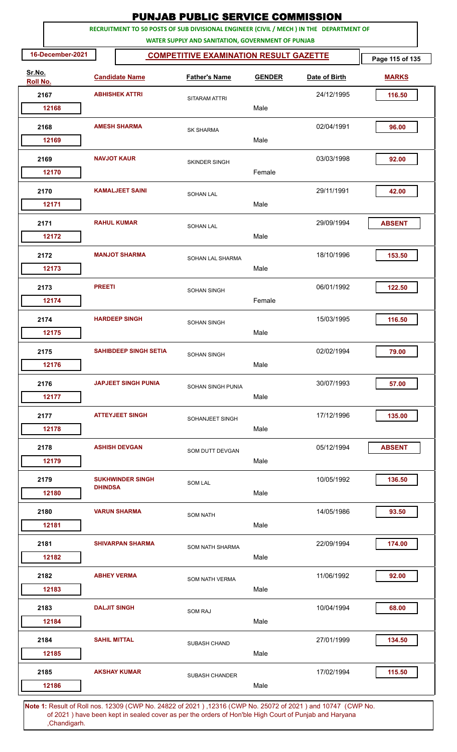# PUNJAB PUBLIC SERVICE COMMISSION

**RECRUITMENT TO 50 POSTS OF SUB DIVISIONAL ENGINEER (CIVIL / MECH ) IN THE DEPARTMENT OF WATER SUPPLY AND SANITATION, GOVERNMENT OF PUNJAB**

**16-December-2021**

## COMPETITIVE EXAMINATION RESULT GAZETTE

| Sr.No. | Roll No. | Candidate Name | Father's Name | Gender | Date of Birth | Marks |
|---|---|---|---|---|---|---|
| 2167 | 12168 | ABHISHEK ATTRI | SITARAM ATTRI | Male | 24/12/1995 | 116.50 |
| 2168 | 12169 | AMESH SHARMA | SK SHARMA | Male | 02/04/1991 | 96.00 |
| 2169 | 12170 | NAVJOT KAUR | SKINDER SINGH | Female | 03/03/1998 | 92.00 |
| 2170 | 12171 | KAMALJEET SAINI | SOHAN LAL | Male | 29/11/1991 | 42.00 |
| 2171 | 12172 | RAHUL KUMAR | SOHAN LAL | Male | 29/09/1994 | ABSENT |
| 2172 | 12173 | MANJOT SHARMA | SOHAN LAL SHARMA | Male | 18/10/1996 | 153.50 |
| 2173 | 12174 | PREETI | SOHAN SINGH | Female | 06/01/1992 | 122.50 |
| 2174 | 12175 | HARDEEP SINGH | SOHAN SINGH | Male | 15/03/1995 | 116.50 |
| 2175 | 12176 | SAHIBDEEP SINGH SETIA | SOHAN SINGH | Male | 02/02/1994 | 79.00 |
| 2176 | 12177 | JAPJEET SINGH PUNIA | SOHAN SINGH PUNIA | Male | 30/07/1993 | 57.00 |
| 2177 | 12178 | ATTEYJEET SINGH | SOHANJEET SINGH | Male | 17/12/1996 | 135.00 |
| 2178 | 12179 | ASHISH DEVGAN | SOM DUTT DEVGAN | Male | 05/12/1994 | ABSENT |
| 2179 | 12180 | SUKHWINDER SINGH DHINDSA | SOM LAL | Male | 10/05/1992 | 136.50 |
| 2180 | 12181 | VARUN SHARMA | SOM NATH | Male | 14/05/1986 | 93.50 |
| 2181 | 12182 | SHIVARPAN SHARMA | SOM NATH SHARMA | Male | 22/09/1994 | 174.00 |
| 2182 | 12183 | ABHEY VERMA | SOM NATH VERMA | Male | 11/06/1992 | 92.00 |
| 2183 | 12184 | DALJIT SINGH | SOM RAJ | Male | 10/04/1994 | 68.00 |
| 2184 | 12185 | SAHIL MITTAL | SUBASH CHAND | Male | 27/01/1999 | 134.50 |
| 2185 | 12186 | AKSHAY KUMAR | SUBASH CHANDER | Male | 17/02/1994 | 115.50 |

**Note 1:** Result of Roll nos. 12309 (CWP No. 24822 of 2021 ) ,12316 (CWP No. 25072 of 2021 ) and 10747 (CWP No. of 2021 ) have been kept in sealed cover as per the orders of Hon'ble High Court of Punjab and Haryana ,Chandigarh.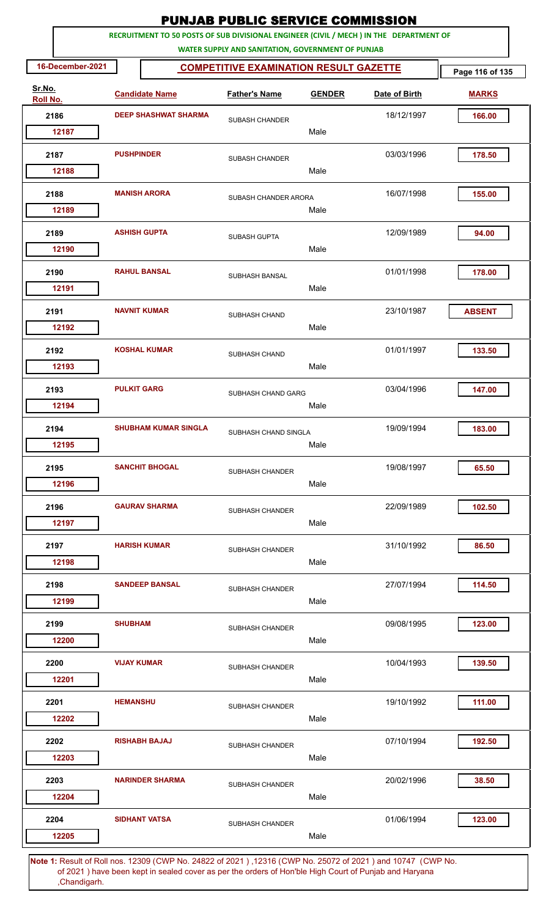# PUNJAB PUBLIC SERVICE COMMISSION

**RECRUITMENT TO 50 POSTS OF SUB DIVISIONAL ENGINEER (CIVIL / MECH ) IN THE DEPARTMENT OF WATER SUPPLY AND SANITATION, GOVERNMENT OF PUNJAB**

**16-December-2021**

## COMPETITIVE EXAMINATION RESULT GAZETTE

| Sr.No. | Roll No. | Candidate Name | Father's Name | Gender | Date of Birth | Marks |
|---|---|---|---|---|---|---|
| 2186 | 12187 | DEEP SHASHWAT SHARMA | SUBASH CHANDER | Male | 18/12/1997 | 166.00 |
| 2187 | 12188 | PUSHPINDER | SUBASH CHANDER | Male | 03/03/1996 | 178.50 |
| 2188 | 12189 | MANISH ARORA | SUBASH CHANDER ARORA | Male | 16/07/1998 | 155.00 |
| 2189 | 12190 | ASHISH GUPTA | SUBASH GUPTA | Male | 12/09/1989 | 94.00 |
| 2190 | 12191 | RAHUL BANSAL | SUBHASH BANSAL | Male | 01/01/1998 | 178.00 |
| 2191 | 12192 | NAVNIT KUMAR | SUBHASH CHAND | Male | 23/10/1987 | ABSENT |
| 2192 | 12193 | KOSHAL KUMAR | SUBHASH CHAND | Male | 01/01/1997 | 133.50 |
| 2193 | 12194 | PULKIT GARG | SUBHASH CHAND GARG | Male | 03/04/1996 | 147.00 |
| 2194 | 12195 | SHUBHAM KUMAR SINGLA | SUBHASH CHAND SINGLA | Male | 19/09/1994 | 183.00 |
| 2195 | 12196 | SANCHIT BHOGAL | SUBHASH CHANDER | Male | 19/08/1997 | 65.50 |
| 2196 | 12197 | GAURAV SHARMA | SUBHASH CHANDER | Male | 22/09/1989 | 102.50 |
| 2197 | 12198 | HARISH KUMAR | SUBHASH CHANDER | Male | 31/10/1992 | 86.50 |
| 2198 | 12199 | SANDEEP BANSAL | SUBHASH CHANDER | Male | 27/07/1994 | 114.50 |
| 2199 | 12200 | SHUBHAM | SUBHASH CHANDER | Male | 09/08/1995 | 123.00 |
| 2200 | 12201 | VIJAY KUMAR | SUBHASH CHANDER | Male | 10/04/1993 | 139.50 |
| 2201 | 12202 | HEMANSHU | SUBHASH CHANDER | Male | 19/10/1992 | 111.00 |
| 2202 | 12203 | RISHABH BAJAJ | SUBHASH CHANDER | Male | 07/10/1994 | 192.50 |
| 2203 | 12204 | NARINDER SHARMA | SUBHASH CHANDER | Male | 20/02/1996 | 38.50 |
| 2204 | 12205 | SIDHANT VATSA | SUBHASH CHANDER | Male | 01/06/1994 | 123.00 |

**Note 1:** Result of Roll nos. 12309 (CWP No. 24822 of 2021 ) ,12316 (CWP No. 25072 of 2021 ) and 10747 (CWP No. of 2021 ) have been kept in sealed cover as per the orders of Hon'ble High Court of Punjab and Haryana ,Chandigarh.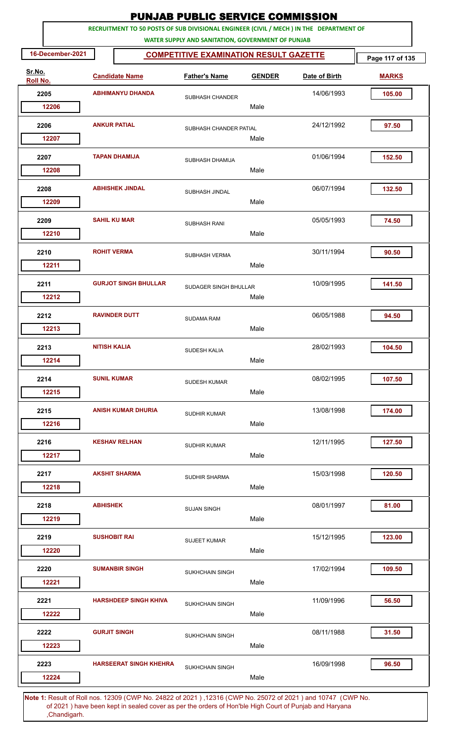# PUNJAB PUBLIC SERVICE COMMISSION

**RECRUITMENT TO 50 POSTS OF SUB DIVISIONAL ENGINEER (CIVIL / MECH ) IN THE DEPARTMENT OF WATER SUPPLY AND SANITATION, GOVERNMENT OF PUNJAB**

16-December-2021

**COMPETITIVE EXAMINATION RESULT GAZETTE**

| Sr.No. | Roll No. | Candidate Name | Father's Name | GENDER | Date of Birth | MARKS |
|---|---|---|---|---|---|---|
| 2205 | 12206 | ABHIMANYU DHANDA | SUBHASH CHANDER | Male | 14/06/1993 | 105.00 |
| 2206 | 12207 | ANKUR PATIAL | SUBHASH CHANDER PATIAL | Male | 24/12/1992 | 97.50 |
| 2207 | 12208 | TAPAN DHAMIJA | SUBHASH DHAMIJA | Male | 01/06/1994 | 152.50 |
| 2208 | 12209 | ABHISHEK JINDAL | SUBHASH JINDAL | Male | 06/07/1994 | 132.50 |
| 2209 | 12210 | SAHIL KU MAR | SUBHASH RANI | Male | 05/05/1993 | 74.50 |
| 2210 | 12211 | ROHIT VERMA | SUBHASH VERMA | Male | 30/11/1994 | 90.50 |
| 2211 | 12212 | GURJOT SINGH BHULLAR | SUDAGER SINGH BHULLAR | Male | 10/09/1995 | 141.50 |
| 2212 | 12213 | RAVINDER DUTT | SUDAMA RAM | Male | 06/05/1988 | 94.50 |
| 2213 | 12214 | NITISH KALIA | SUDESH KALIA | Male | 28/02/1993 | 104.50 |
| 2214 | 12215 | SUNIL KUMAR | SUDESH KUMAR | Male | 08/02/1995 | 107.50 |
| 2215 | 12216 | ANISH KUMAR DHURIA | SUDHIR KUMAR | Male | 13/08/1998 | 174.00 |
| 2216 | 12217 | KESHAV RELHAN | SUDHIR KUMAR | Male | 12/11/1995 | 127.50 |
| 2217 | 12218 | AKSHIT SHARMA | SUDHIR SHARMA | Male | 15/03/1998 | 120.50 |
| 2218 | 12219 | ABHISHEK | SUJAN SINGH | Male | 08/01/1997 | 81.00 |
| 2219 | 12220 | SUSHOBIT RAI | SUJEET KUMAR | Male | 15/12/1995 | 123.00 |
| 2220 | 12221 | SUMANBIR SINGH | SUKHCHAIN SINGH | Male | 17/02/1994 | 109.50 |
| 2221 | 12222 | HARSHDEEP SINGH KHIVA | SUKHCHAIN SINGH | Male | 11/09/1996 | 56.50 |
| 2222 | 12223 | GURJIT SINGH | SUKHCHAIN SINGH | Male | 08/11/1988 | 31.50 |
| 2223 | 12224 | HARSEERAT SINGH KHEHRA | SUKHCHAIN SINGH | Male | 16/09/1998 | 96.50 |

**Note 1:** Result of Roll nos. 12309 (CWP No. 24822 of 2021 ) ,12316 (CWP No. 25072 of 2021 ) and 10747 (CWP No. of 2021 ) have been kept in sealed cover as per the orders of Hon'ble High Court of Punjab and Haryana ,Chandigarh.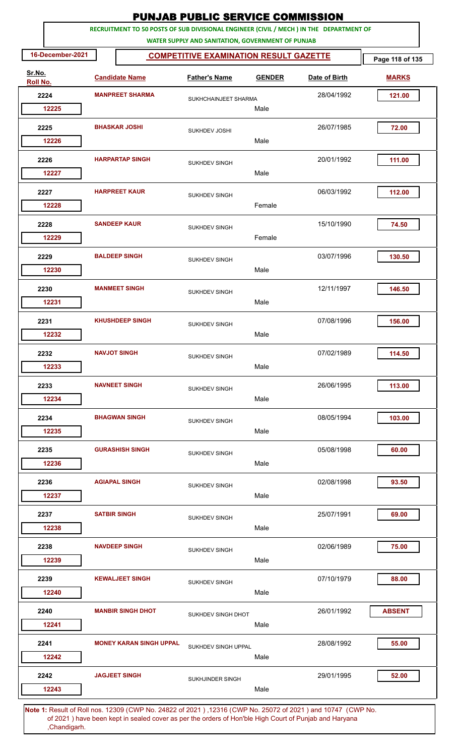# PUNJAB PUBLIC SERVICE COMMISSION

**RECRUITMENT TO 50 POSTS OF SUB DIVISIONAL ENGINEER (CIVIL / MECH ) IN THE DEPARTMENT OF WATER SUPPLY AND SANITATION, GOVERNMENT OF PUNJAB**

**16-December-2021**

## COMPETITIVE EXAMINATION RESULT GAZETTE

| Sr.No. | Roll No. | Candidate Name | Father's Name | GENDER | Date of Birth | MARKS |
|---|---|---|---|---|---|---|
| 2224 | 12225 | MANPREET SHARMA | SUKHCHAINJEET SHARMA | Male | 28/04/1992 | 121.00 |
| 2225 | 12226 | BHASKAR JOSHI | SUKHDEV JOSHI | Male | 26/07/1985 | 72.00 |
| 2226 | 12227 | HARPARTAP SINGH | SUKHDEV SINGH | Male | 20/01/1992 | 111.00 |
| 2227 | 12228 | HARPREET KAUR | SUKHDEV SINGH | Female | 06/03/1992 | 112.00 |
| 2228 | 12229 | SANDEEP KAUR | SUKHDEV SINGH | Female | 15/10/1990 | 74.50 |
| 2229 | 12230 | BALDEEP SINGH | SUKHDEV SINGH | Male | 03/07/1996 | 130.50 |
| 2230 | 12231 | MANMEET SINGH | SUKHDEV SINGH | Male | 12/11/1997 | 146.50 |
| 2231 | 12232 | KHUSHDEEP SINGH | SUKHDEV SINGH | Male | 07/08/1996 | 156.00 |
| 2232 | 12233 | NAVJOT SINGH | SUKHDEV SINGH | Male | 07/02/1989 | 114.50 |
| 2233 | 12234 | NAVNEET SINGH | SUKHDEV SINGH | Male | 26/06/1995 | 113.00 |
| 2234 | 12235 | BHAGWAN SINGH | SUKHDEV SINGH | Male | 08/05/1994 | 103.00 |
| 2235 | 12236 | GURASHISH SINGH | SUKHDEV SINGH | Male | 05/08/1998 | 60.00 |
| 2236 | 12237 | AGIAPAL SINGH | SUKHDEV SINGH | Male | 02/08/1998 | 93.50 |
| 2237 | 12238 | SATBIR SINGH | SUKHDEV SINGH | Male | 25/07/1991 | 69.00 |
| 2238 | 12239 | NAVDEEP SINGH | SUKHDEV SINGH | Male | 02/06/1989 | 75.00 |
| 2239 | 12240 | KEWALJEET SINGH | SUKHDEV SINGH | Male | 07/10/1979 | 88.00 |
| 2240 | 12241 | MANBIR SINGH DHOT | SUKHDEV SINGH DHOT | Male | 26/01/1992 | ABSENT |
| 2241 | 12242 | MONEY KARAN SINGH UPPAL | SUKHDEV SINGH UPPAL | Male | 28/08/1992 | 55.00 |
| 2242 | 12243 | JAGJEET SINGH | SUKHJINDER SINGH | Male | 29/01/1995 | 52.00 |

**Note 1:** Result of Roll nos. 12309 (CWP No. 24822 of 2021 ) ,12316 (CWP No. 25072 of 2021 ) and 10747 (CWP No. of 2021 ) have been kept in sealed cover as per the orders of Hon'ble High Court of Punjab and Haryana ,Chandigarh.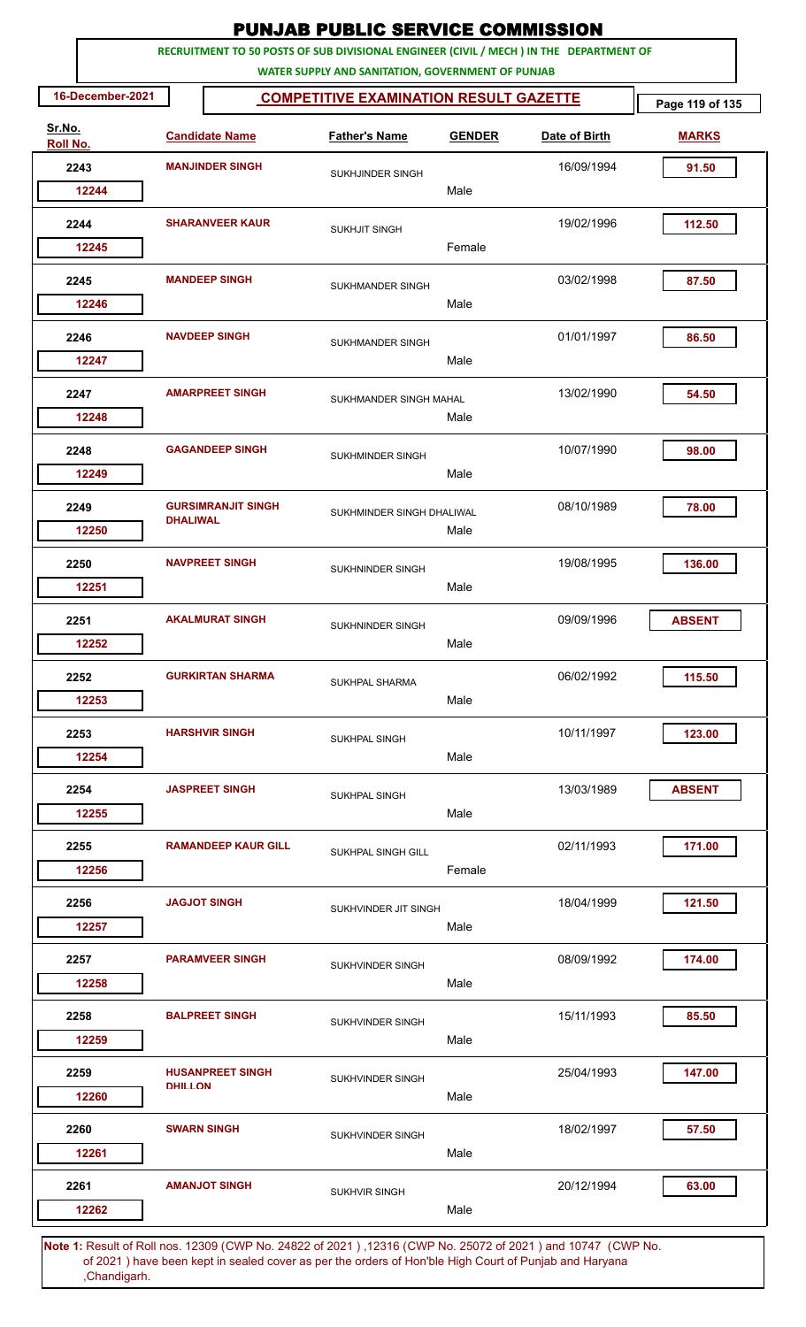# PUNJAB PUBLIC SERVICE COMMISSION

**RECRUITMENT TO 50 POSTS OF SUB DIVISIONAL ENGINEER (CIVIL / MECH ) IN THE DEPARTMENT OF WATER SUPPLY AND SANITATION, GOVERNMENT OF PUNJAB**

**16-December-2021** | **COMPETITIVE EXAMINATION RESULT GAZETTE**

| Sr.No. | Roll No. | Candidate Name | Father's Name | GENDER | Date of Birth | MARKS |
|---|---|---|---|---|---|---|
| 2243 | 12244 | MANJINDER SINGH | SUKHJINDER SINGH | Male | 16/09/1994 | 91.50 |
| 2244 | 12245 | SHARANVEER KAUR | SUKHJIT SINGH | Female | 19/02/1996 | 112.50 |
| 2245 | 12246 | MANDEEP SINGH | SUKHMANDER SINGH | Male | 03/02/1998 | 87.50 |
| 2246 | 12247 | NAVDEEP SINGH | SUKHMANDER SINGH | Male | 01/01/1997 | 86.50 |
| 2247 | 12248 | AMARPREET SINGH | SUKHMANDER SINGH MAHAL | Male | 13/02/1990 | 54.50 |
| 2248 | 12249 | GAGANDEEP SINGH | SUKHMINDER SINGH | Male | 10/07/1990 | 98.00 |
| 2249 | 12250 | GURSIMRANJIT SINGH DHALIWAL | SUKHMINDER SINGH DHALIWAL | Male | 08/10/1989 | 78.00 |
| 2250 | 12251 | NAVPREET SINGH | SUKHNINDER SINGH | Male | 19/08/1995 | 136.00 |
| 2251 | 12252 | AKALMURAT SINGH | SUKHNINDER SINGH | Male | 09/09/1996 | ABSENT |
| 2252 | 12253 | GURKIRTAN SHARMA | SUKHPAL SHARMA | Male | 06/02/1992 | 115.50 |
| 2253 | 12254 | HARSHVIR SINGH | SUKHPAL SINGH | Male | 10/11/1997 | 123.00 |
| 2254 | 12255 | JASPREET SINGH | SUKHPAL SINGH | Male | 13/03/1989 | ABSENT |
| 2255 | 12256 | RAMANDEEP KAUR GILL | SUKHPAL SINGH GILL | Female | 02/11/1993 | 171.00 |
| 2256 | 12257 | JAGJOT SINGH | SUKHVINDER JIT SINGH | Male | 18/04/1999 | 121.50 |
| 2257 | 12258 | PARAMVEER SINGH | SUKHVINDER SINGH | Male | 08/09/1992 | 174.00 |
| 2258 | 12259 | BALPREET SINGH | SUKHVINDER SINGH | Male | 15/11/1993 | 85.50 |
| 2259 | 12260 | HUSANPREET SINGH DHILLON | SUKHVINDER SINGH | Male | 25/04/1993 | 147.00 |
| 2260 | 12261 | SWARN SINGH | SUKHVINDER SINGH | Male | 18/02/1997 | 57.50 |
| 2261 | 12262 | AMANJOT SINGH | SUKHVIR SINGH | Male | 20/12/1994 | 63.00 |

**Note 1:** Result of Roll nos. 12309 (CWP No. 24822 of 2021 ) ,12316 (CWP No. 25072 of 2021 ) and 10747 (CWP No. of 2021 ) have been kept in sealed cover as per the orders of Hon'ble High Court of Punjab and Haryana ,Chandigarh.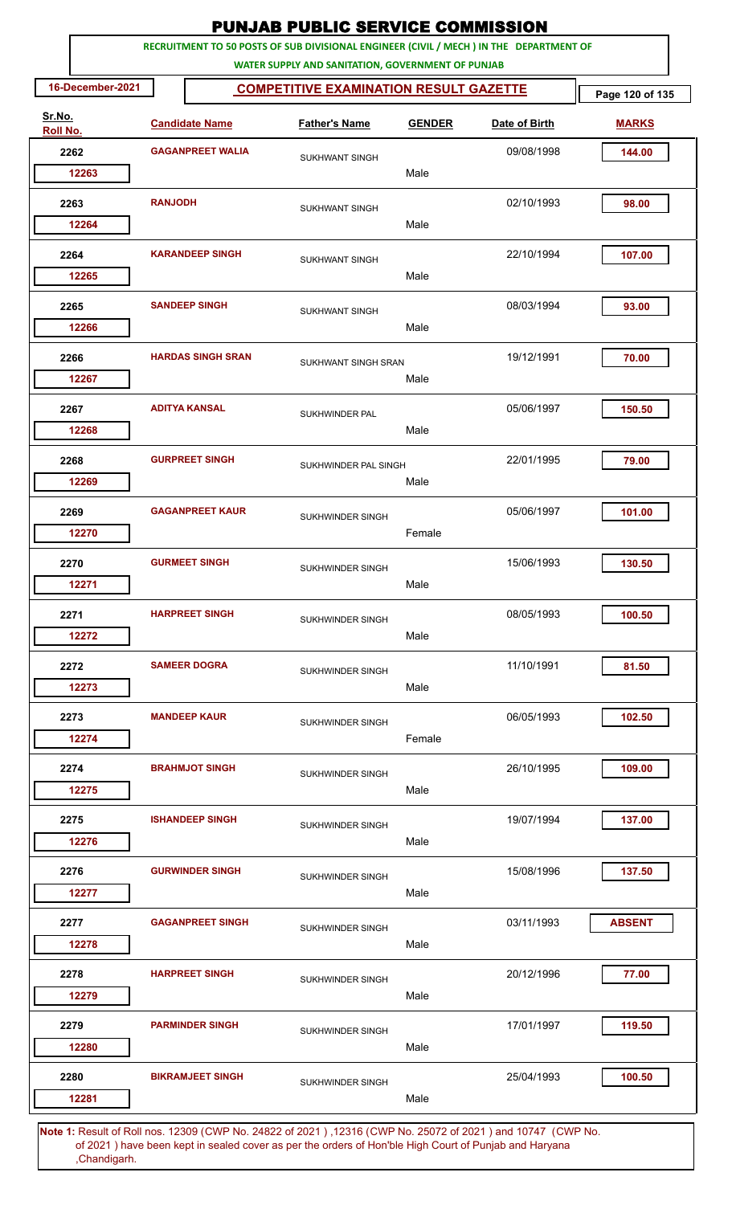# PUNJAB PUBLIC SERVICE COMMISSION

**RECRUITMENT TO 50 POSTS OF SUB DIVISIONAL ENGINEER (CIVIL / MECH ) IN THE DEPARTMENT OF WATER SUPPLY AND SANITATION, GOVERNMENT OF PUNJAB**

**16-December-2021** | **COMPETITIVE EXAMINATION RESULT GAZETTE**

| Sr.No. | Roll No. | Candidate Name | Father's Name | GENDER | Date of Birth | MARKS |
|---|---|---|---|---|---|---|
| 2262 | 12263 | GAGANPREET WALIA | SUKHWANT SINGH | Male | 09/08/1998 | 144.00 |
| 2263 | 12264 | RANJODH | SUKHWANT SINGH | Male | 02/10/1993 | 98.00 |
| 2264 | 12265 | KARANDEEP SINGH | SUKHWANT SINGH | Male | 22/10/1994 | 107.00 |
| 2265 | 12266 | SANDEEP SINGH | SUKHWANT SINGH | Male | 08/03/1994 | 93.00 |
| 2266 | 12267 | HARDAS SINGH SRAN | SUKHWANT SINGH SRAN | Male | 19/12/1991 | 70.00 |
| 2267 | 12268 | ADITYA KANSAL | SUKHWINDER PAL | Male | 05/06/1997 | 150.50 |
| 2268 | 12269 | GURPREET SINGH | SUKHWINDER PAL SINGH | Male | 22/01/1995 | 79.00 |
| 2269 | 12270 | GAGANPREET KAUR | SUKHWINDER SINGH | Female | 05/06/1997 | 101.00 |
| 2270 | 12271 | GURMEET SINGH | SUKHWINDER SINGH | Male | 15/06/1993 | 130.50 |
| 2271 | 12272 | HARPREET SINGH | SUKHWINDER SINGH | Male | 08/05/1993 | 100.50 |
| 2272 | 12273 | SAMEER DOGRA | SUKHWINDER SINGH | Male | 11/10/1991 | 81.50 |
| 2273 | 12274 | MANDEEP KAUR | SUKHWINDER SINGH | Female | 06/05/1993 | 102.50 |
| 2274 | 12275 | BRAHMJOT SINGH | SUKHWINDER SINGH | Male | 26/10/1995 | 109.00 |
| 2275 | 12276 | ISHANDEEP SINGH | SUKHWINDER SINGH | Male | 19/07/1994 | 137.00 |
| 2276 | 12277 | GURWINDER SINGH | SUKHWINDER SINGH | Male | 15/08/1996 | 137.50 |
| 2277 | 12278 | GAGANPREET SINGH | SUKHWINDER SINGH | Male | 03/11/1993 | ABSENT |
| 2278 | 12279 | HARPREET SINGH | SUKHWINDER SINGH | Male | 20/12/1996 | 77.00 |
| 2279 | 12280 | PARMINDER SINGH | SUKHWINDER SINGH | Male | 17/01/1997 | 119.50 |
| 2280 | 12281 | BIKRAMJEET SINGH | SUKHWINDER SINGH | Male | 25/04/1993 | 100.50 |

**Note 1:** Result of Roll nos. 12309 (CWP No. 24822 of 2021 ) ,12316 (CWP No. 25072 of 2021 ) and 10747 (CWP No. of 2021 ) have been kept in sealed cover as per the orders of Hon'ble High Court of Punjab and Haryana ,Chandigarh.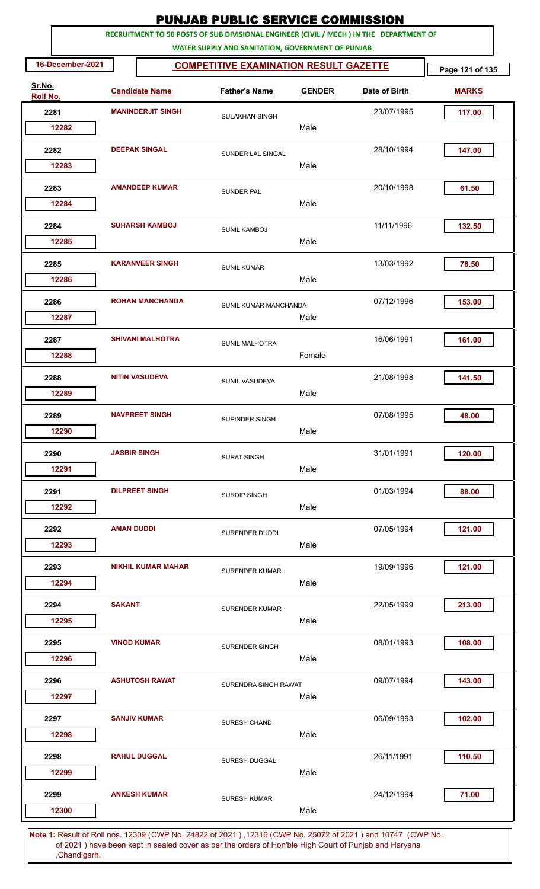# PUNJAB PUBLIC SERVICE COMMISSION

**RECRUITMENT TO 50 POSTS OF SUB DIVISIONAL ENGINEER (CIVIL / MECH ) IN THE DEPARTMENT OF WATER SUPPLY AND SANITATION, GOVERNMENT OF PUNJAB**

**16-December-2021**

**COMPETITIVE EXAMINATION RESULT GAZETTE**

| Sr.No. | Roll No. | Candidate Name | Father's Name | GENDER | Date of Birth | MARKS |
|---|---|---|---|---|---|---|
| 2281 | 12282 | MANINDERJIT SINGH | SULAKHAN SINGH | Male | 23/07/1995 | 117.00 |
| 2282 | 12283 | DEEPAK SINGAL | SUNDER LAL SINGAL | Male | 28/10/1994 | 147.00 |
| 2283 | 12284 | AMANDEEP KUMAR | SUNDER PAL | Male | 20/10/1998 | 61.50 |
| 2284 | 12285 | SUHARSH KAMBOJ | SUNIL KAMBOJ | Male | 11/11/1996 | 132.50 |
| 2285 | 12286 | KARANVEER SINGH | SUNIL KUMAR | Male | 13/03/1992 | 78.50 |
| 2286 | 12287 | ROHAN MANCHANDA | SUNIL KUMAR MANCHANDA | Male | 07/12/1996 | 153.00 |
| 2287 | 12288 | SHIVANI MALHOTRA | SUNIL MALHOTRA | Female | 16/06/1991 | 161.00 |
| 2288 | 12289 | NITIN VASUDEVA | SUNIL VASUDEVA | Male | 21/08/1998 | 141.50 |
| 2289 | 12290 | NAVPREET SINGH | SUPINDER SINGH | Male | 07/08/1995 | 48.00 |
| 2290 | 12291 | JASBIR SINGH | SURAT SINGH | Male | 31/01/1991 | 120.00 |
| 2291 | 12292 | DILPREET SINGH | SURDIP SINGH | Male | 01/03/1994 | 88.00 |
| 2292 | 12293 | AMAN DUDDI | SURENDER DUDDI | Male | 07/05/1994 | 121.00 |
| 2293 | 12294 | NIKHIL KUMAR MAHAR | SURENDER KUMAR | Male | 19/09/1996 | 121.00 |
| 2294 | 12295 | SAKANT | SURENDER KUMAR | Male | 22/05/1999 | 213.00 |
| 2295 | 12296 | VINOD KUMAR | SURENDER SINGH | Male | 08/01/1993 | 108.00 |
| 2296 | 12297 | ASHUTOSH RAWAT | SURENDRA SINGH RAWAT | Male | 09/07/1994 | 143.00 |
| 2297 | 12298 | SANJIV KUMAR | SURESH CHAND | Male | 06/09/1993 | 102.00 |
| 2298 | 12299 | RAHUL DUGGAL | SURESH DUGGAL | Male | 26/11/1991 | 110.50 |
| 2299 | 12300 | ANKESH KUMAR | SURESH KUMAR | Male | 24/12/1994 | 71.00 |

**Note 1:** Result of Roll nos. 12309 (CWP No. 24822 of 2021 ) ,12316 (CWP No. 25072 of 2021 ) and 10747 (CWP No. of 2021 ) have been kept in sealed cover as per the orders of Hon'ble High Court of Punjab and Haryana ,Chandigarh.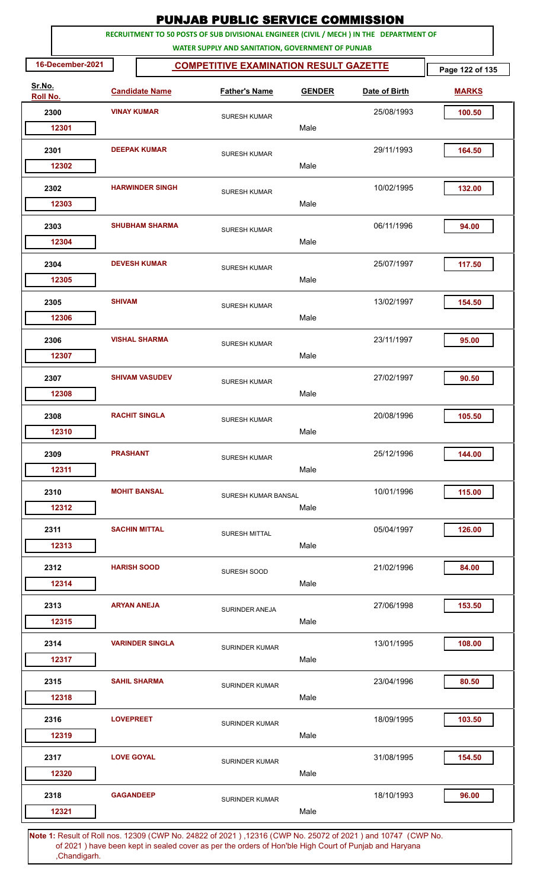# PUNJAB PUBLIC SERVICE COMMISSION

**RECRUITMENT TO 50 POSTS OF SUB DIVISIONAL ENGINEER (CIVIL / MECH ) IN THE DEPARTMENT OF WATER SUPPLY AND SANITATION, GOVERNMENT OF PUNJAB**

**16-December-2021** | **COMPETITIVE EXAMINATION RESULT GAZETTE**

| Sr.No. / Roll No. | Candidate Name | Father's Name | Gender | Date of Birth | Marks |
|---|---|---|---|---|---|
| 2300 / 12301 | VINAY KUMAR | SURESH KUMAR | Male | 25/08/1993 | 100.50 |
| 2301 / 12302 | DEEPAK KUMAR | SURESH KUMAR | Male | 29/11/1993 | 164.50 |
| 2302 / 12303 | HARWINDER SINGH | SURESH KUMAR | Male | 10/02/1995 | 132.00 |
| 2303 / 12304 | SHUBHAM SHARMA | SURESH KUMAR | Male | 06/11/1996 | 94.00 |
| 2304 / 12305 | DEVESH KUMAR | SURESH KUMAR | Male | 25/07/1997 | 117.50 |
| 2305 / 12306 | SHIVAM | SURESH KUMAR | Male | 13/02/1997 | 154.50 |
| 2306 / 12307 | VISHAL SHARMA | SURESH KUMAR | Male | 23/11/1997 | 95.00 |
| 2307 / 12308 | SHIVAM VASUDEV | SURESH KUMAR | Male | 27/02/1997 | 90.50 |
| 2308 / 12310 | RACHIT SINGLA | SURESH KUMAR | Male | 20/08/1996 | 105.50 |
| 2309 / 12311 | PRASHANT | SURESH KUMAR | Male | 25/12/1996 | 144.00 |
| 2310 / 12312 | MOHIT BANSAL | SURESH KUMAR BANSAL | Male | 10/01/1996 | 115.00 |
| 2311 / 12313 | SACHIN MITTAL | SURESH MITTAL | Male | 05/04/1997 | 126.00 |
| 2312 / 12314 | HARISH SOOD | SURESH SOOD | Male | 21/02/1996 | 84.00 |
| 2313 / 12315 | ARYAN ANEJA | SURINDER ANEJA | Male | 27/06/1998 | 153.50 |
| 2314 / 12317 | VARINDER SINGLA | SURINDER KUMAR | Male | 13/01/1995 | 108.00 |
| 2315 / 12318 | SAHIL SHARMA | SURINDER KUMAR | Male | 23/04/1996 | 80.50 |
| 2316 / 12319 | LOVEPREET | SURINDER KUMAR | Male | 18/09/1995 | 103.50 |
| 2317 / 12320 | LOVE GOYAL | SURINDER KUMAR | Male | 31/08/1995 | 154.50 |
| 2318 / 12321 | GAGANDEEP | SURINDER KUMAR | Male | 18/10/1993 | 96.00 |

**Note 1:** Result of Roll nos. 12309 (CWP No. 24822 of 2021 ) ,12316 (CWP No. 25072 of 2021 ) and 10747 (CWP No. of 2021 ) have been kept in sealed cover as per the orders of Hon'ble High Court of Punjab and Haryana ,Chandigarh.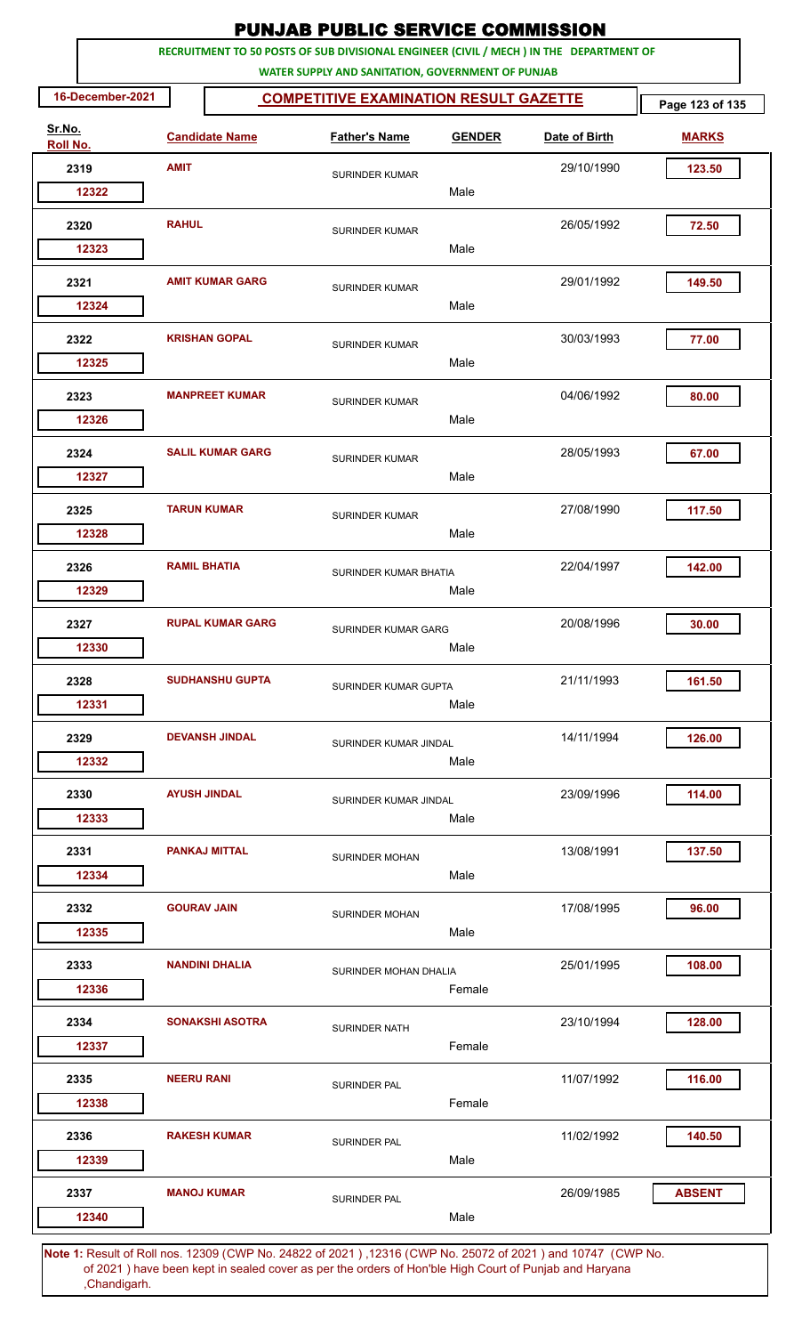# PUNJAB PUBLIC SERVICE COMMISSION

**RECRUITMENT TO 50 POSTS OF SUB DIVISIONAL ENGINEER (CIVIL / MECH ) IN THE DEPARTMENT OF WATER SUPPLY AND SANITATION, GOVERNMENT OF PUNJAB**

**16-December-2021**

**COMPETITIVE EXAMINATION RESULT GAZETTE**

| Sr.No. | Roll No. | Candidate Name | Father's Name | Gender | Date of Birth | Marks |
|---|---|---|---|---|---|---|
| 2319 | 12322 | AMIT | SURINDER KUMAR | Male | 29/10/1990 | 123.50 |
| 2320 | 12323 | RAHUL | SURINDER KUMAR | Male | 26/05/1992 | 72.50 |
| 2321 | 12324 | AMIT KUMAR GARG | SURINDER KUMAR | Male | 29/01/1992 | 149.50 |
| 2322 | 12325 | KRISHAN GOPAL | SURINDER KUMAR | Male | 30/03/1993 | 77.00 |
| 2323 | 12326 | MANPREET KUMAR | SURINDER KUMAR | Male | 04/06/1992 | 80.00 |
| 2324 | 12327 | SALIL KUMAR GARG | SURINDER KUMAR | Male | 28/05/1993 | 67.00 |
| 2325 | 12328 | TARUN KUMAR | SURINDER KUMAR | Male | 27/08/1990 | 117.50 |
| 2326 | 12329 | RAMIL BHATIA | SURINDER KUMAR BHATIA | Male | 22/04/1997 | 142.00 |
| 2327 | 12330 | RUPAL KUMAR GARG | SURINDER KUMAR GARG | Male | 20/08/1996 | 30.00 |
| 2328 | 12331 | SUDHANSHU GUPTA | SURINDER KUMAR GUPTA | Male | 21/11/1993 | 161.50 |
| 2329 | 12332 | DEVANSH JINDAL | SURINDER KUMAR JINDAL | Male | 14/11/1994 | 126.00 |
| 2330 | 12333 | AYUSH JINDAL | SURINDER KUMAR JINDAL | Male | 23/09/1996 | 114.00 |
| 2331 | 12334 | PANKAJ MITTAL | SURINDER MOHAN | Male | 13/08/1991 | 137.50 |
| 2332 | 12335 | GOURAV JAIN | SURINDER MOHAN | Male | 17/08/1995 | 96.00 |
| 2333 | 12336 | NANDINI DHALIA | SURINDER MOHAN DHALIA | Female | 25/01/1995 | 108.00 |
| 2334 | 12337 | SONAKSHI ASOTRA | SURINDER NATH | Female | 23/10/1994 | 128.00 |
| 2335 | 12338 | NEERU RANI | SURINDER PAL | Female | 11/07/1992 | 116.00 |
| 2336 | 12339 | RAKESH KUMAR | SURINDER PAL | Male | 11/02/1992 | 140.50 |
| 2337 | 12340 | MANOJ KUMAR | SURINDER PAL | Male | 26/09/1985 | ABSENT |

**Note 1:** Result of Roll nos. 12309 (CWP No. 24822 of 2021 ) ,12316 (CWP No. 25072 of 2021 ) and 10747 (CWP No. of 2021 ) have been kept in sealed cover as per the orders of Hon'ble High Court of Punjab and Haryana ,Chandigarh.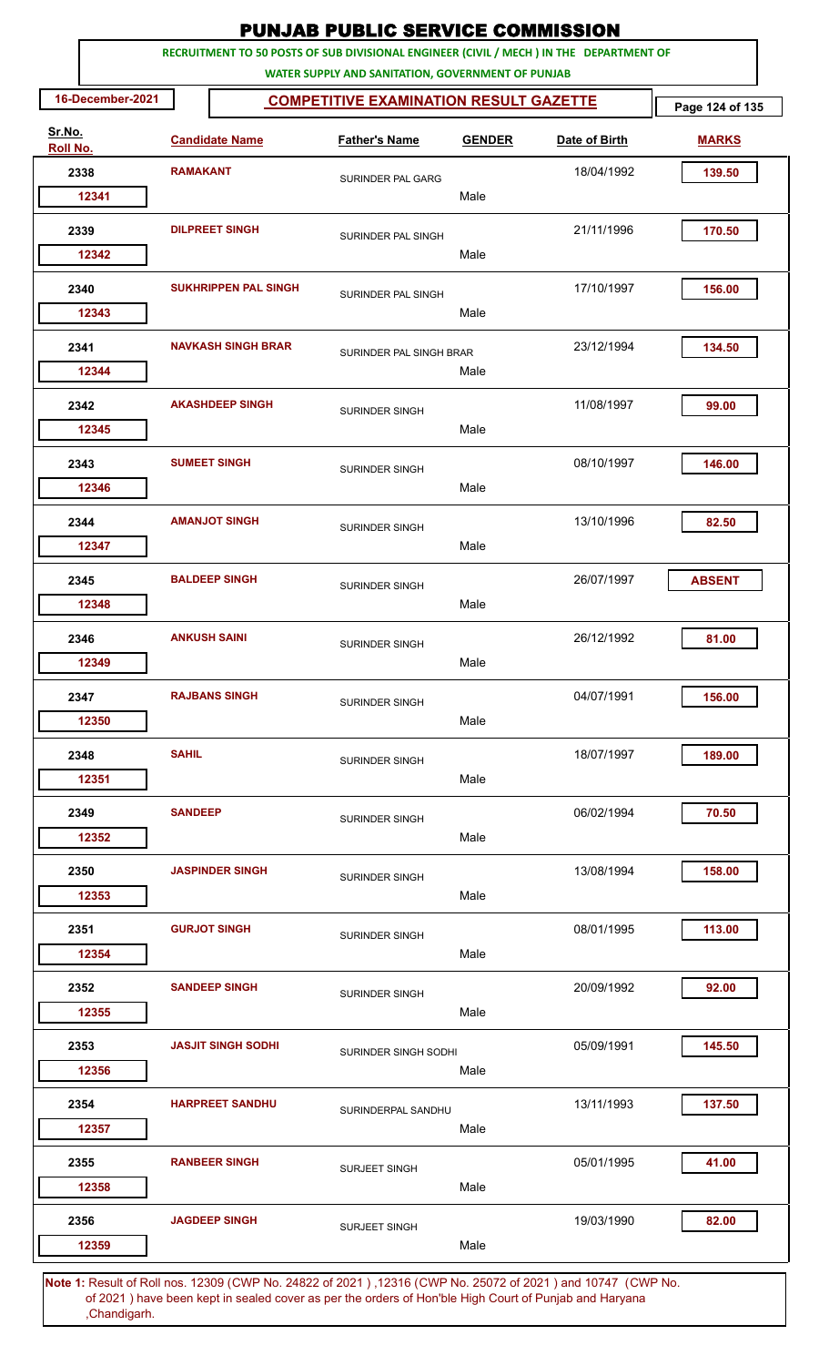# PUNJAB PUBLIC SERVICE COMMISSION

**RECRUITMENT TO 50 POSTS OF SUB DIVISIONAL ENGINEER (CIVIL / MECH ) IN THE DEPARTMENT OF WATER SUPPLY AND SANITATION, GOVERNMENT OF PUNJAB**

**16-December-2021**

**COMPETITIVE EXAMINATION RESULT GAZETTE**

| Sr.No. | Roll No. | Candidate Name | Father's Name | GENDER | Date of Birth | MARKS |
|---|---|---|---|---|---|---|
| 2338 | 12341 | RAMAKANT | SURINDER PAL GARG | Male | 18/04/1992 | 139.50 |
| 2339 | 12342 | DILPREET SINGH | SURINDER PAL SINGH | Male | 21/11/1996 | 170.50 |
| 2340 | 12343 | SUKHRIPPEN PAL SINGH | SURINDER PAL SINGH | Male | 17/10/1997 | 156.00 |
| 2341 | 12344 | NAVKASH SINGH BRAR | SURINDER PAL SINGH BRAR | Male | 23/12/1994 | 134.50 |
| 2342 | 12345 | AKASHDEEP SINGH | SURINDER SINGH | Male | 11/08/1997 | 99.00 |
| 2343 | 12346 | SUMEET SINGH | SURINDER SINGH | Male | 08/10/1997 | 146.00 |
| 2344 | 12347 | AMANJOT SINGH | SURINDER SINGH | Male | 13/10/1996 | 82.50 |
| 2345 | 12348 | BALDEEP SINGH | SURINDER SINGH | Male | 26/07/1997 | ABSENT |
| 2346 | 12349 | ANKUSH SAINI | SURINDER SINGH | Male | 26/12/1992 | 81.00 |
| 2347 | 12350 | RAJBANS SINGH | SURINDER SINGH | Male | 04/07/1991 | 156.00 |
| 2348 | 12351 | SAHIL | SURINDER SINGH | Male | 18/07/1997 | 189.00 |
| 2349 | 12352 | SANDEEP | SURINDER SINGH | Male | 06/02/1994 | 70.50 |
| 2350 | 12353 | JASPINDER SINGH | SURINDER SINGH | Male | 13/08/1994 | 158.00 |
| 2351 | 12354 | GURJOT SINGH | SURINDER SINGH | Male | 08/01/1995 | 113.00 |
| 2352 | 12355 | SANDEEP SINGH | SURINDER SINGH | Male | 20/09/1992 | 92.00 |
| 2353 | 12356 | JASJIT SINGH SODHI | SURINDER SINGH SODHI | Male | 05/09/1991 | 145.50 |
| 2354 | 12357 | HARPREET SANDHU | SURINDERPAL SANDHU | Male | 13/11/1993 | 137.50 |
| 2355 | 12358 | RANBEER SINGH | SURJEET SINGH | Male | 05/01/1995 | 41.00 |
| 2356 | 12359 | JAGDEEP SINGH | SURJEET SINGH | Male | 19/03/1990 | 82.00 |

**Note 1:** Result of Roll nos. 12309 (CWP No. 24822 of 2021 ) ,12316 (CWP No. 25072 of 2021 ) and 10747 (CWP No. of 2021 ) have been kept in sealed cover as per the orders of Hon'ble High Court of Punjab and Haryana ,Chandigarh.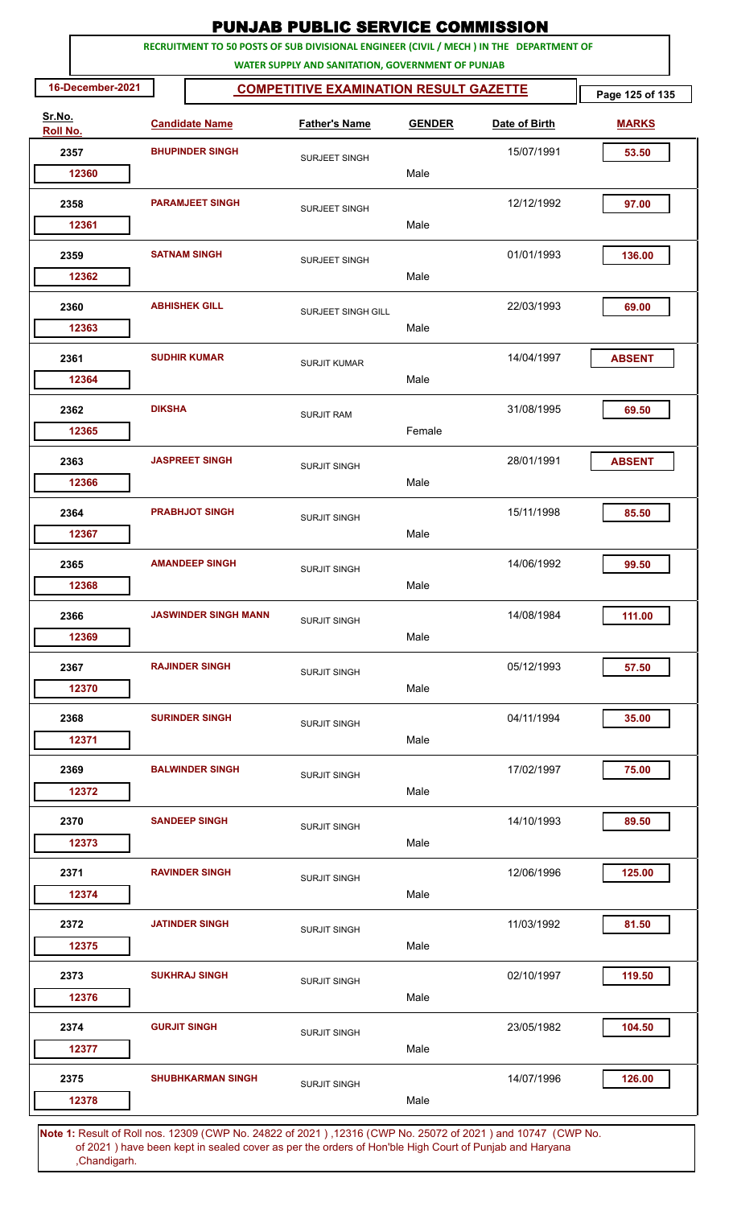# PUNJAB PUBLIC SERVICE COMMISSION

**RECRUITMENT TO 50 POSTS OF SUB DIVISIONAL ENGINEER (CIVIL / MECH ) IN THE DEPARTMENT OF WATER SUPPLY AND SANITATION, GOVERNMENT OF PUNJAB**

**16-December-2021**

**COMPETITIVE EXAMINATION RESULT GAZETTE**

| Sr.No. / Roll No. | Candidate Name | Father's Name | GENDER | Date of Birth | MARKS |
|---|---|---|---|---|---|
| 2357 / 12360 | BHUPINDER SINGH | SURJEET SINGH | Male | 15/07/1991 | 53.50 |
| 2358 / 12361 | PARAMJEET SINGH | SURJEET SINGH | Male | 12/12/1992 | 97.00 |
| 2359 / 12362 | SATNAM SINGH | SURJEET SINGH | Male | 01/01/1993 | 136.00 |
| 2360 / 12363 | ABHISHEK GILL | SURJEET SINGH GILL | Male | 22/03/1993 | 69.00 |
| 2361 / 12364 | SUDHIR KUMAR | SURJIT KUMAR | Male | 14/04/1997 | ABSENT |
| 2362 / 12365 | DIKSHA | SURJIT RAM | Female | 31/08/1995 | 69.50 |
| 2363 / 12366 | JASPREET SINGH | SURJIT SINGH | Male | 28/01/1991 | ABSENT |
| 2364 / 12367 | PRABHJOT SINGH | SURJIT SINGH | Male | 15/11/1998 | 85.50 |
| 2365 / 12368 | AMANDEEP SINGH | SURJIT SINGH | Male | 14/06/1992 | 99.50 |
| 2366 / 12369 | JASWINDER SINGH MANN | SURJIT SINGH | Male | 14/08/1984 | 111.00 |
| 2367 / 12370 | RAJINDER SINGH | SURJIT SINGH | Male | 05/12/1993 | 57.50 |
| 2368 / 12371 | SURINDER SINGH | SURJIT SINGH | Male | 04/11/1994 | 35.00 |
| 2369 / 12372 | BALWINDER SINGH | SURJIT SINGH | Male | 17/02/1997 | 75.00 |
| 2370 / 12373 | SANDEEP SINGH | SURJIT SINGH | Male | 14/10/1993 | 89.50 |
| 2371 / 12374 | RAVINDER SINGH | SURJIT SINGH | Male | 12/06/1996 | 125.00 |
| 2372 / 12375 | JATINDER SINGH | SURJIT SINGH | Male | 11/03/1992 | 81.50 |
| 2373 / 12376 | SUKHRAJ SINGH | SURJIT SINGH | Male | 02/10/1997 | 119.50 |
| 2374 / 12377 | GURJIT SINGH | SURJIT SINGH | Male | 23/05/1982 | 104.50 |
| 2375 / 12378 | SHUBHKARMAN SINGH | SURJIT SINGH | Male | 14/07/1996 | 126.00 |

**Note 1:** Result of Roll nos. 12309 (CWP No. 24822 of 2021 ) ,12316 (CWP No. 25072 of 2021 ) and 10747 (CWP No. of 2021 ) have been kept in sealed cover as per the orders of Hon'ble High Court of Punjab and Haryana ,Chandigarh.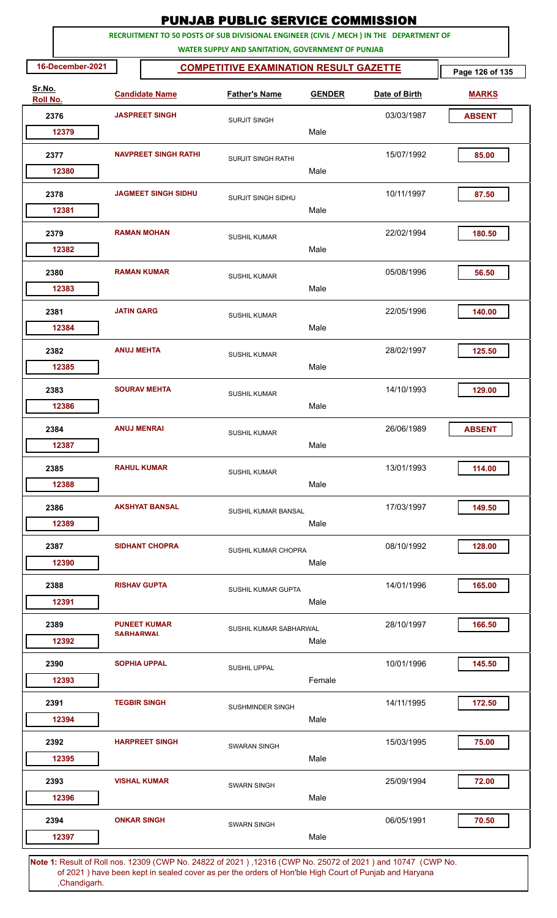# PUNJAB PUBLIC SERVICE COMMISSION

**RECRUITMENT TO 50 POSTS OF SUB DIVISIONAL ENGINEER (CIVIL / MECH ) IN THE DEPARTMENT OF WATER SUPPLY AND SANITATION, GOVERNMENT OF PUNJAB**

**16-December-2021**

**COMPETITIVE EXAMINATION RESULT GAZETTE**

| Sr.No. | Roll No. | Candidate Name | Father's Name | GENDER | Date of Birth | MARKS |
|---|---|---|---|---|---|---|
| 2376 | 12379 | JASPREET SINGH | SURJIT SINGH | Male | 03/03/1987 | ABSENT |
| 2377 | 12380 | NAVPREET SINGH RATHI | SURJIT SINGH RATHI | Male | 15/07/1992 | 85.00 |
| 2378 | 12381 | JAGMEET SINGH SIDHU | SURJIT SINGH SIDHU | Male | 10/11/1997 | 87.50 |
| 2379 | 12382 | RAMAN MOHAN | SUSHIL KUMAR | Male | 22/02/1994 | 180.50 |
| 2380 | 12383 | RAMAN KUMAR | SUSHIL KUMAR | Male | 05/08/1996 | 56.50 |
| 2381 | 12384 | JATIN GARG | SUSHIL KUMAR | Male | 22/05/1996 | 140.00 |
| 2382 | 12385 | ANUJ MEHTA | SUSHIL KUMAR | Male | 28/02/1997 | 125.50 |
| 2383 | 12386 | SOURAV MEHTA | SUSHIL KUMAR | Male | 14/10/1993 | 129.00 |
| 2384 | 12387 | ANUJ MENRAI | SUSHIL KUMAR | Male | 26/06/1989 | ABSENT |
| 2385 | 12388 | RAHUL KUMAR | SUSHIL KUMAR | Male | 13/01/1993 | 114.00 |
| 2386 | 12389 | AKSHYAT BANSAL | SUSHIL KUMAR BANSAL | Male | 17/03/1997 | 149.50 |
| 2387 | 12390 | SIDHANT CHOPRA | SUSHIL KUMAR CHOPRA | Male | 08/10/1992 | 128.00 |
| 2388 | 12391 | RISHAV GUPTA | SUSHIL KUMAR GUPTA | Male | 14/01/1996 | 165.00 |
| 2389 | 12392 | PUNEET KUMAR SABHARWAL | SUSHIL KUMAR SABHARWAL | Male | 28/10/1997 | 166.50 |
| 2390 | 12393 | SOPHIA UPPAL | SUSHIL UPPAL | Female | 10/01/1996 | 145.50 |
| 2391 | 12394 | TEGBIR SINGH | SUSHMINDER SINGH | Male | 14/11/1995 | 172.50 |
| 2392 | 12395 | HARPREET SINGH | SWARAN SINGH | Male | 15/03/1995 | 75.00 |
| 2393 | 12396 | VISHAL KUMAR | SWARN SINGH | Male | 25/09/1994 | 72.00 |
| 2394 | 12397 | ONKAR SINGH | SWARN SINGH | Male | 06/05/1991 | 70.50 |

**Note 1:** Result of Roll nos. 12309 (CWP No. 24822 of 2021 ) ,12316 (CWP No. 25072 of 2021 ) and 10747 (CWP No. of 2021 ) have been kept in sealed cover as per the orders of Hon'ble High Court of Punjab and Haryana ,Chandigarh.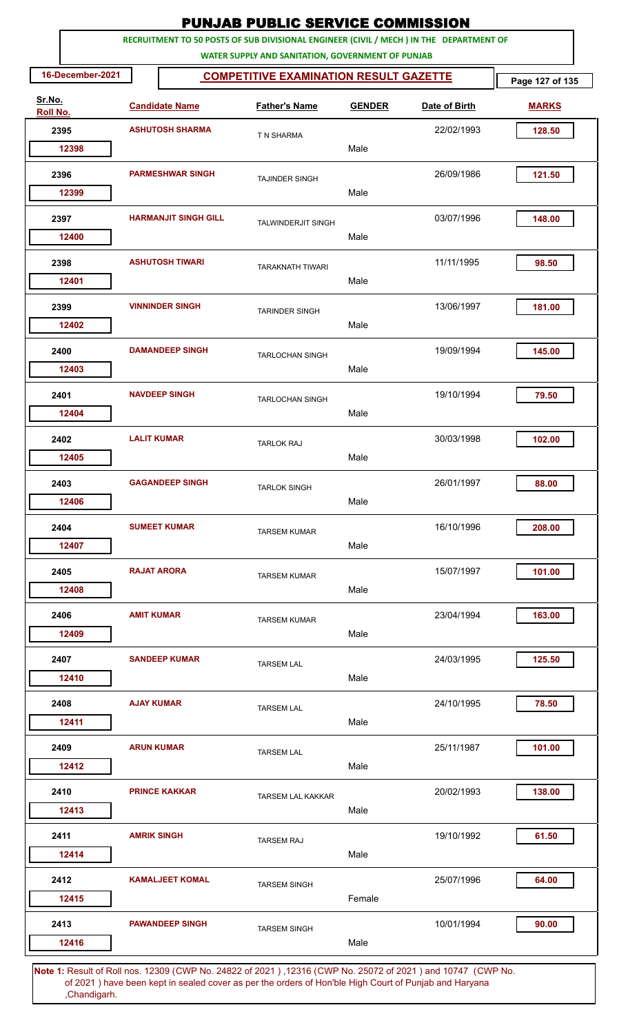# PUNJAB PUBLIC SERVICE COMMISSION

**RECRUITMENT TO 50 POSTS OF SUB DIVISIONAL ENGINEER (CIVIL / MECH ) IN THE DEPARTMENT OF WATER SUPPLY AND SANITATION, GOVERNMENT OF PUNJAB**

**16-December-2021**

## COMPETITIVE EXAMINATION RESULT GAZETTE

| Sr.No. | Roll No. | Candidate Name | Father's Name | Gender | Date of Birth | Marks |
|---|---|---|---|---|---|---|
| 2395 | 12398 | ASHUTOSH SHARMA | T N SHARMA | Male | 22/02/1993 | 128.50 |
| 2396 | 12399 | PARMESHWAR SINGH | TAJINDER SINGH | Male | 26/09/1986 | 121.50 |
| 2397 | 12400 | HARMANJIT SINGH GILL | TALWINDERJIT SINGH | Male | 03/07/1996 | 148.00 |
| 2398 | 12401 | ASHUTOSH TIWARI | TARAKNATH TIWARI | Male | 11/11/1995 | 98.50 |
| 2399 | 12402 | VINNINDER SINGH | TARINDER SINGH | Male | 13/06/1997 | 181.00 |
| 2400 | 12403 | DAMANDEEP SINGH | TARLOCHAN SINGH | Male | 19/09/1994 | 145.00 |
| 2401 | 12404 | NAVDEEP SINGH | TARLOCHAN SINGH | Male | 19/10/1994 | 79.50 |
| 2402 | 12405 | LALIT KUMAR | TARLOK RAJ | Male | 30/03/1998 | 102.00 |
| 2403 | 12406 | GAGANDEEP SINGH | TARLOK SINGH | Male | 26/01/1997 | 88.00 |
| 2404 | 12407 | SUMEET KUMAR | TARSEM KUMAR | Male | 16/10/1996 | 208.00 |
| 2405 | 12408 | RAJAT ARORA | TARSEM KUMAR | Male | 15/07/1997 | 101.00 |
| 2406 | 12409 | AMIT KUMAR | TARSEM KUMAR | Male | 23/04/1994 | 163.00 |
| 2407 | 12410 | SANDEEP KUMAR | TARSEM LAL | Male | 24/03/1995 | 125.50 |
| 2408 | 12411 | AJAY KUMAR | TARSEM LAL | Male | 24/10/1995 | 78.50 |
| 2409 | 12412 | ARUN KUMAR | TARSEM LAL | Male | 25/11/1987 | 101.00 |
| 2410 | 12413 | PRINCE KAKKAR | TARSEM LAL KAKKAR | Male | 20/02/1993 | 138.00 |
| 2411 | 12414 | AMRIK SINGH | TARSEM RAJ | Male | 19/10/1992 | 61.50 |
| 2412 | 12415 | KAMALJEET KOMAL | TARSEM SINGH | Female | 25/07/1996 | 64.00 |
| 2413 | 12416 | PAWANDEEP SINGH | TARSEM SINGH | Male | 10/01/1994 | 90.00 |

**Note 1:** Result of Roll nos. 12309 (CWP No. 24822 of 2021 ) ,12316 (CWP No. 25072 of 2021 ) and 10747 (CWP No. of 2021 ) have been kept in sealed cover as per the orders of Hon'ble High Court of Punjab and Haryana ,Chandigarh.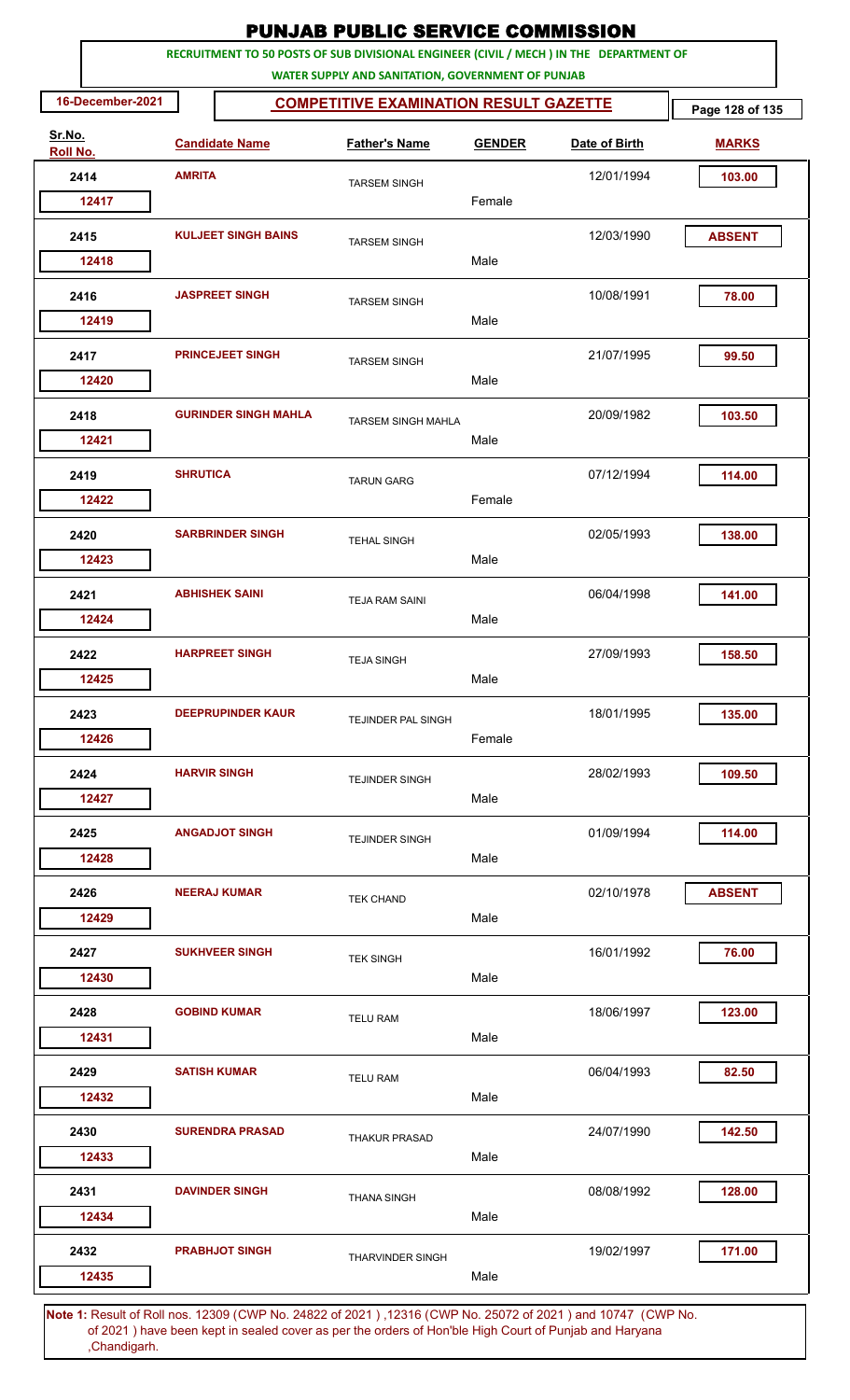# PUNJAB PUBLIC SERVICE COMMISSION

**RECRUITMENT TO 50 POSTS OF SUB DIVISIONAL ENGINEER (CIVIL / MECH ) IN THE DEPARTMENT OF WATER SUPPLY AND SANITATION, GOVERNMENT OF PUNJAB**

**16-December-2021** | **COMPETITIVE EXAMINATION RESULT GAZETTE**

| Sr.No. | Roll No. | Candidate Name | Father's Name | GENDER | Date of Birth | MARKS |
|---|---|---|---|---|---|---|
| 2414 | 12417 | AMRITA | TARSEM SINGH | Female | 12/01/1994 | 103.00 |
| 2415 | 12418 | KULJEET SINGH BAINS | TARSEM SINGH | Male | 12/03/1990 | ABSENT |
| 2416 | 12419 | JASPREET SINGH | TARSEM SINGH | Male | 10/08/1991 | 78.00 |
| 2417 | 12420 | PRINCEJEET SINGH | TARSEM SINGH | Male | 21/07/1995 | 99.50 |
| 2418 | 12421 | GURINDER SINGH MAHLA | TARSEM SINGH MAHLA | Male | 20/09/1982 | 103.50 |
| 2419 | 12422 | SHRUTICA | TARUN GARG | Female | 07/12/1994 | 114.00 |
| 2420 | 12423 | SARBRINDER SINGH | TEHAL SINGH | Male | 02/05/1993 | 138.00 |
| 2421 | 12424 | ABHISHEK SAINI | TEJA RAM SAINI | Male | 06/04/1998 | 141.00 |
| 2422 | 12425 | HARPREET SINGH | TEJA SINGH | Male | 27/09/1993 | 158.50 |
| 2423 | 12426 | DEEPRUPINDER KAUR | TEJINDER PAL SINGH | Female | 18/01/1995 | 135.00 |
| 2424 | 12427 | HARVIR SINGH | TEJINDER SINGH | Male | 28/02/1993 | 109.50 |
| 2425 | 12428 | ANGADJOT SINGH | TEJINDER SINGH | Male | 01/09/1994 | 114.00 |
| 2426 | 12429 | NEERAJ KUMAR | TEK CHAND | Male | 02/10/1978 | ABSENT |
| 2427 | 12430 | SUKHVEER SINGH | TEK SINGH | Male | 16/01/1992 | 76.00 |
| 2428 | 12431 | GOBIND KUMAR | TELU RAM | Male | 18/06/1997 | 123.00 |
| 2429 | 12432 | SATISH KUMAR | TELU RAM | Male | 06/04/1993 | 82.50 |
| 2430 | 12433 | SURENDRA PRASAD | THAKUR PRASAD | Male | 24/07/1990 | 142.50 |
| 2431 | 12434 | DAVINDER SINGH | THANA SINGH | Male | 08/08/1992 | 128.00 |
| 2432 | 12435 | PRABHJOT SINGH | THARVINDER SINGH | Male | 19/02/1997 | 171.00 |

**Note 1:** Result of Roll nos. 12309 (CWP No. 24822 of 2021 ) ,12316 (CWP No. 25072 of 2021 ) and 10747 (CWP No. of 2021 ) have been kept in sealed cover as per the orders of Hon'ble High Court of Punjab and Haryana ,Chandigarh.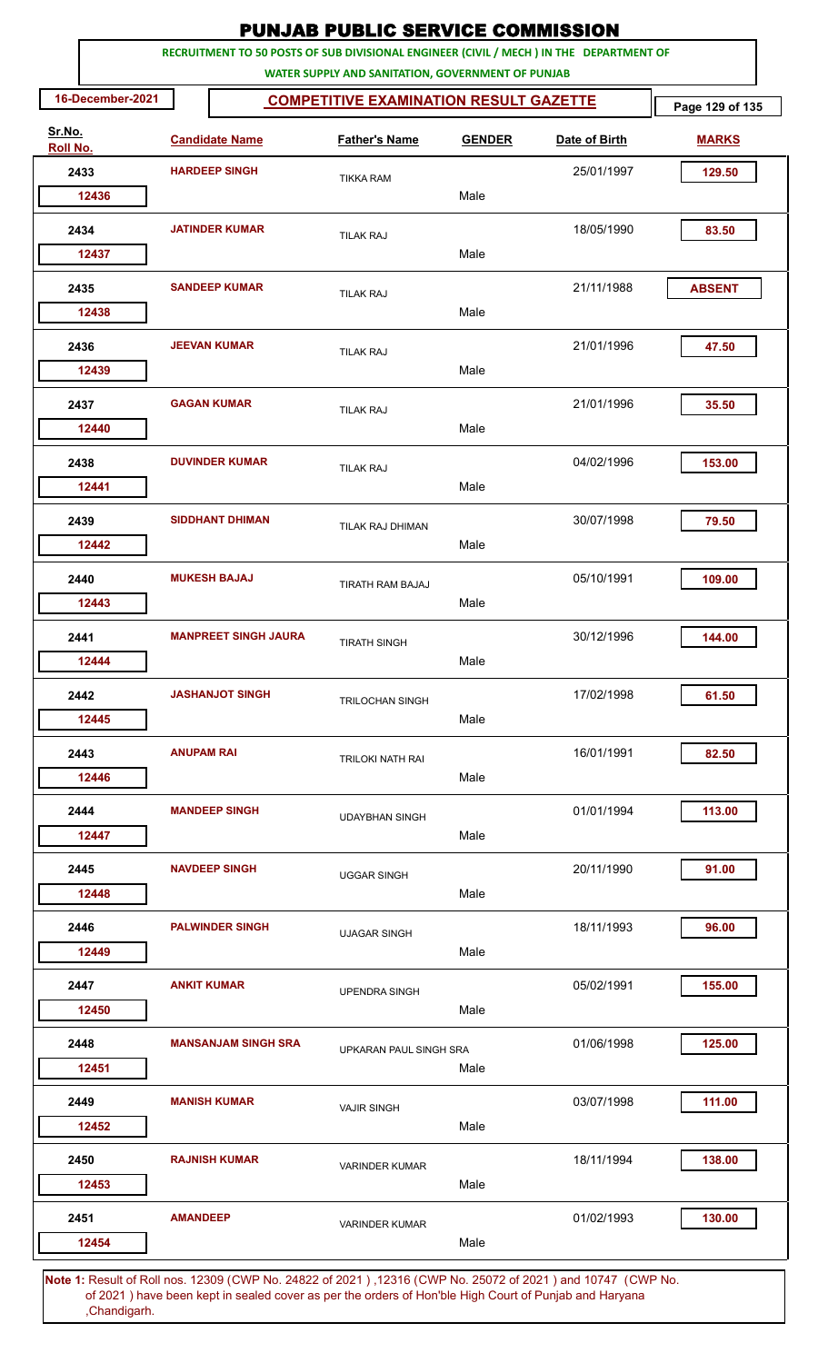# PUNJAB PUBLIC SERVICE COMMISSION

**RECRUITMENT TO 50 POSTS OF SUB DIVISIONAL ENGINEER (CIVIL / MECH ) IN THE DEPARTMENT OF WATER SUPPLY AND SANITATION, GOVERNMENT OF PUNJAB**

**16-December-2021** | **COMPETITIVE EXAMINATION RESULT GAZETTE**

| Sr.No. | Roll No. | Candidate Name | Father's Name | Gender | Date of Birth | Marks |
|---|---|---|---|---|---|---|
| 2433 | 12436 | HARDEEP SINGH | TIKKA RAM | Male | 25/01/1997 | 129.50 |
| 2434 | 12437 | JATINDER KUMAR | TILAK RAJ | Male | 18/05/1990 | 83.50 |
| 2435 | 12438 | SANDEEP KUMAR | TILAK RAJ | Male | 21/11/1988 | ABSENT |
| 2436 | 12439 | JEEVAN KUMAR | TILAK RAJ | Male | 21/01/1996 | 47.50 |
| 2437 | 12440 | GAGAN KUMAR | TILAK RAJ | Male | 21/01/1996 | 35.50 |
| 2438 | 12441 | DUVINDER KUMAR | TILAK RAJ | Male | 04/02/1996 | 153.00 |
| 2439 | 12442 | SIDDHANT DHIMAN | TILAK RAJ DHIMAN | Male | 30/07/1998 | 79.50 |
| 2440 | 12443 | MUKESH BAJAJ | TIRATH RAM BAJAJ | Male | 05/10/1991 | 109.00 |
| 2441 | 12444 | MANPREET SINGH JAURA | TIRATH SINGH | Male | 30/12/1996 | 144.00 |
| 2442 | 12445 | JASHANJOT SINGH | TRILOCHAN SINGH | Male | 17/02/1998 | 61.50 |
| 2443 | 12446 | ANUPAM RAI | TRILOKI NATH RAI | Male | 16/01/1991 | 82.50 |
| 2444 | 12447 | MANDEEP SINGH | UDAYBHAN SINGH | Male | 01/01/1994 | 113.00 |
| 2445 | 12448 | NAVDEEP SINGH | UGGAR SINGH | Male | 20/11/1990 | 91.00 |
| 2446 | 12449 | PALWINDER SINGH | UJAGAR SINGH | Male | 18/11/1993 | 96.00 |
| 2447 | 12450 | ANKIT KUMAR | UPENDRA SINGH | Male | 05/02/1991 | 155.00 |
| 2448 | 12451 | MANSANJAM SINGH SRA | UPKARAN PAUL SINGH SRA | Male | 01/06/1998 | 125.00 |
| 2449 | 12452 | MANISH KUMAR | VAJIR SINGH | Male | 03/07/1998 | 111.00 |
| 2450 | 12453 | RAJNISH KUMAR | VARINDER KUMAR | Male | 18/11/1994 | 138.00 |
| 2451 | 12454 | AMANDEEP | VARINDER KUMAR | Male | 01/02/1993 | 130.00 |

**Note 1:** Result of Roll nos. 12309 (CWP No. 24822 of 2021 ) ,12316 (CWP No. 25072 of 2021 ) and 10747 (CWP No. of 2021 ) have been kept in sealed cover as per the orders of Hon'ble High Court of Punjab and Haryana ,Chandigarh.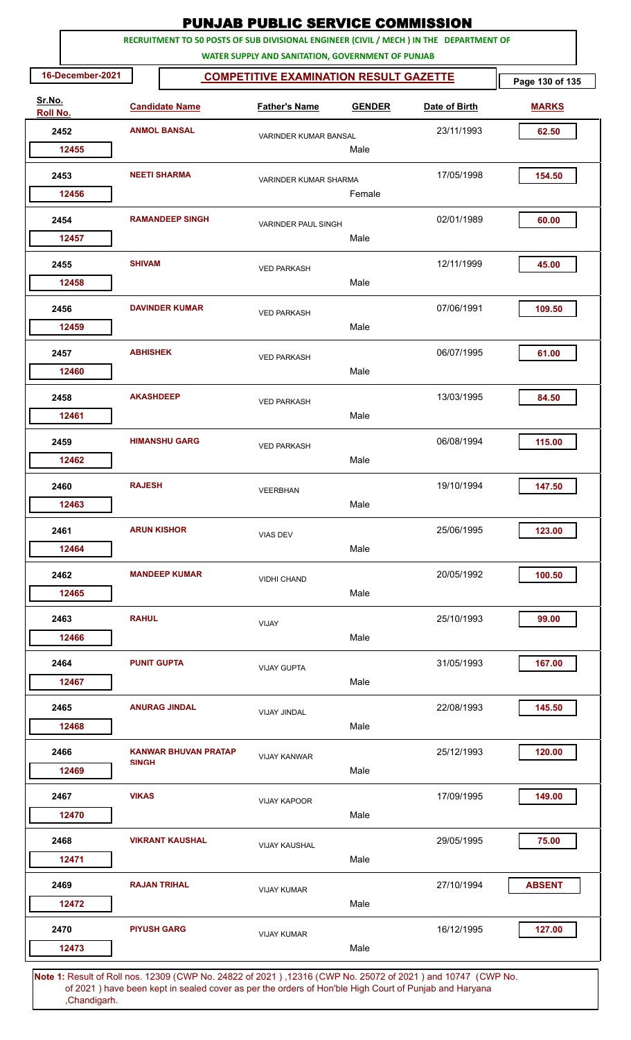# PUNJAB PUBLIC SERVICE COMMISSION

**RECRUITMENT TO 50 POSTS OF SUB DIVISIONAL ENGINEER (CIVIL / MECH ) IN THE DEPARTMENT OF WATER SUPPLY AND SANITATION, GOVERNMENT OF PUNJAB**

**16-December-2021**

**COMPETITIVE EXAMINATION RESULT GAZETTE**

| Sr.No. | Roll No. | Candidate Name | Father's Name | GENDER | Date of Birth | MARKS |
|---|---|---|---|---|---|---|
| 2452 | 12455 | ANMOL BANSAL | VARINDER KUMAR BANSAL | Male | 23/11/1993 | 62.50 |
| 2453 | 12456 | NEETI SHARMA | VARINDER KUMAR SHARMA | Female | 17/05/1998 | 154.50 |
| 2454 | 12457 | RAMANDEEP SINGH | VARINDER PAUL SINGH | Male | 02/01/1989 | 60.00 |
| 2455 | 12458 | SHIVAM | VED PARKASH | Male | 12/11/1999 | 45.00 |
| 2456 | 12459 | DAVINDER KUMAR | VED PARKASH | Male | 07/06/1991 | 109.50 |
| 2457 | 12460 | ABHISHEK | VED PARKASH | Male | 06/07/1995 | 61.00 |
| 2458 | 12461 | AKASHDEEP | VED PARKASH | Male | 13/03/1995 | 84.50 |
| 2459 | 12462 | HIMANSHU GARG | VED PARKASH | Male | 06/08/1994 | 115.00 |
| 2460 | 12463 | RAJESH | VEERBHAN | Male | 19/10/1994 | 147.50 |
| 2461 | 12464 | ARUN KISHOR | VIAS DEV | Male | 25/06/1995 | 123.00 |
| 2462 | 12465 | MANDEEP KUMAR | VIDHI CHAND | Male | 20/05/1992 | 100.50 |
| 2463 | 12466 | RAHUL | VIJAY | Male | 25/10/1993 | 99.00 |
| 2464 | 12467 | PUNIT GUPTA | VIJAY GUPTA | Male | 31/05/1993 | 167.00 |
| 2465 | 12468 | ANURAG JINDAL | VIJAY JINDAL | Male | 22/08/1993 | 145.50 |
| 2466 | 12469 | KANWAR BHUVAN PRATAP SINGH | VIJAY KANWAR | Male | 25/12/1993 | 120.00 |
| 2467 | 12470 | VIKAS | VIJAY KAPOOR | Male | 17/09/1995 | 149.00 |
| 2468 | 12471 | VIKRANT KAUSHAL | VIJAY KAUSHAL | Male | 29/05/1995 | 75.00 |
| 2469 | 12472 | RAJAN TRIHAL | VIJAY KUMAR | Male | 27/10/1994 | ABSENT |
| 2470 | 12473 | PIYUSH GARG | VIJAY KUMAR | Male | 16/12/1995 | 127.00 |

**Note 1:** Result of Roll nos. 12309 (CWP No. 24822 of 2021 ) ,12316 (CWP No. 25072 of 2021 ) and 10747 (CWP No. of 2021 ) have been kept in sealed cover as per the orders of Hon'ble High Court of Punjab and Haryana ,Chandigarh.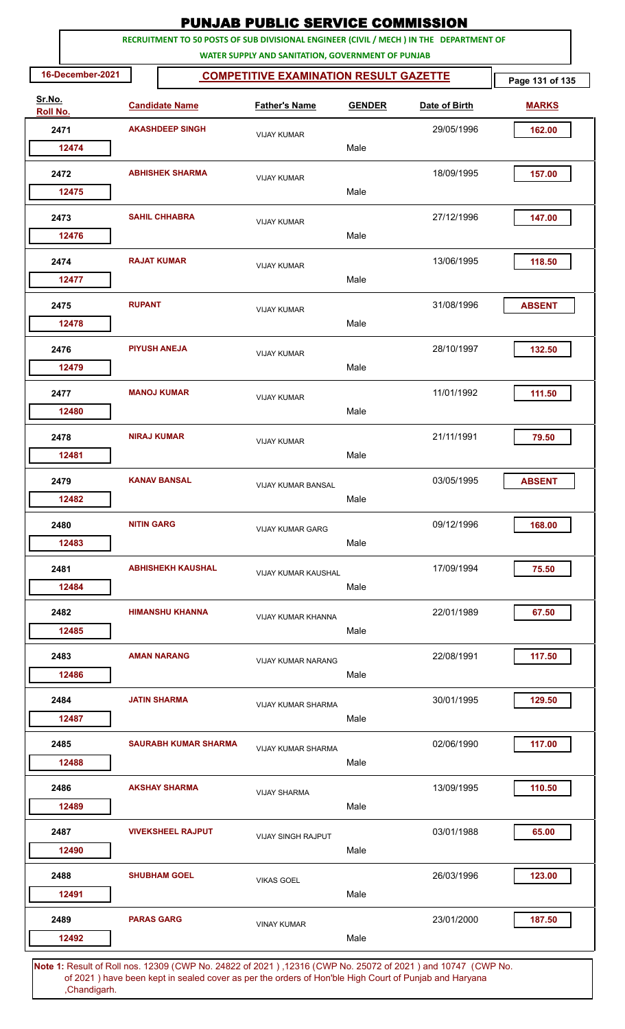# PUNJAB PUBLIC SERVICE COMMISSION

**RECRUITMENT TO 50 POSTS OF SUB DIVISIONAL ENGINEER (CIVIL / MECH ) IN THE DEPARTMENT OF WATER SUPPLY AND SANITATION, GOVERNMENT OF PUNJAB**

**16-December-2021** | **COMPETITIVE EXAMINATION RESULT GAZETTE**

| Sr.No. | Roll No. | Candidate Name | Father's Name | GENDER | Date of Birth | MARKS |
|---|---|---|---|---|---|---|
| 2471 | 12474 | AKASHDEEP SINGH | VIJAY KUMAR | Male | 29/05/1996 | 162.00 |
| 2472 | 12475 | ABHISHEK SHARMA | VIJAY KUMAR | Male | 18/09/1995 | 157.00 |
| 2473 | 12476 | SAHIL CHHABRA | VIJAY KUMAR | Male | 27/12/1996 | 147.00 |
| 2474 | 12477 | RAJAT KUMAR | VIJAY KUMAR | Male | 13/06/1995 | 118.50 |
| 2475 | 12478 | RUPANT | VIJAY KUMAR | Male | 31/08/1996 | ABSENT |
| 2476 | 12479 | PIYUSH ANEJA | VIJAY KUMAR | Male | 28/10/1997 | 132.50 |
| 2477 | 12480 | MANOJ KUMAR | VIJAY KUMAR | Male | 11/01/1992 | 111.50 |
| 2478 | 12481 | NIRAJ KUMAR | VIJAY KUMAR | Male | 21/11/1991 | 79.50 |
| 2479 | 12482 | KANAV BANSAL | VIJAY KUMAR BANSAL | Male | 03/05/1995 | ABSENT |
| 2480 | 12483 | NITIN GARG | VIJAY KUMAR GARG | Male | 09/12/1996 | 168.00 |
| 2481 | 12484 | ABHISHEKH KAUSHAL | VIJAY KUMAR KAUSHAL | Male | 17/09/1994 | 75.50 |
| 2482 | 12485 | HIMANSHU KHANNA | VIJAY KUMAR KHANNA | Male | 22/01/1989 | 67.50 |
| 2483 | 12486 | AMAN NARANG | VIJAY KUMAR NARANG | Male | 22/08/1991 | 117.50 |
| 2484 | 12487 | JATIN SHARMA | VIJAY KUMAR SHARMA | Male | 30/01/1995 | 129.50 |
| 2485 | 12488 | SAURABH KUMAR SHARMA | VIJAY KUMAR SHARMA | Male | 02/06/1990 | 117.00 |
| 2486 | 12489 | AKSHAY SHARMA | VIJAY SHARMA | Male | 13/09/1995 | 110.50 |
| 2487 | 12490 | VIVEKSHEEL RAJPUT | VIJAY SINGH RAJPUT | Male | 03/01/1988 | 65.00 |
| 2488 | 12491 | SHUBHAM GOEL | VIKAS GOEL | Male | 26/03/1996 | 123.00 |
| 2489 | 12492 | PARAS GARG | VINAY KUMAR | Male | 23/01/2000 | 187.50 |

**Note 1:** Result of Roll nos. 12309 (CWP No. 24822 of 2021 ) ,12316 (CWP No. 25072 of 2021 ) and 10747 (CWP No. of 2021 ) have been kept in sealed cover as per the orders of Hon'ble High Court of Punjab and Haryana ,Chandigarh.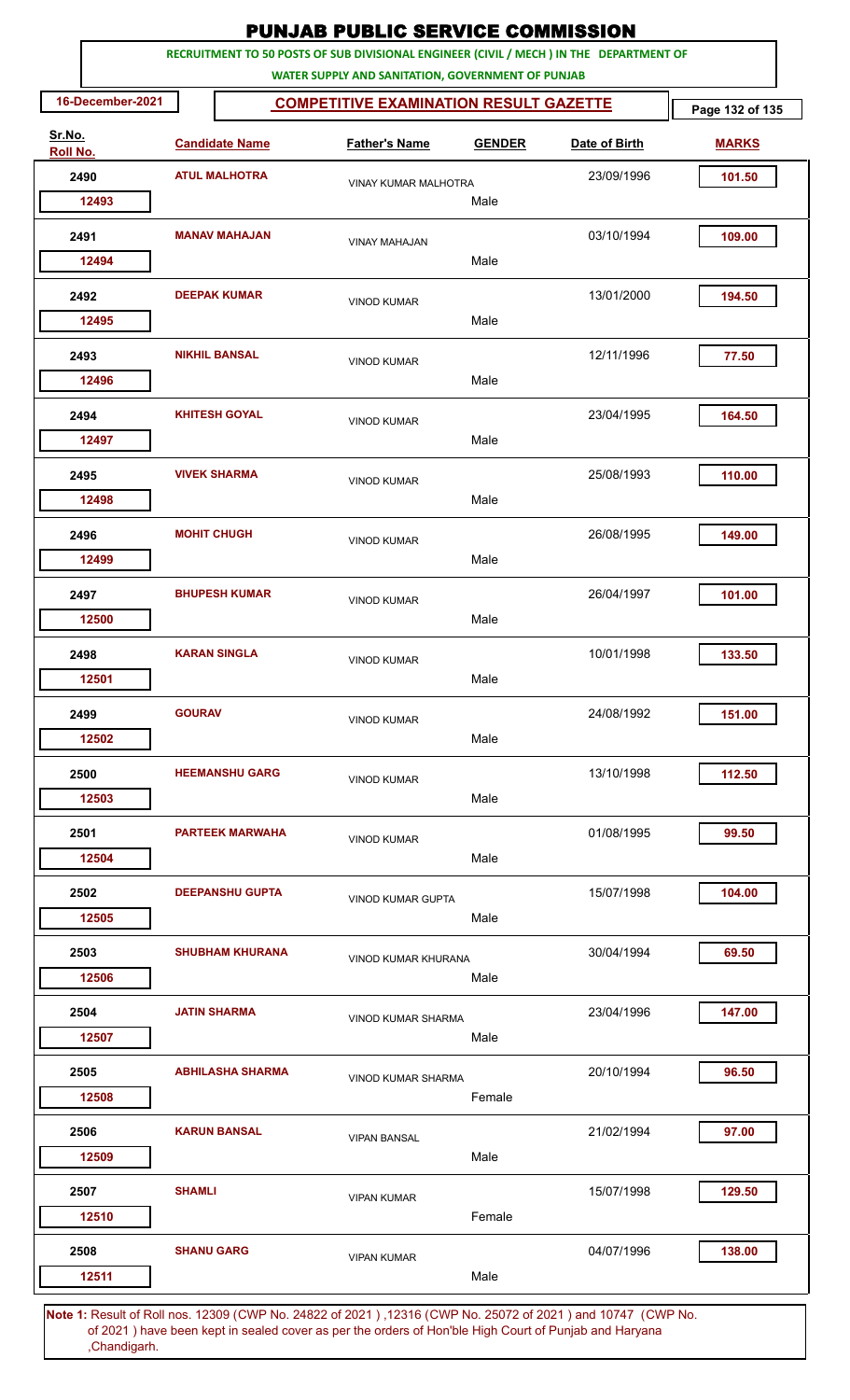# PUNJAB PUBLIC SERVICE COMMISSION

**RECRUITMENT TO 50 POSTS OF SUB DIVISIONAL ENGINEER (CIVIL / MECH ) IN THE DEPARTMENT OF WATER SUPPLY AND SANITATION, GOVERNMENT OF PUNJAB**

**16-December-2021** | **COMPETITIVE EXAMINATION RESULT GAZETTE**

| Sr.No. | Roll No. | Candidate Name | Father's Name | GENDER | Date of Birth | MARKS |
|---|---|---|---|---|---|---|
| 2490 | 12493 | ATUL MALHOTRA | VINAY KUMAR MALHOTRA | Male | 23/09/1996 | 101.50 |
| 2491 | 12494 | MANAV MAHAJAN | VINAY MAHAJAN | Male | 03/10/1994 | 109.00 |
| 2492 | 12495 | DEEPAK KUMAR | VINOD KUMAR | Male | 13/01/2000 | 194.50 |
| 2493 | 12496 | NIKHIL BANSAL | VINOD KUMAR | Male | 12/11/1996 | 77.50 |
| 2494 | 12497 | KHITESH GOYAL | VINOD KUMAR | Male | 23/04/1995 | 164.50 |
| 2495 | 12498 | VIVEK SHARMA | VINOD KUMAR | Male | 25/08/1993 | 110.00 |
| 2496 | 12499 | MOHIT CHUGH | VINOD KUMAR | Male | 26/08/1995 | 149.00 |
| 2497 | 12500 | BHUPESH KUMAR | VINOD KUMAR | Male | 26/04/1997 | 101.00 |
| 2498 | 12501 | KARAN SINGLA | VINOD KUMAR | Male | 10/01/1998 | 133.50 |
| 2499 | 12502 | GOURAV | VINOD KUMAR | Male | 24/08/1992 | 151.00 |
| 2500 | 12503 | HEEMANSHU GARG | VINOD KUMAR | Male | 13/10/1998 | 112.50 |
| 2501 | 12504 | PARTEEK MARWAHA | VINOD KUMAR | Male | 01/08/1995 | 99.50 |
| 2502 | 12505 | DEEPANSHU GUPTA | VINOD KUMAR GUPTA | Male | 15/07/1998 | 104.00 |
| 2503 | 12506 | SHUBHAM KHURANA | VINOD KUMAR KHURANA | Male | 30/04/1994 | 69.50 |
| 2504 | 12507 | JATIN SHARMA | VINOD KUMAR SHARMA | Male | 23/04/1996 | 147.00 |
| 2505 | 12508 | ABHILASHA SHARMA | VINOD KUMAR SHARMA | Female | 20/10/1994 | 96.50 |
| 2506 | 12509 | KARUN BANSAL | VIPAN BANSAL | Male | 21/02/1994 | 97.00 |
| 2507 | 12510 | SHAMLI | VIPAN KUMAR | Female | 15/07/1998 | 129.50 |
| 2508 | 12511 | SHANU GARG | VIPAN KUMAR | Male | 04/07/1996 | 138.00 |

**Note 1:** Result of Roll nos. 12309 (CWP No. 24822 of 2021 ) ,12316 (CWP No. 25072 of 2021 ) and 10747 (CWP No. of 2021 ) have been kept in sealed cover as per the orders of Hon'ble High Court of Punjab and Haryana ,Chandigarh.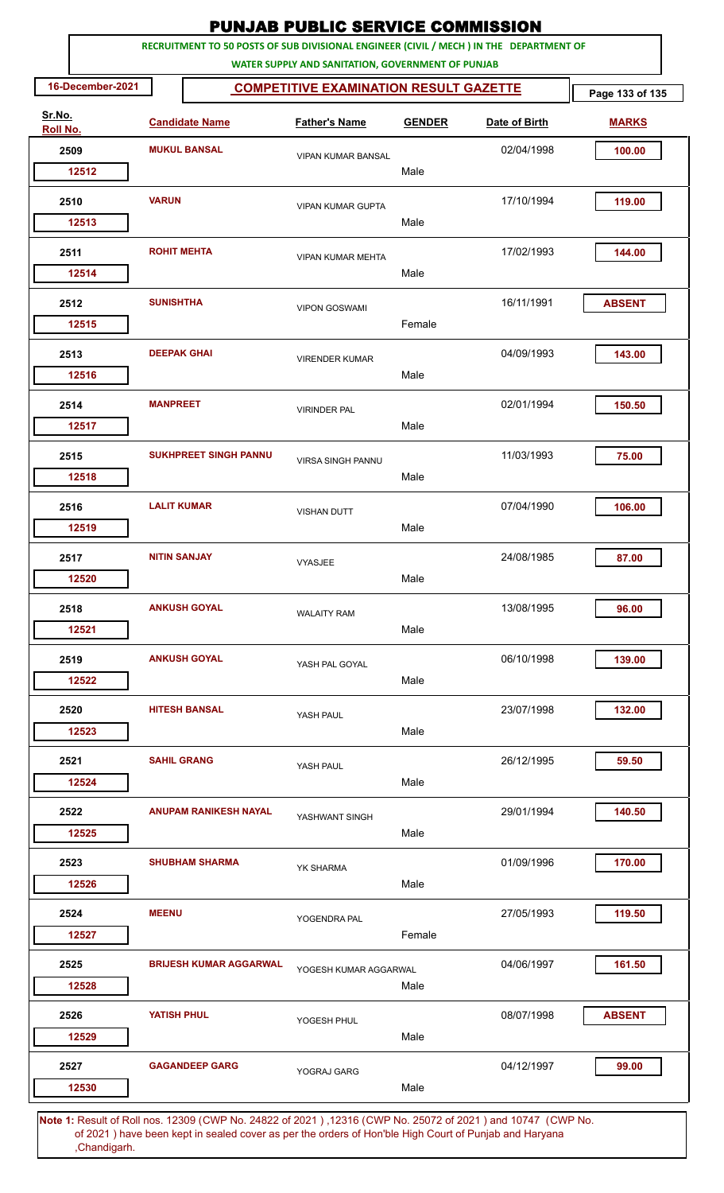# PUNJAB PUBLIC SERVICE COMMISSION

**RECRUITMENT TO 50 POSTS OF SUB DIVISIONAL ENGINEER (CIVIL / MECH ) IN THE DEPARTMENT OF WATER SUPPLY AND SANITATION, GOVERNMENT OF PUNJAB**

**16-December-2021** | **COMPETITIVE EXAMINATION RESULT GAZETTE**

| Sr.No. | Roll No. | Candidate Name | Father's Name | GENDER | Date of Birth | MARKS |
|---|---|---|---|---|---|---|
| 2509 | 12512 | MUKUL BANSAL | VIPAN KUMAR BANSAL | Male | 02/04/1998 | 100.00 |
| 2510 | 12513 | VARUN | VIPAN KUMAR GUPTA | Male | 17/10/1994 | 119.00 |
| 2511 | 12514 | ROHIT MEHTA | VIPAN KUMAR MEHTA | Male | 17/02/1993 | 144.00 |
| 2512 | 12515 | SUNISHTHA | VIPON GOSWAMI | Female | 16/11/1991 | ABSENT |
| 2513 | 12516 | DEEPAK GHAI | VIRENDER KUMAR | Male | 04/09/1993 | 143.00 |
| 2514 | 12517 | MANPREET | VIRINDER PAL | Male | 02/01/1994 | 150.50 |
| 2515 | 12518 | SUKHPREET SINGH PANNU | VIRSA SINGH PANNU | Male | 11/03/1993 | 75.00 |
| 2516 | 12519 | LALIT KUMAR | VISHAN DUTT | Male | 07/04/1990 | 106.00 |
| 2517 | 12520 | NITIN SANJAY | VYASJEE | Male | 24/08/1985 | 87.00 |
| 2518 | 12521 | ANKUSH GOYAL | WALAITY RAM | Male | 13/08/1995 | 96.00 |
| 2519 | 12522 | ANKUSH GOYAL | YASH PAL GOYAL | Male | 06/10/1998 | 139.00 |
| 2520 | 12523 | HITESH BANSAL | YASH PAUL | Male | 23/07/1998 | 132.00 |
| 2521 | 12524 | SAHIL GRANG | YASH PAUL | Male | 26/12/1995 | 59.50 |
| 2522 | 12525 | ANUPAM RANIKESH NAYAL | YASHWANT SINGH | Male | 29/01/1994 | 140.50 |
| 2523 | 12526 | SHUBHAM SHARMA | YK SHARMA | Male | 01/09/1996 | 170.00 |
| 2524 | 12527 | MEENU | YOGENDRA PAL | Female | 27/05/1993 | 119.50 |
| 2525 | 12528 | BRIJESH KUMAR AGGARWAL | YOGESH KUMAR AGGARWAL | Male | 04/06/1997 | 161.50 |
| 2526 | 12529 | YATISH PHUL | YOGESH PHUL | Male | 08/07/1998 | ABSENT |
| 2527 | 12530 | GAGANDEEP GARG | YOGRAJ GARG | Male | 04/12/1997 | 99.00 |

**Note 1:** Result of Roll nos. 12309 (CWP No. 24822 of 2021 ) ,12316 (CWP No. 25072 of 2021 ) and 10747 (CWP No. of 2021 ) have been kept in sealed cover as per the orders of Hon'ble High Court of Punjab and Haryana ,Chandigarh.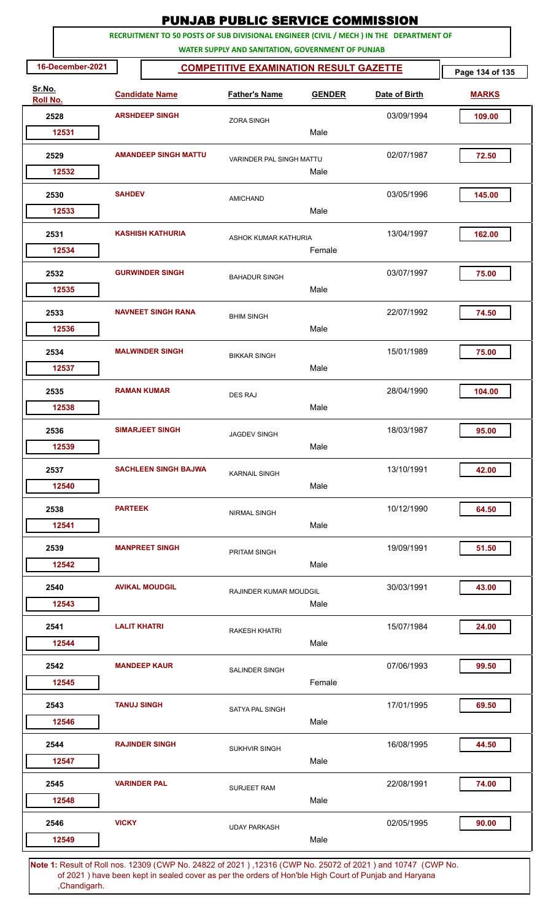# PUNJAB PUBLIC SERVICE COMMISSION

**RECRUITMENT TO 50 POSTS OF SUB DIVISIONAL ENGINEER (CIVIL / MECH ) IN THE DEPARTMENT OF WATER SUPPLY AND SANITATION, GOVERNMENT OF PUNJAB**

16-December-2021

## COMPETITIVE EXAMINATION RESULT GAZETTE

| Sr.No. / Roll No. | Candidate Name | Father's Name | GENDER | Date of Birth | MARKS |
|---|---|---|---|---|---|
| 2528 / 12531 | ARSHDEEP SINGH | ZORA SINGH | Male | 03/09/1994 | 109.00 |
| 2529 / 12532 | AMANDEEP SINGH MATTU | VARINDER PAL SINGH MATTU | Male | 02/07/1987 | 72.50 |
| 2530 / 12533 | SAHDEV | AMICHAND | Male | 03/05/1996 | 145.00 |
| 2531 / 12534 | KASHISH KATHURIA | ASHOK KUMAR KATHURIA | Female | 13/04/1997 | 162.00 |
| 2532 / 12535 | GURWINDER SINGH | BAHADUR SINGH | Male | 03/07/1997 | 75.00 |
| 2533 / 12536 | NAVNEET SINGH RANA | BHIM SINGH | Male | 22/07/1992 | 74.50 |
| 2534 / 12537 | MALWINDER SINGH | BIKKAR SINGH | Male | 15/01/1989 | 75.00 |
| 2535 / 12538 | RAMAN KUMAR | DES RAJ | Male | 28/04/1990 | 104.00 |
| 2536 / 12539 | SIMARJEET SINGH | JAGDEV SINGH | Male | 18/03/1987 | 95.00 |
| 2537 / 12540 | SACHLEEN SINGH BAJWA | KARNAIL SINGH | Male | 13/10/1991 | 42.00 |
| 2538 / 12541 | PARTEEK | NIRMAL SINGH | Male | 10/12/1990 | 64.50 |
| 2539 / 12542 | MANPREET SINGH | PRITAM SINGH | Male | 19/09/1991 | 51.50 |
| 2540 / 12543 | AVIKAL MOUDGIL | RAJINDER KUMAR MOUDGIL | Male | 30/03/1991 | 43.00 |
| 2541 / 12544 | LALIT KHATRI | RAKESH KHATRI | Male | 15/07/1984 | 24.00 |
| 2542 / 12545 | MANDEEP KAUR | SALINDER SINGH | Female | 07/06/1993 | 99.50 |
| 2543 / 12546 | TANUJ SINGH | SATYA PAL SINGH | Male | 17/01/1995 | 69.50 |
| 2544 / 12547 | RAJINDER SINGH | SUKHVIR SINGH | Male | 16/08/1995 | 44.50 |
| 2545 / 12548 | VARINDER PAL | SURJEET RAM | Male | 22/08/1991 | 74.00 |
| 2546 / 12549 | VICKY | UDAY PARKASH | Male | 02/05/1995 | 90.00 |

**Note 1:** Result of Roll nos. 12309 (CWP No. 24822 of 2021 ) ,12316 (CWP No. 25072 of 2021 ) and 10747 (CWP No. of 2021 ) have been kept in sealed cover as per the orders of Hon'ble High Court of Punjab and Haryana ,Chandigarh.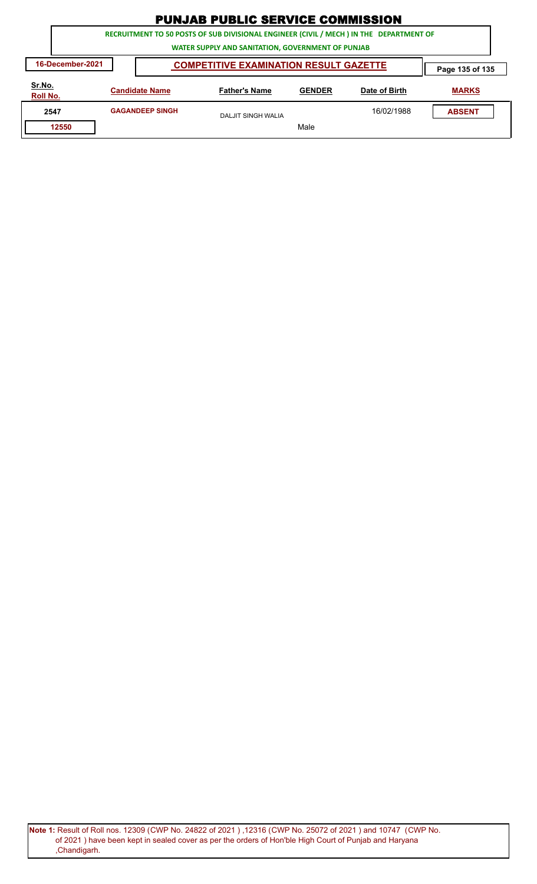# PUNJAB PUBLIC SERVICE COMMISSION

**RECRUITMENT TO 50 POSTS OF SUB DIVISIONAL ENGINEER (CIVIL / MECH ) IN THE DEPARTMENT OF WATER SUPPLY AND SANITATION, GOVERNMENT OF PUNJAB**

**16-December-2021**

## COMPETITIVE EXAMINATION RESULT GAZETTE

| Sr.No. / Roll No. | Candidate Name | Father's Name | GENDER | Date of Birth | MARKS |
|---|---|---|---|---|---|
| 2547 / 12550 | GAGANDEEP SINGH | DALJIT SINGH WALIA | Male | 16/02/1988 | ABSENT |

**Note 1:** Result of Roll nos. 12309 (CWP No. 24822 of 2021 ) ,12316 (CWP No. 25072 of 2021 ) and 10747 (CWP No. of 2021 ) have been kept in sealed cover as per the orders of Hon'ble High Court of Punjab and Haryana ,Chandigarh.